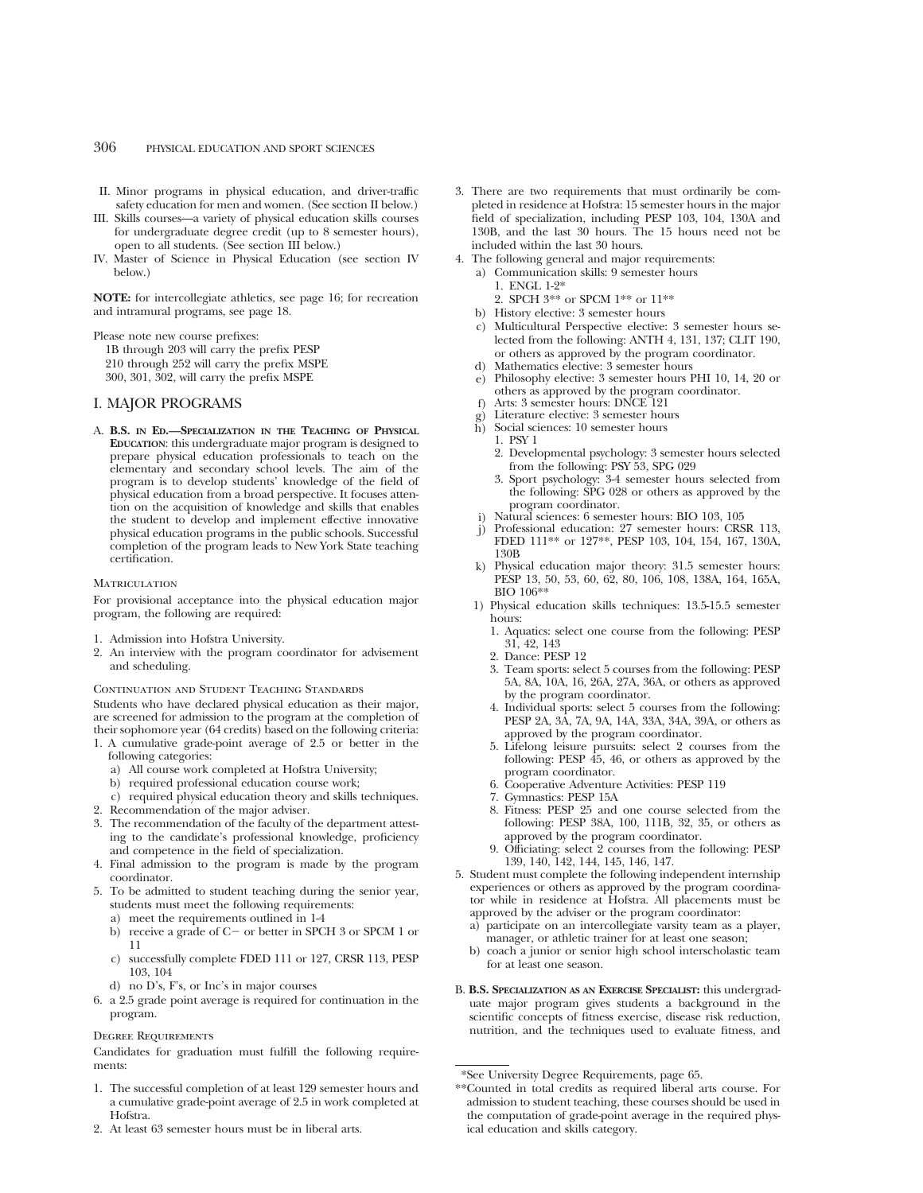II. Minor programs in physical education, and driver-traffic safety education for men and women. (See section II below.)
III. Skills courses—a variety of physical education skills courses for undergraduate degree credit (up to 8 semester hours), open to all students. (See section III below.)
IV. Master of Science in Physical Education (see section IV below.)

**NOTE:** for intercollegiate athletics, see page 16; for recreation and intramural programs, see page 18.

Please note new course prefixes:
1B through 203 will carry the prefix PESP
210 through 252 will carry the prefix MSPE
300, 301, 302, will carry the prefix MSPE

## I. MAJOR PROGRAMS

A. **B.S. in Ed.—Specialization in the Teaching of Physical Education**: this undergraduate major program is designed to prepare physical education professionals to teach on the elementary and secondary school levels. The aim of the program is to develop students' knowledge of the field of physical education from a broad perspective. It focuses attention on the acquisition of knowledge and skills that enables the student to develop and implement effective innovative physical education programs in the public schools. Successful completion of the program leads to New York State teaching certification.

### Matriculation

For provisional acceptance into the physical education major program, the following are required:

1. Admission into Hofstra University.
2. An interview with the program coordinator for advisement and scheduling.

### Continuation and Student Teaching Standards

Students who have declared physical education as their major, are screened for admission to the program at the completion of their sophomore year (64 credits) based on the following criteria:

1. A cumulative grade-point average of 2.5 or better in the following categories:
   a) All course work completed at Hofstra University;
   b) required professional education course work;
   c) required physical education theory and skills techniques.
2. Recommendation of the major adviser.
3. The recommendation of the faculty of the department attesting to the candidate's professional knowledge, proficiency and competence in the field of specialization.
4. Final admission to the program is made by the program coordinator.
5. To be admitted to student teaching during the senior year, students must meet the following requirements:
   a) meet the requirements outlined in 1-4
   b) receive a grade of C− or better in SPCH 3 or SPCM 1 or 11
   c) successfully complete FDED 111 or 127, CRSR 113, PESP 103, 104
   d) no D's, F's, or Inc's in major courses
6. a 2.5 grade point average is required for continuation in the program.

### Degree Requirements

Candidates for graduation must fulfill the following requirements:

1. The successful completion of at least 129 semester hours and a cumulative grade-point average of 2.5 in work completed at Hofstra.
2. At least 63 semester hours must be in liberal arts.
3. There are two requirements that must ordinarily be completed in residence at Hofstra: 15 semester hours in the major field of specialization, including PESP 103, 104, 130A and 130B, and the last 30 hours. The 15 hours need not be included within the last 30 hours.
4. The following general and major requirements:
   a) Communication skills: 9 semester hours
      1. ENGL 1-2*
      2. SPCH 3** or SPCM 1** or 11**
   b) History elective: 3 semester hours
   c) Multicultural Perspective elective: 3 semester hours selected from the following: ANTH 4, 131, 137; CLIT 190, or others as approved by the program coordinator.
   d) Mathematics elective: 3 semester hours
   e) Philosophy elective: 3 semester hours PHI 10, 14, 20 or others as approved by the program coordinator.
   f) Arts: 3 semester hours: DNCE 121
   g) Literature elective: 3 semester hours
   h) Social sciences: 10 semester hours
      1. PSY 1
      2. Developmental psychology: 3 semester hours selected from the following: PSY 53, SPG 029
      3. Sport psychology: 3-4 semester hours selected from the following: SPG 028 or others as approved by the program coordinator.
   i) Natural sciences: 6 semester hours: BIO 103, 105
   j) Professional education: 27 semester hours: CRSR 113, FDED 111** or 127**, PESP 103, 104, 154, 167, 130A, 130B
   k) Physical education major theory: 31.5 semester hours: PESP 13, 50, 53, 60, 62, 80, 106, 108, 138A, 164, 165A, BIO 106**
   l) Physical education skills techniques: 13.5-15.5 semester hours:
      1. Aquatics: select one course from the following: PESP 31, 42, 143
      2. Dance: PESP 12
      3. Team sports: select 5 courses from the following: PESP 5A, 8A, 10A, 16, 26A, 27A, 36A, or others as approved by the program coordinator.
      4. Individual sports: select 5 courses from the following: PESP 2A, 3A, 7A, 9A, 14A, 33A, 34A, 39A, or others as approved by the program coordinator.
      5. Lifelong leisure pursuits: select 2 courses from the following: PESP 45, 46, or others as approved by the program coordinator.
      6. Cooperative Adventure Activities: PESP 119
      7. Gymnastics: PESP 15A
      8. Fitness: PESP 25 and one course selected from the following: PESP 38A, 100, 111B, 32, 35, or others as approved by the program coordinator.
      9. Officiating: select 2 courses from the following: PESP 139, 140, 142, 144, 145, 146, 147.
5. Student must complete the following independent internship experiences or others as approved by the program coordinator while in residence at Hofstra. All placements must be approved by the adviser or the program coordinator:
   a) participate on an intercollegiate varsity team as a player, manager, or athletic trainer for at least one season;
   b) coach a junior or senior high school interscholastic team for at least one season.

B. **B.S. Specialization as an Exercise Specialist:** this undergraduate major program gives students a background in the scientific concepts of fitness exercise, disease risk reduction, nutrition, and the techniques used to evaluate fitness, and

*See University Degree Requirements, page 65.

**Counted in total credits as required liberal arts course. For admission to student teaching, these courses should be used in the computation of grade-point average in the required physical education and skills category.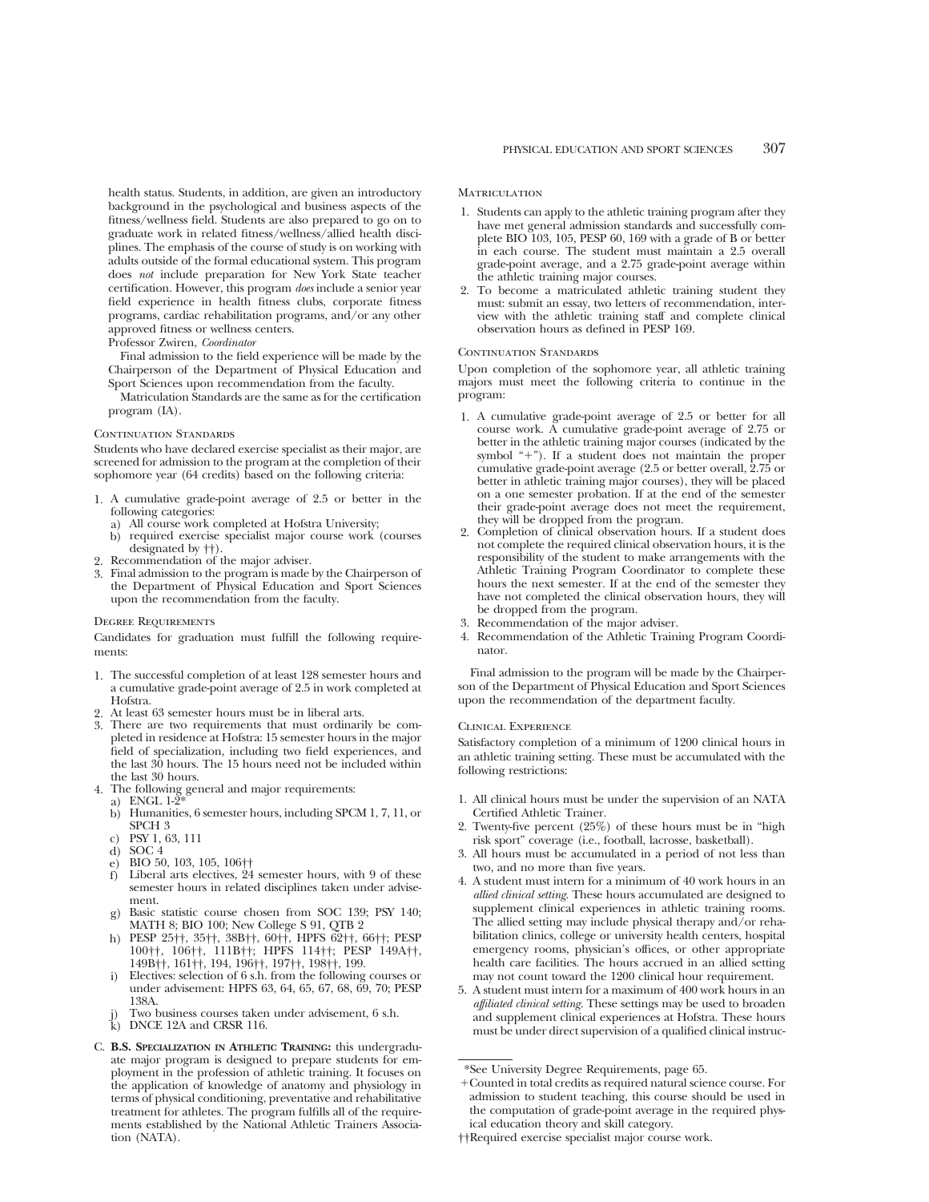health status. Students, in addition, are given an introductory background in the psychological and business aspects of the fitness/wellness field. Students are also prepared to go on to graduate work in related fitness/wellness/allied health disciplines. The emphasis of the course of study is on working with adults outside of the formal educational system. This program does *not* include preparation for New York State teacher certification. However, this program *does* include a senior year field experience in health fitness clubs, corporate fitness programs, cardiac rehabilitation programs, and/or any other approved fitness or wellness centers.

Professor Zwiren, *Coordinator*

Final admission to the field experience will be made by the Chairperson of the Department of Physical Education and Sport Sciences upon recommendation from the faculty.

Matriculation Standards are the same as for the certification program (IA).

#### Continuation Standards

Students who have declared exercise specialist as their major, are screened for admission to the program at the completion of their sophomore year (64 credits) based on the following criteria:

1. A cumulative grade-point average of 2.5 or better in the following categories:
   a) All course work completed at Hofstra University;
   b) required exercise specialist major course work (courses designated by ††).
2. Recommendation of the major adviser.
3. Final admission to the program is made by the Chairperson of the Department of Physical Education and Sport Sciences upon the recommendation from the faculty.

#### Degree Requirements

Candidates for graduation must fulfill the following requirements:

1. The successful completion of at least 128 semester hours and a cumulative grade-point average of 2.5 in work completed at Hofstra.
2. At least 63 semester hours must be in liberal arts.
3. There are two requirements that must ordinarily be completed in residence at Hofstra: 15 semester hours in the major field of specialization, including two field experiences, and the last 30 hours. The 15 hours need not be included within the last 30 hours.
4. The following general and major requirements:
   a) ENGL 1-2*
   b) Humanities, 6 semester hours, including SPCM 1, 7, 11, or SPCH 3
   c) PSY 1, 63, 111
   d) SOC 4
   e) BIO 50, 103, 105, 106††
   f) Liberal arts electives, 24 semester hours, with 9 of these semester hours in related disciplines taken under advisement.
   g) Basic statistic course chosen from SOC 139; PSY 140; MATH 8; BIO 100; New College S 91, QTB 2
   h) PESP 25††, 35††, 38B††, 60††, HPFS 62††, 66††; PESP 100††, 106††, 111B††; HPFS 114††; PESP 149A††, 149B††, 161††, 194, 196††, 197††, 198††, 199.
   i) Electives: selection of 6 s.h. from the following courses or under advisement: HPFS 63, 64, 65, 67, 68, 69, 70; PESP 138A.
   j) Two business courses taken under advisement, 6 s.h.
   k) DNCE 12A and CRSR 116.

C. **B.S. Specialization in Athletic Training:** this undergraduate major program is designed to prepare students for employment in the profession of athletic training. It focuses on the application of knowledge of anatomy and physiology in terms of physical conditioning, preventative and rehabilitative treatment for athletes. The program fulfills all of the requirements established by the National Athletic Trainers Association (NATA).

#### Matriculation

1. Students can apply to the athletic training program after they have met general admission standards and successfully complete BIO 103, 105, PESP 60, 169 with a grade of B or better in each course. The student must maintain a 2.5 overall grade-point average, and a 2.75 grade-point average within the athletic training major courses.
2. To become a matriculated athletic training student they must: submit an essay, two letters of recommendation, interview with the athletic training staff and complete clinical observation hours as defined in PESP 169.

#### Continuation Standards

Upon completion of the sophomore year, all athletic training majors must meet the following criteria to continue in the program:

1. A cumulative grade-point average of 2.5 or better for all course work. A cumulative grade-point average of 2.75 or better in the athletic training major courses (indicated by the symbol "+"). If a student does not maintain the proper cumulative grade-point average (2.5 or better overall, 2.75 or better in athletic training major courses), they will be placed on a one semester probation. If at the end of the semester their grade-point average does not meet the requirement, they will be dropped from the program.
2. Completion of clinical observation hours. If a student does not complete the required clinical observation hours, it is the responsibility of the student to make arrangements with the Athletic Training Program Coordinator to complete these hours the next semester. If at the end of the semester they have not completed the clinical observation hours, they will be dropped from the program.
3. Recommendation of the major adviser.
4. Recommendation of the Athletic Training Program Coordinator.

Final admission to the program will be made by the Chairperson of the Department of Physical Education and Sport Sciences upon the recommendation of the department faculty.

#### Clinical Experience

Satisfactory completion of a minimum of 1200 clinical hours in an athletic training setting. These must be accumulated with the following restrictions:

1. All clinical hours must be under the supervision of an NATA Certified Athletic Trainer.
2. Twenty-five percent (25%) of these hours must be in "high risk sport" coverage (i.e., football, lacrosse, basketball).
3. All hours must be accumulated in a period of not less than two, and no more than five years.
4. A student must intern for a minimum of 40 work hours in an *allied clinical setting*. These hours accumulated are designed to supplement clinical experiences in athletic training rooms. The allied setting may include physical therapy and/or rehabilitation clinics, college or university health centers, hospital emergency rooms, physician's offices, or other appropriate health care facilities. The hours accrued in an allied setting may not count toward the 1200 clinical hour requirement.
5. A student must intern for a maximum of 400 work hours in an *affiliated clinical setting*. These settings may be used to broaden and supplement clinical experiences at Hofstra. These hours must be under direct supervision of a qualified clinical instruc-

---

*See University Degree Requirements, page 65.

+Counted in total credits as required natural science course. For admission to student teaching, this course should be used in the computation of grade-point average in the required physical education theory and skill category.

††Required exercise specialist major course work.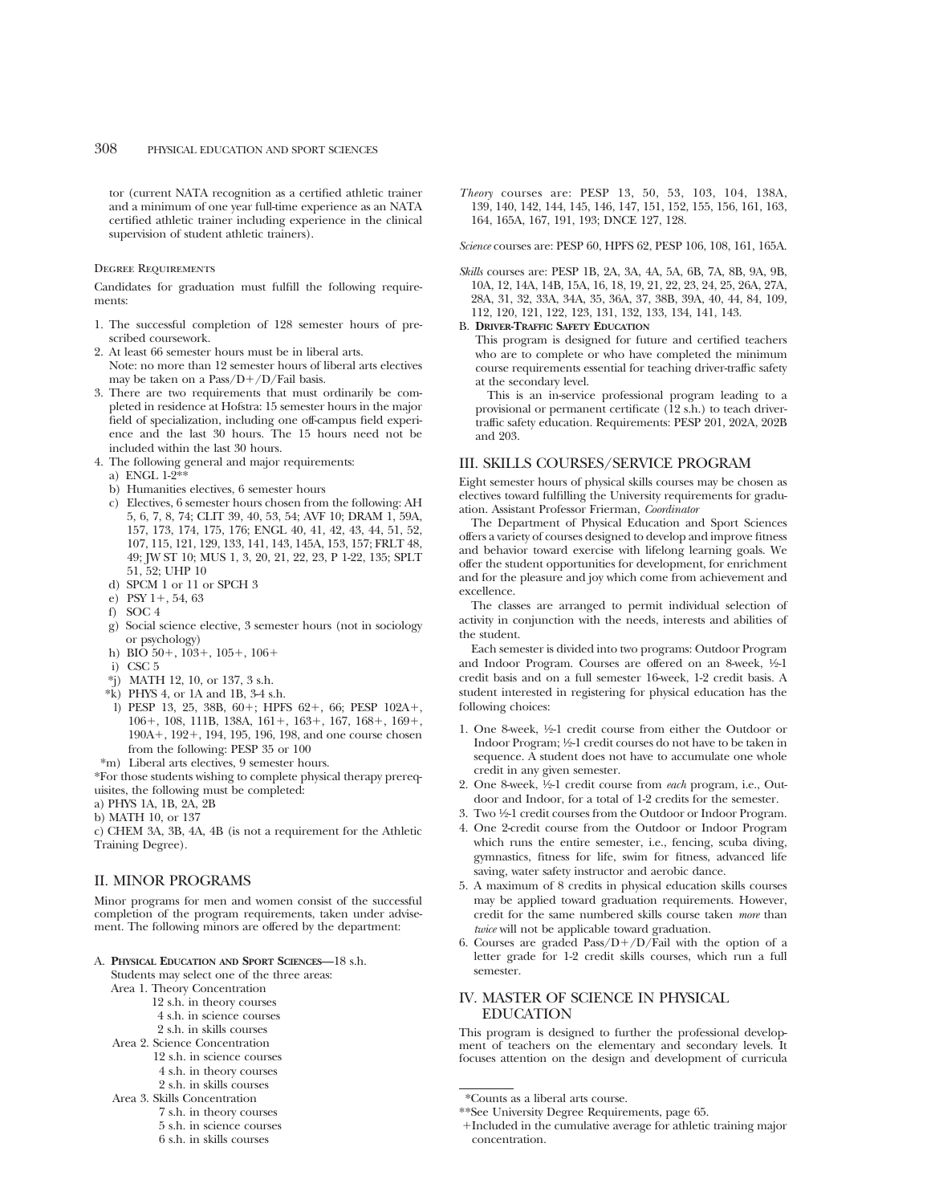tor (current NATA recognition as a certified athletic trainer and a minimum of one year full-time experience as an NATA certified athletic trainer including experience in the clinical supervision of student athletic trainers).

#### Degree Requirements

Candidates for graduation must fulfill the following requirements:

1. The successful completion of 128 semester hours of prescribed coursework.
2. At least 66 semester hours must be in liberal arts. Note: no more than 12 semester hours of liberal arts electives may be taken on a Pass/D+/D/Fail basis.
3. There are two requirements that must ordinarily be completed in residence at Hofstra: 15 semester hours in the major field of specialization, including one off-campus field experience and the last 30 hours. The 15 hours need not be included within the last 30 hours.
4. The following general and major requirements:
   a) ENGL 1-2**
   b) Humanities electives, 6 semester hours
   c) Electives, 6 semester hours chosen from the following: AH 5, 6, 7, 8, 74; CLIT 39, 40, 53, 54; AVF 10; DRAM 1, 59A, 157, 173, 174, 175, 176; ENGL 40, 41, 42, 43, 44, 51, 52, 107, 115, 121, 129, 133, 141, 143, 145A, 153, 157; FRLT 48, 49; JW ST 10; MUS 1, 3, 20, 21, 22, 23, P 1-22, 135; SPLT 51, 52; UHP 10
   d) SPCM 1 or 11 or SPCH 3
   e) PSY 1+, 54, 63
   f) SOC 4
   g) Social science elective, 3 semester hours (not in sociology or psychology)
   h) BIO 50+, 103+, 105+, 106+
   i) CSC 5
   *j) MATH 12, 10, or 137, 3 s.h.
   *k) PHYS 4, or 1A and 1B, 3-4 s.h.
   l) PESP 13, 25, 38B, 60+; HPFS 62+, 66; PESP 102A+, 106+, 108, 111B, 138A, 161+, 163+, 167, 168+, 169+, 190A+, 192+, 194, 195, 196, 198, and one course chosen from the following: PESP 35 or 100
   *m) Liberal arts electives, 9 semester hours.

*For those students wishing to complete physical therapy prerequisites, the following must be completed:
a) PHYS 1A, 1B, 2A, 2B
b) MATH 10, or 137
c) CHEM 3A, 3B, 4A, 4B (is not a requirement for the Athletic Training Degree).

## II. MINOR PROGRAMS

Minor programs for men and women consist of the successful completion of the program requirements, taken under advisement. The following minors are offered by the department:

A. **Physical Education and Sport Sciences**—18 s.h.
   Students may select one of the three areas:
   Area 1. Theory Concentration
   - 12 s.h. in theory courses
   - 4 s.h. in science courses
   - 2 s.h. in skills courses

   Area 2. Science Concentration
   - 12 s.h. in science courses
   - 4 s.h. in theory courses
   - 2 s.h. in skills courses

   Area 3. Skills Concentration
   - 7 s.h. in theory courses
   - 5 s.h. in science courses
   - 6 s.h. in skills courses

*Theory* courses are: PESP 13, 50, 53, 103, 104, 138A, 139, 140, 142, 144, 145, 146, 147, 151, 152, 155, 156, 161, 163, 164, 165A, 167, 191, 193; DNCE 127, 128.

*Science* courses are: PESP 60, HPFS 62, PESP 106, 108, 161, 165A.

*Skills* courses are: PESP 1B, 2A, 3A, 4A, 5A, 6B, 7A, 8B, 9A, 9B, 10A, 12, 14A, 14B, 15A, 16, 18, 19, 21, 22, 23, 24, 25, 26A, 27A, 28A, 31, 32, 33A, 34A, 35, 36A, 37, 38B, 39A, 40, 44, 84, 109, 112, 120, 121, 122, 123, 131, 132, 133, 134, 141, 143.

B. **Driver-Traffic Safety Education**
   This program is designed for future and certified teachers who are to complete or who have completed the minimum course requirements essential for teaching driver-traffic safety at the secondary level.
   This is an in-service professional program leading to a provisional or permanent certificate (12 s.h.) to teach driver-traffic safety education. Requirements: PESP 201, 202A, 202B and 203.

## III. SKILLS COURSES/SERVICE PROGRAM

Eight semester hours of physical skills courses may be chosen as electives toward fulfilling the University requirements for graduation. Assistant Professor Frierman, *Coordinator*

The Department of Physical Education and Sport Sciences offers a variety of courses designed to develop and improve fitness and behavior toward exercise with lifelong learning goals. We offer the student opportunities for development, for enrichment and for the pleasure and joy which come from achievement and excellence.

The classes are arranged to permit individual selection of activity in conjunction with the needs, interests and abilities of the student.

Each semester is divided into two programs: Outdoor Program and Indoor Program. Courses are offered on an 8-week, ½-1 credit basis and on a full semester 16-week, 1-2 credit basis. A student interested in registering for physical education has the following choices:

1. One 8-week, ½-1 credit course from either the Outdoor or Indoor Program; ½-1 credit courses do not have to be taken in sequence. A student does not have to accumulate one whole credit in any given semester.
2. One 8-week, ½-1 credit course from *each* program, i.e., Outdoor and Indoor, for a total of 1-2 credits for the semester.
3. Two ½-1 credit courses from the Outdoor or Indoor Program.
4. One 2-credit course from the Outdoor or Indoor Program which runs the entire semester, i.e., fencing, scuba diving, gymnastics, fitness for life, swim for fitness, advanced life saving, water safety instructor and aerobic dance.
5. A maximum of 8 credits in physical education skills courses may be applied toward graduation requirements. However, credit for the same numbered skills course taken *more* than *twice* will not be applicable toward graduation.
6. Courses are graded Pass/D+/D/Fail with the option of a letter grade for 1-2 credit skills courses, which run a full semester.

## IV. MASTER OF SCIENCE IN PHYSICAL EDUCATION

This program is designed to further the professional development of teachers on the elementary and secondary levels. It focuses attention on the design and development of curricula

---

*Counts as a liberal arts course.

**See University Degree Requirements, page 65.

+Included in the cumulative average for athletic training major concentration.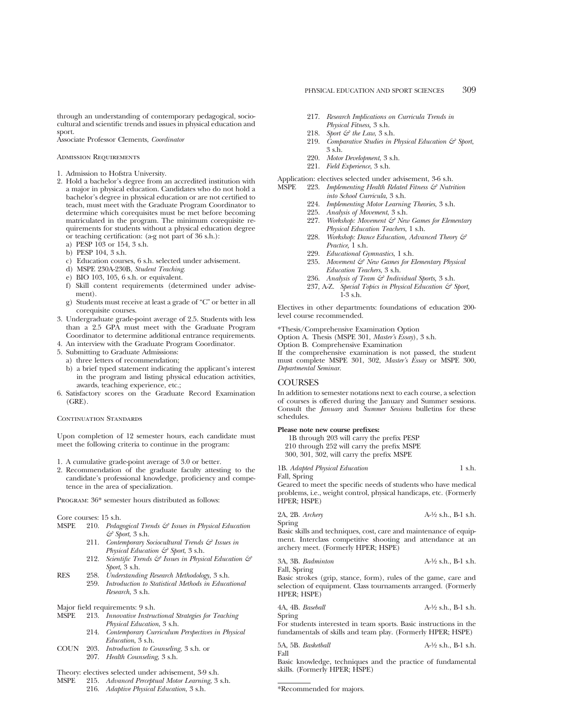through an understanding of contemporary pedagogical, sociocultural and scientific trends and issues in physical education and sport.
Associate Professor Clements, *Coordinator*

### Admission Requirements

1. Admission to Hofstra University.
2. Hold a bachelor's degree from an accredited institution with a major in physical education. Candidates who do not hold a bachelor's degree in physical education or are not certified to teach, must meet with the Graduate Program Coordinator to determine which corequisites must be met before becoming matriculated in the program. The minimum corequisite requirements for students without a physical education degree or teaching certification: (a-g not part of 36 s.h.):
   a) PESP 103 or 154, 3 s.h.
   b) PESP 104, 3 s.h.
   c) Education courses, 6 s.h. selected under advisement.
   d) MSPE 230A-230B, *Student Teaching.*
   e) BIO 103, 105, 6 s.h. or equivalent.
   f) Skill content requirements (determined under advisement).
   g) Students must receive at least a grade of "C" or better in all corequisite courses.
3. Undergraduate grade-point average of 2.5. Students with less than a 2.5 GPA must meet with the Graduate Program Coordinator to determine additional entrance requirements.
4. An interview with the Graduate Program Coordinator.
5. Submitting to Graduate Admissions:
   a) three letters of recommendation;
   b) a brief typed statement indicating the applicant's interest in the program and listing physical education activities, awards, teaching experience, etc.;
6. Satisfactory scores on the Graduate Record Examination (GRE).

### Continuation Standards

Upon completion of 12 semester hours, each candidate must meet the following criteria to continue in the program:

1. A cumulative grade-point average of 3.0 or better.
2. Recommendation of the graduate faculty attesting to the candidate's professional knowledge, proficiency and competence in the area of specialization.

Program: 36* semester hours distributed as follows:

Core courses: 15 s.h.
- MSPE 210. *Pedagogical Trends & Issues in Physical Education & Sport*, 3 s.h.
- 211. *Contemporary Sociocultural Trends & Issues in Physical Education & Sport*, 3 s.h.
- 212. *Scientific Trends & Issues in Physical Education & Sport*, 3 s.h.
- RES 258. *Understanding Research Methodology*, 3 s.h.
- 259. *Introduction to Statistical Methods in Educational Research*, 3 s.h.

Major field requirements: 9 s.h.
- MSPE 213. *Innovative Instructional Strategies for Teaching Physical Education*, 3 s.h.
- 214. *Contemporary Curriculum Perspectives in Physical Education*, 3 s.h.
- COUN 203. *Introduction to Counseling*, 3 s.h. or
- 207. *Health Counseling*, 3 s.h.

Theory: electives selected under advisement, 3-9 s.h.
- MSPE 215. *Advanced Perceptual Motor Learning*, 3 s.h.
- 216. *Adaptive Physical Education*, 3 s.h.
- 217. *Research Implications on Curricula Trends in Physical Fitness*, 3 s.h.
- 218. *Sport & the Law*, 3 s.h.
- 219. *Comparative Studies in Physical Education & Sport*, 3 s.h.
- 220. *Motor Development*, 3 s.h.
- 221. *Field Experience*, 3 s.h.

Application: electives selected under advisement, 3-6 s.h.
- MSPE 223. *Implementing Health Related Fitness & Nutrition into School Curricula*, 3 s.h.
- 224. *Implementing Motor Learning Theories*, 3 s.h.
- 225. *Analysis of Movement*, 3 s.h.
- 227. *Workshop: Movement & New Games for Elementary Physical Education Teachers*, 1 s.h.
- 228. *Workshop: Dance Education, Advanced Theory & Practice*, 1 s.h.
- 229. *Educational Gymnastics*, 1 s.h.
- 235. *Movement & New Games for Elementary Physical Education Teachers*, 3 s.h.
- 236. *Analysis of Team & Individual Sports*, 3 s.h.
- 237, A-Z. *Special Topics in Physical Education & Sport*, 1-3 s.h.

Electives in other departments: foundations of education 200-level course recommended.

*Thesis/Comprehensive Examination Option
Option A. Thesis (MSPE 301, *Master's Essay*), 3 s.h.
Option B. Comprehensive Examination
If the comprehensive examination is not passed, the student must complete MSPE 301, 302, *Master's Essay* or MSPE 300, *Departmental Seminar*.

## COURSES

In addition to semester notations next to each course, a selection of courses is offered during the January and Summer sessions. Consult the *January* and *Summer Sessions* bulletins for these schedules.

**Please note new course prefixes:**
1B through 203 will carry the prefix PESP
210 through 252 will carry the prefix MSPE
300, 301, 302, will carry the prefix MSPE

1B. *Adapted Physical Education* 1 s.h.
Fall, Spring
Geared to meet the specific needs of students who have medical problems, i.e., weight control, physical handicaps, etc. (Formerly HPER; HSPE)

2A, 2B. *Archery* A-½ s.h., B-1 s.h.
Spring
Basic skills and techniques, cost, care and maintenance of equipment. Interclass competitive shooting and attendance at an archery meet. (Formerly HPER; HSPE)

3A, 3B. *Badminton* A-½ s.h., B-1 s.h.
Fall, Spring
Basic strokes (grip, stance, form), rules of the game, care and selection of equipment. Class tournaments arranged. (Formerly HPER; HSPE)

4A, 4B. *Baseball* A-½ s.h., B-1 s.h.
Spring
For students interested in team sports. Basic instructions in the fundamentals of skills and team play. (Formerly HPER; HSPE)

5A, 5B. *Basketball* A-½ s.h., B-1 s.h.
Fall
Basic knowledge, techniques and the practice of fundamental skills. (Formerly HPER; HSPE)

*Recommended for majors.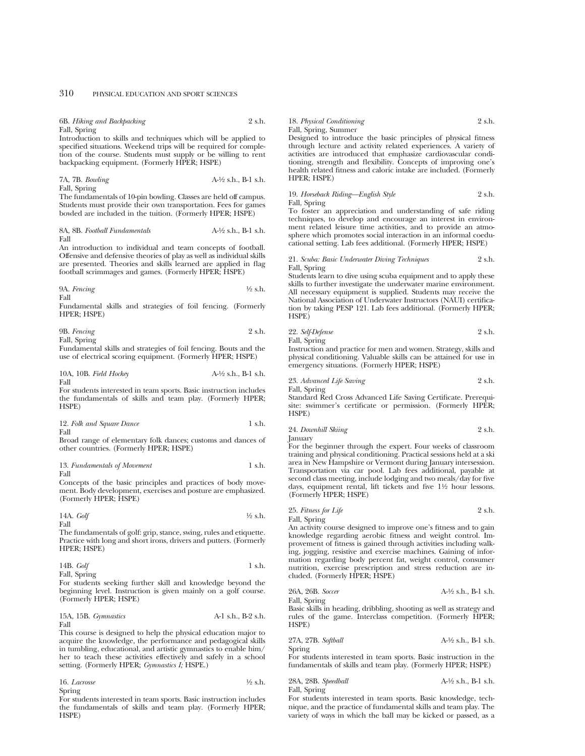6B. *Hiking and Backpacking* 2 s.h.
Fall, Spring
Introduction to skills and techniques which will be applied to specified situations. Weekend trips will be required for completion of the course. Students must supply or be willing to rent backpacking equipment. (Formerly HPER; HSPE)

7A, 7B. *Bowling* A-½ s.h., B-1 s.h.
Fall, Spring
The fundamentals of 10-pin bowling. Classes are held off campus. Students must provide their own transportation. Fees for games bowled are included in the tuition. (Formerly HPER; HSPE)

8A, 8B. *Football Fundamentals* A-½ s.h., B-1 s.h.
Fall
An introduction to individual and team concepts of football. Offensive and defensive theories of play as well as individual skills are presented. Theories and skills learned are applied in flag football scrimmages and games. (Formerly HPER; HSPE)

9A. *Fencing* ½ s.h.
Fall
Fundamental skills and strategies of foil fencing. (Formerly HPER; HSPE)

9B. *Fencing* 2 s.h.
Fall, Spring
Fundamental skills and strategies of foil fencing. Bouts and the use of electrical scoring equipment. (Formerly HPER; HSPE)

10A, 10B. *Field Hockey* A-½ s.h., B-1 s.h.
Fall
For students interested in team sports. Basic instruction includes the fundamentals of skills and team play. (Formerly HPER; HSPE)

12. *Folk and Square Dance* 1 s.h.
Fall
Broad range of elementary folk dances; customs and dances of other countries. (Formerly HPER; HSPE)

13. *Fundamentals of Movement* 1 s.h.
Fall
Concepts of the basic principles and practices of body movement. Body development, exercises and posture are emphasized. (Formerly HPER; HSPE)

14A. *Golf* ½ s.h.
Fall
The fundamentals of golf: grip, stance, swing, rules and etiquette. Practice with long and short irons, drivers and putters. (Formerly HPER; HSPE)

14B. *Golf* 1 s.h.
Fall, Spring
For students seeking further skill and knowledge beyond the beginning level. Instruction is given mainly on a golf course. (Formerly HPER; HSPE)

15A, 15B. *Gymnastics* A-1 s.h., B-2 s.h.
Fall
This course is designed to help the physical education major to acquire the knowledge, the performance and pedagogical skills in tumbling, educational, and artistic gymnastics to enable him/her to teach these activities effectively and safely in a school setting. (Formerly HPER; *Gymnastics I;* HSPE.)

16. *Lacrosse* ½ s.h.
Spring
For students interested in team sports. Basic instruction includes the fundamentals of skills and team play. (Formerly HPER; HSPE)

18. *Physical Conditioning* 2 s.h.
Fall, Spring, Summer
Designed to introduce the basic principles of physical fitness through lecture and activity related experiences. A variety of activities are introduced that emphasize cardiovascular conditioning, strength and flexibility. Concepts of improving one's health related fitness and caloric intake are included. (Formerly HPER; HSPE)

19. *Horseback Riding—English Style* 2 s.h.
Fall, Spring
To foster an appreciation and understanding of safe riding techniques, to develop and encourage an interest in environment related leisure time activities, and to provide an atmosphere which promotes social interaction in an informal coeducational setting. Lab fees additional. (Formerly HPER; HSPE)

21. *Scuba: Basic Underwater Diving Techniques* 2 s.h.
Fall, Spring
Students learn to dive using scuba equipment and to apply these skills to further investigate the underwater marine environment. All necessary equipment is supplied. Students may receive the National Association of Underwater Instructors (NAUI) certification by taking PESP 121. Lab fees additional. (Formerly HPER; HSPE)

22. *Self-Defense* 2 s.h.
Fall, Spring
Instruction and practice for men and women. Strategy, skills and physical conditioning. Valuable skills can be attained for use in emergency situations. (Formerly HPER; HSPE)

23. *Advanced Life Saving* 2 s.h.
Fall, Spring
Standard Red Cross Advanced Life Saving Certificate. Prerequisite: swimmer's certificate or permission. (Formerly HPER; HSPE)

24. *Downhill Skiing* 2 s.h.
January
For the beginner through the expert. Four weeks of classroom training and physical conditioning. Practical sessions held at a ski area in New Hampshire or Vermont during January intersession. Transportation via car pool. Lab fees additional, payable at second class meeting, include lodging and two meals/day for five days, equipment rental, lift tickets and five 1½ hour lessons. (Formerly HPER; HSPE)

25. *Fitness for Life* 2 s.h.
Fall, Spring
An activity course designed to improve one's fitness and to gain knowledge regarding aerobic fitness and weight control. Improvement of fitness is gained through activities including walking, jogging, resistive and exercise machines. Gaining of information regarding body percent fat, weight control, consumer nutrition, exercise prescription and stress reduction are included. (Formerly HPER; HSPE)

26A, 26B. *Soccer* A-½ s.h., B-1 s.h.
Fall, Spring
Basic skills in heading, dribbling, shooting as well as strategy and rules of the game. Interclass competition. (Formerly HPER; HSPE)

27A, 27B. *Softball* A-½ s.h., B-1 s.h.
Spring
For students interested in team sports. Basic instruction in the fundamentals of skills and team play. (Formerly HPER; HSPE)

28A, 28B. *Speedball* A-½ s.h., B-1 s.h.
Fall, Spring
For students interested in team sports. Basic knowledge, technique, and the practice of fundamental skills and team play. The variety of ways in which the ball may be kicked or passed, as a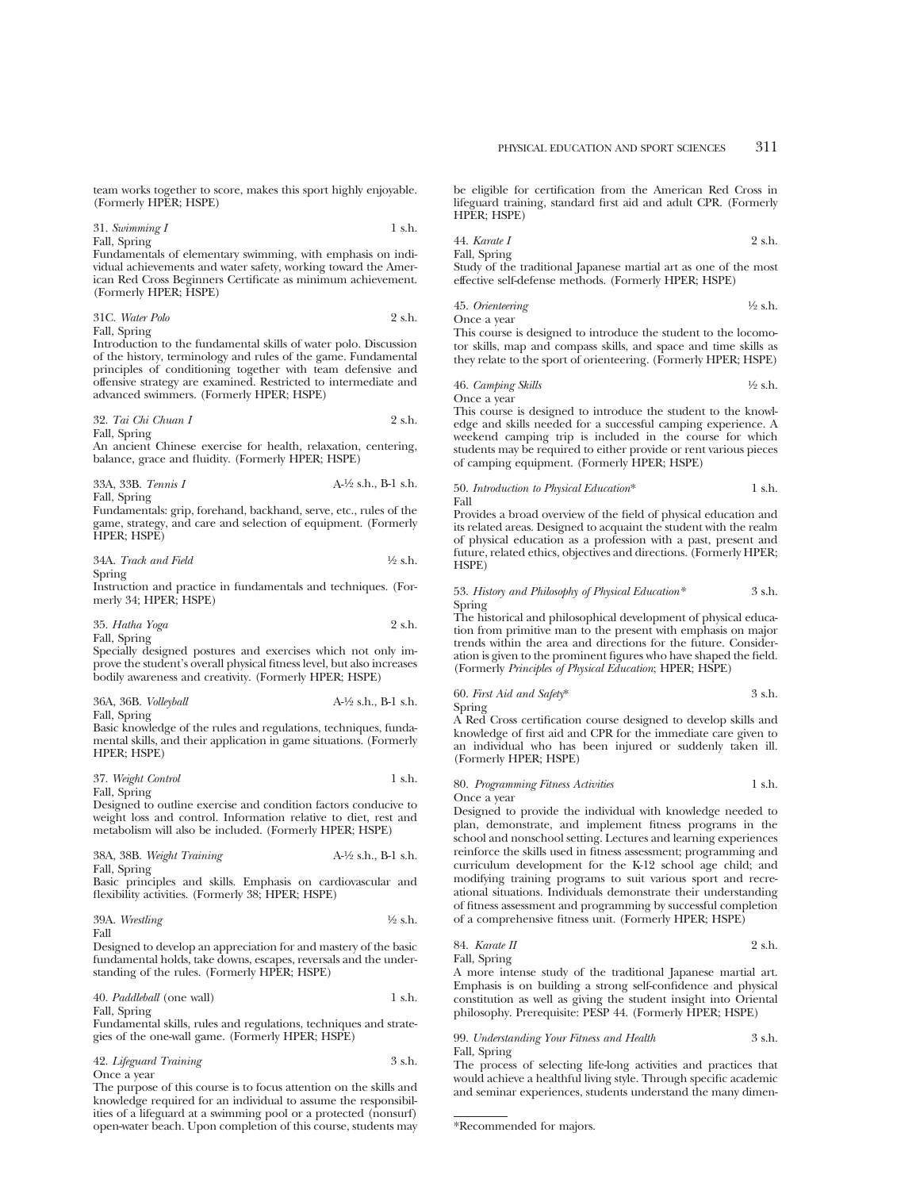team works together to score, makes this sport highly enjoyable. (Formerly HPER; HSPE)

31. *Swimming I* 1 s.h.
Fall, Spring
Fundamentals of elementary swimming, with emphasis on individual achievements and water safety, working toward the American Red Cross Beginners Certificate as minimum achievement. (Formerly HPER; HSPE)

31C. *Water Polo* 2 s.h.
Fall, Spring
Introduction to the fundamental skills of water polo. Discussion of the history, terminology and rules of the game. Fundamental principles of conditioning together with team defensive and offensive strategy are examined. Restricted to intermediate and advanced swimmers. (Formerly HPER; HSPE)

32. *Tai Chi Chuan I* 2 s.h.
Fall, Spring
An ancient Chinese exercise for health, relaxation, centering, balance, grace and fluidity. (Formerly HPER; HSPE)

33A, 33B. *Tennis I* A-½ s.h., B-1 s.h.
Fall, Spring
Fundamentals: grip, forehand, backhand, serve, etc., rules of the game, strategy, and care and selection of equipment. (Formerly HPER; HSPE)

34A. *Track and Field* ½ s.h.
Spring
Instruction and practice in fundamentals and techniques. (Formerly 34; HPER; HSPE)

35. *Hatha Yoga* 2 s.h.
Fall, Spring
Specially designed postures and exercises which not only improve the student's overall physical fitness level, but also increases bodily awareness and creativity. (Formerly HPER; HSPE)

36A, 36B. *Volleyball* A-½ s.h., B-1 s.h.
Fall, Spring
Basic knowledge of the rules and regulations, techniques, fundamental skills, and their application in game situations. (Formerly HPER; HSPE)

37. *Weight Control* 1 s.h.
Fall, Spring
Designed to outline exercise and condition factors conducive to weight loss and control. Information relative to diet, rest and metabolism will also be included. (Formerly HPER; HSPE)

38A, 38B. *Weight Training* A-½ s.h., B-1 s.h.
Fall, Spring
Basic principles and skills. Emphasis on cardiovascular and flexibility activities. (Formerly 38; HPER; HSPE)

39A. *Wrestling* ½ s.h.
Fall
Designed to develop an appreciation for and mastery of the basic fundamental holds, take downs, escapes, reversals and the understanding of the rules. (Formerly HPER; HSPE)

40. *Paddleball* (one wall) 1 s.h.
Fall, Spring
Fundamental skills, rules and regulations, techniques and strategies of the one-wall game. (Formerly HPER; HSPE)

42. *Lifeguard Training* 3 s.h.
Once a year
The purpose of this course is to focus attention on the skills and knowledge required for an individual to assume the responsibilities of a lifeguard at a swimming pool or a protected (nonsurf) open-water beach. Upon completion of this course, students may be eligible for certification from the American Red Cross in lifeguard training, standard first aid and adult CPR. (Formerly HPER; HSPE)

44. *Karate I* 2 s.h.
Fall, Spring
Study of the traditional Japanese martial art as one of the most effective self-defense methods. (Formerly HPER; HSPE)

45. *Orienteering* ½ s.h.
Once a year
This course is designed to introduce the student to the locomotor skills, map and compass skills, and space and time skills as they relate to the sport of orienteering. (Formerly HPER; HSPE)

46. *Camping Skills* ½ s.h.
Once a year
This course is designed to introduce the student to the knowledge and skills needed for a successful camping experience. A weekend camping trip is included in the course for which students may be required to either provide or rent various pieces of camping equipment. (Formerly HPER; HSPE)

50. *Introduction to Physical Education\** 1 s.h.
Fall
Provides a broad overview of the field of physical education and its related areas. Designed to acquaint the student with the realm of physical education as a profession with a past, present and future, related ethics, objectives and directions. (Formerly HPER; HSPE)

53. *History and Philosophy of Physical Education\** 3 s.h.
Spring
The historical and philosophical development of physical education from primitive man to the present with emphasis on major trends within the area and directions for the future. Consideration is given to the prominent figures who have shaped the field. (Formerly *Principles of Physical Education*; HPER; HSPE)

60. *First Aid and Safety\** 3 s.h.
Spring
A Red Cross certification course designed to develop skills and knowledge of first aid and CPR for the immediate care given to an individual who has been injured or suddenly taken ill. (Formerly HPER; HSPE)

80. *Programming Fitness Activities* 1 s.h.
Once a year
Designed to provide the individual with knowledge needed to plan, demonstrate, and implement fitness programs in the school and nonschool setting. Lectures and learning experiences reinforce the skills used in fitness assessment; programming and curriculum development for the K-12 school age child; and modifying training programs to suit various sport and recreational situations. Individuals demonstrate their understanding of fitness assessment and programming by successful completion of a comprehensive fitness unit. (Formerly HPER; HSPE)

84. *Karate II* 2 s.h.
Fall, Spring
A more intense study of the traditional Japanese martial art. Emphasis is on building a strong self-confidence and physical constitution as well as giving the student insight into Oriental philosophy. Prerequisite: PESP 44. (Formerly HPER; HSPE)

99. *Understanding Your Fitness and Health* 3 s.h.
Fall, Spring
The process of selecting life-long activities and practices that would achieve a healthful living style. Through specific academic and seminar experiences, students understand the many dimen-

\*Recommended for majors.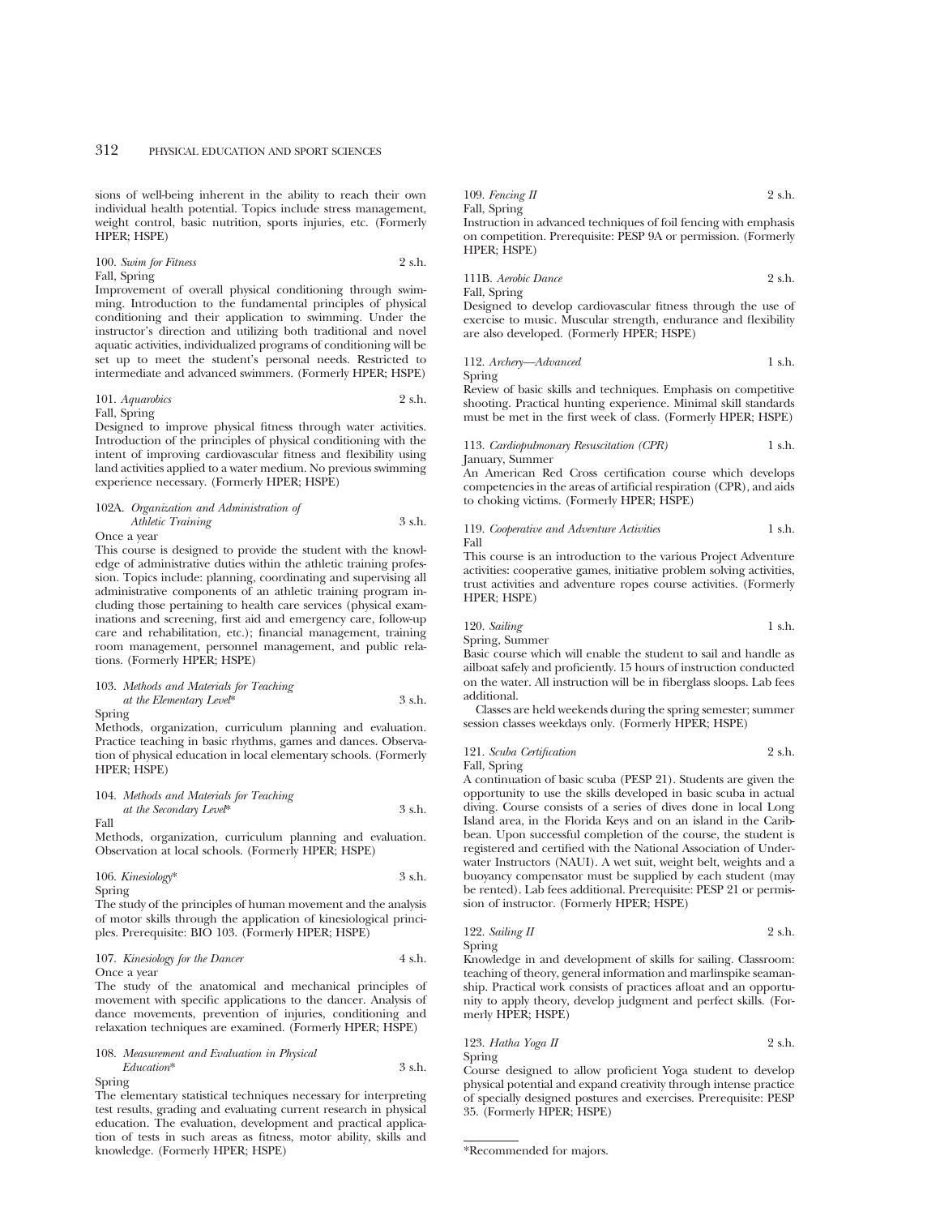sions of well-being inherent in the ability to reach their own individual health potential. Topics include stress management, weight control, basic nutrition, sports injuries, etc. (Formerly HPER; HSPE)

100. *Swim for Fitness* 2 s.h.
Fall, Spring
Improvement of overall physical conditioning through swimming. Introduction to the fundamental principles of physical conditioning and their application to swimming. Under the instructor's direction and utilizing both traditional and novel aquatic activities, individualized programs of conditioning will be set up to meet the student's personal needs. Restricted to intermediate and advanced swimmers. (Formerly HPER; HSPE)

101. *Aquarobics* 2 s.h.
Fall, Spring
Designed to improve physical fitness through water activities. Introduction of the principles of physical conditioning with the intent of improving cardiovascular fitness and flexibility using land activities applied to a water medium. No previous swimming experience necessary. (Formerly HPER; HSPE)

102A. *Organization and Administration of Athletic Training* 3 s.h.
Once a year
This course is designed to provide the student with the knowledge of administrative duties within the athletic training profession. Topics include: planning, coordinating and supervising all administrative components of an athletic training program including those pertaining to health care services (physical examinations and screening, first aid and emergency care, follow-up care and rehabilitation, etc.); financial management, training room management, personnel management, and public relations. (Formerly HPER; HSPE)

103. *Methods and Materials for Teaching at the Elementary Level** 3 s.h.
Spring
Methods, organization, curriculum planning and evaluation. Practice teaching in basic rhythms, games and dances. Observation of physical education in local elementary schools. (Formerly HPER; HSPE)

104. *Methods and Materials for Teaching at the Secondary Level** 3 s.h.
Fall
Methods, organization, curriculum planning and evaluation. Observation at local schools. (Formerly HPER; HSPE)

106. *Kinesiology** 3 s.h.
Spring
The study of the principles of human movement and the analysis of motor skills through the application of kinesiological principles. Prerequisite: BIO 103. (Formerly HPER; HSPE)

107. *Kinesiology for the Dancer* 4 s.h.
Once a year
The study of the anatomical and mechanical principles of movement with specific applications to the dancer. Analysis of dance movements, prevention of injuries, conditioning and relaxation techniques are examined. (Formerly HPER; HSPE)

108. *Measurement and Evaluation in Physical Education** 3 s.h.
Spring
The elementary statistical techniques necessary for interpreting test results, grading and evaluating current research in physical education. The evaluation, development and practical application of tests in such areas as fitness, motor ability, skills and knowledge. (Formerly HPER; HSPE)

109. *Fencing II* 2 s.h.
Fall, Spring
Instruction in advanced techniques of foil fencing with emphasis on competition. Prerequisite: PESP 9A or permission. (Formerly HPER; HSPE)

111B. *Aerobic Dance* 2 s.h.
Fall, Spring
Designed to develop cardiovascular fitness through the use of exercise to music. Muscular strength, endurance and flexibility are also developed. (Formerly HPER; HSPE)

112. *Archery—Advanced* 1 s.h.
Spring
Review of basic skills and techniques. Emphasis on competitive shooting. Practical hunting experience. Minimal skill standards must be met in the first week of class. (Formerly HPER; HSPE)

113. *Cardiopulmonary Resuscitation (CPR)* 1 s.h.
January, Summer
An American Red Cross certification course which develops competencies in the areas of artificial respiration (CPR), and aids to choking victims. (Formerly HPER; HSPE)

119. *Cooperative and Adventure Activities* 1 s.h.
Fall
This course is an introduction to the various Project Adventure activities: cooperative games, initiative problem solving activities, trust activities and adventure ropes course activities. (Formerly HPER; HSPE)

120. *Sailing* 1 s.h.
Spring, Summer
Basic course which will enable the student to sail and handle as ailboat safely and proficiently. 15 hours of instruction conducted on the water. All instruction will be in fiberglass sloops. Lab fees additional.

Classes are held weekends during the spring semester; summer session classes weekdays only. (Formerly HPER; HSPE)

121. *Scuba Certification* 2 s.h.
Fall, Spring
A continuation of basic scuba (PESP 21). Students are given the opportunity to use the skills developed in basic scuba in actual diving. Course consists of a series of dives done in local Long Island area, in the Florida Keys and on an island in the Caribbean. Upon successful completion of the course, the student is registered and certified with the National Association of Underwater Instructors (NAUI). A wet suit, weight belt, weights and a buoyancy compensator must be supplied by each student (may be rented). Lab fees additional. Prerequisite: PESP 21 or permission of instructor. (Formerly HPER; HSPE)

122. *Sailing II* 2 s.h.
Spring
Knowledge in and development of skills for sailing. Classroom: teaching of theory, general information and marlinspike seamanship. Practical work consists of practices afloat and an opportunity to apply theory, develop judgment and perfect skills. (Formerly HPER; HSPE)

123. *Hatha Yoga II* 2 s.h.
Spring
Course designed to allow proficient Yoga student to develop physical potential and expand creativity through intense practice of specially designed postures and exercises. Prerequisite: PESP 35. (Formerly HPER; HSPE)

*Recommended for majors.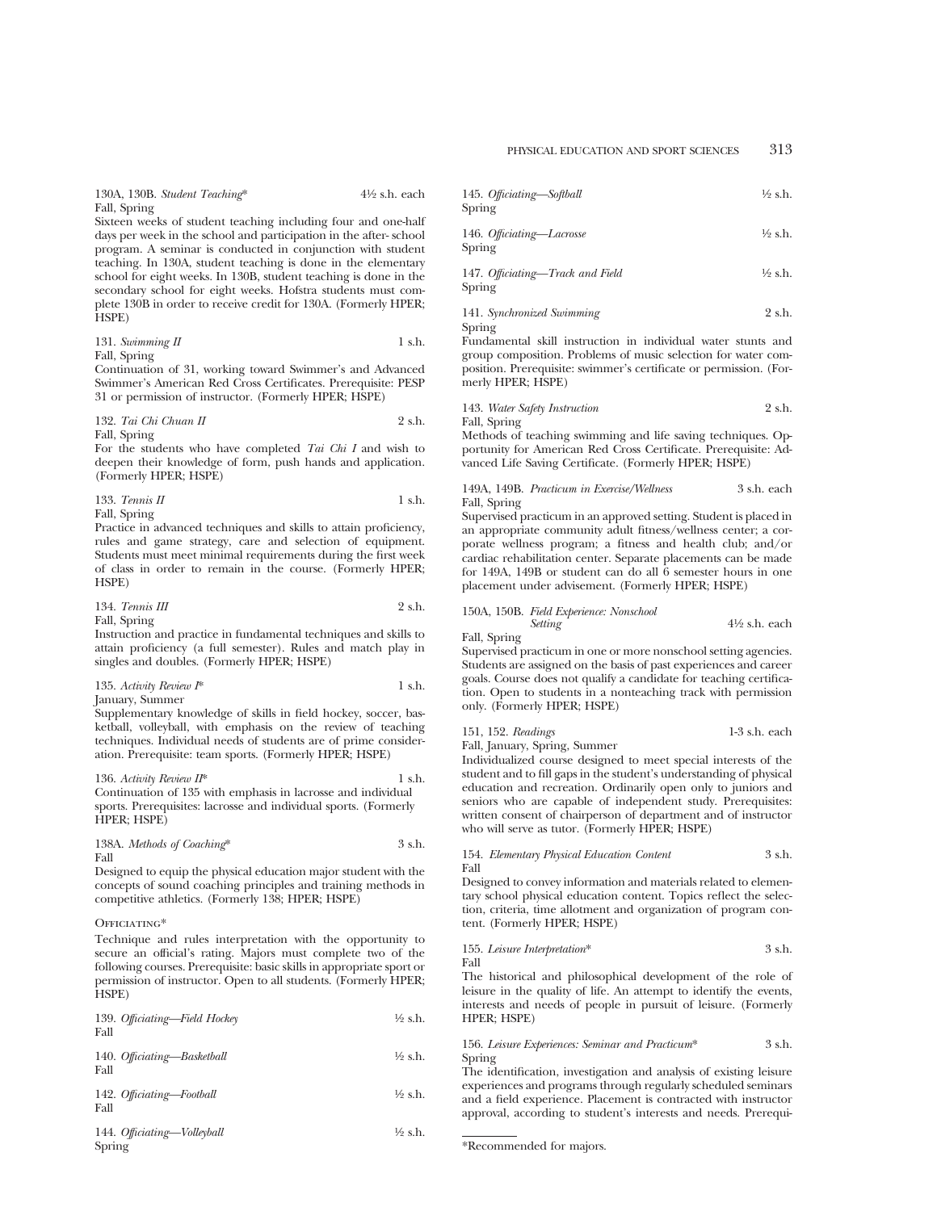130A, 130B. *Student Teaching** 4½ s.h. each
Fall, Spring
Sixteen weeks of student teaching including four and one-half days per week in the school and participation in the after- school program. A seminar is conducted in conjunction with student teaching. In 130A, student teaching is done in the elementary school for eight weeks. In 130B, student teaching is done in the secondary school for eight weeks. Hofstra students must complete 130B in order to receive credit for 130A. (Formerly HPER; HSPE)

131. *Swimming II* 1 s.h.
Fall, Spring
Continuation of 31, working toward Swimmer's and Advanced Swimmer's American Red Cross Certificates. Prerequisite: PESP 31 or permission of instructor. (Formerly HPER; HSPE)

132. *Tai Chi Chuan II* 2 s.h.
Fall, Spring
For the students who have completed *Tai Chi I* and wish to deepen their knowledge of form, push hands and application. (Formerly HPER; HSPE)

133. *Tennis II* 1 s.h.
Fall, Spring
Practice in advanced techniques and skills to attain proficiency, rules and game strategy, care and selection of equipment. Students must meet minimal requirements during the first week of class in order to remain in the course. (Formerly HPER; HSPE)

134. *Tennis III* 2 s.h.
Fall, Spring
Instruction and practice in fundamental techniques and skills to attain proficiency (a full semester). Rules and match play in singles and doubles. (Formerly HPER; HSPE)

135. *Activity Review I** 1 s.h.
January, Summer
Supplementary knowledge of skills in field hockey, soccer, basketball, volleyball, with emphasis on the review of teaching techniques. Individual needs of students are of prime consideration. Prerequisite: team sports. (Formerly HPER; HSPE)

136. *Activity Review II** 1 s.h.
Continuation of 135 with emphasis in lacrosse and individual sports. Prerequisites: lacrosse and individual sports. (Formerly HPER; HSPE)

138A. *Methods of Coaching** 3 s.h.
Fall
Designed to equip the physical education major student with the concepts of sound coaching principles and training methods in competitive athletics. (Formerly 138; HPER; HSPE)

OFFICIATING*

Technique and rules interpretation with the opportunity to secure an official's rating. Majors must complete two of the following courses. Prerequisite: basic skills in appropriate sport or permission of instructor. Open to all students. (Formerly HPER; HSPE)

139. *Officiating—Field Hockey* ½ s.h.
Fall

140. *Officiating—Basketball* ½ s.h.
Fall

142. *Officiating—Football* ½ s.h.
Fall

144. *Officiating—Volleyball* ½ s.h.
Spring

145. *Officiating—Softball* ½ s.h.
Spring

146. *Officiating—Lacrosse* ½ s.h.
Spring

147. *Officiating—Track and Field* ½ s.h.
Spring

141. *Synchronized Swimming* 2 s.h.
Spring
Fundamental skill instruction in individual water stunts and group composition. Problems of music selection for water composition. Prerequisite: swimmer's certificate or permission. (Formerly HPER; HSPE)

143. *Water Safety Instruction* 2 s.h.
Fall, Spring
Methods of teaching swimming and life saving techniques. Opportunity for American Red Cross Certificate. Prerequisite: Advanced Life Saving Certificate. (Formerly HPER; HSPE)

149A, 149B. *Practicum in Exercise/Wellness* 3 s.h. each
Fall, Spring
Supervised practicum in an approved setting. Student is placed in an appropriate community adult fitness/wellness center; a corporate wellness program; a fitness and health club; and/or cardiac rehabilitation center. Separate placements can be made for 149A, 149B or student can do all 6 semester hours in one placement under advisement. (Formerly HPER; HSPE)

150A, 150B. *Field Experience: Nonschool Setting* 4½ s.h. each
Fall, Spring
Supervised practicum in one or more nonschool setting agencies. Students are assigned on the basis of past experiences and career goals. Course does not qualify a candidate for teaching certification. Open to students in a nonteaching track with permission only. (Formerly HPER; HSPE)

151, 152. *Readings* 1-3 s.h. each
Fall, January, Spring, Summer
Individualized course designed to meet special interests of the student and to fill gaps in the student's understanding of physical education and recreation. Ordinarily open only to juniors and seniors who are capable of independent study. Prerequisites: written consent of chairperson of department and of instructor who will serve as tutor. (Formerly HPER; HSPE)

154. *Elementary Physical Education Content* 3 s.h.
Fall
Designed to convey information and materials related to elementary school physical education content. Topics reflect the selection, criteria, time allotment and organization of program content. (Formerly HPER; HSPE)

155. *Leisure Interpretation** 3 s.h.
Fall
The historical and philosophical development of the role of leisure in the quality of life. An attempt to identify the events, interests and needs of people in pursuit of leisure. (Formerly HPER; HSPE)

156. *Leisure Experiences: Seminar and Practicum** 3 s.h.
Spring
The identification, investigation and analysis of existing leisure experiences and programs through regularly scheduled seminars and a field experience. Placement is contracted with instructor approval, according to student's interests and needs. Prerequi-

*Recommended for majors.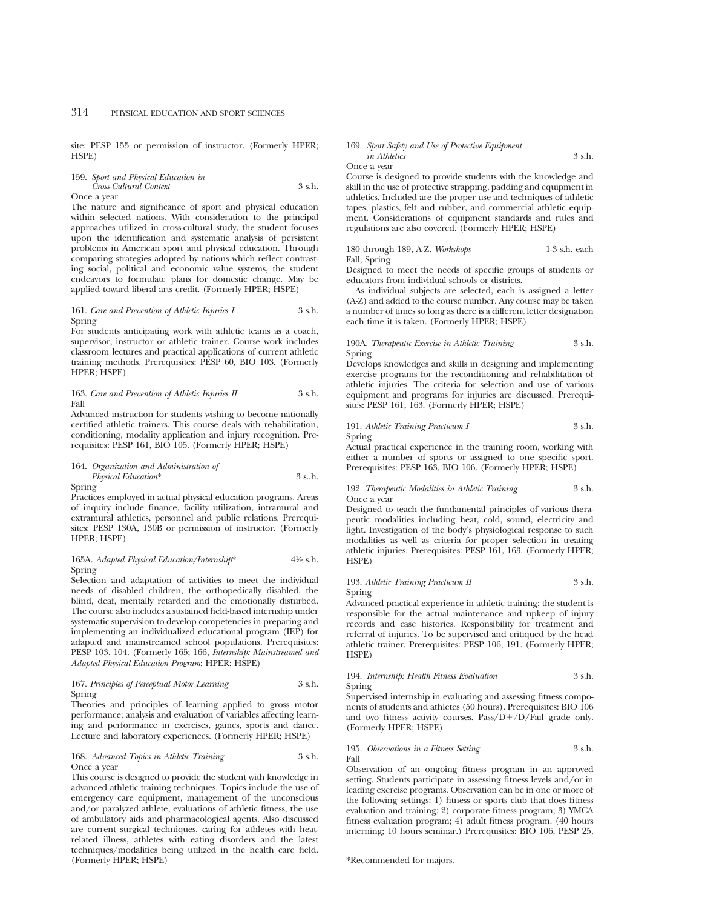site: PESP 155 or permission of instructor. (Formerly HPER; HSPE)

159. *Sport and Physical Education in Cross-Cultural Context* 3 s.h.
Once a year
The nature and significance of sport and physical education within selected nations. With consideration to the principal approaches utilized in cross-cultural study, the student focuses upon the identification and systematic analysis of persistent problems in American sport and physical education. Through comparing strategies adopted by nations which reflect contrasting social, political and economic value systems, the student endeavors to formulate plans for domestic change. May be applied toward liberal arts credit. (Formerly HPER; HSPE)

161. *Care and Prevention of Athletic Injuries I* 3 s.h.
Spring
For students anticipating work with athletic teams as a coach, supervisor, instructor or athletic trainer. Course work includes classroom lectures and practical applications of current athletic training methods. Prerequisites: PESP 60, BIO 103. (Formerly HPER; HSPE)

163. *Care and Prevention of Athletic Injuries II* 3 s.h.
Fall
Advanced instruction for students wishing to become nationally certified athletic trainers. This course deals with rehabilitation, conditioning, modality application and injury recognition. Prerequisites: PESP 161, BIO 105. (Formerly HPER; HSPE)

164. *Organization and Administration of Physical Education** 3 s..h.
Spring
Practices employed in actual physical education programs. Areas of inquiry include finance, facility utilization, intramural and extramural athletics, personnel and public relations. Prerequisites: PESP 130A, 130B or permission of instructor. (Formerly HPER; HSPE)

165A. *Adapted Physical Education/Internship** 4½ s.h.
Spring
Selection and adaptation of activities to meet the individual needs of disabled children, the orthopedically disabled, the blind, deaf, mentally retarded and the emotionally disturbed. The course also includes a sustained field-based internship under systematic supervision to develop competencies in preparing and implementing an individualized educational program (IEP) for adapted and mainstreamed school populations. Prerequisites: PESP 103, 104. (Formerly 165; 166, *Internship: Mainstreamed and Adapted Physical Education Program*; HPER; HSPE)

167. *Principles of Perceptual Motor Learning* 3 s.h.
Spring
Theories and principles of learning applied to gross motor performance; analysis and evaluation of variables affecting learning and performance in exercises, games, sports and dance. Lecture and laboratory experiences. (Formerly HPER; HSPE)

168. *Advanced Topics in Athletic Training* 3 s.h.
Once a year
This course is designed to provide the student with knowledge in advanced athletic training techniques. Topics include the use of emergency care equipment, management of the unconscious and/or paralyzed athlete, evaluations of athletic fitness, the use of ambulatory aids and pharmacological agents. Also discussed are current surgical techniques, caring for athletes with heat-related illness, athletes with eating disorders and the latest techniques/modalities being utilized in the health care field. (Formerly HPER; HSPE)

169. *Sport Safety and Use of Protective Equipment in Athletics* 3 s.h.
Once a year
Course is designed to provide students with the knowledge and skill in the use of protective strapping, padding and equipment in athletics. Included are the proper use and techniques of athletic tapes, plastics, felt and rubber, and commercial athletic equipment. Considerations of equipment standards and rules and regulations are also covered. (Formerly HPER; HSPE)

180 through 189, A-Z. *Workshops* 1-3 s.h. each
Fall, Spring
Designed to meet the needs of specific groups of students or educators from individual schools or districts.

As individual subjects are selected, each is assigned a letter (A-Z) and added to the course number. Any course may be taken a number of times so long as there is a different letter designation each time it is taken. (Formerly HPER; HSPE)

190A. *Therapeutic Exercise in Athletic Training* 3 s.h.
Spring
Develops knowledges and skills in designing and implementing exercise programs for the reconditioning and rehabilitation of athletic injuries. The criteria for selection and use of various equipment and programs for injuries are discussed. Prerequisites: PESP 161, 163. (Formerly HPER; HSPE)

191. *Athletic Training Practicum I* 3 s.h.
Spring
Actual practical experience in the training room, working with either a number of sports or assigned to one specific sport. Prerequisites: PESP 163, BIO 106. (Formerly HPER; HSPE)

192. *Therapeutic Modalities in Athletic Training* 3 s.h.
Once a year
Designed to teach the fundamental principles of various therapeutic modalities including heat, cold, sound, electricity and light. Investigation of the body's physiological response to such modalities as well as criteria for proper selection in treating athletic injuries. Prerequisites: PESP 161, 163. (Formerly HPER; HSPE)

193. *Athletic Training Practicum II* 3 s.h.
Spring
Advanced practical experience in athletic training; the student is responsible for the actual maintenance and upkeep of injury records and case histories. Responsibility for treatment and referral of injuries. To be supervised and critiqued by the head athletic trainer. Prerequisites: PESP 106, 191. (Formerly HPER; HSPE)

194. *Internship: Health Fitness Evaluation* 3 s.h.
Spring
Supervised internship in evaluating and assessing fitness components of students and athletes (50 hours). Prerequisites: BIO 106 and two fitness activity courses. Pass/D+/D/Fail grade only. (Formerly HPER; HSPE)

195. *Observations in a Fitness Setting* 3 s.h.
Fall
Observation of an ongoing fitness program in an approved setting. Students participate in assessing fitness levels and/or in leading exercise programs. Observation can be in one or more of the following settings: 1) fitness or sports club that does fitness evaluation and training; 2) corporate fitness program; 3) YMCA fitness evaluation program; 4) adult fitness program. (40 hours interning; 10 hours seminar.) Prerequisites: BIO 106, PESP 25,

*Recommended for majors.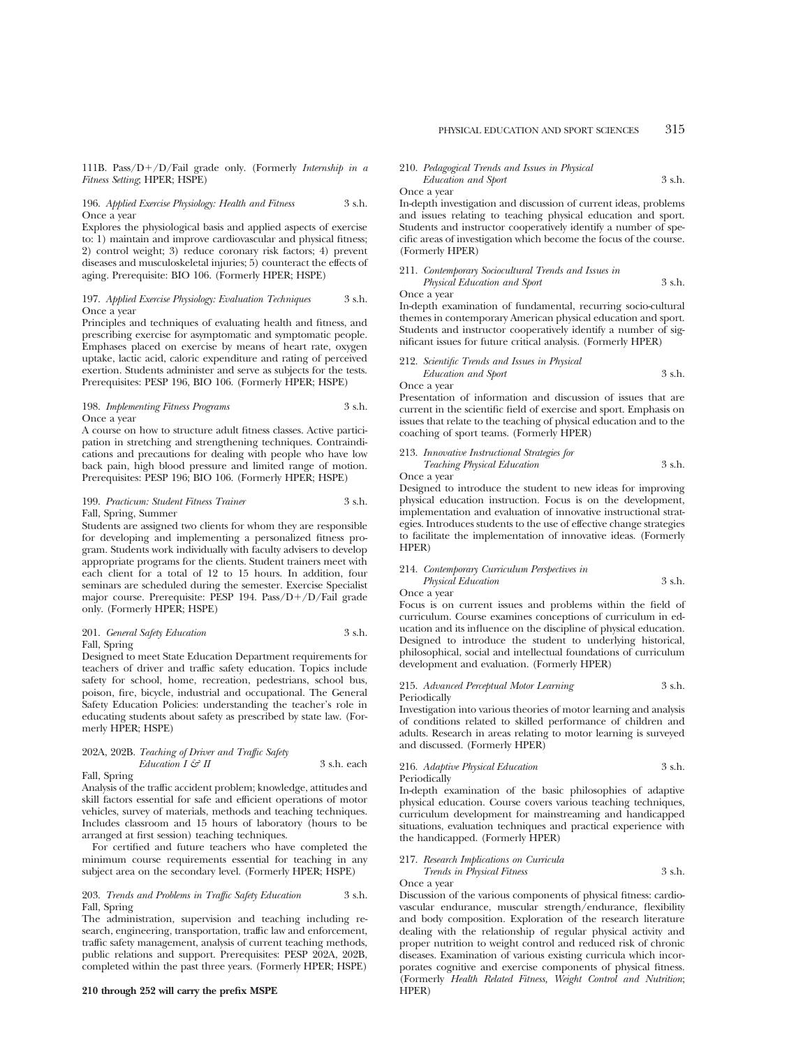111B. Pass/D+/D/Fail grade only. (Formerly *Internship in a Fitness Setting*; HPER; HSPE)

196. *Applied Exercise Physiology: Health and Fitness* 3 s.h.
Once a year

Explores the physiological basis and applied aspects of exercise to: 1) maintain and improve cardiovascular and physical fitness; 2) control weight; 3) reduce coronary risk factors; 4) prevent diseases and musculoskeletal injuries; 5) counteract the effects of aging. Prerequisite: BIO 106. (Formerly HPER; HSPE)

197. *Applied Exercise Physiology: Evaluation Techniques* 3 s.h.
Once a year

Principles and techniques of evaluating health and fitness, and prescribing exercise for asymptomatic and symptomatic people. Emphases placed on exercise by means of heart rate, oxygen uptake, lactic acid, caloric expenditure and rating of perceived exertion. Students administer and serve as subjects for the tests. Prerequisites: PESP 196, BIO 106. (Formerly HPER; HSPE)

198. *Implementing Fitness Programs* 3 s.h.
Once a year

A course on how to structure adult fitness classes. Active participation in stretching and strengthening techniques. Contraindications and precautions for dealing with people who have low back pain, high blood pressure and limited range of motion. Prerequisites: PESP 196; BIO 106. (Formerly HPER; HSPE)

199. *Practicum: Student Fitness Trainer* 3 s.h.
Fall, Spring, Summer

Students are assigned two clients for whom they are responsible for developing and implementing a personalized fitness program. Students work individually with faculty advisers to develop appropriate programs for the clients. Student trainers meet with each client for a total of 12 to 15 hours. In addition, four seminars are scheduled during the semester. Exercise Specialist major course. Prerequisite: PESP 194. Pass/D+/D/Fail grade only. (Formerly HPER; HSPE)

201. *General Safety Education* 3 s.h.
Fall, Spring

Designed to meet State Education Department requirements for teachers of driver and traffic safety education. Topics include safety for school, home, recreation, pedestrians, school bus, poison, fire, bicycle, industrial and occupational. The General Safety Education Policies: understanding the teacher's role in educating students about safety as prescribed by state law. (Formerly HPER; HSPE)

202A, 202B. *Teaching of Driver and Traffic Safety Education I & II* 3 s.h. each
Fall, Spring

Analysis of the traffic accident problem; knowledge, attitudes and skill factors essential for safe and efficient operations of motor vehicles, survey of materials, methods and teaching techniques. Includes classroom and 15 hours of laboratory (hours to be arranged at first session) teaching techniques.

For certified and future teachers who have completed the minimum course requirements essential for teaching in any subject area on the secondary level. (Formerly HPER; HSPE)

203. *Trends and Problems in Traffic Safety Education* 3 s.h.
Fall, Spring

The administration, supervision and teaching including research, engineering, transportation, traffic law and enforcement, traffic safety management, analysis of current teaching methods, public relations and support. Prerequisites: PESP 202A, 202B, completed within the past three years. (Formerly HPER; HSPE)

**210 through 252 will carry the prefix MSPE**

210. *Pedagogical Trends and Issues in Physical Education and Sport* 3 s.h.
Once a year

In-depth investigation and discussion of current ideas, problems and issues relating to teaching physical education and sport. Students and instructor cooperatively identify a number of specific areas of investigation which become the focus of the course. (Formerly HPER)

211. *Contemporary Sociocultural Trends and Issues in Physical Education and Sport* 3 s.h.
Once a year

In-depth examination of fundamental, recurring socio-cultural themes in contemporary American physical education and sport. Students and instructor cooperatively identify a number of significant issues for future critical analysis. (Formerly HPER)

212. *Scientific Trends and Issues in Physical Education and Sport* 3 s.h.
Once a year

Presentation of information and discussion of issues that are current in the scientific field of exercise and sport. Emphasis on issues that relate to the teaching of physical education and to the coaching of sport teams. (Formerly HPER)

213. *Innovative Instructional Strategies for Teaching Physical Education* 3 s.h.
Once a year

Designed to introduce the student to new ideas for improving physical education instruction. Focus is on the development, implementation and evaluation of innovative instructional strategies. Introduces students to the use of effective change strategies to facilitate the implementation of innovative ideas. (Formerly HPER)

214. *Contemporary Curriculum Perspectives in Physical Education* 3 s.h.
Once a year

Focus is on current issues and problems within the field of curriculum. Course examines conceptions of curriculum in education and its influence on the discipline of physical education. Designed to introduce the student to underlying historical, philosophical, social and intellectual foundations of curriculum development and evaluation. (Formerly HPER)

215. *Advanced Perceptual Motor Learning* 3 s.h.
Periodically

Investigation into various theories of motor learning and analysis of conditions related to skilled performance of children and adults. Research in areas relating to motor learning is surveyed and discussed. (Formerly HPER)

216. *Adaptive Physical Education* 3 s.h.
Periodically

In-depth examination of the basic philosophies of adaptive physical education. Course covers various teaching techniques, curriculum development for mainstreaming and handicapped situations, evaluation techniques and practical experience with the handicapped. (Formerly HPER)

217. *Research Implications on Curricula Trends in Physical Fitness* 3 s.h.
Once a year

Discussion of the various components of physical fitness: cardiovascular endurance, muscular strength/endurance, flexibility and body composition. Exploration of the research literature dealing with the relationship of regular physical activity and proper nutrition to weight control and reduced risk of chronic diseases. Examination of various existing curricula which incorporates cognitive and exercise components of physical fitness. (Formerly *Health Related Fitness, Weight Control and Nutrition*; HPER)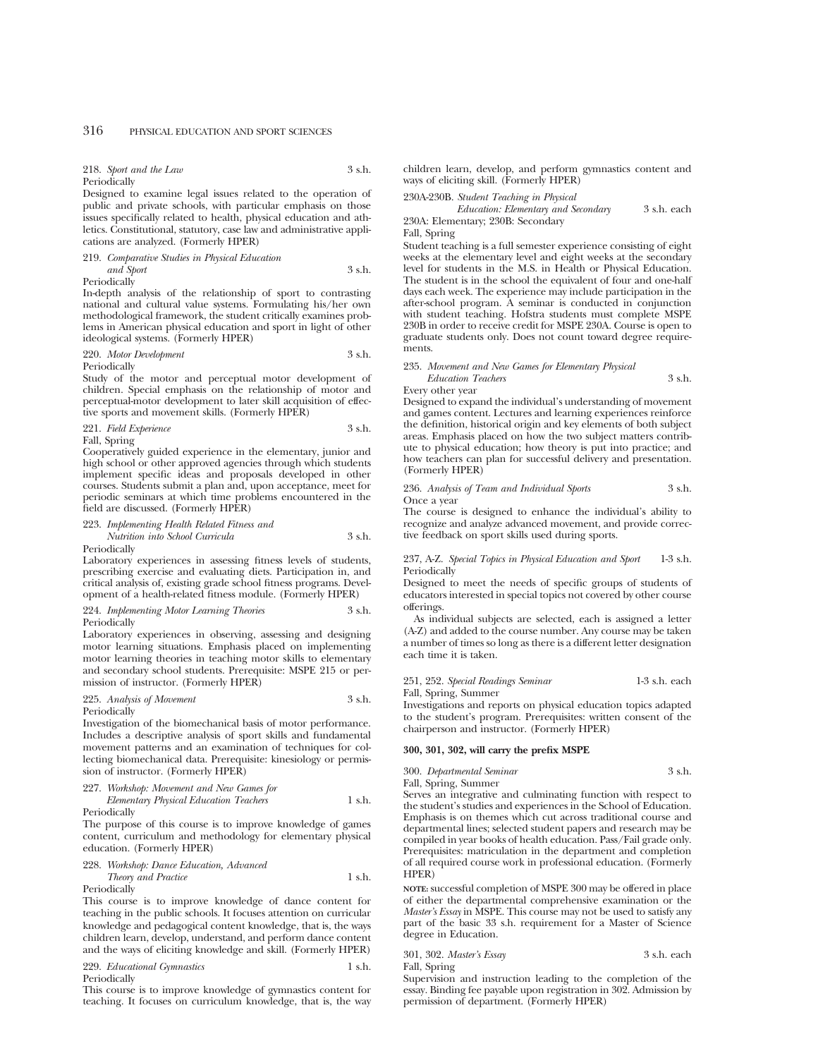218. *Sport and the Law* 3 s.h.
Periodically

Designed to examine legal issues related to the operation of public and private schools, with particular emphasis on those issues specifically related to health, physical education and athletics. Constitutional, statutory, case law and administrative applications are analyzed. (Formerly HPER)

219. *Comparative Studies in Physical Education and Sport* 3 s.h.
Periodically

In-depth analysis of the relationship of sport to contrasting national and cultural value systems. Formulating his/her own methodological framework, the student critically examines problems in American physical education and sport in light of other ideological systems. (Formerly HPER)

220. *Motor Development* 3 s.h.
Periodically

Study of the motor and perceptual motor development of children. Special emphasis on the relationship of motor and perceptual-motor development to later skill acquisition of effective sports and movement skills. (Formerly HPER)

221. *Field Experience* 3 s.h.
Fall, Spring

Cooperatively guided experience in the elementary, junior and high school or other approved agencies through which students implement specific ideas and proposals developed in other courses. Students submit a plan and, upon acceptance, meet for periodic seminars at which time problems encountered in the field are discussed. (Formerly HPER)

223. *Implementing Health Related Fitness and Nutrition into School Curricula* 3 s.h.
Periodically

Laboratory experiences in assessing fitness levels of students, prescribing exercise and evaluating diets. Participation in, and critical analysis of, existing grade school fitness programs. Development of a health-related fitness module. (Formerly HPER)

224. *Implementing Motor Learning Theories* 3 s.h.
Periodically

Laboratory experiences in observing, assessing and designing motor learning situations. Emphasis placed on implementing motor learning theories in teaching motor skills to elementary and secondary school students. Prerequisite: MSPE 215 or permission of instructor. (Formerly HPER)

225. *Analysis of Movement* 3 s.h.
Periodically

Investigation of the biomechanical basis of motor performance. Includes a descriptive analysis of sport skills and fundamental movement patterns and an examination of techniques for collecting biomechanical data. Prerequisite: kinesiology or permission of instructor. (Formerly HPER)

227. *Workshop: Movement and New Games for Elementary Physical Education Teachers* 1 s.h.
Periodically

The purpose of this course is to improve knowledge of games content, curriculum and methodology for elementary physical education. (Formerly HPER)

228. *Workshop: Dance Education, Advanced Theory and Practice* 1 s.h.
Periodically

This course is to improve knowledge of dance content for teaching in the public schools. It focuses attention on curricular knowledge and pedagogical content knowledge, that is, the ways children learn, develop, understand, and perform dance content and the ways of eliciting knowledge and skill. (Formerly HPER)

229. *Educational Gymnastics* 1 s.h.
Periodically

This course is to improve knowledge of gymnastics content for teaching. It focuses on curriculum knowledge, that is, the way children learn, develop, and perform gymnastics content and ways of eliciting skill. (Formerly HPER)

230A-230B. *Student Teaching in Physical Education: Elementary and Secondary* 3 s.h. each
230A: Elementary; 230B: Secondary
Fall, Spring

Student teaching is a full semester experience consisting of eight weeks at the elementary level and eight weeks at the secondary level for students in the M.S. in Health or Physical Education. The student is in the school the equivalent of four and one-half days each week. The experience may include participation in the after-school program. A seminar is conducted in conjunction with student teaching. Hofstra students must complete MSPE 230B in order to receive credit for MSPE 230A. Course is open to graduate students only. Does not count toward degree requirements.

235. *Movement and New Games for Elementary Physical Education Teachers* 3 s.h.
Every other year

Designed to expand the individual's understanding of movement and games content. Lectures and learning experiences reinforce the definition, historical origin and key elements of both subject areas. Emphasis placed on how the two subject matters contribute to physical education; how theory is put into practice; and how teachers can plan for successful delivery and presentation. (Formerly HPER)

236. *Analysis of Team and Individual Sports* 3 s.h.
Once a year

The course is designed to enhance the individual's ability to recognize and analyze advanced movement, and provide corrective feedback on sport skills used during sports.

237, A-Z. *Special Topics in Physical Education and Sport* 1-3 s.h.
Periodically

Designed to meet the needs of specific groups of students of educators interested in special topics not covered by other course offerings.

As individual subjects are selected, each is assigned a letter (A-Z) and added to the course number. Any course may be taken a number of times so long as there is a different letter designation each time it is taken.

251, 252. *Special Readings Seminar* 1-3 s.h. each
Fall, Spring, Summer

Investigations and reports on physical education topics adapted to the student's program. Prerequisites: written consent of the chairperson and instructor. (Formerly HPER)

**300, 301, 302, will carry the prefix MSPE**

300. *Departmental Seminar* 3 s.h.
Fall, Spring, Summer

Serves an integrative and culminating function with respect to the student's studies and experiences in the School of Education. Emphasis is on themes which cut across traditional course and departmental lines; selected student papers and research may be compiled in year books of health education. Pass/Fail grade only. Prerequisites: matriculation in the department and completion of all required course work in professional education. (Formerly HPER)

**NOTE:** successful completion of MSPE 300 may be offered in place of either the departmental comprehensive examination or the *Master's Essay* in MSPE. This course may not be used to satisfy any part of the basic 33 s.h. requirement for a Master of Science degree in Education.

301, 302. *Master's Essay* 3 s.h. each
Fall, Spring

Supervision and instruction leading to the completion of the essay. Binding fee payable upon registration in 302. Admission by permission of department. (Formerly HPER)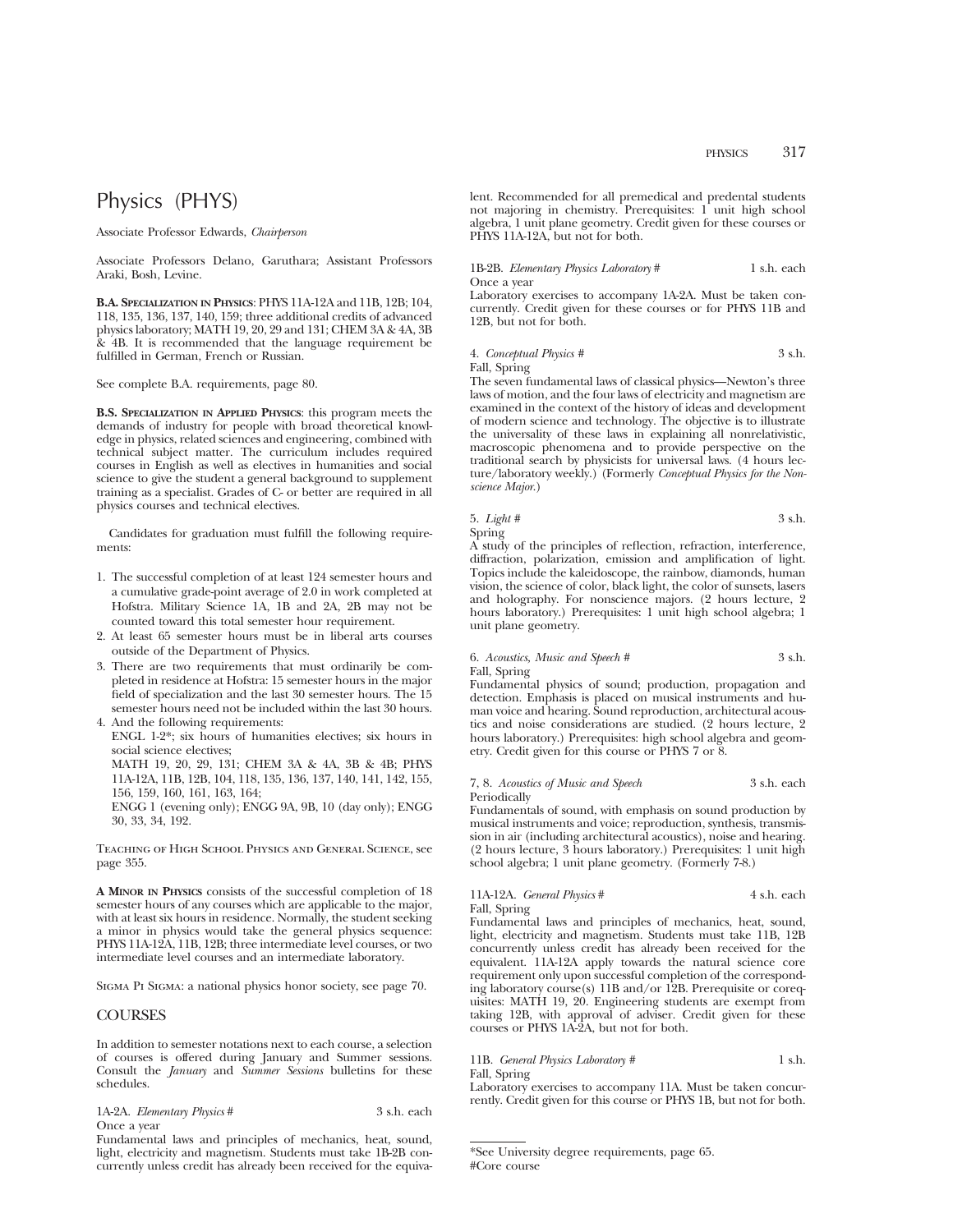# Physics (PHYS)

Associate Professor Edwards, *Chairperson*

Associate Professors Delano, Garuthara; Assistant Professors Araki, Bosh, Levine.

**B.A. Specialization in Physics**: PHYS 11A-12A and 11B, 12B; 104, 118, 135, 136, 137, 140, 159; three additional credits of advanced physics laboratory; MATH 19, 20, 29 and 131; CHEM 3A & 4A, 3B & 4B. It is recommended that the language requirement be fulfilled in German, French or Russian.

See complete B.A. requirements, page 80.

**B.S. Specialization in Applied Physics**: this program meets the demands of industry for people with broad theoretical knowledge in physics, related sciences and engineering, combined with technical subject matter. The curriculum includes required courses in English as well as electives in humanities and social science to give the student a general background to supplement training as a specialist. Grades of C- or better are required in all physics courses and technical electives.

Candidates for graduation must fulfill the following requirements:

1. The successful completion of at least 124 semester hours and a cumulative grade-point average of 2.0 in work completed at Hofstra. Military Science 1A, 1B and 2A, 2B may not be counted toward this total semester hour requirement.
2. At least 65 semester hours must be in liberal arts courses outside of the Department of Physics.
3. There are two requirements that must ordinarily be completed in residence at Hofstra: 15 semester hours in the major field of specialization and the last 30 semester hours. The 15 semester hours need not be included within the last 30 hours.
4. And the following requirements:
   ENGL 1-2*; six hours of humanities electives; six hours in social science electives;
   MATH 19, 20, 29, 131; CHEM 3A & 4A, 3B & 4B; PHYS 11A-12A, 11B, 12B, 104, 118, 135, 136, 137, 140, 141, 142, 155, 156, 159, 160, 161, 163, 164;
   ENGG 1 (evening only); ENGG 9A, 9B, 10 (day only); ENGG 30, 33, 34, 192.

Teaching of High School Physics and General Science, see page 355.

**A Minor in Physics** consists of the successful completion of 18 semester hours of any courses which are applicable to the major, with at least six hours in residence. Normally, the student seeking a minor in physics would take the general physics sequence: PHYS 11A-12A, 11B, 12B; three intermediate level courses, or two intermediate level courses and an intermediate laboratory.

Sigma Pi Sigma: a national physics honor society, see page 70.

## COURSES

In addition to semester notations next to each course, a selection of courses is offered during January and Summer sessions. Consult the *January* and *Summer Sessions* bulletins for these schedules.

**1A-2A.** *Elementary Physics* # — 3 s.h. each
Once a year
Fundamental laws and principles of mechanics, heat, sound, light, electricity and magnetism. Students must take 1B-2B concurrently unless credit has already been received for the equivalent. Recommended for all premedical and predental students not majoring in chemistry. Prerequisites: 1 unit high school algebra, 1 unit plane geometry. Credit given for these courses or PHYS 11A-12A, but not for both.

**1B-2B.** *Elementary Physics Laboratory* # — 1 s.h. each
Once a year
Laboratory exercises to accompany 1A-2A. Must be taken concurrently. Credit given for these courses or for PHYS 11B and 12B, but not for both.

**4.** *Conceptual Physics* # — 3 s.h.
Fall, Spring
The seven fundamental laws of classical physics—Newton's three laws of motion, and the four laws of electricity and magnetism are examined in the context of the history of ideas and development of modern science and technology. The objective is to illustrate the universality of these laws in explaining all nonrelativistic, macroscopic phenomena and to provide perspective on the traditional search by physicists for universal laws. (4 hours lecture/laboratory weekly.) (Formerly *Conceptual Physics for the Nonscience Major.*)

**5.** *Light* # — 3 s.h.
Spring
A study of the principles of reflection, refraction, interference, diffraction, polarization, emission and amplification of light. Topics include the kaleidoscope, the rainbow, diamonds, human vision, the science of color, black light, the color of sunsets, lasers and holography. For nonscience majors. (2 hours lecture, 2 hours laboratory.) Prerequisites: 1 unit high school algebra; 1 unit plane geometry.

**6.** *Acoustics, Music and Speech* # — 3 s.h.
Fall, Spring
Fundamental physics of sound; production, propagation and detection. Emphasis is placed on musical instruments and human voice and hearing. Sound reproduction, architectural acoustics and noise considerations are studied. (2 hours lecture, 2 hours laboratory.) Prerequisites: high school algebra and geometry. Credit given for this course or PHYS 7 or 8.

**7, 8.** *Acoustics of Music and Speech* — 3 s.h. each
Periodically
Fundamentals of sound, with emphasis on sound production by musical instruments and voice; reproduction, synthesis, transmission in air (including architectural acoustics), noise and hearing. (2 hours lecture, 3 hours laboratory.) Prerequisites: 1 unit high school algebra; 1 unit plane geometry. (Formerly 7-8.)

**11A-12A.** *General Physics* # — 4 s.h. each
Fall, Spring
Fundamental laws and principles of mechanics, heat, sound, light, electricity and magnetism. Students must take 11B, 12B concurrently unless credit has already been received for the equivalent. 11A-12A apply towards the natural science core requirement only upon successful completion of the corresponding laboratory course(s) 11B and/or 12B. Prerequisite or corequisites: MATH 19, 20. Engineering students are exempt from taking 12B, with approval of adviser. Credit given for these courses or PHYS 1A-2A, but not for both.

**11B.** *General Physics Laboratory* # — 1 s.h.
Fall, Spring
Laboratory exercises to accompany 11A. Must be taken concurrently. Credit given for this course or PHYS 1B, but not for both.

*See University degree requirements, page 65.
#Core course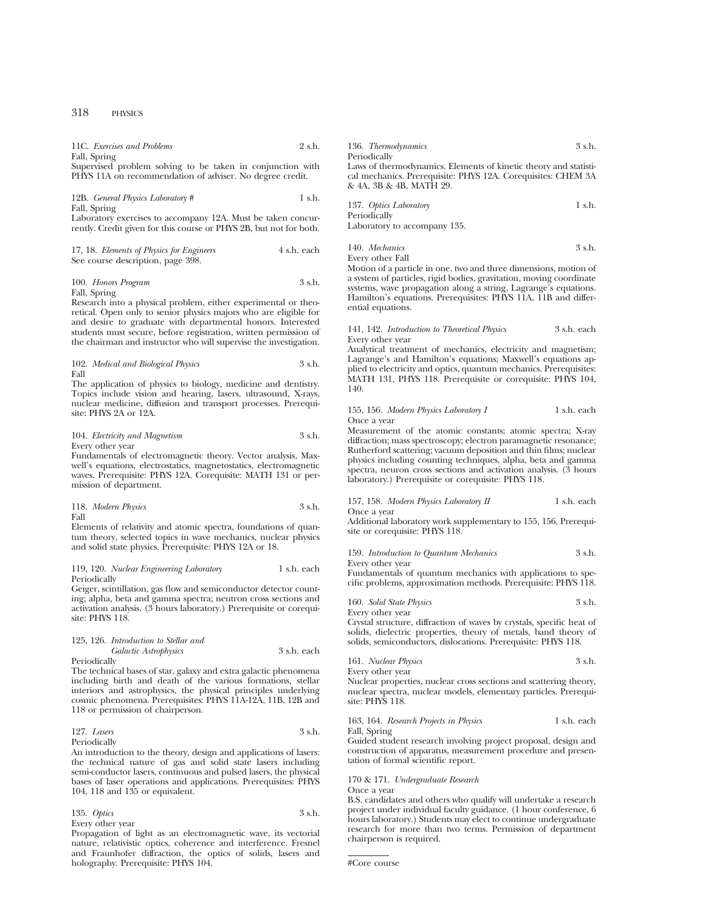11C. *Exercises and Problems* 2 s.h.
Fall, Spring
Supervised problem solving to be taken in conjunction with PHYS 11A on recommendation of adviser. No degree credit.

12B. *General Physics Laboratory* # 1 s.h.
Fall, Spring
Laboratory exercises to accompany 12A. Must be taken concurrently. Credit given for this course or PHYS 2B, but not for both.

17, 18. *Elements of Physics for Engineers* 4 s.h. each
See course description, page 398.

100. *Honors Program* 3 s.h.
Fall, Spring
Research into a physical problem, either experimental or theoretical. Open only to senior physics majors who are eligible for and desire to graduate with departmental honors. Interested students must secure, before registration, written permission of the chairman and instructor who will supervise the investigation.

102. *Medical and Biological Physics* 3 s.h.
Fall
The application of physics to biology, medicine and dentistry. Topics include vision and hearing, lasers, ultrasound, X-rays, nuclear medicine, diffusion and transport processes. Prerequisite: PHYS 2A or 12A.

104. *Electricity and Magnetism* 3 s.h.
Every other year
Fundamentals of electromagnetic theory. Vector analysis, Maxwell's equations, electrostatics, magnetostatics, electromagnetic waves. Prerequisite: PHYS 12A. Corequisite: MATH 131 or permission of department.

118. *Modern Physics* 3 s.h.
Fall
Elements of relativity and atomic spectra, foundations of quantum theory, selected topics in wave mechanics, nuclear physics and solid state physics. Prerequisite: PHYS 12A or 18.

119, 120. *Nuclear Engineering Laboratory* 1 s.h. each
Periodically
Geiger, scintillation, gas flow and semiconductor detector counting; alpha, beta and gamma spectra; neutron cross sections and activation analysis. (3 hours laboratory.) Prerequisite or corequisite: PHYS 118.

125, 126. *Introduction to Stellar and Galactic Astrophysics* 3 s.h. each
Periodically
The technical bases of star, galaxy and extra galactic phenomena including birth and death of the various formations, stellar interiors and astrophysics, the physical principles underlying cosmic phenomena. Prerequisites: PHYS 11A-12A, 11B, 12B and 118 or permission of chairperson.

127. *Lasers* 3 s.h.
Periodically
An introduction to the theory, design and applications of lasers: the technical nature of gas and solid state lasers including semi-conductor lasers, continuous and pulsed lasers, the physical bases of laser operations and applications. Prerequisites: PHYS 104, 118 and 135 or equivalent.

135. *Optics* 3 s.h.
Every other year
Propagation of light as an electromagnetic wave, its vectorial nature, relativistic optics, coherence and interference. Fresnel and Fraunhofer diffraction, the optics of solids, lasers and holography. Prerequisite: PHYS 104.

136. *Thermodynamics* 3 s.h.
Periodically
Laws of thermodynamics. Elements of kinetic theory and statistical mechanics. Prerequisite: PHYS 12A. Corequisites: CHEM 3A & 4A, 3B & 4B, MATH 29.

137. *Optics Laboratory* 1 s.h.
Periodically
Laboratory to accompany 135.

140. *Mechanics* 3 s.h.
Every other Fall
Motion of a particle in one, two and three dimensions, motion of a system of particles, rigid bodies, gravitation, moving coordinate systems, wave propagation along a string, Lagrange's equations. Hamilton's equations. Prerequisites: PHYS 11A, 11B and differential equations.

141, 142. *Introduction to Theoretical Physics* 3 s.h. each
Every other year
Analytical treatment of mechanics, electricity and magnetism; Lagrange's and Hamilton's equations; Maxwell's equations applied to electricity and optics, quantum mechanics. Prerequisites: MATH 131, PHYS 118. Prerequisite or corequisite: PHYS 104, 140.

155, 156. *Modern Physics Laboratory I* 1 s.h. each
Once a year
Measurement of the atomic constants; atomic spectra; X-ray diffraction; mass spectroscopy; electron paramagnetic resonance; Rutherford scattering; vacuum deposition and thin films; nuclear physics including counting techniques, alpha, beta and gamma spectra, neuron cross sections and activation analysis. (3 hours laboratory.) Prerequisite or corequisite: PHYS 118.

157, 158. *Modern Physics Laboratory II* 1 s.h. each
Once a year
Additional laboratory work supplementary to 155, 156. Prerequisite or corequisite: PHYS 118.

159. *Introduction to Quantum Mechanics* 3 s.h.
Every other year
Fundamentals of quantum mechanics with applications to specific problems, approximation methods. Prerequisite: PHYS 118.

160. *Solid State Physics* 3 s.h.
Every other year
Crystal structure, diffraction of waves by crystals, specific heat of solids, dielectric properties, theory of metals, band theory of solids, semiconductors, dislocations. Prerequisite: PHYS 118.

161. *Nuclear Physics* 3 s.h.
Every other year
Nuclear properties, nuclear cross sections and scattering theory, nuclear spectra, nuclear models, elementary particles. Prerequisite: PHYS 118.

163, 164. *Research Projects in Physics* 1 s.h. each
Fall, Spring
Guided student research involving project proposal, design and construction of apparatus, measurement procedure and presentation of formal scientific report.

170 & 171. *Undergraduate Research*
Once a year
B.S. candidates and others who qualify will undertake a research project under individual faculty guidance. (1 hour conference, 6 hours laboratory.) Students may elect to continue undergraduate research for more than two terms. Permission of department chairperson is required.

---

#Core course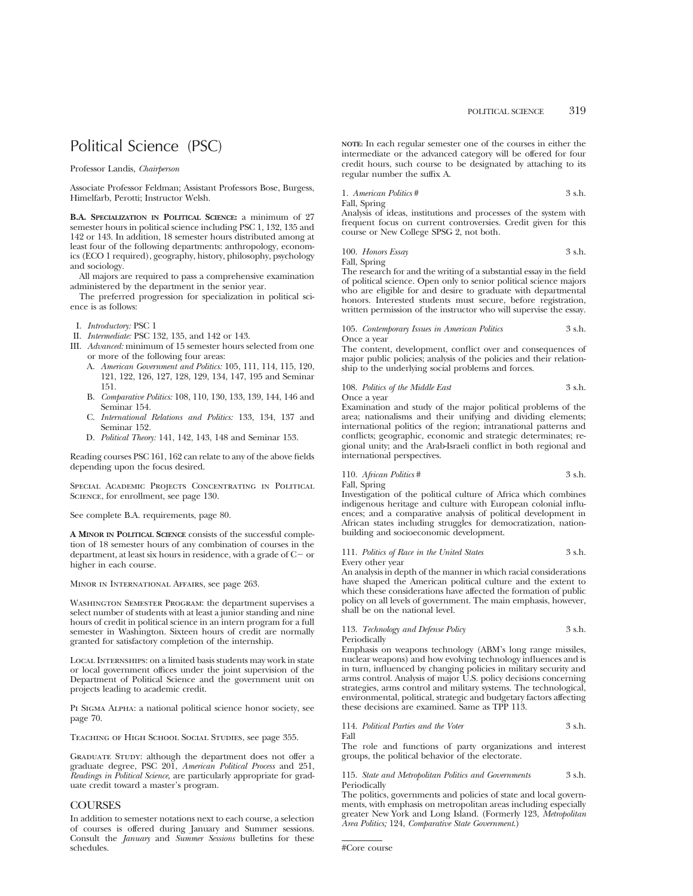# Political Science (PSC)

Professor Landis, *Chairperson*

Associate Professor Feldman; Assistant Professors Bose, Burgess, Himelfarb, Perotti; Instructor Welsh.

**B.A. Specialization in Political Science:** a minimum of 27 semester hours in political science including PSC 1, 132, 135 and 142 or 143. In addition, 18 semester hours distributed among at least four of the following departments: anthropology, economics (ECO 1 required), geography, history, philosophy, psychology and sociology.

All majors are required to pass a comprehensive examination administered by the department in the senior year.

The preferred progression for specialization in political science is as follows:

- I. *Introductory:* PSC 1
- II. *Intermediate:* PSC 132, 135, and 142 or 143.
- III. *Advanced:* minimum of 15 semester hours selected from one or more of the following four areas:
  - A. *American Government and Politics:* 105, 111, 114, 115, 120, 121, 122, 126, 127, 128, 129, 134, 147, 195 and Seminar 151.
  - B. *Comparative Politics:* 108, 110, 130, 133, 139, 144, 146 and Seminar 154.
  - C. *International Relations and Politics:* 133, 134, 137 and Seminar 152.
  - D. *Political Theory:* 141, 142, 143, 148 and Seminar 153.

Reading courses PSC 161, 162 can relate to any of the above fields depending upon the focus desired.

Special Academic Projects Concentrating in Political Science, for enrollment, see page 130.

See complete B.A. requirements, page 80.

**A Minor in Political Science** consists of the successful completion of 18 semester hours of any combination of courses in the department, at least six hours in residence, with a grade of C− or higher in each course.

Minor in International Affairs, see page 263.

Washington Semester Program: the department supervises a select number of students with at least a junior standing and nine hours of credit in political science in an intern program for a full semester in Washington. Sixteen hours of credit are normally granted for satisfactory completion of the internship.

Local Internships: on a limited basis students may work in state or local government offices under the joint supervision of the Department of Political Science and the government unit on projects leading to academic credit.

Pi Sigma Alpha: a national political science honor society, see page 70.

Teaching of High School Social Studies, see page 355.

Graduate Study: although the department does not offer a graduate degree, PSC 201, *American Political Process* and 251, *Readings in Political Science*, are particularly appropriate for graduate credit toward a master's program.

## COURSES

In addition to semester notations next to each course, a selection of courses is offered during January and Summer sessions. Consult the *January* and *Summer Sessions* bulletins for these schedules.

**NOTE:** In each regular semester one of the courses in either the intermediate or the advanced category will be offered for four credit hours, such course to be designated by attaching to its regular number the suffix A.

1. *American Politics* # — 3 s.h.
Fall, Spring
Analysis of ideas, institutions and processes of the system with frequent focus on current controversies. Credit given for this course or New College SPSG 2, not both.

100. *Honors Essay* — 3 s.h.
Fall, Spring
The research for and the writing of a substantial essay in the field of political science. Open only to senior political science majors who are eligible for and desire to graduate with departmental honors. Interested students must secure, before registration, written permission of the instructor who will supervise the essay.

105. *Contemporary Issues in American Politics* — 3 s.h.
Once a year
The content, development, conflict over and consequences of major public policies; analysis of the policies and their relationship to the underlying social problems and forces.

108. *Politics of the Middle East* — 3 s.h.
Once a year
Examination and study of the major political problems of the area; nationalisms and their unifying and dividing elements; international politics of the region; intranational patterns and conflicts; geographic, economic and strategic determinates; regional unity; and the Arab-Israeli conflict in both regional and international perspectives.

110. *African Politics* # — 3 s.h.
Fall, Spring
Investigation of the political culture of Africa which combines indigenous heritage and culture with European colonial influences; and a comparative analysis of political development in African states including struggles for democratization, nation-building and socioeconomic development.

111. *Politics of Race in the United States* — 3 s.h.
Every other year
An analysis in depth of the manner in which racial considerations have shaped the American political culture and the extent to which these considerations have affected the formation of public policy on all levels of government. The main emphasis, however, shall be on the national level.

113. *Technology and Defense Policy* — 3 s.h.
Periodically
Emphasis on weapons technology (ABM's long range missiles, nuclear weapons) and how evolving technology influences and is in turn, influenced by changing policies in military security and arms control. Analysis of major U.S. policy decisions concerning strategies, arms control and military systems. The technological, environmental, political, strategic and budgetary factors affecting these decisions are examined. Same as TPP 113.

114. *Political Parties and the Voter* — 3 s.h.
Fall
The role and functions of party organizations and interest groups, the political behavior of the electorate.

115. *State and Metropolitan Politics and Governments* — 3 s.h.
Periodically
The politics, governments and policies of state and local governments, with emphasis on metropolitan areas including especially greater New York and Long Island. (Formerly 123, *Metropolitan Area Politics;* 124, *Comparative State Government.*)

---

#Core course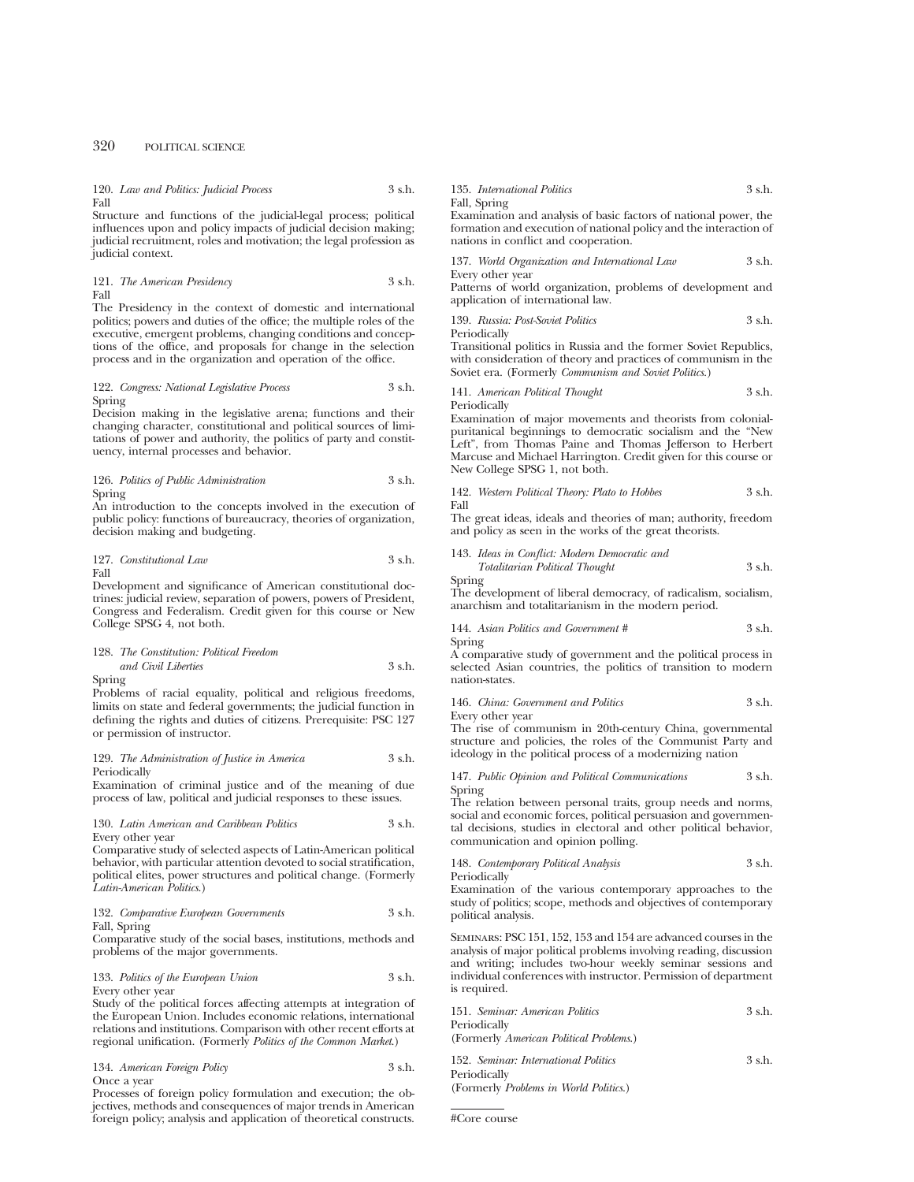120. *Law and Politics: Judicial Process* 3 s.h.
Fall
Structure and functions of the judicial-legal process; political influences upon and policy impacts of judicial decision making; judicial recruitment, roles and motivation; the legal profession as judicial context.

121. *The American Presidency* 3 s.h.
Fall
The Presidency in the context of domestic and international politics; powers and duties of the office; the multiple roles of the executive, emergent problems, changing conditions and conceptions of the office, and proposals for change in the selection process and in the organization and operation of the office.

122. *Congress: National Legislative Process* 3 s.h.
Spring
Decision making in the legislative arena; functions and their changing character, constitutional and political sources of limitations of power and authority, the politics of party and constituency, internal processes and behavior.

126. *Politics of Public Administration* 3 s.h.
Spring
An introduction to the concepts involved in the execution of public policy: functions of bureaucracy, theories of organization, decision making and budgeting.

127. *Constitutional Law* 3 s.h.
Fall
Development and significance of American constitutional doctrines: judicial review, separation of powers, powers of President, Congress and Federalism. Credit given for this course or New College SPSG 4, not both.

128. *The Constitution: Political Freedom and Civil Liberties* 3 s.h.
Spring
Problems of racial equality, political and religious freedoms, limits on state and federal governments; the judicial function in defining the rights and duties of citizens. Prerequisite: PSC 127 or permission of instructor.

129. *The Administration of Justice in America* 3 s.h.
Periodically
Examination of criminal justice and of the meaning of due process of law, political and judicial responses to these issues.

130. *Latin American and Caribbean Politics* 3 s.h.
Every other year
Comparative study of selected aspects of Latin-American political behavior, with particular attention devoted to social stratification, political elites, power structures and political change. (Formerly *Latin-American Politics*.)

132. *Comparative European Governments* 3 s.h.
Fall, Spring
Comparative study of the social bases, institutions, methods and problems of the major governments.

133. *Politics of the European Union* 3 s.h.
Every other year
Study of the political forces affecting attempts at integration of the European Union. Includes economic relations, international relations and institutions. Comparison with other recent efforts at regional unification. (Formerly *Politics of the Common Market*.)

134. *American Foreign Policy* 3 s.h.
Once a year
Processes of foreign policy formulation and execution; the objectives, methods and consequences of major trends in American foreign policy; analysis and application of theoretical constructs.

135. *International Politics* 3 s.h.
Fall, Spring
Examination and analysis of basic factors of national power, the formation and execution of national policy and the interaction of nations in conflict and cooperation.

137. *World Organization and International Law* 3 s.h.
Every other year
Patterns of world organization, problems of development and application of international law.

139. *Russia: Post-Soviet Politics* 3 s.h.
Periodically
Transitional politics in Russia and the former Soviet Republics, with consideration of theory and practices of communism in the Soviet era. (Formerly *Communism and Soviet Politics*.)

141. *American Political Thought* 3 s.h.
Periodically
Examination of major movements and theorists from colonial-puritanical beginnings to democratic socialism and the "New Left", from Thomas Paine and Thomas Jefferson to Herbert Marcuse and Michael Harrington. Credit given for this course or New College SPSG 1, not both.

142. *Western Political Theory: Plato to Hobbes* 3 s.h.
Fall
The great ideas, ideals and theories of man; authority, freedom and policy as seen in the works of the great theorists.

143. *Ideas in Conflict: Modern Democratic and Totalitarian Political Thought* 3 s.h.
Spring
The development of liberal democracy, of radicalism, socialism, anarchism and totalitarianism in the modern period.

144. *Asian Politics and Government #* 3 s.h.
Spring
A comparative study of government and the political process in selected Asian countries, the politics of transition to modern nation-states.

146. *China: Government and Politics* 3 s.h.
Every other year
The rise of communism in 20th-century China, governmental structure and policies, the roles of the Communist Party and ideology in the political process of a modernizing nation

147. *Public Opinion and Political Communications* 3 s.h.
Spring
The relation between personal traits, group needs and norms, social and economic forces, political persuasion and governmental decisions, studies in electoral and other political behavior, communication and opinion polling.

148. *Contemporary Political Analysis* 3 s.h.
Periodically
Examination of the various contemporary approaches to the study of politics; scope, methods and objectives of contemporary political analysis.

SEMINARS: PSC 151, 152, 153 and 154 are advanced courses in the analysis of major political problems involving reading, discussion and writing; includes two-hour weekly seminar sessions and individual conferences with instructor. Permission of department is required.

151. *Seminar: American Politics* 3 s.h.
Periodically
(Formerly *American Political Problems*.)

152. *Seminar: International Politics* 3 s.h.
Periodically
(Formerly *Problems in World Politics*.)

#Core course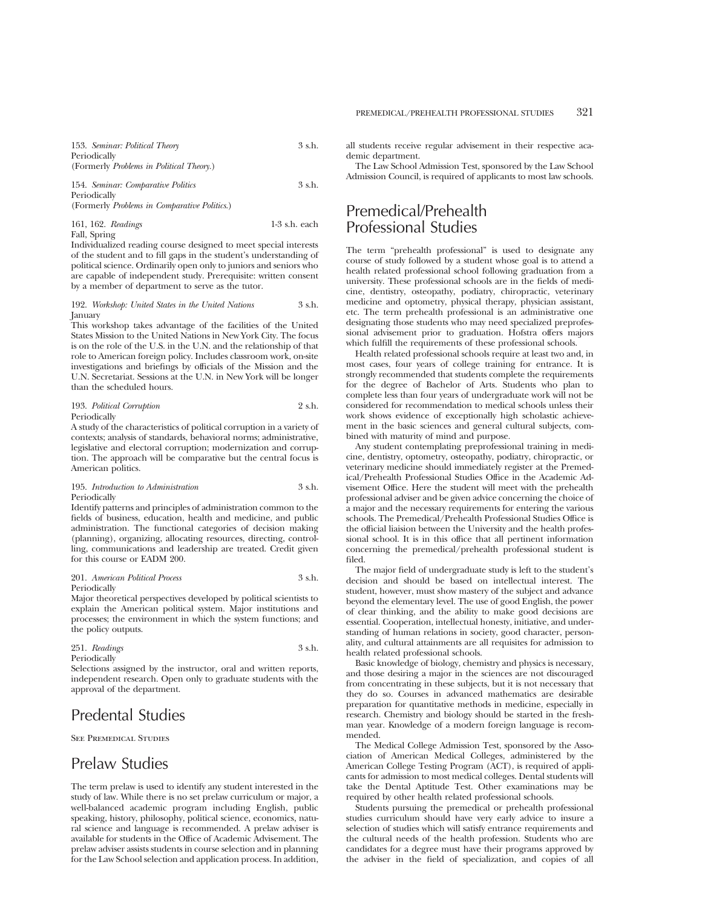153. *Seminar: Political Theory* 3 s.h.
Periodically
(Formerly *Problems in Political Theory.*)

154. *Seminar: Comparative Politics* 3 s.h.
Periodically
(Formerly *Problems in Comparative Politics.*)

161, 162. *Readings* 1-3 s.h. each
Fall, Spring
Individualized reading course designed to meet special interests of the student and to fill gaps in the student's understanding of political science. Ordinarily open only to juniors and seniors who are capable of independent study. Prerequisite: written consent by a member of department to serve as the tutor.

192. *Workshop: United States in the United Nations* 3 s.h.
January
This workshop takes advantage of the facilities of the United States Mission to the United Nations in New York City. The focus is on the role of the U.S. in the U.N. and the relationship of that role to American foreign policy. Includes classroom work, on-site investigations and briefings by officials of the Mission and the U.N. Secretariat. Sessions at the U.N. in New York will be longer than the scheduled hours.

193. *Political Corruption* 2 s.h.
Periodically
A study of the characteristics of political corruption in a variety of contexts; analysis of standards, behavioral norms; administrative, legislative and electoral corruption; modernization and corruption. The approach will be comparative but the central focus is American politics.

195. *Introduction to Administration* 3 s.h.
Periodically
Identify patterns and principles of administration common to the fields of business, education, health and medicine, and public administration. The functional categories of decision making (planning), organizing, allocating resources, directing, controlling, communications and leadership are treated. Credit given for this course or EADM 200.

201. *American Political Process* 3 s.h.
Periodically
Major theoretical perspectives developed by political scientists to explain the American political system. Major institutions and processes; the environment in which the system functions; and the policy outputs.

251. *Readings* 3 s.h.
Periodically
Selections assigned by the instructor, oral and written reports, independent research. Open only to graduate students with the approval of the department.

# Predental Studies

See Premedical Studies

# Prelaw Studies

The term prelaw is used to identify any student interested in the study of law. While there is no set prelaw curriculum or major, a well-balanced academic program including English, public speaking, history, philosophy, political science, economics, natural science and language is recommended. A prelaw adviser is available for students in the Office of Academic Advisement. The prelaw adviser assists students in course selection and in planning for the Law School selection and application process. In addition, all students receive regular advisement in their respective academic department.

The Law School Admission Test, sponsored by the Law School Admission Council, is required of applicants to most law schools.

# Premedical/Prehealth Professional Studies

The term "prehealth professional" is used to designate any course of study followed by a student whose goal is to attend a health related professional school following graduation from a university. These professional schools are in the fields of medicine, dentistry, osteopathy, podiatry, chiropractic, veterinary medicine and optometry, physical therapy, physician assistant, etc. The term prehealth professional is an administrative one designating those students who may need specialized preprofessional advisement prior to graduation. Hofstra offers majors which fulfill the requirements of these professional schools.

Health related professional schools require at least two and, in most cases, four years of college training for entrance. It is strongly recommended that students complete the requirements for the degree of Bachelor of Arts. Students who plan to complete less than four years of undergraduate work will not be considered for recommendation to medical schools unless their work shows evidence of exceptionally high scholastic achievement in the basic sciences and general cultural subjects, combined with maturity of mind and purpose.

Any student contemplating preprofessional training in medicine, dentistry, optometry, osteopathy, podiatry, chiropractic, or veterinary medicine should immediately register at the Premedical/Prehealth Professional Studies Office in the Academic Advisement Office. Here the student will meet with the prehealth professional adviser and be given advice concerning the choice of a major and the necessary requirements for entering the various schools. The Premedical/Prehealth Professional Studies Office is the official liaision between the University and the health professional school. It is in this office that all pertinent information concerning the premedical/prehealth professional student is filed.

The major field of undergraduate study is left to the student's decision and should be based on intellectual interest. The student, however, must show mastery of the subject and advance beyond the elementary level. The use of good English, the power of clear thinking, and the ability to make good decisions are essential. Cooperation, intellectual honesty, initiative, and understanding of human relations in society, good character, personality, and cultural attainments are all requisites for admission to health related professional schools.

Basic knowledge of biology, chemistry and physics is necessary, and those desiring a major in the sciences are not discouraged from concentrating in these subjects, but it is not necessary that they do so. Courses in advanced mathematics are desirable preparation for quantitative methods in medicine, especially in research. Chemistry and biology should be started in the freshman year. Knowledge of a modern foreign language is recommended.

The Medical College Admission Test, sponsored by the Association of American Medical Colleges, administered by the American College Testing Program (ACT), is required of applicants for admission to most medical colleges. Dental students will take the Dental Aptitude Test. Other examinations may be required by other health related professional schools.

Students pursuing the premedical or prehealth professional studies curriculum should have very early advice to insure a selection of studies which will satisfy entrance requirements and the cultural needs of the health profession. Students who are candidates for a degree must have their programs approved by the adviser in the field of specialization, and copies of all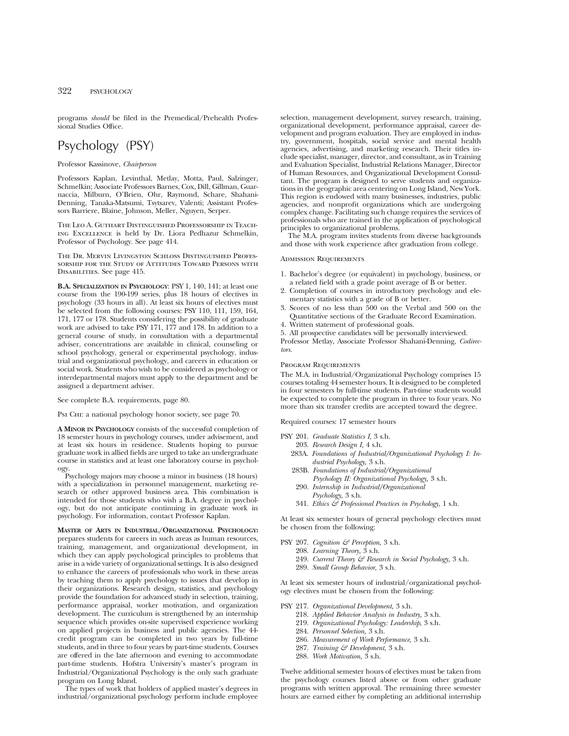programs *should* be filed in the Premedical/Prehealth Professional Studies Office.

# Psychology (PSY)

Professor Kassinove, *Chairperson*

Professors Kaplan, Levinthal, Metlay, Motta, Paul, Salzinger, Schmelkin; Associate Professors Barnes, Cox, Dill, Gillman, Guarnaccia, Milburn, O'Brien, Ohr, Raymond, Schare, Shahani-Denning, Tanaka-Matsumi, Tsytsarev, Valenti; Assistant Professors Barriere, Blaine, Johnson, Meller, Nguyen, Serper.

The Leo A. Guthart Distinguished Professorship in Teaching Excellence is held by Dr. Liora Pedhazur Schmelkin, Professor of Psychology. See page 414.

The Dr. Mervin Livingston Schloss Distinguished Professorship for the Study of Attitudes Toward Persons with Disabilities. See page 415.

**B.A. Specialization in Psychology**: PSY 1, 140, 141; at least one course from the 190-199 series, plus 18 hours of electives in psychology (33 hours in all). At least six hours of electives must be selected from the following courses: PSY 110, 111, 159, 164, 171, 177 or 178. Students considering the possibility of graduate work are advised to take PSY 171, 177 and 178. In addition to a general course of study, in consultation with a departmental adviser, concentrations are available in clinical, counseling or school psychology, general or experimental psychology, industrial and organizational psychology, and careers in education or social work. Students who wish to be considered as psychology or interdepartmental majors must apply to the department and be assigned a department adviser.

See complete B.A. requirements, page 80.

Psi Chi: a national psychology honor society, see page 70.

**A Minor in Psychology** consists of the successful completion of 18 semester hours in psychology courses, under advisement, and at least six hours in residence. Students hoping to pursue graduate work in allied fields are urged to take an undergraduate course in statistics and at least one laboratory course in psychology.

Psychology majors may choose a minor in business (18 hours) with a specialization in personnel management, marketing research or other approved business area. This combination is intended for those students who wish a B.A. degree in psychology, but do not anticipate continuing in graduate work in psychology. For information, contact Professor Kaplan.

**Master of Arts in Industrial/Organizational Psychology:** prepares students for careers in such areas as human resources, training, management, and organizational development, in which they can apply psychological principles to problems that arise in a wide variety of organizational settings. It is also designed to enhance the careers of professionals who work in these areas by teaching them to apply psychology to issues that develop in their organizations. Research design, statistics, and psychology provide the foundation for advanced study in selection, training, performance appraisal, worker motivation, and organization development. The curriculum is strengthened by an internship sequence which provides on-site supervised experience working on applied projects in business and public agencies. The 44-credit program can be completed in two years by full-time students, and in three to four years by part-time students. Courses are offered in the late afternoon and evening to accommodate part-time students. Hofstra University's master's program in Industrial/Organizational Psychology is the only such graduate program on Long Island.

The types of work that holders of applied master's degrees in industrial/organizational psychology perform include employee selection, management development, survey research, training, organizational development, performance appraisal, career development and program evaluation. They are employed in industry, government, hospitals, social service and mental health agencies, advertising, and marketing research. Their titles include specialist, manager, director, and consultant, as in Training and Evaluation Specialist, Industrial Relations Manager, Director of Human Resources, and Organizational Development Consultant. The program is designed to serve students and organizations in the geographic area centering on Long Island, New York. This region is endowed with many businesses, industries, public agencies, and nonprofit organizations which are undergoing complex change. Facilitating such change requires the services of professionals who are trained in the application of psychological principles to organizational problems.

The M.A. program invites students from diverse backgrounds and those with work experience after graduation from college.

Admission Requirements

1. Bachelor's degree (or equivalent) in psychology, business, or a related field with a grade point average of B or better.
2. Completion of courses in introductory psychology and elementary statistics with a grade of B or better.
3. Scores of no less than 500 on the Verbal and 500 on the Quantitative sections of the Graduate Record Examination.
4. Written statement of professional goals.
5. All prospective candidates will be personally interviewed.

Professor Metlay, Associate Professor Shahani-Denning, *Codirectors*.

Program Requirements

The M.A. in Industrial/Organizational Psychology comprises 15 courses totaling 44 semester hours. It is designed to be completed in four semesters by full-time students. Part-time students would be expected to complete the program in three to four years. No more than six transfer credits are accepted toward the degree.

Required courses: 17 semester hours

PSY 201. *Graduate Statistics I,* 3 s.h.
203. *Research Design I,* 4 s.h.
283A. *Foundations of Industrial/Organizational Psychology I: Industrial Psychology,* 3 s.h.
283B. *Foundations of Industrial/Organizational Psychology II: Organizational Psychology,* 3 s.h.
290. *Internship in Industrial/Organizational Psychology,* 3 s.h.
341. *Ethics & Professional Practices in Psychology,* 1 s.h.

At least six semester hours of general psychology electives must be chosen from the following:

PSY 207. *Cognition & Perception,* 3 s.h.
208. *Learning Theory,* 3 s.h.
249. *Current Theory & Research in Social Psychology,* 3 s.h.
289. *Small Group Behavior,* 3 s.h.

At least six semester hours of industrial/organizational psychology electives must be chosen from the following:

PSY 217. *Organizational Development,* 3 s.h.
218. *Applied Behavior Analysis in Industry,* 3 s.h.
219. *Organizational Psychology: Leadership,* 3 s.h.
284. *Personnel Selection,* 3 s.h.
286. *Measurement of Work Performance,* 3 s.h.
287. *Training & Development,* 3 s.h.
288. *Work Motivation,* 3 s.h.

Twelve additional semester hours of electives must be taken from the psychology courses listed above or from other graduate programs with written approval. The remaining three semester hours are earned either by completing an additional internship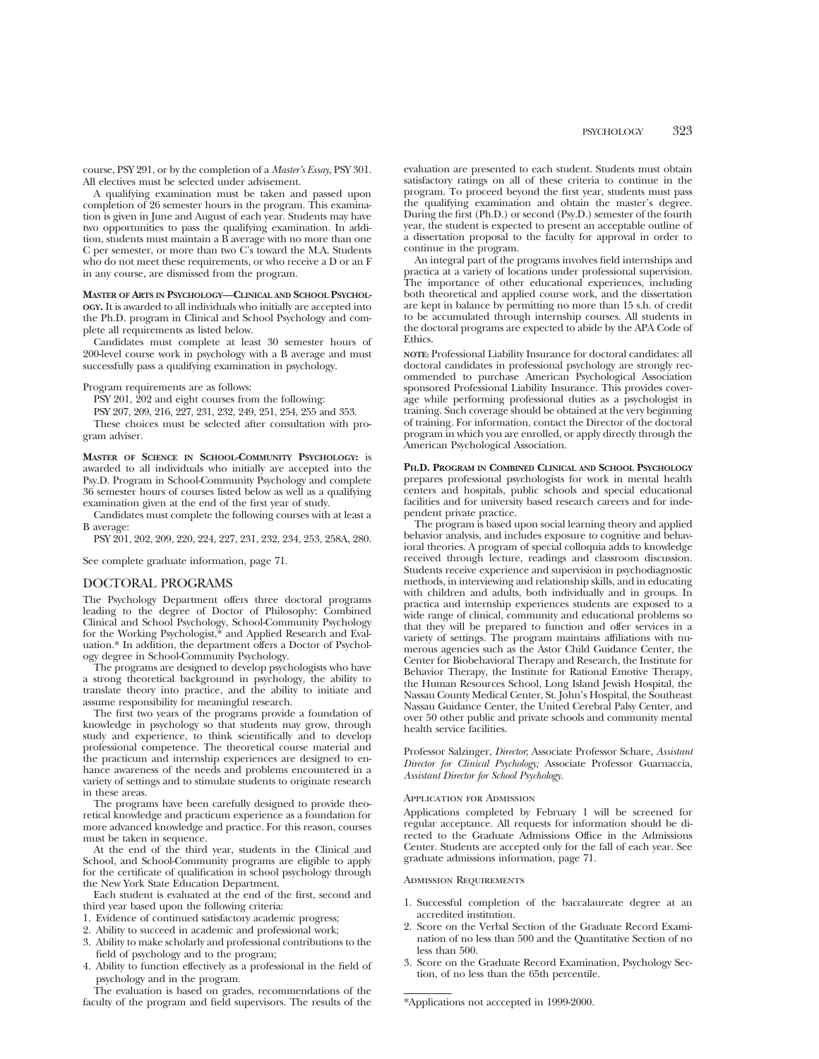course, PSY 291, or by the completion of a *Master's Essay*, PSY 301. All electives must be selected under advisement.

A qualifying examination must be taken and passed upon completion of 26 semester hours in the program. This examination is given in June and August of each year. Students may have two opportunities to pass the qualifying examination. In addition, students must maintain a B average with no more than one C per semester, or more than two C's toward the M.A. Students who do not meet these requirements, or who receive a D or an F in any course, are dismissed from the program.

**Master of Arts in Psychology—Clinical and School Psychology.** It is awarded to all individuals who initially are accepted into the Ph.D. program in Clinical and School Psychology and complete all requirements as listed below.

Candidates must complete at least 30 semester hours of 200-level course work in psychology with a B average and must successfully pass a qualifying examination in psychology.

Program requirements are as follows:

PSY 201, 202 and eight courses from the following:

PSY 207, 209, 216, 227, 231, 232, 249, 251, 254, 255 and 353.

These choices must be selected after consultation with program adviser.

**Master of Science in School-Community Psychology:** is awarded to all individuals who initially are accepted into the Psy.D. Program in School-Community Psychology and complete 36 semester hours of courses listed below as well as a qualifying examination given at the end of the first year of study.

Candidates must complete the following courses with at least a B average:

PSY 201, 202, 209, 220, 224, 227, 231, 232, 234, 253, 258A, 280.

See complete graduate information, page 71.

## DOCTORAL PROGRAMS

The Psychology Department offers three doctoral programs leading to the degree of Doctor of Philosophy: Combined Clinical and School Psychology, School-Community Psychology for the Working Psychologist,* and Applied Research and Evaluation.* In addition, the department offers a Doctor of Psychology degree in School-Community Psychology.

The programs are designed to develop psychologists who have a strong theoretical background in psychology, the ability to translate theory into practice, and the ability to initiate and assume responsibility for meaningful research.

The first two years of the programs provide a foundation of knowledge in psychology so that students may grow, through study and experience, to think scientifically and to develop professional competence. The theoretical course material and the practicum and internship experiences are designed to enhance awareness of the needs and problems encountered in a variety of settings and to stimulate students to originate research in these areas.

The programs have been carefully designed to provide theoretical knowledge and practicum experience as a foundation for more advanced knowledge and practice. For this reason, courses must be taken in sequence.

At the end of the third year, students in the Clinical and School, and School-Community programs are eligible to apply for the certificate of qualification in school psychology through the New York State Education Department.

Each student is evaluated at the end of the first, second and third year based upon the following criteria:

1. Evidence of continued satisfactory academic progress;
2. Ability to succeed in academic and professional work;
3. Ability to make scholarly and professional contributions to the field of psychology and to the program;
4. Ability to function effectively as a professional in the field of psychology and in the program.

The evaluation is based on grades, recommendations of the faculty of the program and field supervisors. The results of the evaluation are presented to each student. Students must obtain satisfactory ratings on all of these criteria to continue in the program. To proceed beyond the first year, students must pass the qualifying examination and obtain the master's degree. During the first (Ph.D.) or second (Psy.D.) semester of the fourth year, the student is expected to present an acceptable outline of a dissertation proposal to the faculty for approval in order to continue in the program.

An integral part of the programs involves field internships and practica at a variety of locations under professional supervision. The importance of other educational experiences, including both theoretical and applied course work, and the dissertation are kept in balance by permitting no more than 15 s.h. of credit to be accumulated through internship courses. All students in the doctoral programs are expected to abide by the APA Code of Ethics.

**Note:** Professional Liability Insurance for doctoral candidates: all doctoral candidates in professional psychology are strongly recommended to purchase American Psychological Association sponsored Professional Liability Insurance. This provides coverage while performing professional duties as a psychologist in training. Such coverage should be obtained at the very beginning of training. For information, contact the Director of the doctoral program in which you are enrolled, or apply directly through the American Psychological Association.

**Ph.D. Program in Combined Clinical and School Psychology** prepares professional psychologists for work in mental health centers and hospitals, public schools and special educational facilities and for university based research careers and for independent private practice.

The program is based upon social learning theory and applied behavior analysis, and includes exposure to cognitive and behavioral theories. A program of special colloquia adds to knowledge received through lecture, readings and classroom discussion. Students receive experience and supervision in psychodiagnostic methods, in interviewing and relationship skills, and in educating with children and adults, both individually and in groups. In practica and internship experiences students are exposed to a wide range of clinical, community and educational problems so that they will be prepared to function and offer services in a variety of settings. The program maintains affiliations with numerous agencies such as the Astor Child Guidance Center, the Center for Biobehavioral Therapy and Research, the Institute for Behavior Therapy, the Institute for Rational Emotive Therapy, the Human Resources School, Long Island Jewish Hospital, the Nassau County Medical Center, St. John's Hospital, the Southeast Nassau Guidance Center, the United Cerebral Palsy Center, and over 50 other public and private schools and community mental health service facilities.

Professor Salzinger, *Director;* Associate Professor Schare, *Assistant Director for Clinical Psychology;* Associate Professor Guarnaccia, *Assistant Director for School Psychology.*

### Application for Admission

Applications completed by February 1 will be screened for regular acceptance. All requests for information should be directed to the Graduate Admissions Office in the Admissions Center. Students are accepted only for the fall of each year. See graduate admissions information, page 71.

### Admission Requirements

1. Successful completion of the baccalaureate degree at an accredited institution.
2. Score on the Verbal Section of the Graduate Record Examination of no less than 500 and the Quantitative Section of no less than 500.
3. Score on the Graduate Record Examination, Psychology Section, of no less than the 65th percentile.

*Applications not acccepted in 1999-2000.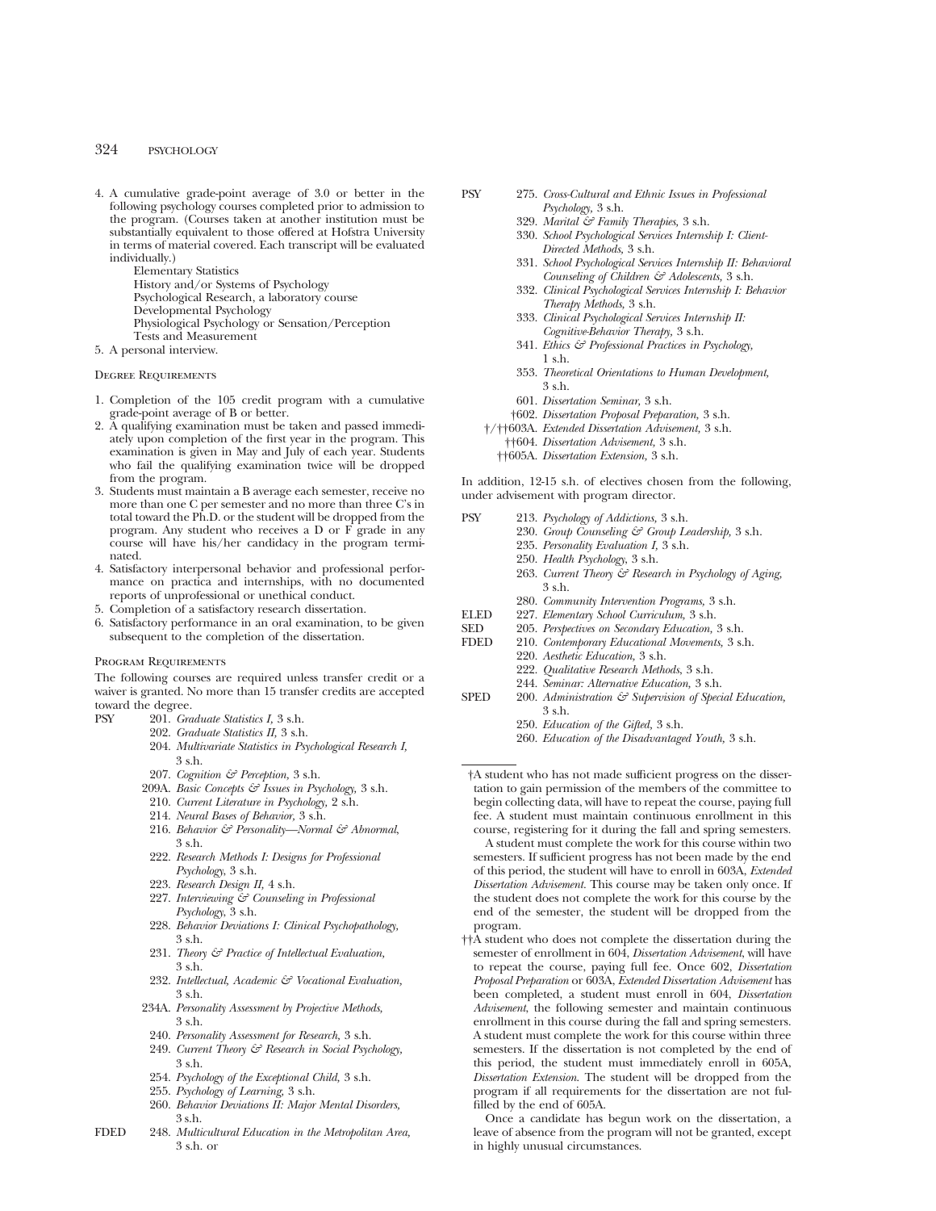4. A cumulative grade-point average of 3.0 or better in the following psychology courses completed prior to admission to the program. (Courses taken at another institution must be substantially equivalent to those offered at Hofstra University in terms of material covered. Each transcript will be evaluated individually.)
   - Elementary Statistics
   - History and/or Systems of Psychology
   - Psychological Research, a laboratory course
   - Developmental Psychology
   - Physiological Psychology or Sensation/Perception
   - Tests and Measurement
5. A personal interview.

### Degree Requirements

1. Completion of the 105 credit program with a cumulative grade-point average of B or better.
2. A qualifying examination must be taken and passed immediately upon completion of the first year in the program. This examination is given in May and July of each year. Students who fail the qualifying examination twice will be dropped from the program.
3. Students must maintain a B average each semester, receive no more than one C per semester and no more than three C's in total toward the Ph.D. or the student will be dropped from the program. Any student who receives a D or F grade in any course will have his/her candidacy in the program terminated.
4. Satisfactory interpersonal behavior and professional performance on practica and internships, with no documented reports of unprofessional or unethical conduct.
5. Completion of a satisfactory research dissertation.
6. Satisfactory performance in an oral examination, to be given subsequent to the completion of the dissertation.

### Program Requirements

The following courses are required unless transfer credit or a waiver is granted. No more than 15 transfer credits are accepted toward the degree.

PSY
- 201. *Graduate Statistics I,* 3 s.h.
- 202. *Graduate Statistics II,* 3 s.h.
- 204. *Multivariate Statistics in Psychological Research I,* 3 s.h.
- 207. *Cognition & Perception,* 3 s.h.
- 209A. *Basic Concepts & Issues in Psychology,* 3 s.h.
- 210. *Current Literature in Psychology,* 2 s.h.
- 214. *Neural Bases of Behavior,* 3 s.h.
- 216. *Behavior & Personality—Normal & Abnormal,* 3 s.h.
- 222. *Research Methods I: Designs for Professional Psychology,* 3 s.h.
- 223. *Research Design II,* 4 s.h.
- 227. *Interviewing & Counseling in Professional Psychology,* 3 s.h.
- 228. *Behavior Deviations I: Clinical Psychopathology,* 3 s.h.
- 231. *Theory & Practice of Intellectual Evaluation,* 3 s.h.
- 232. *Intellectual, Academic & Vocational Evaluation,* 3 s.h.
- 234A. *Personality Assessment by Projective Methods,* 3 s.h.
- 240. *Personality Assessment for Research,* 3 s.h.
- 249. *Current Theory & Research in Social Psychology,* 3 s.h.
- 254. *Psychology of the Exceptional Child,* 3 s.h.
- 255. *Psychology of Learning,* 3 s.h.
- 260. *Behavior Deviations II: Major Mental Disorders,* 3 s.h.

FDED
- 248. *Multicultural Education in the Metropolitan Area,* 3 s.h. or

PSY
- 275. *Cross-Cultural and Ethnic Issues in Professional Psychology,* 3 s.h.
- 329. *Marital & Family Therapies,* 3 s.h.
- 330. *School Psychological Services Internship I: Client-Directed Methods,* 3 s.h.
- 331. *School Psychological Services Internship II: Behavioral Counseling of Children & Adolescents,* 3 s.h.
- 332. *Clinical Psychological Services Internship I: Behavior Therapy Methods,* 3 s.h.
- 333. *Clinical Psychological Services Internship II: Cognitive-Behavior Therapy,* 3 s.h.
- 341. *Ethics & Professional Practices in Psychology,* 1 s.h.
- 353. *Theoretical Orientations to Human Development,* 3 s.h.
- 601. *Dissertation Seminar,* 3 s.h.
- †602. *Dissertation Proposal Preparation,* 3 s.h.
- †/††603A. *Extended Dissertation Advisement,* 3 s.h.
- ††604. *Dissertation Advisement,* 3 s.h.
- ††605A. *Dissertation Extension,* 3 s.h.

In addition, 12-15 s.h. of electives chosen from the following, under advisement with program director.

PSY
- 213. *Psychology of Addictions,* 3 s.h.
- 230. *Group Counseling & Group Leadership,* 3 s.h.
- 235. *Personality Evaluation I,* 3 s.h.
- 250. *Health Psychology,* 3 s.h.
- 263. *Current Theory & Research in Psychology of Aging,* 3 s.h.
- 280. *Community Intervention Programs,* 3 s.h.

ELED
- 227. *Elementary School Curriculum,* 3 s.h.

SED
- 205. *Perspectives on Secondary Education,* 3 s.h.

FDED
- 210. *Contemporary Educational Movements,* 3 s.h.
- 220. *Aesthetic Education,* 3 s.h.
- 222. *Qualitative Research Methods,* 3 s.h.
- 244. *Seminar: Alternative Education,* 3 s.h.

SPED
- 200. *Administration & Supervision of Special Education,* 3 s.h.
- 250. *Education of the Gifted,* 3 s.h.
- 260. *Education of the Disadvantaged Youth,* 3 s.h.

---

†A student who has not made sufficient progress on the dissertation to gain permission of the members of the committee to begin collecting data, will have to repeat the course, paying full fee. A student must maintain continuous enrollment in this course, registering for it during the fall and spring semesters.

A student must complete the work for this course within two semesters. If sufficient progress has not been made by the end of this period, the student will have to enroll in 603A, *Extended Dissertation Advisement.* This course may be taken only once. If the student does not complete the work for this course by the end of the semester, the student will be dropped from the program.

††A student who does not complete the dissertation during the semester of enrollment in 604, *Dissertation Advisement*, will have to repeat the course, paying full fee. Once 602, *Dissertation Proposal Preparation* or 603A, *Extended Dissertation Advisement* has been completed, a student must enroll in 604, *Dissertation Advisement*, the following semester and maintain continuous enrollment in this course during the fall and spring semesters. A student must complete the work for this course within three semesters. If the dissertation is not completed by the end of this period, the student must immediately enroll in 605A, *Dissertation Extension.* The student will be dropped from the program if all requirements for the dissertation are not fulfilled by the end of 605A.

Once a candidate has begun work on the dissertation, a leave of absence from the program will not be granted, except in highly unusual circumstances.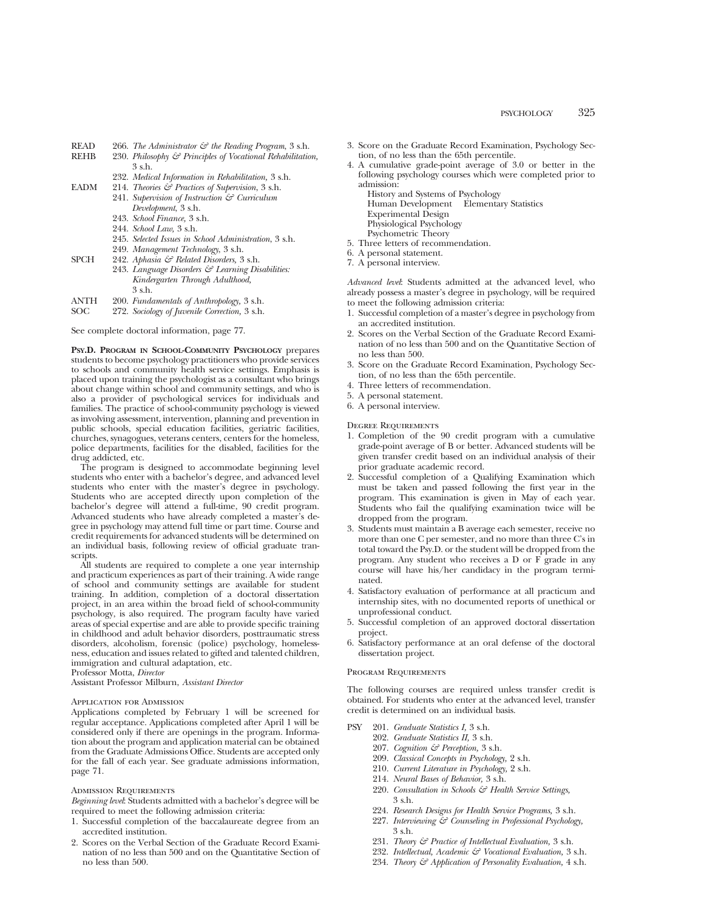READ 266. *The Administrator & the Reading Program,* 3 s.h.
REHB 230. *Philosophy & Principles of Vocational Rehabilitation,* 3 s.h.
232. *Medical Information in Rehabilitation,* 3 s.h.
EADM 214. *Theories & Practices of Supervision,* 3 s.h.
241. *Supervision of Instruction & Curriculum Development,* 3 s.h.
243. *School Finance,* 3 s.h.
244. *School Law,* 3 s.h.
245. *Selected Issues in School Administration,* 3 s.h.
249. *Management Technology,* 3 s.h.
SPCH 242. *Aphasia & Related Disorders,* 3 s.h.
243. *Language Disorders & Learning Disabilities: Kindergarten Through Adulthood,* 3 s.h.
ANTH 200. *Fundamentals of Anthropology,* 3 s.h.
SOC 272. *Sociology of Juvenile Correction,* 3 s.h.

See complete doctoral information, page 77.

**Psy.D. Program in School-Community Psychology** prepares students to become psychology practitioners who provide services to schools and community health service settings. Emphasis is placed upon training the psychologist as a consultant who brings about change within school and community settings, and who is also a provider of psychological services for individuals and families. The practice of school-community psychology is viewed as involving assessment, intervention, planning and prevention in public schools, special education facilities, geriatric facilities, churches, synagogues, veterans centers, centers for the homeless, police departments, facilities for the disabled, facilities for the drug addicted, etc.

The program is designed to accommodate beginning level students who enter with a bachelor's degree, and advanced level students who enter with the master's degree in psychology. Students who are accepted directly upon completion of the bachelor's degree will attend a full-time, 90 credit program. Advanced students who have already completed a master's degree in psychology may attend full time or part time. Course and credit requirements for advanced students will be determined on an individual basis, following review of official graduate transcripts.

All students are required to complete a one year internship and practicum experiences as part of their training. A wide range of school and community settings are available for student training. In addition, completion of a doctoral dissertation project, in an area within the broad field of school-community psychology, is also required. The program faculty have varied areas of special expertise and are able to provide specific training in childhood and adult behavior disorders, posttraumatic stress disorders, alcoholism, forensic (police) psychology, homelessness, education and issues related to gifted and talented children, immigration and cultural adaptation, etc.

Professor Motta, *Director*
Assistant Professor Milburn, *Assistant Director*

### Application for Admission

Applications completed by February 1 will be screened for regular acceptance. Applications completed after April 1 will be considered only if there are openings in the program. Information about the program and application material can be obtained from the Graduate Admissions Office. Students are accepted only for the fall of each year. See graduate admissions information, page 71.

### Admission Requirements

*Beginning level*: Students admitted with a bachelor's degree will be required to meet the following admission criteria:

1. Successful completion of the baccalaureate degree from an accredited institution.
2. Scores on the Verbal Section of the Graduate Record Examination of no less than 500 and on the Quantitative Section of no less than 500.
3. Score on the Graduate Record Examination, Psychology Section, of no less than the 65th percentile.
4. A cumulative grade-point average of 3.0 or better in the following psychology courses which were completed prior to admission:
   History and Systems of Psychology
   Human Development    Elementary Statistics
   Experimental Design
   Physiological Psychology
   Psychometric Theory
5. Three letters of recommendation.
6. A personal statement.
7. A personal interview.

*Advanced level*: Students admitted at the advanced level, who already possess a master's degree in psychology, will be required to meet the following admission criteria:

1. Successful completion of a master's degree in psychology from an accredited institution.
2. Scores on the Verbal Section of the Graduate Record Examination of no less than 500 and on the Quantitative Section of no less than 500.
3. Score on the Graduate Record Examination, Psychology Section, of no less than the 65th percentile.
4. Three letters of recommendation.
5. A personal statement.
6. A personal interview.

### Degree Requirements

1. Completion of the 90 credit program with a cumulative grade-point average of B or better. Advanced students will be given transfer credit based on an individual analysis of their prior graduate academic record.
2. Successful completion of a Qualifying Examination which must be taken and passed following the first year in the program. This examination is given in May of each year. Students who fail the qualifying examination twice will be dropped from the program.
3. Students must maintain a B average each semester, receive no more than one C per semester, and no more than three C's in total toward the Psy.D. or the student will be dropped from the program. Any student who receives a D or F grade in any course will have his/her candidacy in the program terminated.
4. Satisfactory evaluation of performance at all practicum and internship sites, with no documented reports of unethical or unprofessional conduct.
5. Successful completion of an approved doctoral dissertation project.
6. Satisfactory performance at an oral defense of the doctoral dissertation project.

### Program Requirements

The following courses are required unless transfer credit is obtained. For students who enter at the advanced level, transfer credit is determined on an individual basis.

PSY 201. *Graduate Statistics I,* 3 s.h.
202. *Graduate Statistics II,* 3 s.h.
207. *Cognition & Perception,* 3 s.h.
209. *Classical Concepts in Psychology,* 2 s.h.
210. *Current Literature in Psychology,* 2 s.h.
214. *Neural Bases of Behavior,* 3 s.h.
220. *Consultation in Schools & Health Service Settings,* 3 s.h.
224. *Research Designs for Health Service Programs,* 3 s.h.
227. *Interviewing & Counseling in Professional Psychology,* 3 s.h.
231. *Theory & Practice of Intellectual Evaluation,* 3 s.h.
232. *Intellectual, Academic & Vocational Evaluation,* 3 s.h.
234. *Theory & Application of Personality Evaluation,* 4 s.h.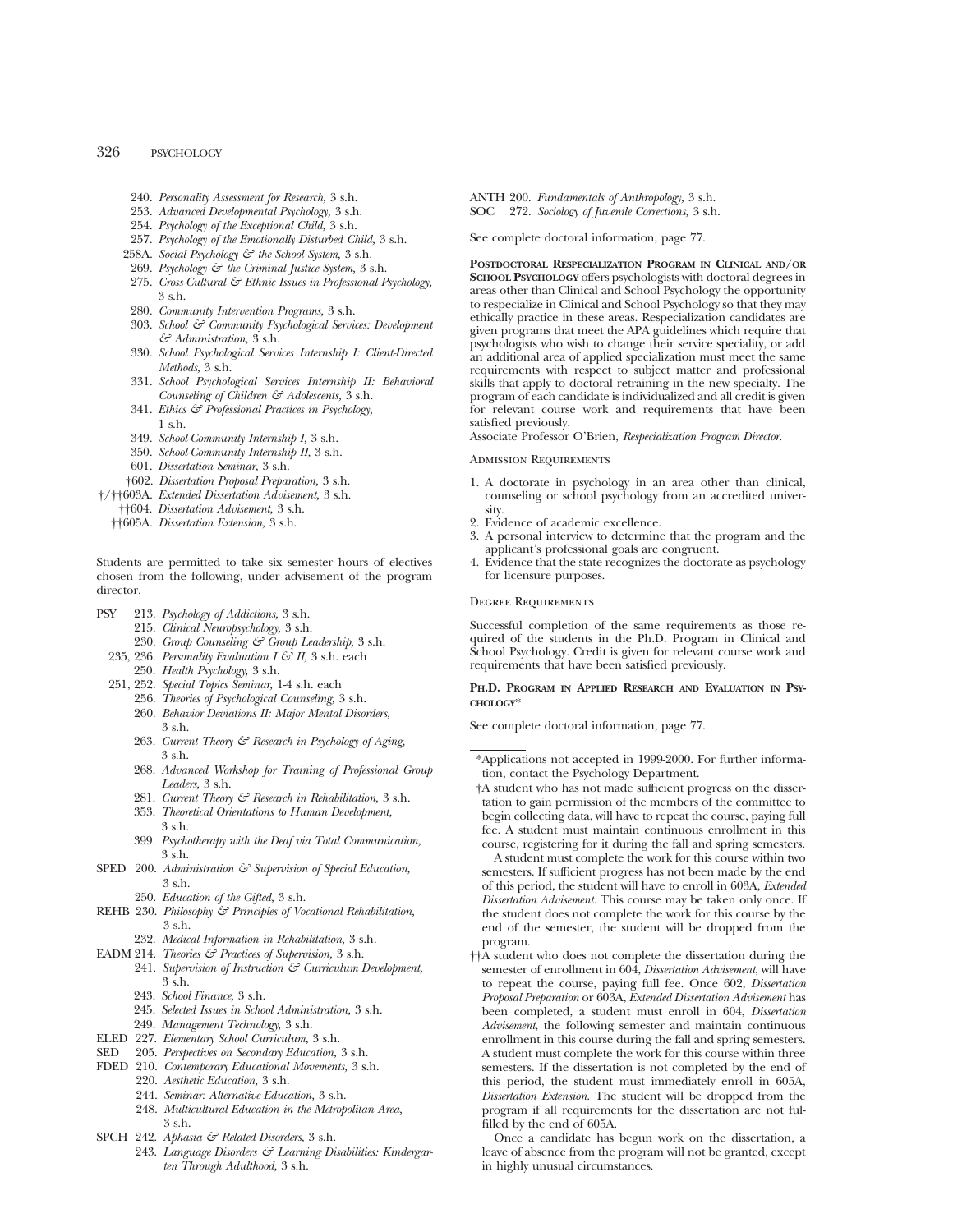240. *Personality Assessment for Research,* 3 s.h.
253. *Advanced Developmental Psychology,* 3 s.h.
254. *Psychology of the Exceptional Child,* 3 s.h.
257. *Psychology of the Emotionally Disturbed Child,* 3 s.h.
258A. *Social Psychology & the School System,* 3 s.h.
269. *Psychology & the Criminal Justice System,* 3 s.h.
275. *Cross-Cultural & Ethnic Issues in Professional Psychology,* 3 s.h.
280. *Community Intervention Programs,* 3 s.h.
303. *School & Community Psychological Services: Development & Administration,* 3 s.h.
330. *School Psychological Services Internship I: Client-Directed Methods,* 3 s.h.
331. *School Psychological Services Internship II: Behavioral Counseling of Children & Adolescents,* 3 s.h.
341. *Ethics & Professional Practices in Psychology,* 1 s.h.
349. *School-Community Internship I,* 3 s.h.
350. *School-Community Internship II,* 3 s.h.
601. *Dissertation Seminar,* 3 s.h.
†602. *Dissertation Proposal Preparation,* 3 s.h.
†/††603A. *Extended Dissertation Advisement,* 3 s.h.
††604. *Dissertation Advisement,* 3 s.h.
††605A. *Dissertation Extension,* 3 s.h.

Students are permitted to take six semester hours of electives chosen from the following, under advisement of the program director.

PSY 213. *Psychology of Addictions,* 3 s.h.
215. *Clinical Neuropsychology,* 3 s.h.
230. *Group Counseling & Group Leadership,* 3 s.h.
235, 236. *Personality Evaluation I & II,* 3 s.h. each
250. *Health Psychology,* 3 s.h.
251, 252. *Special Topics Seminar,* 1-4 s.h. each
256. *Theories of Psychological Counseling,* 3 s.h.
260. *Behavior Deviations II: Major Mental Disorders,* 3 s.h.
263. *Current Theory & Research in Psychology of Aging,* 3 s.h.
268. *Advanced Workshop for Training of Professional Group Leaders,* 3 s.h.
281. *Current Theory & Research in Rehabilitation,* 3 s.h.
353. *Theoretical Orientations to Human Development,* 3 s.h.
399. *Psychotherapy with the Deaf via Total Communication,* 3 s.h.

SPED 200. *Administration & Supervision of Special Education,* 3 s.h.
250. *Education of the Gifted,* 3 s.h.

REHB 230. *Philosophy & Principles of Vocational Rehabilitation,* 3 s.h.
232. *Medical Information in Rehabilitation,* 3 s.h.

EADM 214. *Theories & Practices of Supervision,* 3 s.h.
241. *Supervision of Instruction & Curriculum Development,* 3 s.h.
243. *School Finance,* 3 s.h.
245. *Selected Issues in School Administration,* 3 s.h.
249. *Management Technology,* 3 s.h.

ELED 227. *Elementary School Curriculum,* 3 s.h.

SED 205. *Perspectives on Secondary Education,* 3 s.h.

FDED 210. *Contemporary Educational Movements,* 3 s.h.
220. *Aesthetic Education,* 3 s.h.
244. *Seminar: Alternative Education,* 3 s.h.
248. *Multicultural Education in the Metropolitan Area,* 3 s.h.

SPCH 242. *Aphasia & Related Disorders,* 3 s.h.
243. *Language Disorders & Learning Disabilities: Kindergarten Through Adulthood,* 3 s.h.

ANTH 200. *Fundamentals of Anthropology,* 3 s.h.
SOC 272. *Sociology of Juvenile Corrections,* 3 s.h.

See complete doctoral information, page 77.

**POSTDOCTORAL RESPECIALIZATION PROGRAM IN CLINICAL AND/OR SCHOOL PSYCHOLOGY** offers psychologists with doctoral degrees in areas other than Clinical and School Psychology the opportunity to respecialize in Clinical and School Psychology so that they may ethically practice in these areas. Respecialization candidates are given programs that meet the APA guidelines which require that psychologists who wish to change their service speciality, or add an additional area of applied specialization must meet the same requirements with respect to subject matter and professional skills that apply to doctoral retraining in the new specialty. The program of each candidate is individualized and all credit is given for relevant course work and requirements that have been satisfied previously.
Associate Professor O'Brien, *Respecialization Program Director.*

ADMISSION REQUIREMENTS

1. A doctorate in psychology in an area other than clinical, counseling or school psychology from an accredited university.
2. Evidence of academic excellence.
3. A personal interview to determine that the program and the applicant's professional goals are congruent.
4. Evidence that the state recognizes the doctorate as psychology for licensure purposes.

DEGREE REQUIREMENTS

Successful completion of the same requirements as those required of the students in the Ph.D. Program in Clinical and School Psychology. Credit is given for relevant course work and requirements that have been satisfied previously.

**PH.D. PROGRAM IN APPLIED RESEARCH AND EVALUATION IN PSYCHOLOGY***

See complete doctoral information, page 77.

---

*Applications not accepted in 1999-2000. For further information, contact the Psychology Department.

†A student who has not made sufficient progress on the dissertation to gain permission of the members of the committee to begin collecting data, will have to repeat the course, paying full fee. A student must maintain continuous enrollment in this course, registering for it during the fall and spring semesters.

A student must complete the work for this course within two semesters. If sufficient progress has not been made by the end of this period, the student will have to enroll in 603A, *Extended Dissertation Advisement.* This course may be taken only once. If the student does not complete the work for this course by the end of the semester, the student will be dropped from the program.

††A student who does not complete the dissertation during the semester of enrollment in 604, *Dissertation Advisement,* will have to repeat the course, paying full fee. Once 602, *Dissertation Proposal Preparation* or 603A, *Extended Dissertation Advisement* has been completed, a student must enroll in 604, *Dissertation Advisement,* the following semester and maintain continuous enrollment in this course during the fall and spring semesters. A student must complete the work for this course within three semesters. If the dissertation is not completed by the end of this period, the student must immediately enroll in 605A, *Dissertation Extension.* The student will be dropped from the program if all requirements for the dissertation are not fulfilled by the end of 605A.

Once a candidate has begun work on the dissertation, a leave of absence from the program will not be granted, except in highly unusual circumstances.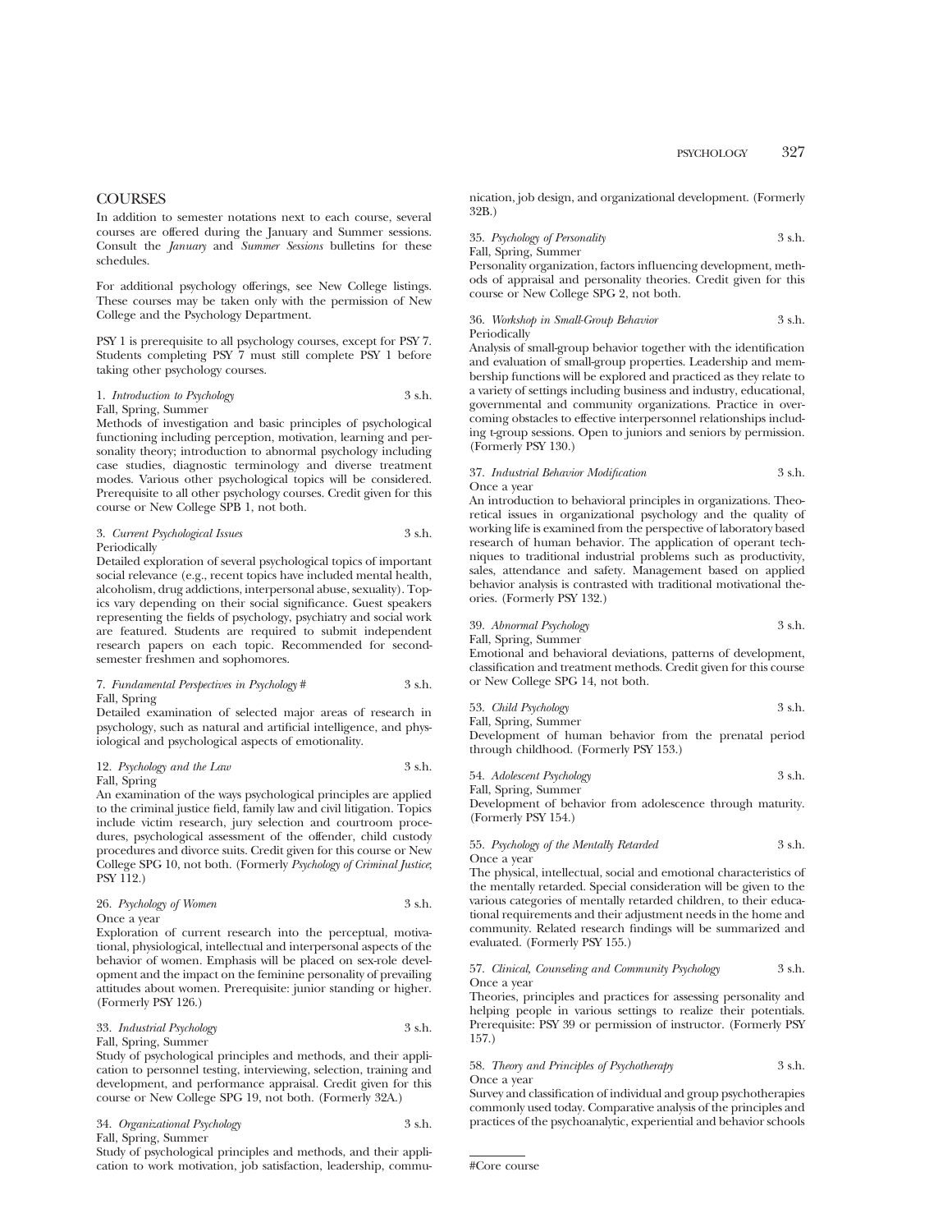## COURSES

In addition to semester notations next to each course, several courses are offered during the January and Summer sessions. Consult the *January* and *Summer Sessions* bulletins for these schedules.

For additional psychology offerings, see New College listings. These courses may be taken only with the permission of New College and the Psychology Department.

PSY 1 is prerequisite to all psychology courses, except for PSY 7. Students completing PSY 7 must still complete PSY 1 before taking other psychology courses.

1. *Introduction to Psychology* 3 s.h.
Fall, Spring, Summer
Methods of investigation and basic principles of psychological functioning including perception, motivation, learning and personality theory; introduction to abnormal psychology including case studies, diagnostic terminology and diverse treatment modes. Various other psychological topics will be considered. Prerequisite to all other psychology courses. Credit given for this course or New College SPB 1, not both.

3. *Current Psychological Issues* 3 s.h.
Periodically
Detailed exploration of several psychological topics of important social relevance (e.g., recent topics have included mental health, alcoholism, drug addictions, interpersonal abuse, sexuality). Topics vary depending on their social significance. Guest speakers representing the fields of psychology, psychiatry and social work are featured. Students are required to submit independent research papers on each topic. Recommended for second-semester freshmen and sophomores.

7. *Fundamental Perspectives in Psychology* # 3 s.h.
Fall, Spring
Detailed examination of selected major areas of research in psychology, such as natural and artificial intelligence, and physiological and psychological aspects of emotionality.

12. *Psychology and the Law* 3 s.h.
Fall, Spring
An examination of the ways psychological principles are applied to the criminal justice field, family law and civil litigation. Topics include victim research, jury selection and courtroom procedures, psychological assessment of the offender, child custody procedures and divorce suits. Credit given for this course or New College SPG 10, not both. (Formerly *Psychology of Criminal Justice*; PSY 112.)

26. *Psychology of Women* 3 s.h.
Once a year
Exploration of current research into the perceptual, motivational, physiological, intellectual and interpersonal aspects of the behavior of women. Emphasis will be placed on sex-role development and the impact on the feminine personality of prevailing attitudes about women. Prerequisite: junior standing or higher. (Formerly PSY 126.)

33. *Industrial Psychology* 3 s.h.
Fall, Spring, Summer
Study of psychological principles and methods, and their application to personnel testing, interviewing, selection, training and development, and performance appraisal. Credit given for this course or New College SPG 19, not both. (Formerly 32A.)

34. *Organizational Psychology* 3 s.h.
Fall, Spring, Summer
Study of psychological principles and methods, and their application to work motivation, job satisfaction, leadership, communication, job design, and organizational development. (Formerly 32B.)

35. *Psychology of Personality* 3 s.h.
Fall, Spring, Summer
Personality organization, factors influencing development, methods of appraisal and personality theories. Credit given for this course or New College SPG 2, not both.

36. *Workshop in Small-Group Behavior* 3 s.h.
Periodically
Analysis of small-group behavior together with the identification and evaluation of small-group properties. Leadership and membership functions will be explored and practiced as they relate to a variety of settings including business and industry, educational, governmental and community organizations. Practice in overcoming obstacles to effective interpersonnel relationships including t-group sessions. Open to juniors and seniors by permission. (Formerly PSY 130.)

37. *Industrial Behavior Modification* 3 s.h.
Once a year
An introduction to behavioral principles in organizations. Theoretical issues in organizational psychology and the quality of working life is examined from the perspective of laboratory based research of human behavior. The application of operant techniques to traditional industrial problems such as productivity, sales, attendance and safety. Management based on applied behavior analysis is contrasted with traditional motivational theories. (Formerly PSY 132.)

39. *Abnormal Psychology* 3 s.h.
Fall, Spring, Summer
Emotional and behavioral deviations, patterns of development, classification and treatment methods. Credit given for this course or New College SPG 14, not both.

53. *Child Psychology* 3 s.h.
Fall, Spring, Summer
Development of human behavior from the prenatal period through childhood. (Formerly PSY 153.)

54. *Adolescent Psychology* 3 s.h.
Fall, Spring, Summer
Development of behavior from adolescence through maturity. (Formerly PSY 154.)

55. *Psychology of the Mentally Retarded* 3 s.h.
Once a year
The physical, intellectual, social and emotional characteristics of the mentally retarded. Special consideration will be given to the various categories of mentally retarded children, to their educational requirements and their adjustment needs in the home and community. Related research findings will be summarized and evaluated. (Formerly PSY 155.)

57. *Clinical, Counseling and Community Psychology* 3 s.h.
Once a year
Theories, principles and practices for assessing personality and helping people in various settings to realize their potentials. Prerequisite: PSY 39 or permission of instructor. (Formerly PSY 157.)

58. *Theory and Principles of Psychotherapy* 3 s.h.
Once a year
Survey and classification of individual and group psychotherapies commonly used today. Comparative analysis of the principles and practices of the psychoanalytic, experiential and behavior schools

---

#Core course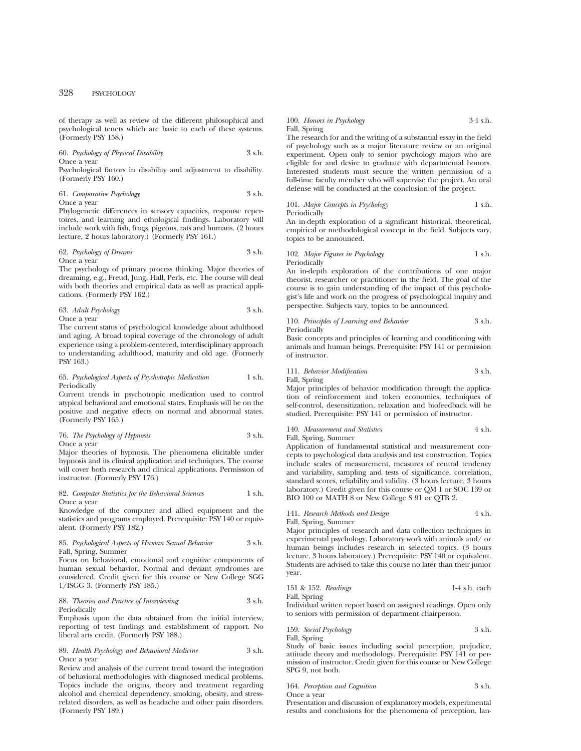of therapy as well as review of the different philosophical and psychological tenets which are basic to each of these systems. (Formerly PSY 158.)

60. *Psychology of Physical Disability* 3 s.h.
Once a year
Psychological factors in disability and adjustment to disability. (Formerly PSY 160.)

61. *Comparative Psychology* 3 s.h.
Once a year
Phylogenetic differences in sensory capacities, response repertoires, and learning and ethological findings. Laboratory will include work with fish, frogs, pigeons, rats and humans. (2 hours lecture, 2 hours laboratory.) (Formerly PSY 161.)

62. *Psychology of Dreams* 3 s.h.
Once a year
The psychology of primary process thinking. Major theories of dreaming, e.g., Freud, Jung, Hall, Perls, etc. The course will deal with both theories and empirical data as well as practical applications. (Formerly PSY 162.)

63. *Adult Psychology* 3 s.h.
Once a year
The current status of psychological knowledge about adulthood and aging. A broad topical coverage of the chronology of adult experience using a problem-centered, interdisciplinary approach to understanding adulthood, maturity and old age. (Formerly PSY 163.)

65. *Psychological Aspects of Psychotropic Medication* 1 s.h.
Periodically
Current trends in psychotropic medication used to control atypical behavioral and emotional states. Emphasis will be on the positive and negative effects on normal and abnormal states. (Formerly PSY 165.)

76. *The Psychology of Hypnosis* 3 s.h.
Once a year
Major theories of hypnosis. The phenomena elicitable under hypnosis and its clinical application and techniques. The course will cover both research and clinical applications. Permission of instructor. (Formerly PSY 176.)

82. *Computer Statistics for the Behavioral Sciences* 1 s.h.
Once a year
Knowledge of the computer and allied equipment and the statistics and programs employed. Prerequisite: PSY 140 or equivalent. (Formerly PSY 182.)

85. *Psychological Aspects of Human Sexual Behavior* 3 s.h.
Fall, Spring, Summer
Focus on behavioral, emotional and cognitive components of human sexual behavior. Normal and deviant syndromes are considered. Credit given for this course or New College SGG 1/ISGG 3. (Formerly PSY 185.)

88. *Theories and Practice of Interviewing* 3 s.h.
Periodically
Emphasis upon the data obtained from the initial interview, reporting of test findings and establishment of rapport. No liberal arts credit. (Formerly PSY 188.)

89. *Health Psychology and Behavioral Medicine* 3 s.h.
Once a year
Review and analysis of the current trend toward the integration of behavioral methodologies with diagnosed medical problems. Topics include the origins, theory and treatment regarding alcohol and chemical dependency, smoking, obesity, and stress-related disorders, as well as headache and other pain disorders. (Formerly PSY 189.)

100. *Honors in Psychology* 3-4 s.h.
Fall, Spring
The research for and the writing of a substantial essay in the field of psychology such as a major literature review or an original experiment. Open only to senior psychology majors who are eligible for and desire to graduate with departmental honors. Interested students must secure the written permission of a full-time faculty member who will supervise the project. An oral defense will be conducted at the conclusion of the project.

101. *Major Concepts in Psychology* 1 s.h.
Periodically
An in-depth exploration of a significant historical, theoretical, empirical or methodological concept in the field. Subjects vary, topics to be announced.

102. *Major Figures in Psychology* 1 s.h.
Periodically
An in-depth exploration of the contributions of one major theorist, researcher or practitioner in the field. The goal of the course is to gain understanding of the impact of this psychologist's life and work on the progress of psychological inquiry and perspective. Subjects vary, topics to be announced.

110. *Principles of Learning and Behavior* 3 s.h.
Periodically
Basic concepts and principles of learning and conditioning with animals and human beings. Prerequisite: PSY 141 or permission of instructor.

111. *Behavior Modification* 3 s.h.
Fall, Spring
Major principles of behavior modification through the application of reinforcement and token economies, techniques of self-control, desensitization, relaxation and biofeedback will be studied. Prerequisite: PSY 141 or permission of instructor.

140. *Measurement and Statistics* 4 s.h.
Fall, Spring, Summer
Application of fundamental statistical and measurement concepts to psychological data analysis and test construction. Topics include scales of measurement, measures of central tendency and variability, sampling and tests of significance, correlation, standard scores, reliability and validity. (3 hours lecture, 3 hours laboratory.) Credit given for this course or QM 1 or SOC 139 or BIO 100 or MATH 8 or New College S 91 or QTB 2.

141. *Research Methods and Design* 4 s.h.
Fall, Spring, Summer
Major principles of research and data collection techniques in experimental psychology. Laboratory work with animals and/ or human beings includes research in selected topics. (3 hours lecture, 3 hours laboratory.) Prerequisite: PSY 140 or equivalent. Students are advised to take this course no later than their junior year.

151 & 152. *Readings* 1-4 s.h. each
Fall, Spring
Individual written report based on assigned readings. Open only to seniors with permission of department chairperson.

159. *Social Psychology* 3 s.h.
Fall, Spring
Study of basic issues including social perception, prejudice, attitude theory and methodology. Prerequisite: PSY 141 or permission of instructor. Credit given for this course or New College SPG 9, not both.

164. *Perception and Cognition* 3 s.h.
Once a year
Presentation and discussion of explanatory models, experimental results and conclusions for the phenomena of perception, lan-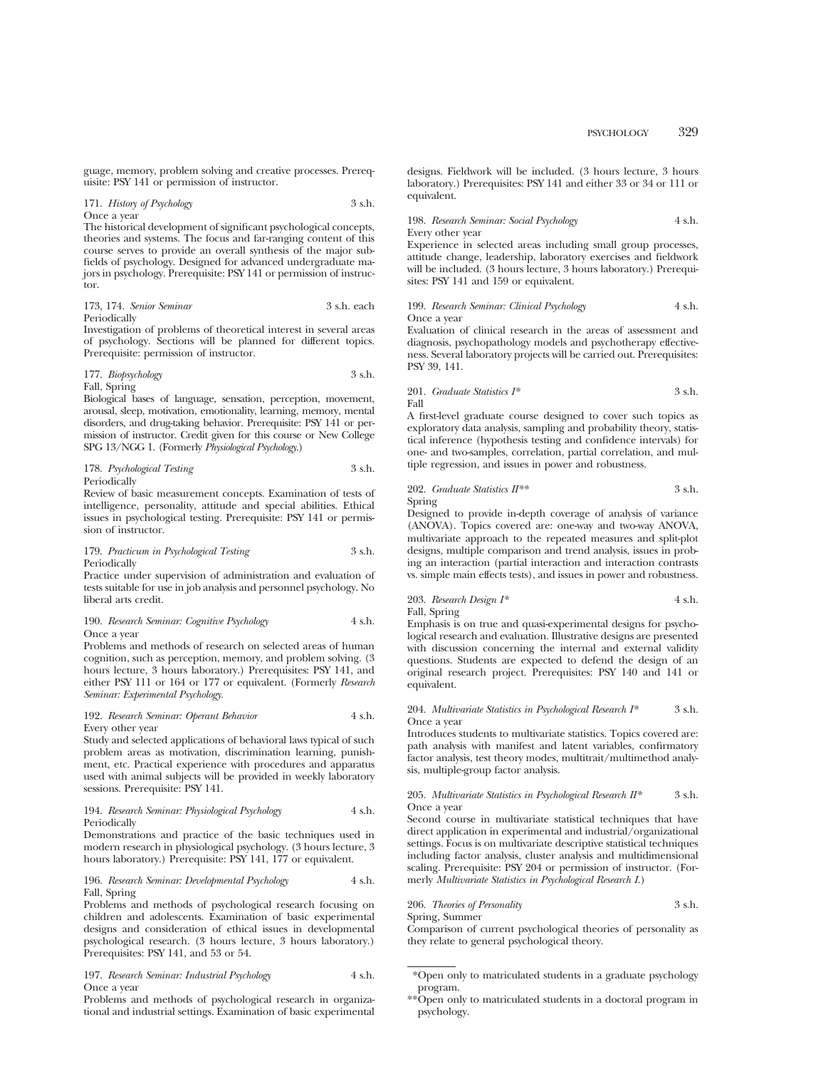guage, memory, problem solving and creative processes. Prerequisite: PSY 141 or permission of instructor.

171. *History of Psychology* 3 s.h.
Once a year
The historical development of significant psychological concepts, theories and systems. The focus and far-ranging content of this course serves to provide an overall synthesis of the major subfields of psychology. Designed for advanced undergraduate majors in psychology. Prerequisite: PSY 141 or permission of instructor.

173, 174. *Senior Seminar* 3 s.h. each
Periodically
Investigation of problems of theoretical interest in several areas of psychology. Sections will be planned for different topics. Prerequisite: permission of instructor.

177. *Biopsychology* 3 s.h.
Fall, Spring
Biological bases of language, sensation, perception, movement, arousal, sleep, motivation, emotionality, learning, memory, mental disorders, and drug-taking behavior. Prerequisite: PSY 141 or permission of instructor. Credit given for this course or New College SPG 13/NGG 1. (Formerly *Physiological Psychology*.)

178. *Psychological Testing* 3 s.h.
Periodically
Review of basic measurement concepts. Examination of tests of intelligence, personality, attitude and special abilities. Ethical issues in psychological testing. Prerequisite: PSY 141 or permission of instructor.

179. *Practicum in Psychological Testing* 3 s.h.
Periodically
Practice under supervision of administration and evaluation of tests suitable for use in job analysis and personnel psychology. No liberal arts credit.

190. *Research Seminar: Cognitive Psychology* 4 s.h.
Once a year
Problems and methods of research on selected areas of human cognition, such as perception, memory, and problem solving. (3 hours lecture, 3 hours laboratory.) Prerequisites: PSY 141, and either PSY 111 or 164 or 177 or equivalent. (Formerly *Research Seminar: Experimental Psychology*.

192. *Research Seminar: Operant Behavior* 4 s.h.
Every other year
Study and selected applications of behavioral laws typical of such problem areas as motivation, discrimination learning, punishment, etc. Practical experience with procedures and apparatus used with animal subjects will be provided in weekly laboratory sessions. Prerequisite: PSY 141.

194. *Research Seminar: Physiological Psychology* 4 s.h.
Periodically
Demonstrations and practice of the basic techniques used in modern research in physiological psychology. (3 hours lecture, 3 hours laboratory.) Prerequisite: PSY 141, 177 or equivalent.

196. *Research Seminar: Developmental Psychology* 4 s.h.
Fall, Spring
Problems and methods of psychological research focusing on children and adolescents. Examination of basic experimental designs and consideration of ethical issues in developmental psychological research. (3 hours lecture, 3 hours laboratory.) Prerequisites: PSY 141, and 53 or 54.

197. *Research Seminar: Industrial Psychology* 4 s.h.
Once a year
Problems and methods of psychological research in organizational and industrial settings. Examination of basic experimental designs. Fieldwork will be included. (3 hours lecture, 3 hours laboratory.) Prerequisites: PSY 141 and either 33 or 34 or 111 or equivalent.

198. *Research Seminar: Social Psychology* 4 s.h.
Every other year
Experience in selected areas including small group processes, attitude change, leadership, laboratory exercises and fieldwork will be included. (3 hours lecture, 3 hours laboratory.) Prerequisites: PSY 141 and 159 or equivalent.

199. *Research Seminar: Clinical Psychology* 4 s.h.
Once a year
Evaluation of clinical research in the areas of assessment and diagnosis, psychopathology models and psychotherapy effectiveness. Several laboratory projects will be carried out. Prerequisites: PSY 39, 141.

201. *Graduate Statistics I\** 3 s.h.
Fall
A first-level graduate course designed to cover such topics as exploratory data analysis, sampling and probability theory, statistical inference (hypothesis testing and confidence intervals) for one- and two-samples, correlation, partial correlation, and multiple regression, and issues in power and robustness.

202. *Graduate Statistics II\*\** 3 s.h.
Spring
Designed to provide in-depth coverage of analysis of variance (ANOVA). Topics covered are: one-way and two-way ANOVA, multivariate approach to the repeated measures and split-plot designs, multiple comparison and trend analysis, issues in probing an interaction (partial interaction and interaction contrasts vs. simple main effects tests), and issues in power and robustness.

203. *Research Design I\** 4 s.h.
Fall, Spring
Emphasis is on true and quasi-experimental designs for psychological research and evaluation. Illustrative designs are presented with discussion concerning the internal and external validity questions. Students are expected to defend the design of an original research project. Prerequisites: PSY 140 and 141 or equivalent.

204. *Multivariate Statistics in Psychological Research I\** 3 s.h.
Once a year
Introduces students to multivariate statistics. Topics covered are: path analysis with manifest and latent variables, confirmatory factor analysis, test theory modes, multitrait/multimethod analysis, multiple-group factor analysis.

205. *Multivariate Statistics in Psychological Research II\** 3 s.h.
Once a year
Second course in multivariate statistical techniques that have direct application in experimental and industrial/organizational settings. Focus is on multivariate descriptive statistical techniques including factor analysis, cluster analysis and multidimensional scaling. Prerequisite: PSY 204 or permission of instructor. (Formerly *Multivariate Statistics in Psychological Research I*.)

206. *Theories of Personality* 3 s.h.
Spring, Summer
Comparison of current psychological theories of personality as they relate to general psychological theory.

\*Open only to matriculated students in a graduate psychology program.

\*\*Open only to matriculated students in a doctoral program in psychology.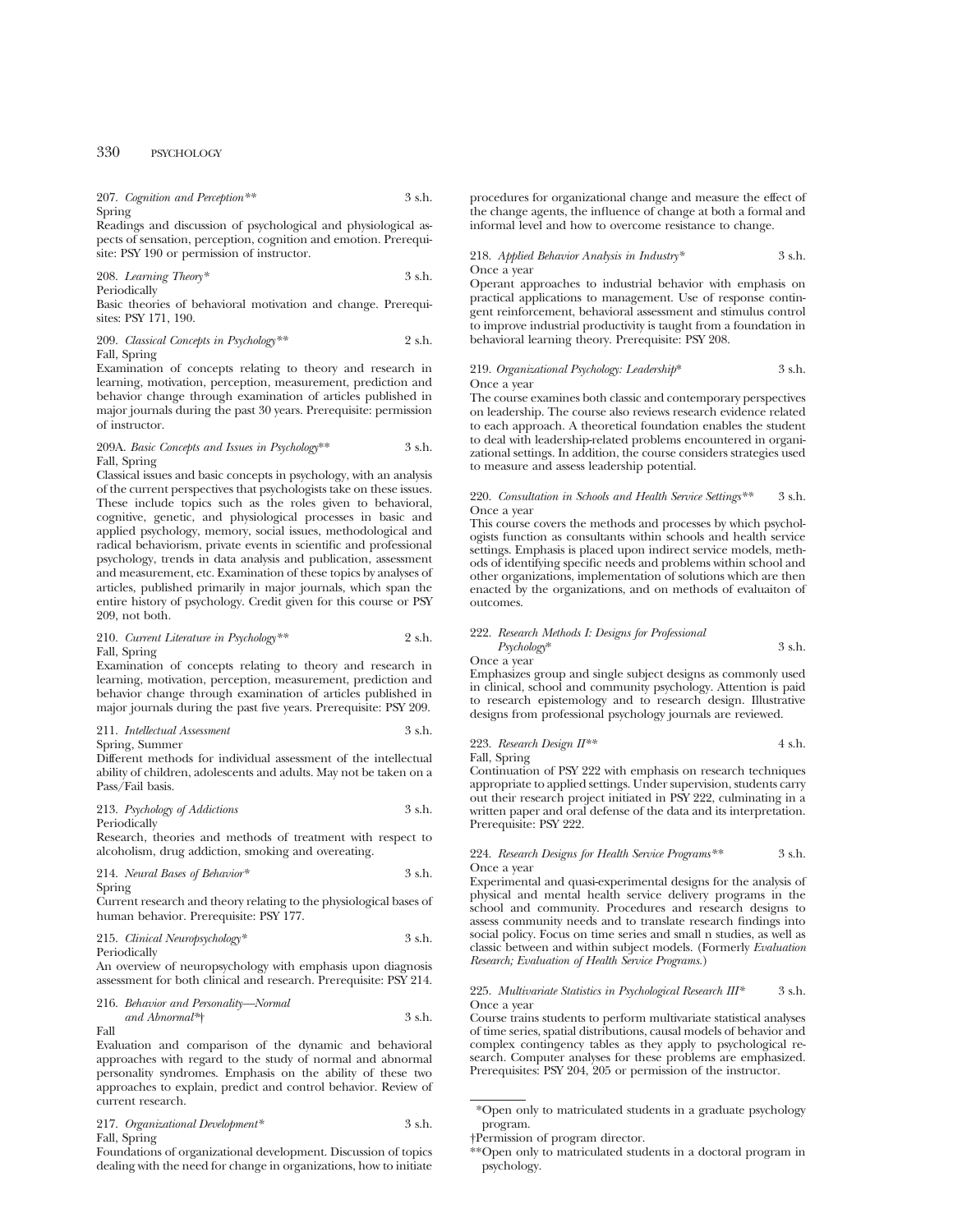207. *Cognition and Perception*** 3 s.h.
Spring

Readings and discussion of psychological and physiological aspects of sensation, perception, cognition and emotion. Prerequisite: PSY 190 or permission of instructor.

208. *Learning Theory** 3 s.h.
Periodically

Basic theories of behavioral motivation and change. Prerequisites: PSY 171, 190.

209. *Classical Concepts in Psychology*** 2 s.h.
Fall, Spring

Examination of concepts relating to theory and research in learning, motivation, perception, measurement, prediction and behavior change through examination of articles published in major journals during the past 30 years. Prerequisite: permission of instructor.

209A. *Basic Concepts and Issues in Psychology*** 3 s.h.
Fall, Spring

Classical issues and basic concepts in psychology, with an analysis of the current perspectives that psychologists take on these issues. These include topics such as the roles given to behavioral, cognitive, genetic, and physiological processes in basic and applied psychology, memory, social issues, methodological and radical behaviorism, private events in scientific and professional psychology, trends in data analysis and publication, assessment and measurement, etc. Examination of these topics by analyses of articles, published primarily in major journals, which span the entire history of psychology. Credit given for this course or PSY 209, not both.

210. *Current Literature in Psychology*** 2 s.h.
Fall, Spring

Examination of concepts relating to theory and research in learning, motivation, perception, measurement, prediction and behavior change through examination of articles published in major journals during the past five years. Prerequisite: PSY 209.

211. *Intellectual Assessment* 3 s.h.
Spring, Summer

Different methods for individual assessment of the intellectual ability of children, adolescents and adults. May not be taken on a Pass/Fail basis.

213. *Psychology of Addictions* 3 s.h.
Periodically

Research, theories and methods of treatment with respect to alcoholism, drug addiction, smoking and overeating.

214. *Neural Bases of Behavior** 3 s.h.
Spring

Current research and theory relating to the physiological bases of human behavior. Prerequisite: PSY 177.

215. *Clinical Neuropsychology** 3 s.h.
Periodically

An overview of neuropsychology with emphasis upon diagnosis assessment for both clinical and research. Prerequisite: PSY 214.

216. *Behavior and Personality—Normal and Abnormal**† 3 s.h.
Fall

Evaluation and comparison of the dynamic and behavioral approaches with regard to the study of normal and abnormal personality syndromes. Emphasis on the ability of these two approaches to explain, predict and control behavior. Review of current research.

217. *Organizational Development** 3 s.h.
Fall, Spring

Foundations of organizational development. Discussion of topics dealing with the need for change in organizations, how to initiate procedures for organizational change and measure the effect of the change agents, the influence of change at both a formal and informal level and how to overcome resistance to change.

218. *Applied Behavior Analysis in Industry** 3 s.h.
Once a year

Operant approaches to industrial behavior with emphasis on practical applications to management. Use of response contingent reinforcement, behavioral assessment and stimulus control to improve industrial productivity is taught from a foundation in behavioral learning theory. Prerequisite: PSY 208.

219. *Organizational Psychology: Leadership** 3 s.h.
Once a year

The course examines both classic and contemporary perspectives on leadership. The course also reviews research evidence related to each approach. A theoretical foundation enables the student to deal with leadership-related problems encountered in organizational settings. In addition, the course considers strategies used to measure and assess leadership potential.

220. *Consultation in Schools and Health Service Settings*** 3 s.h.
Once a year

This course covers the methods and processes by which psychologists function as consultants within schools and health service settings. Emphasis is placed upon indirect service models, methods of identifying specific needs and problems within school and other organizations, implementation of solutions which are then enacted by the organizations, and on methods of evaluaiton of outcomes.

222. *Research Methods I: Designs for Professional Psychology** 3 s.h.
Once a year

Emphasizes group and single subject designs as commonly used in clinical, school and community psychology. Attention is paid to research epistemology and to research design. Illustrative designs from professional psychology journals are reviewed.

223. *Research Design II*** 4 s.h.
Fall, Spring

Continuation of PSY 222 with emphasis on research techniques appropriate to applied settings. Under supervision, students carry out their research project initiated in PSY 222, culminating in a written paper and oral defense of the data and its interpretation. Prerequisite: PSY 222.

224. *Research Designs for Health Service Programs*** 3 s.h.
Once a year

Experimental and quasi-experimental designs for the analysis of physical and mental health service delivery programs in the school and community. Procedures and research designs to assess community needs and to translate research findings into social policy. Focus on time series and small n studies, as well as classic between and within subject models. (Formerly *Evaluation Research; Evaluation of Health Service Programs.*)

225. *Multivariate Statistics in Psychological Research III** 3 s.h.
Once a year

Course trains students to perform multivariate statistical analyses of time series, spatial distributions, causal models of behavior and complex contingency tables as they apply to psychological research. Computer analyses for these problems are emphasized. Prerequisites: PSY 204, 205 or permission of the instructor.

*Open only to matriculated students in a graduate psychology program.

†Permission of program director.

**Open only to matriculated students in a doctoral program in psychology.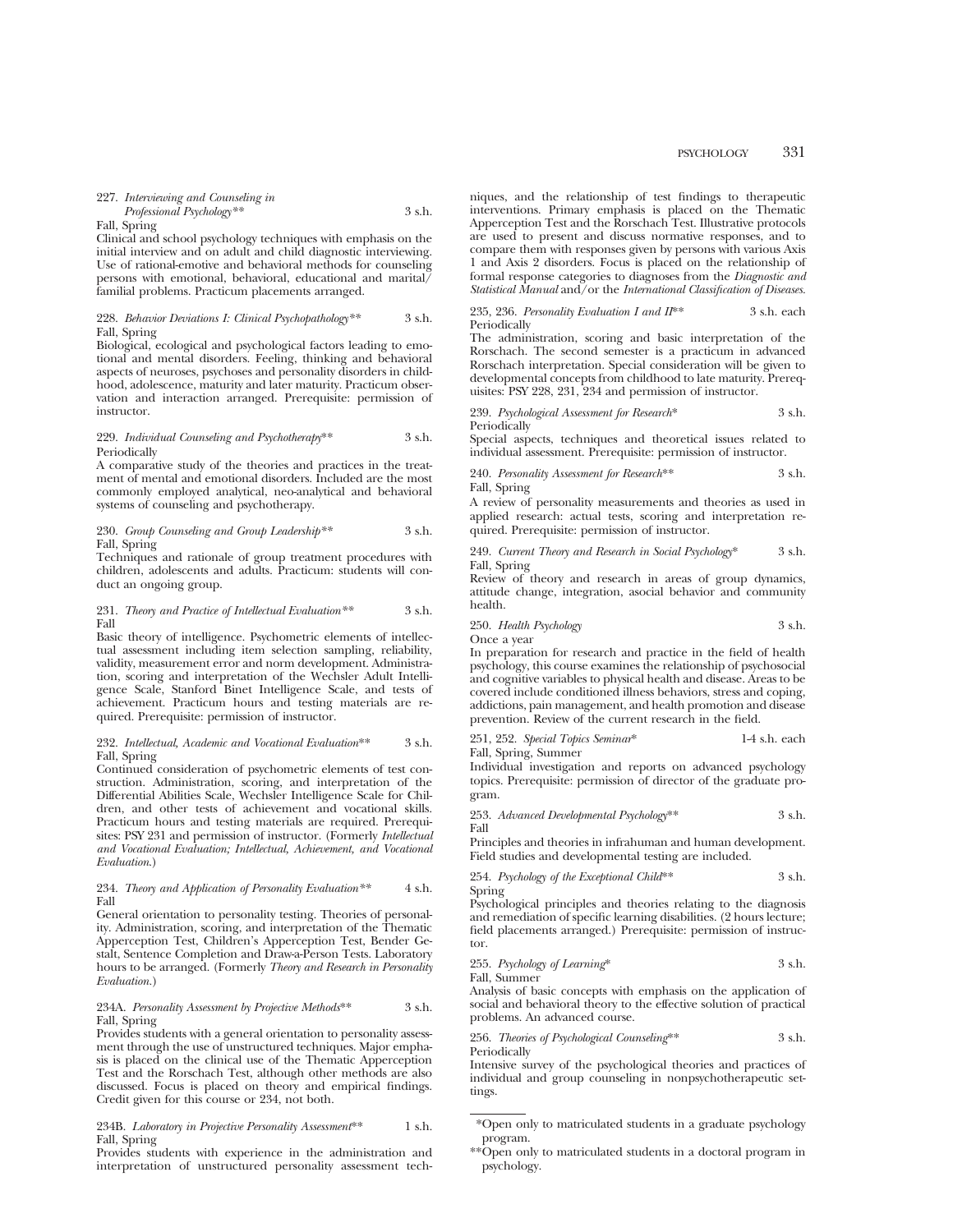227. *Interviewing and Counseling in Professional Psychology*** 3 s.h.
Fall, Spring

Clinical and school psychology techniques with emphasis on the initial interview and on adult and child diagnostic interviewing. Use of rational-emotive and behavioral methods for counseling persons with emotional, behavioral, educational and marital/familial problems. Practicum placements arranged.

228. *Behavior Deviations I: Clinical Psychopathology*** 3 s.h.
Fall, Spring

Biological, ecological and psychological factors leading to emotional and mental disorders. Feeling, thinking and behavioral aspects of neuroses, psychoses and personality disorders in childhood, adolescence, maturity and later maturity. Practicum observation and interaction arranged. Prerequisite: permission of instructor.

229. *Individual Counseling and Psychotherapy*** 3 s.h.
Periodically

A comparative study of the theories and practices in the treatment of mental and emotional disorders. Included are the most commonly employed analytical, neo-analytical and behavioral systems of counseling and psychotherapy.

230. *Group Counseling and Group Leadership*** 3 s.h.
Fall, Spring

Techniques and rationale of group treatment procedures with children, adolescents and adults. Practicum: students will conduct an ongoing group.

231. *Theory and Practice of Intellectual Evaluation*** 3 s.h.
Fall

Basic theory of intelligence. Psychometric elements of intellectual assessment including item selection sampling, reliability, validity, measurement error and norm development. Administration, scoring and interpretation of the Wechsler Adult Intelligence Scale, Stanford Binet Intelligence Scale, and tests of achievement. Practicum hours and testing materials are required. Prerequisite: permission of instructor.

232. *Intellectual, Academic and Vocational Evaluation*** 3 s.h.
Fall, Spring

Continued consideration of psychometric elements of test construction. Administration, scoring, and interpretation of the Differential Abilities Scale, Wechsler Intelligence Scale for Children, and other tests of achievement and vocational skills. Practicum hours and testing materials are required. Prerequisites: PSY 231 and permission of instructor. (Formerly *Intellectual and Vocational Evaluation; Intellectual, Achievement, and Vocational Evaluation.*)

234. *Theory and Application of Personality Evaluation*** 4 s.h.
Fall

General orientation to personality testing. Theories of personality. Administration, scoring, and interpretation of the Thematic Apperception Test, Children's Apperception Test, Bender Gestalt, Sentence Completion and Draw-a-Person Tests. Laboratory hours to be arranged. (Formerly *Theory and Research in Personality Evaluation.*)

234A. *Personality Assessment by Projective Methods*** 3 s.h.
Fall, Spring

Provides students with a general orientation to personality assessment through the use of unstructured techniques. Major emphasis is placed on the clinical use of the Thematic Apperception Test and the Rorschach Test, although other methods are also discussed. Focus is placed on theory and empirical findings. Credit given for this course or 234, not both.

234B. *Laboratory in Projective Personality Assessment*** 1 s.h.
Fall, Spring

Provides students with experience in the administration and interpretation of unstructured personality assessment techniques, and the relationship of test findings to therapeutic interventions. Primary emphasis is placed on the Thematic Apperception Test and the Rorschach Test. Illustrative protocols are used to present and discuss normative responses, and to compare them with responses given by persons with various Axis 1 and Axis 2 disorders. Focus is placed on the relationship of formal response categories to diagnoses from the *Diagnostic and Statistical Manual* and/or the *International Classification of Diseases.*

235, 236. *Personality Evaluation I and II*** 3 s.h. each
Periodically

The administration, scoring and basic interpretation of the Rorschach. The second semester is a practicum in advanced Rorschach interpretation. Special consideration will be given to developmental concepts from childhood to late maturity. Prerequisites: PSY 228, 231, 234 and permission of instructor.

239. *Psychological Assessment for Research** 3 s.h.
Periodically

Special aspects, techniques and theoretical issues related to individual assessment. Prerequisite: permission of instructor.

240. *Personality Assessment for Research*** 3 s.h.
Fall, Spring

A review of personality measurements and theories as used in applied research: actual tests, scoring and interpretation required. Prerequisite: permission of instructor.

249. *Current Theory and Research in Social Psychology** 3 s.h.
Fall, Spring

Review of theory and research in areas of group dynamics, attitude change, integration, asocial behavior and community health.

250. *Health Psychology* 3 s.h.
Once a year

In preparation for research and practice in the field of health psychology, this course examines the relationship of psychosocial and cognitive variables to physical health and disease. Areas to be covered include conditioned illness behaviors, stress and coping, addictions, pain management, and health promotion and disease prevention. Review of the current research in the field.

251, 252. *Special Topics Seminar** 1-4 s.h. each
Fall, Spring, Summer

Individual investigation and reports on advanced psychology topics. Prerequisite: permission of director of the graduate program.

253. *Advanced Developmental Psychology*** 3 s.h.
Fall

Principles and theories in infrahuman and human development. Field studies and developmental testing are included.

254. *Psychology of the Exceptional Child*** 3 s.h.
Spring

Psychological principles and theories relating to the diagnosis and remediation of specific learning disabilities. (2 hours lecture; field placements arranged.) Prerequisite: permission of instructor.

255. *Psychology of Learning** 3 s.h.
Fall, Summer

Analysis of basic concepts with emphasis on the application of social and behavioral theory to the effective solution of practical problems. An advanced course.

256. *Theories of Psychological Counseling*** 3 s.h.
Periodically

Intensive survey of the psychological theories and practices of individual and group counseling in nonpsychotherapeutic settings.

---

*Open only to matriculated students in a graduate psychology program.

**Open only to matriculated students in a doctoral program in psychology.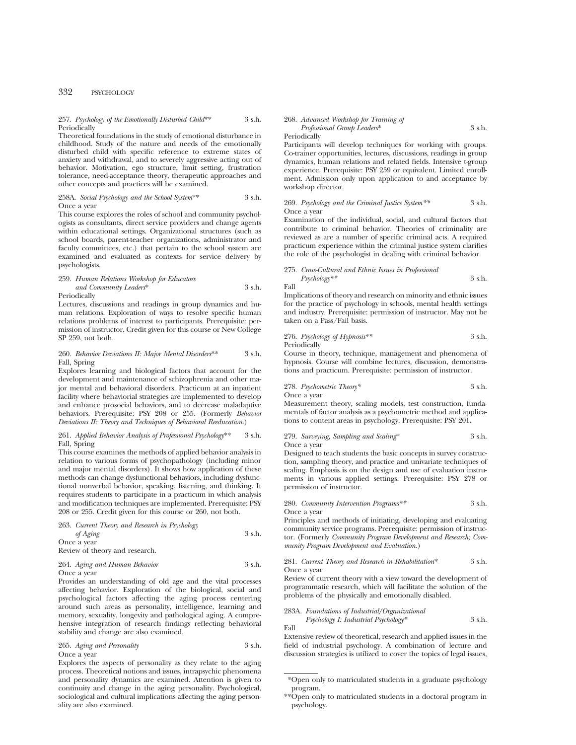257. *Psychology of the Emotionally Disturbed Child*** 3 s.h.
Periodically
Theoretical foundations in the study of emotional disturbance in childhood. Study of the nature and needs of the emotionally disturbed child with specific reference to extreme states of anxiety and withdrawal, and to severely aggressive acting out of behavior. Motivation, ego structure, limit setting, frustration tolerance, need-acceptance theory, therapeutic approaches and other concepts and practices will be examined.

258A. *Social Psychology and the School System*** 3 s.h.
Once a year
This course explores the roles of school and community psychologists as consultants, direct service providers and change agents within educational settings. Organizational structures (such as school boards, parent-teacher organizations, administrator and faculty committees, etc.) that pertain to the school system are examined and evaluated as contexts for service delivery by psychologists.

259. *Human Relations Workshop for Educators and Community Leaders** 3 s.h.
Periodically
Lectures, discussions and readings in group dynamics and human relations. Exploration of ways to resolve specific human relations problems of interest to participants. Prerequisite: permission of instructor. Credit given for this course or New College SP 259, not both.

260. *Behavior Deviations II: Major Mental Disorders*** 3 s.h.
Fall, Spring
Explores learning and biological factors that account for the development and maintenance of schizophrenia and other major mental and behavioral disorders. Practicum at an inpatient facility where behaviorial strategies are implemented to develop and enhance prosocial behaviors, and to decrease maladaptive behaviors. Prerequisite: PSY 208 or 255. (Formerly *Behavior Deviations II: Theory and Techniques of Behavioral Reeducation.*)

261. *Applied Behavior Analysis of Professional Psychology*** 3 s.h.
Fall, Spring
This course examines the methods of applied behavior analysis in relation to various forms of psychopathology (including minor and major mental disorders). It shows how application of these methods can change dysfunctional behaviors, including dysfunctional nonverbal behavior, speaking, listening, and thinking. It requires students to participate in a practicum in which analysis and modification techniques are implemented. Prerequisite: PSY 208 or 255. Credit given for this course or 260, not both.

263. *Current Theory and Research in Psychology of Aging* 3 s.h.
Once a year
Review of theory and research.

264. *Aging and Human Behavior* 3 s.h.
Once a year
Provides an understanding of old age and the vital processes affecting behavior. Exploration of the biological, social and psychological factors affecting the aging process centering around such areas as personality, intelligence, learning and memory, sexuality, longevity and pathological aging. A comprehensive integration of research findings reflecting behavioral stability and change are also examined.

265. *Aging and Personality* 3 s.h.
Once a year
Explores the aspects of personality as they relate to the aging process. Theoretical notions and issues, intrapsychic phenomena and personality dynamics are examined. Attention is given to continuity and change in the aging personality. Psychological, sociological and cultural implications affecting the aging personality are also examined.

268. *Advanced Workshop for Training of Professional Group Leaders** 3 s.h.
Periodically
Participants will develop techniques for working with groups. Co-trainer opportunities, lectures, discussions, readings in group dynamics, human relations and related fields. Intensive t-group experience. Prerequisite: PSY 259 or equivalent. Limited enrollment. Admission only upon application to and acceptance by workshop director.

269. *Psychology and the Criminal Justice System*** 3 s.h.
Once a year
Examination of the individual, social, and cultural factors that contribute to criminal behavior. Theories of criminality are reviewed as are a number of specific criminal acts. A required practicum experience within the criminal justice system clarifies the role of the psychologist in dealing with criminal behavior.

275. *Cross-Cultural and Ethnic Issues in Professional Psychology*** 3 s.h.
Fall
Implications of theory and research on minority and ethnic issues for the practice of psychology in schools, mental health settings and industry. Prerequisite: permission of instructor. May not be taken on a Pass/Fail basis.

276. *Psychology of Hypnosis*** 3 s.h.
Periodically
Course in theory, technique, management and phenomena of hypnosis. Course will combine lectures, discussion, demonstrations and practicum. Prerequisite: permission of instructor.

278. *Psychometric Theory** 3 s.h.
Once a year
Measurement theory, scaling models, test construction, fundamentals of factor analysis as a psychometric method and applications to content areas in psychology. Prerequisite: PSY 201.

279. *Surveying, Sampling and Scaling** 3 s.h.
Once a year
Designed to teach students the basic concepts in survey construction, sampling theory, and practice and univariate techniques of scaling. Emphasis is on the design and use of evaluation instruments in various applied settings. Prerequisite: PSY 278 or permission of instructor.

280. *Community Intervention Programs*** 3 s.h.
Once a year
Principles and methods of initiating, developing and evaluating community service programs. Prerequisite: permission of instructor. (Formerly *Community Program Development and Research; Community Program Development and Evaluation.*)

281. *Current Theory and Research in Rehabilitation** 3 s.h.
Once a year
Review of current theory with a view toward the development of programmatic research, which will facilitate the solution of the problems of the physically and emotionally disabled.

283A. *Foundations of Industrial/Organizational Psychology I: Industrial Psychology** 3 s.h.
Fall
Extensive review of theoretical, research and applied issues in the field of industrial psychology. A combination of lecture and discussion strategies is utilized to cover the topics of legal issues,

*Open only to matriculated students in a graduate psychology program.

**Open only to matriculated students in a doctoral program in psychology.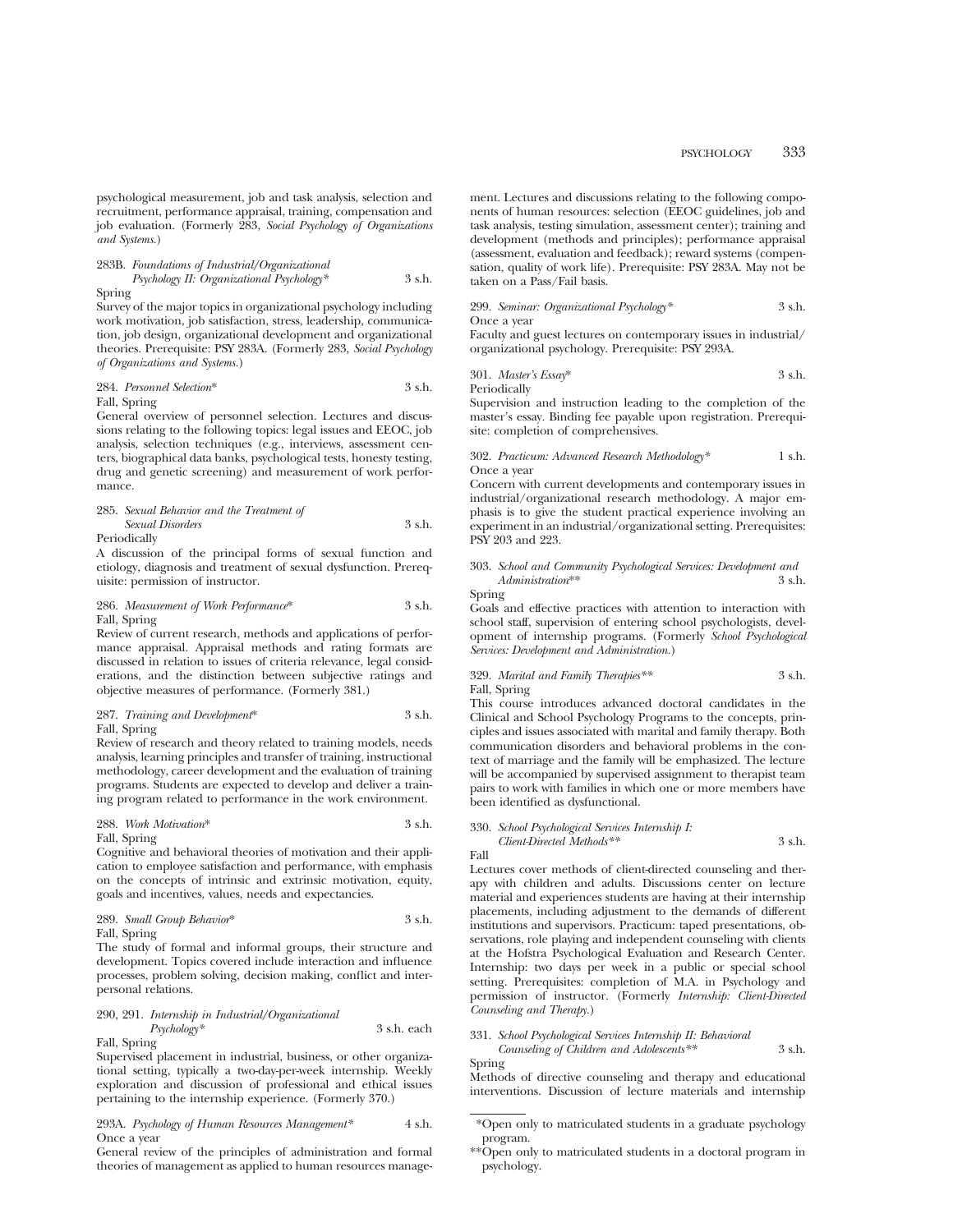psychological measurement, job and task analysis, selection and recruitment, performance appraisal, training, compensation and job evaluation. (Formerly 283, *Social Psychology of Organizations and Systems.*)

283B. *Foundations of Industrial/Organizational Psychology II: Organizational Psychology** 3 s.h.
Spring
Survey of the major topics in organizational psychology including work motivation, job satisfaction, stress, leadership, communication, job design, organizational development and organizational theories. Prerequisite: PSY 283A. (Formerly 283, *Social Psychology of Organizations and Systems.*)

284. *Personnel Selection** 3 s.h.
Fall, Spring
General overview of personnel selection. Lectures and discussions relating to the following topics: legal issues and EEOC, job analysis, selection techniques (e.g., interviews, assessment centers, biographical data banks, psychological tests, honesty testing, drug and genetic screening) and measurement of work performance.

285. *Sexual Behavior and the Treatment of Sexual Disorders* 3 s.h.
Periodically
A discussion of the principal forms of sexual function and etiology, diagnosis and treatment of sexual dysfunction. Prerequisite: permission of instructor.

286. *Measurement of Work Performance** 3 s.h.
Fall, Spring
Review of current research, methods and applications of performance appraisal. Appraisal methods and rating formats are discussed in relation to issues of criteria relevance, legal considerations, and the distinction between subjective ratings and objective measures of performance. (Formerly 381.)

287. *Training and Development** 3 s.h.
Fall, Spring
Review of research and theory related to training models, needs analysis, learning principles and transfer of training, instructional methodology, career development and the evaluation of training programs. Students are expected to develop and deliver a training program related to performance in the work environment.

288. *Work Motivation** 3 s.h.
Fall, Spring
Cognitive and behavioral theories of motivation and their application to employee satisfaction and performance, with emphasis on the concepts of intrinsic and extrinsic motivation, equity, goals and incentives, values, needs and expectancies.

289. *Small Group Behavior** 3 s.h.
Fall, Spring
The study of formal and informal groups, their structure and development. Topics covered include interaction and influence processes, problem solving, decision making, conflict and interpersonal relations.

290, 291. *Internship in Industrial/Organizational Psychology** 3 s.h. each
Fall, Spring
Supervised placement in industrial, business, or other organizational setting, typically a two-day-per-week internship. Weekly exploration and discussion of professional and ethical issues pertaining to the internship experience. (Formerly 370.)

293A. *Psychology of Human Resources Management** 4 s.h.
Once a year
General review of the principles of administration and formal theories of management as applied to human resources management. Lectures and discussions relating to the following components of human resources: selection (EEOC guidelines, job and task analysis, testing simulation, assessment center); training and development (methods and principles); performance appraisal (assessment, evaluation and feedback); reward systems (compensation, quality of work life). Prerequisite: PSY 283A. May not be taken on a Pass/Fail basis.

299. *Seminar: Organizational Psychology** 3 s.h.
Once a year
Faculty and guest lectures on contemporary issues in industrial/organizational psychology. Prerequisite: PSY 293A.

301. *Master's Essay** 3 s.h.
Periodically
Supervision and instruction leading to the completion of the master's essay. Binding fee payable upon registration. Prerequisite: completion of comprehensives.

302. *Practicum: Advanced Research Methodology** 1 s.h.
Once a year
Concern with current developments and contemporary issues in industrial/organizational research methodology. A major emphasis is to give the student practical experience involving an experiment in an industrial/organizational setting. Prerequisites: PSY 203 and 223.

303. *School and Community Psychological Services: Development and Administration*** 3 s.h.
Spring
Goals and effective practices with attention to interaction with school staff, supervision of entering school psychologists, development of internship programs. (Formerly *School Psychological Services: Development and Administration.*)

329. *Marital and Family Therapies*** 3 s.h.
Fall, Spring
This course introduces advanced doctoral candidates in the Clinical and School Psychology Programs to the concepts, principles and issues associated with marital and family therapy. Both communication disorders and behavioral problems in the context of marriage and the family will be emphasized. The lecture will be accompanied by supervised assignment to therapist team pairs to work with families in which one or more members have been identified as dysfunctional.

330. *School Psychological Services Internship I: Client-Directed Methods*** 3 s.h.
Fall
Lectures cover methods of client-directed counseling and therapy with children and adults. Discussions center on lecture material and experiences students are having at their internship placements, including adjustment to the demands of different institutions and supervisors. Practicum: taped presentations, observations, role playing and independent counseling with clients at the Hofstra Psychological Evaluation and Research Center. Internship: two days per week in a public or special school setting. Prerequisites: completion of M.A. in Psychology and permission of instructor. (Formerly *Internship: Client-Directed Counseling and Therapy.*)

331. *School Psychological Services Internship II: Behavioral Counseling of Children and Adolescents*** 3 s.h.
Spring
Methods of directive counseling and therapy and educational interventions. Discussion of lecture materials and internship

*Open only to matriculated students in a graduate psychology program.

**Open only to matriculated students in a doctoral program in psychology.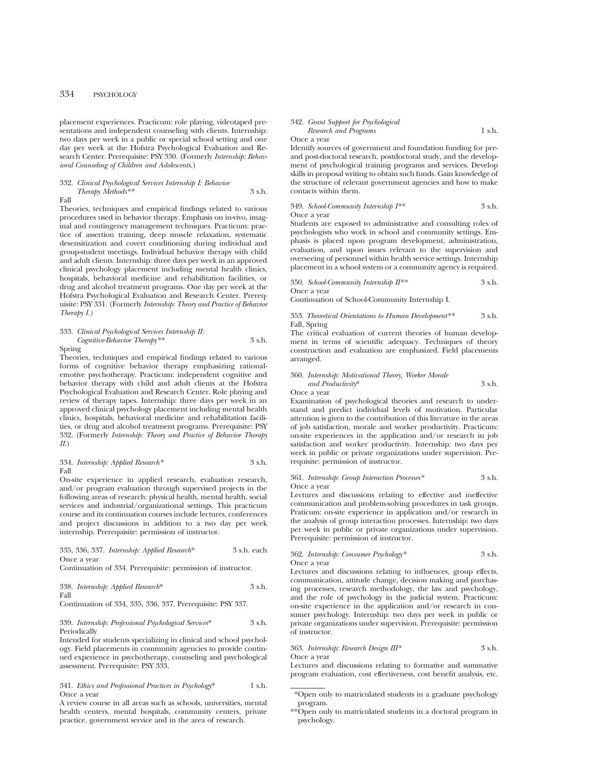placement experiences. Practicum: role playing, videotaped presentations and independent counseling with clients. Internship: two days per week in a public or special school setting and one day per week at the Hofstra Psychological Evaluation and Research Center. Prerequisite: PSY 330. (Formerly *Internship: Behavioral Counseling of Children and Adolescents*.)

332. *Clinical Psychological Services Internship I: Behavior Therapy Methods*** 3 s.h.
Fall

Theories, techniques and empirical findings related to various procedures used in behavior therapy. Emphasis on in-vivo, imaginal and contingency management techniques. Practicum: practice of assertion training, deep muscle relaxation, systematic desensitization and covert conditioning during individual and group-student meetings. Individual behavior therapy with child and adult clients. Internship: three days per week in an approved clinical psychology placement including mental health clinics, hospitals, behavioral medicine and rehabilitation facilities, or drug and alcohol treatment programs. One day per week at the Hofstra Psychological Evaluation and Research Center. Prerequisite: PSY 331. (Formerly *Internship: Theory and Practice of Behavior Therapy I.)*

333. *Clinical Psychological Services Internship II: Cognitive-Behavior Therapy*** 3 s.h.
Spring

Theories, techniques and empirical findings related to various forms of cognitive behavior therapy emphasizing rational-emotive psychotherapy. Practicum: independent cognitive and behavior therapy with child and adult clients at the Hofstra Psychological Evaluation and Research Center. Role playing and review of therapy tapes. Internship: three days per week in an approved clinical psychology placement including mental health clinics, hospitals, behavioral medicine and rehabilitation facilities, or drug and alcohol treatment programs. Prerequisite: PSY 332. (Formerly *Internship: Theory and Practice of Behavior Therapy II.*)

334. *Internship: Applied Research** 3 s.h.
Fall

On-site experience in applied research, evaluation research, and/or program evaluation through supervised projects in the following areas of research: physical health, mental health, social services and industrial/organizational settings. This practicum course and its continuation courses include lectures, conferences and project discussions in addition to a two day per week internship. Prerequisite: permission of instructor.

335, 336, 337. *Internship: Applied Research** 3 s.h. each
Once a year

Continuation of 334. Prerequisite: permission of instructor.

338. *Internship: Applied Research** 3 s.h.
Fall

Continuation of 334, 335, 336, 337. Prerequisite: PSY 337.

339. *Internship: Professional Psychological Services** 3 s.h.
Periodically

Intended for students specializing in clinical and school psychology. Field placements in community agencies to provide continued experience in psychotherapy, counseling and psychological assessment. Prerequisite: PSY 333.

341. *Ethics and Professional Practices in Psychology** 1 s.h.
Once a year

A review course in all areas such as schools, universities, mental health centers, mental hospitals, community centers, private practice, government service and in the area of research.

342. *Grant Support for Psychological Research and Programs* 1 s.h.
Once a year

Identify sources of government and foundation funding for pre- and post-doctoral research, postdoctoral study, and the development of psychological training programs and services. Develop skills in proposal writing to obtain such funds. Gain knowledge of the structure of relevant government agencies and how to make contacts within them.

349. *School-Community Internship I*** 3 s.h.
Once a year

Students are exposed to administrative and consulting roles of psychologists who work in school and community settings. Emphasis is placed upon program development, administration, evaluation, and upon issues relevant to the supervision and overseeing of personnel within health service settings. Internship placement in a school system or a community agency is required.

350. *School-Community Internship II*** 3 s.h.
Once a year

Continuation of School-Community Internship I.

353. *Theoretical Orientations to Human Development*** 3 s.h.
Fall, Spring

The critical evaluation of current theories of human development in terms of scientific adequacy. Techniques of theory construction and evaluation are emphasized. Field placements arranged.

360. *Internship: Motivational Theory, Worker Morale and Productivity** 3 s.h.
Once a year

Examination of psychological theories and research to understand and predict individual levels of motivation. Particular attention is given to the contribution of this literature in the areas of job satisfaction, morale and worker productivity. Practicum: on-site experiences in the application and/or research in job satisfaction and worker productivity. Internship: two days per week in public or private organizations under supervision. Prerequisite: permission of instructor.

361. *Internship: Group Interaction Processes** 3 s.h.
Once a year

Lectures and discussions relating to effective and ineffective communication and problem-solving procedures in task groups. Praticum: on-site experience in application and/or research in the analysis of group interaction processes. Internship: two days per week in public or private organizations under supervision. Prerequisite: permission of instructor.

362. *Internship: Consumer Psychology** 3 s.h.
Once a year

Lectures and discussions relating to influences, group effects, communication, attitude change, decision making and purchasing processes, research methodology, the law and psychology, and the role of psychology in the judicial system. Practicum: on-site experience in the application and/or research in consumer psychology. Internship: two days per week in public or private organizations under supervision. Prerequisite: permission of instructor.

363. *Internship: Research Design III** 3 s.h.
Once a year

Lectures and discussions relating to formative and summative program evaluation, cost effectiveness, cost benefit analysis, etc.

*Open only to matriculated students in a graduate psychology program.

**Open only to matriculated students in a doctoral program in psychology.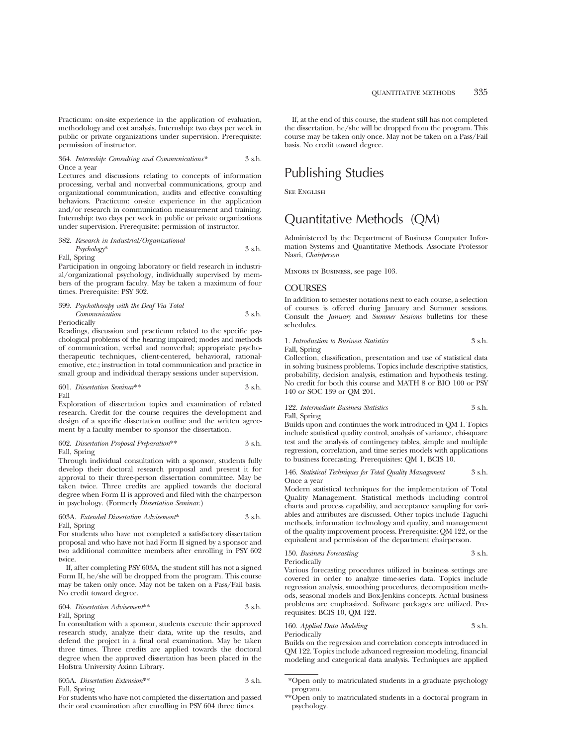Practicum: on-site experience in the application of evaluation, methodology and cost analysis. Internship: two days per week in public or private organizations under supervision. Prerequisite: permission of instructor.

364. *Internship: Consulting and Communications** 3 s.h.
Once a year
Lectures and discussions relating to concepts of information processing, verbal and nonverbal communications, group and organizational communication, audits and effective consulting behaviors. Practicum: on-site experience in the application and/or research in communication measurement and training. Internship: two days per week in public or private organizations under supervision. Prerequisite: permission of instructor.

382. *Research in Industrial/Organizational Psychology** 3 s.h.
Fall, Spring
Participation in ongoing laboratory or field research in industrial/organizational psychology, individually supervised by members of the program faculty. May be taken a maximum of four times. Prerequisite: PSY 302.

399. *Psychotherapy with the Deaf Via Total Communication* 3 s.h.
Periodically
Readings, discussion and practicum related to the specific psychological problems of the hearing impaired; modes and methods of communication, verbal and nonverbal; appropriate psychotherapeutic techniques, client-centered, behavioral, rational-emotive, etc.; instruction in total communication and practice in small group and individual therapy sessions under supervision.

601. *Dissertation Seminar*** 3 s.h.
Fall
Exploration of dissertation topics and examination of related research. Credit for the course requires the development and design of a specific dissertation outline and the written agreement by a faculty member to sponsor the dissertation.

602. *Dissertation Proposal Preparation*** 3 s.h.
Fall, Spring
Through individual consultation with a sponsor, students fully develop their doctoral research proposal and present it for approval to their three-person dissertation committee. May be taken twice. Three credits are applied towards the doctoral degree when Form II is approved and filed with the chairperson in psychology. (Formerly *Dissertation Seminar*.)

603A. *Extended Dissertation Advisement** 3 s.h.
Fall, Spring
For students who have not completed a satisfactory dissertation proposal and who have not had Form II signed by a sponsor and two additional committee members after enrolling in PSY 602 twice.

If, after completing PSY 603A, the student still has not a signed Form II, he/she will be dropped from the program. This course may be taken only once. May not be taken on a Pass/Fail basis. No credit toward degree.

604. *Dissertation Advisement*** 3 s.h.
Fall, Spring
In consultation with a sponsor, students execute their approved research study, analyze their data, write up the results, and defend the project in a final oral examination. May be taken three times. Three credits are applied towards the doctoral degree when the approved dissertation has been placed in the Hofstra University Axinn Library.

605A. *Dissertation Extension*** 3 s.h.
Fall, Spring
For students who have not completed the dissertation and passed their oral examination after enrolling in PSY 604 three times.

If, at the end of this course, the student still has not completed the dissertation, he/she will be dropped from the program. This course may be taken only once. May not be taken on a Pass/Fail basis. No credit toward degree.

# Publishing Studies

See English

# Quantitative Methods (QM)

Administered by the Department of Business Computer Information Systems and Quantitative Methods. Associate Professor Nasri, *Chairperson*

Minors in Business, see page 103.

## COURSES

In addition to semester notations next to each course, a selection of courses is offered during January and Summer sessions. Consult the *January* and *Summer Sessions* bulletins for these schedules.

1. *Introduction to Business Statistics* 3 s.h.
Fall, Spring
Collection, classification, presentation and use of statistical data in solving business problems. Topics include descriptive statistics, probability, decision analysis, estimation and hypothesis testing. No credit for both this course and MATH 8 or BIO 100 or PSY 140 or SOC 139 or QM 201.

122. *Intermediate Business Statistics* 3 s.h.
Fall, Spring
Builds upon and continues the work introduced in QM 1. Topics include statistical quality control, analysis of variance, chi-square test and the analysis of contingency tables, simple and multiple regression, correlation, and time series models with applications to business forecasting. Prerequisites: QM 1, BCIS 10.

146. *Statistical Techniques for Total Quality Management* 3 s.h.
Once a year
Modern statistical techniques for the implementation of Total Quality Management. Statistical methods including control charts and process capability, and acceptance sampling for variables and attributes are discussed. Other topics include Taguchi methods, information technology and quality, and management of the quality improvement process. Prerequisite: QM 122, or the equivalent and permission of the department chairperson.

150. *Business Forecasting* 3 s.h.
Periodically
Various forecasting procedures utilized in business settings are covered in order to analyze time-series data. Topics include regression analysis, smoothing procedures, decomposition methods, seasonal models and Box-Jenkins concepts. Actual business problems are emphasized. Software packages are utilized. Prerequisites: BCIS 10, QM 122.

160. *Applied Data Modeling* 3 s.h.
Periodically
Builds on the regression and correlation concepts introduced in QM 122. Topics include advanced regression modeling, financial modeling and categorical data analysis. Techniques are applied

*Open only to matriculated students in a graduate psychology program.

**Open only to matriculated students in a doctoral program in psychology.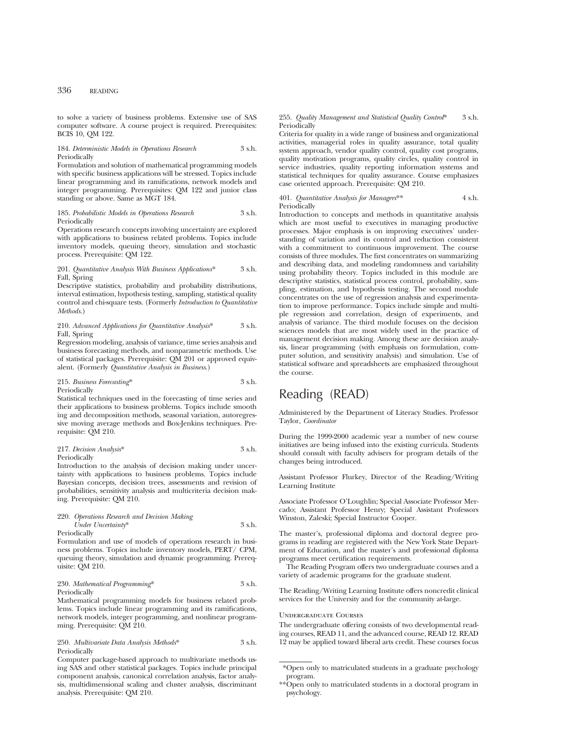to solve a variety of business problems. Extensive use of SAS computer software. A course project is required. Prerequisites: BCIS 10, QM 122.

184. *Deterministic Models in Operations Research* 3 s.h.
Periodically

Formulation and solution of mathematical programming models with specific business applications will be stressed. Topics include linear programming and its ramifications, network models and integer programming. Prerequisites: QM 122 and junior class standing or above. Same as MGT 184.

185. *Probabilistic Models in Operations Research* 3 s.h.
Periodically

Operations research concepts involving uncertainty are explored with applications to business related problems. Topics include inventory models, queuing theory, simulation and stochastic process. Prerequisite: QM 122.

201. *Quantitative Analysis With Business Applications** 3 s.h.
Fall, Spring

Descriptive statistics, probability and probability distributions, interval estimation, hypothesis testing, sampling, statistical quality control and chi-square tests. (Formerly *Introduction to Quantitative Methods.*)

210. *Advanced Applications for Quantitative Analysis** 3 s.h.
Fall, Spring

Regression modeling, analysis of variance, time series analysis and business forecasting methods, and nonparametric methods. Use of statistical packages. Prerequisite: QM 201 or approved equivalent. (Formerly *Quantitative Analysis in Business.*)

215. *Business Forecasting** 3 s.h.
Periodically

Statistical techniques used in the forecasting of time series and their applications to business problems. Topics include smooth ing and decomposition methods, seasonal variation, autoregressive moving average methods and Box-Jenkins techniques. Prerequisite: QM 210.

217. *Decision Analysis** 3 s.h.
Periodically

Introduction to the analysis of decision making under uncertainty with applications to business problems. Topics include Bayesian concepts, decision trees, assessments and revision of probabilities, sensitivity analysis and multicriteria decision making. Prerequisite: QM 210.

220. *Operations Research and Decision Making Under Uncertainty** 3 s.h.
Periodically

Formulation and use of models of operations research in business problems. Topics include inventory models, PERT/ CPM, queuing theory, simulation and dynamic programming. Prerequisite: QM 210.

230. *Mathematical Programming** 3 s.h.
Periodically

Mathematical programming models for business related problems. Topics include linear programming and its ramifications, network models, integer programming, and nonlinear programming. Prerequisite: QM 210.

250. *Multivariate Data Analysis Methods** 3 s.h.
Periodically

Computer package-based approach to multivariate methods using SAS and other statistical packages. Topics include principal component analysis, canonical correlation analysis, factor analysis, multidimensional scaling and cluster analysis, discriminant analysis. Prerequisite: QM 210.

255. *Quality Management and Statistical Quality Control** 3 s.h.
Periodically

Criteria for quality in a wide range of business and organizational activities, managerial roles in quality assurance, total quality system approach, vendor quality control, quality cost programs, quality motivation programs, quality circles, quality control in service industries, quality reporting information systems and statistical techniques for quality assurance. Course emphasizes case oriented approach. Prerequisite: QM 210.

401. *Quantitative Analysis for Managers*** 4 s.h.
Periodically

Introduction to concepts and methods in quantitative analysis which are most useful to executives in managing productive processes. Major emphasis is on improving executives' understanding of variation and its control and reduction consistent with a commitment to continuous improvement. The course consists of three modules. The first concentrates on summarizing and describing data, and modeling randomness and variability using probability theory. Topics included in this module are descriptive statistics, statistical process control, probability, sampling, estimation, and hypothesis testing. The second module concentrates on the use of regression analysis and experimentation to improve performance. Topics include simple and multiple regression and correlation, design of experiments, and analysis of variance. The third module focuses on the decision sciences models that are most widely used in the practice of management decision making. Among these are decision analysis, linear programming (with emphasis on formulation, computer solution, and sensitivity analysis) and simulation. Use of statistical software and spreadsheets are emphasized throughout the course.

# Reading (READ)

Administered by the Department of Literacy Studies. Professor Taylor, *Coordinator*

During the 1999-2000 academic year a number of new course initiatives are being infused into the existing curricula. Students should consult with faculty advisers for program details of the changes being introduced.

Assistant Professor Flurkey, Director of the Reading/Writing Learning Institute

Associate Professor O'Loughlin; Special Associate Professor Mercado; Assistant Professor Henry; Special Assistant Professors Winston, Zaleski; Special Instructor Cooper.

The master's, professional diploma and doctoral degree programs in reading are registered with the New York State Department of Education, and the master's and professional diploma programs meet certification requirements.

The Reading Program offers two undergraduate courses and a variety of academic programs for the graduate student.

The Reading/Writing Learning Institute offers noncredit clinical services for the University and for the community at-large.

## Undergraduate Courses

The undergraduate offering consists of two developmental reading courses, READ 11, and the advanced course, READ 12. READ 12 may be applied toward liberal arts credit. These courses focus

*Open only to matriculated students in a graduate psychology program.

**Open only to matriculated students in a doctoral program in psychology.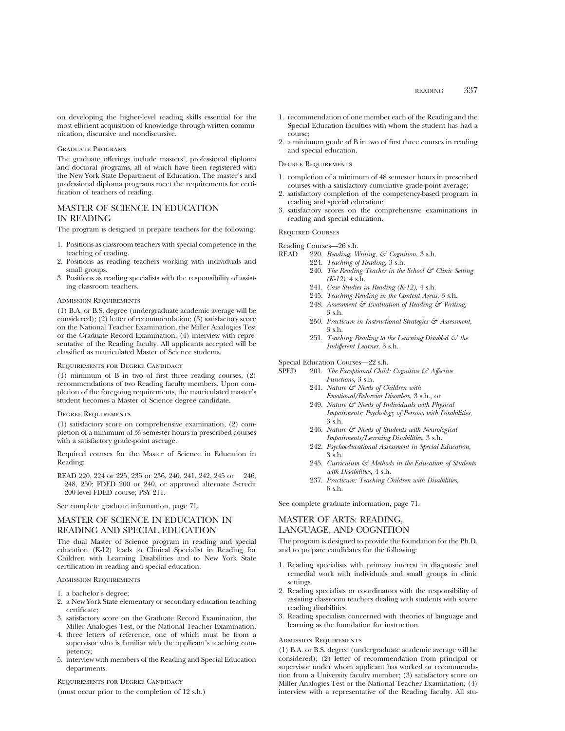on developing the higher-level reading skills essential for the most efficient acquisition of knowledge through written communication, discursive and nondiscursive.

#### Graduate Programs

The graduate offerings include masters', professional diploma and doctoral programs, all of which have been registered with the New York State Department of Education. The master's and professional diploma programs meet the requirements for certification of teachers of reading.

## MASTER OF SCIENCE IN EDUCATION IN READING

The program is designed to prepare teachers for the following:

1. Positions as classroom teachers with special competence in the teaching of reading.
2. Positions as reading teachers working with individuals and small groups.
3. Positions as reading specialists with the responsibility of assisting classroom teachers.

#### Admission Requirements

(1) B.A. or B.S. degree (undergraduate academic average will be considered); (2) letter of recommendation; (3) satisfactory score on the National Teacher Examination, the Miller Analogies Test or the Graduate Record Examination; (4) interview with representative of the Reading faculty. All applicants accepted will be classified as matriculated Master of Science students.

#### Requirements for Degree Candidacy

(1) minimum of B in two of first three reading courses, (2) recommendations of two Reading faculty members. Upon completion of the foregoing requirements, the matriculated master's student becomes a Master of Science degree candidate.

#### Degree Requirements

(1) satisfactory score on comprehensive examination, (2) completion of a minimum of 35 semester hours in prescribed courses with a satisfactory grade-point average.

Required courses for the Master of Science in Education in Reading:

READ 220, 224 or 225, 235 or 236, 240, 241, 242, 245 or 246, 248, 250; FDED 200 or 240, or approved alternate 3-credit 200-level FDED course; PSY 211.

See complete graduate information, page 71.

## MASTER OF SCIENCE IN EDUCATION IN READING AND SPECIAL EDUCATION

The dual Master of Science program in reading and special education (K-12) leads to Clinical Specialist in Reading for Children with Learning Disabilities and to New York State certification in reading and special education.

#### Admission Requirements

1. a bachelor's degree;
2. a New York State elementary or secondary education teaching certificate;
3. satisfactory score on the Graduate Record Examination, the Miller Analogies Test, or the National Teacher Examination;
4. three letters of reference, one of which must be from a supervisor who is familiar with the applicant's teaching competency;
5. interview with members of the Reading and Special Education departments.

#### Requirements for Degree Candidacy

(must occur prior to the completion of 12 s.h.)

1. recommendation of one member each of the Reading and the Special Education faculties with whom the student has had a course;
2. a minimum grade of B in two of first three courses in reading and special education.

#### Degree Requirements

1. completion of a minimum of 48 semester hours in prescribed courses with a satisfactory cumulative grade-point average;
2. satisfactory completion of the competency-based program in reading and special education;
3. satisfactory scores on the comprehensive examinations in reading and special education.

#### Required Courses

Reading Courses—26 s.h.

READ
- 220. *Reading, Writing, & Cognition,* 3 s.h.
- 224. *Teaching of Reading,* 3 s.h.
- 240. *The Reading Teacher in the School & Clinic Setting (K-12),* 4 s.h.
- 241. *Case Studies in Reading (K-12),* 4 s.h.
- 245. *Teaching Reading in the Content Areas,* 3 s.h.
- 248. *Assessment & Evaluation of Reading & Writing,* 3 s.h.
- 250. *Practicum in Instructional Strategies & Assessment,* 3 s.h.
- 251. *Teaching Reading to the Learning Disabled & the Indifferent Learner,* 3 s.h.

Special Education Courses—22 s.h.

SPED
- 201. *The Exceptional Child: Cognitive & Affective Functions,* 3 s.h.
- 241. *Nature & Needs of Children with Emotional/Behavior Disorders,* 3 s.h., or
- 249. *Nature & Needs of Individuals with Physical Impairments: Psychology of Persons with Disabilities,* 3 s.h.
- 246. *Nature & Needs of Students with Neurological Impairments/Learning Disabilities,* 3 s.h.
- 242. *Psychoeducational Assessment in Special Education,* 3 s.h.
- 245. *Curriculum & Methods in the Education of Students with Disabilities,* 4 s.h.
- 237. *Practicum: Teaching Children with Disabilities,* 6 s.h.

See complete graduate information, page 71.

## MASTER OF ARTS: READING, LANGUAGE, AND COGNITION

The program is designed to provide the foundation for the Ph.D. and to prepare candidates for the following:

1. Reading specialists with primary interest in diagnostic and remedial work with individuals and small groups in clinic settings.
2. Reading specialists or coordinators with the responsibility of assisting classroom teachers dealing with students with severe reading disabilities.
3. Reading specialists concerned with theories of language and learning as the foundation for instruction.

#### Admission Requirements

(1) B.A. or B.S. degree (undergraduate academic average will be considered); (2) letter of recommendation from principal or supervisor under whom applicant has worked or recommendation from a University faculty member; (3) satisfactory score on Miller Analogies Test or the National Teacher Examination; (4) interview with a representative of the Reading faculty. All stu-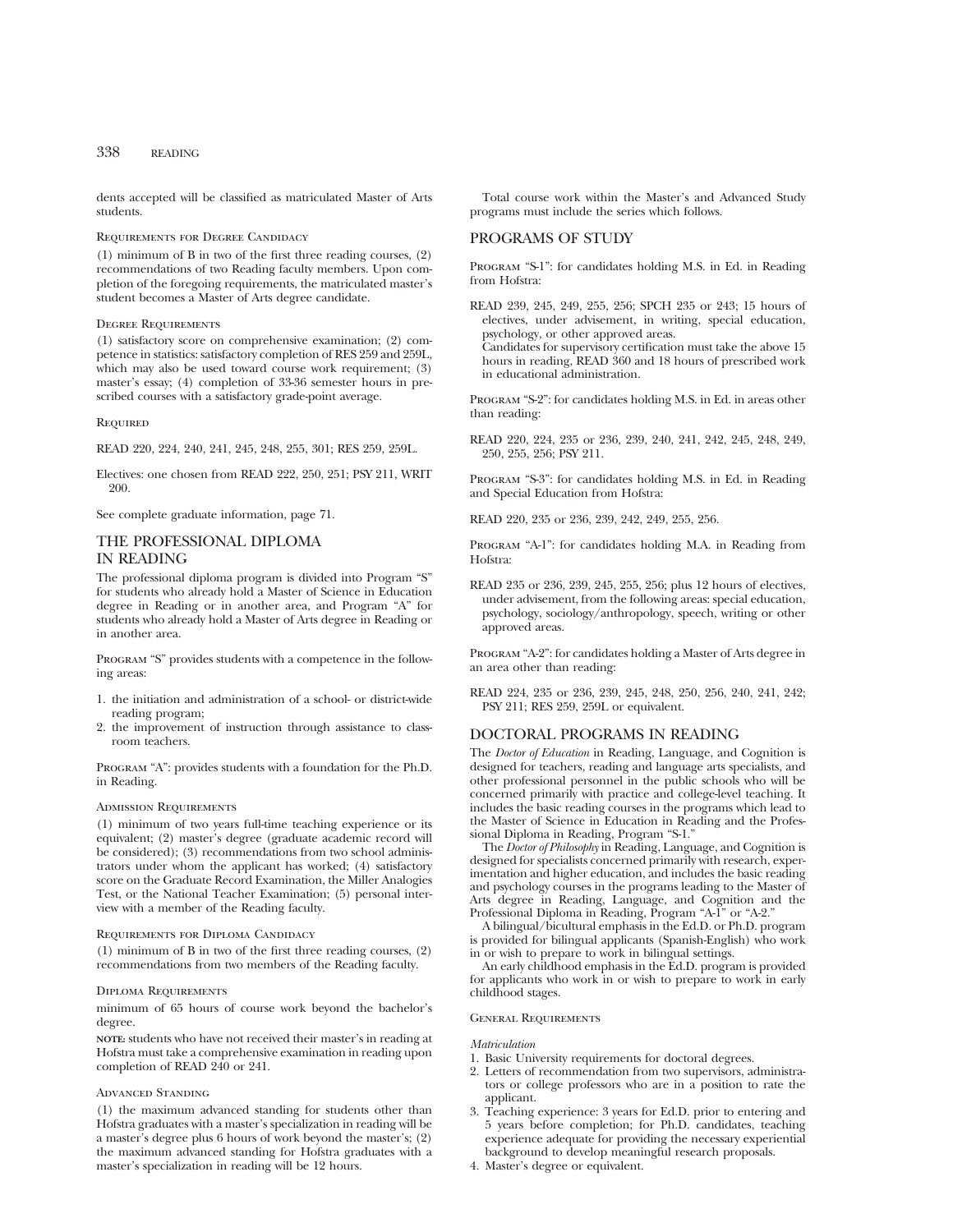dents accepted will be classified as matriculated Master of Arts students.

### Requirements for Degree Candidacy

(1) minimum of B in two of the first three reading courses, (2) recommendations of two Reading faculty members. Upon completion of the foregoing requirements, the matriculated master's student becomes a Master of Arts degree candidate.

### Degree Requirements

(1) satisfactory score on comprehensive examination; (2) competence in statistics: satisfactory completion of RES 259 and 259L, which may also be used toward course work requirement; (3) master's essay; (4) completion of 33-36 semester hours in prescribed courses with a satisfactory grade-point average.

### Required

READ 220, 224, 240, 241, 245, 248, 255, 301; RES 259, 259L.

Electives: one chosen from READ 222, 250, 251; PSY 211, WRIT 200.

See complete graduate information, page 71.

## THE PROFESSIONAL DIPLOMA IN READING

The professional diploma program is divided into Program "S" for students who already hold a Master of Science in Education degree in Reading or in another area, and Program "A" for students who already hold a Master of Arts degree in Reading or in another area.

Program "S" provides students with a competence in the following areas:

1. the initiation and administration of a school- or district-wide reading program;
2. the improvement of instruction through assistance to classroom teachers.

Program "A": provides students with a foundation for the Ph.D. in Reading.

### Admission Requirements

(1) minimum of two years full-time teaching experience or its equivalent; (2) master's degree (graduate academic record will be considered); (3) recommendations from two school administrators under whom the applicant has worked; (4) satisfactory score on the Graduate Record Examination, the Miller Analogies Test, or the National Teacher Examination; (5) personal interview with a member of the Reading faculty.

### Requirements for Diploma Candidacy

(1) minimum of B in two of the first three reading courses, (2) recommendations from two members of the Reading faculty.

### Diploma Requirements

minimum of 65 hours of course work beyond the bachelor's degree.

**note:** students who have not received their master's in reading at Hofstra must take a comprehensive examination in reading upon completion of READ 240 or 241.

### Advanced Standing

(1) the maximum advanced standing for students other than Hofstra graduates with a master's specialization in reading will be a master's degree plus 6 hours of work beyond the master's; (2) the maximum advanced standing for Hofstra graduates with a master's specialization in reading will be 12 hours.

Total course work within the Master's and Advanced Study programs must include the series which follows.

## PROGRAMS OF STUDY

Program "S-1": for candidates holding M.S. in Ed. in Reading from Hofstra:

READ 239, 245, 249, 255, 256; SPCH 235 or 243; 15 hours of electives, under advisement, in writing, special education, psychology, or other approved areas.
Candidates for supervisory certification must take the above 15 hours in reading, READ 360 and 18 hours of prescribed work in educational administration.

Program "S-2": for candidates holding M.S. in Ed. in areas other than reading:

READ 220, 224, 235 or 236, 239, 240, 241, 242, 245, 248, 249, 250, 255, 256; PSY 211.

Program "S-3": for candidates holding M.S. in Ed. in Reading and Special Education from Hofstra:

READ 220, 235 or 236, 239, 242, 249, 255, 256.

Program "A-1": for candidates holding M.A. in Reading from Hofstra:

READ 235 or 236, 239, 245, 255, 256; plus 12 hours of electives, under advisement, from the following areas: special education, psychology, sociology/anthropology, speech, writing or other approved areas.

Program "A-2": for candidates holding a Master of Arts degree in an area other than reading:

READ 224, 235 or 236, 239, 245, 248, 250, 256, 240, 241, 242; PSY 211; RES 259, 259L or equivalent.

## DOCTORAL PROGRAMS IN READING

The *Doctor of Education* in Reading, Language, and Cognition is designed for teachers, reading and language arts specialists, and other professional personnel in the public schools who will be concerned primarily with practice and college-level teaching. It includes the basic reading courses in the programs which lead to the Master of Science in Education in Reading and the Professional Diploma in Reading, Program "S-1."

The *Doctor of Philosophy* in Reading, Language, and Cognition is designed for specialists concerned primarily with research, experimentation and higher education, and includes the basic reading and psychology courses in the programs leading to the Master of Arts degree in Reading, Language, and Cognition and the Professional Diploma in Reading, Program "A-1" or "A-2."

A bilingual/bicultural emphasis in the Ed.D. or Ph.D. program is provided for bilingual applicants (Spanish-English) who work in or wish to prepare to work in bilingual settings.

An early childhood emphasis in the Ed.D. program is provided for applicants who work in or wish to prepare to work in early childhood stages.

### General Requirements

*Matriculation*

1. Basic University requirements for doctoral degrees.
2. Letters of recommendation from two supervisors, administrators or college professors who are in a position to rate the applicant.
3. Teaching experience: 3 years for Ed.D. prior to entering and 5 years before completion; for Ph.D. candidates, teaching experience adequate for providing the necessary experiential background to develop meaningful research proposals.
4. Master's degree or equivalent.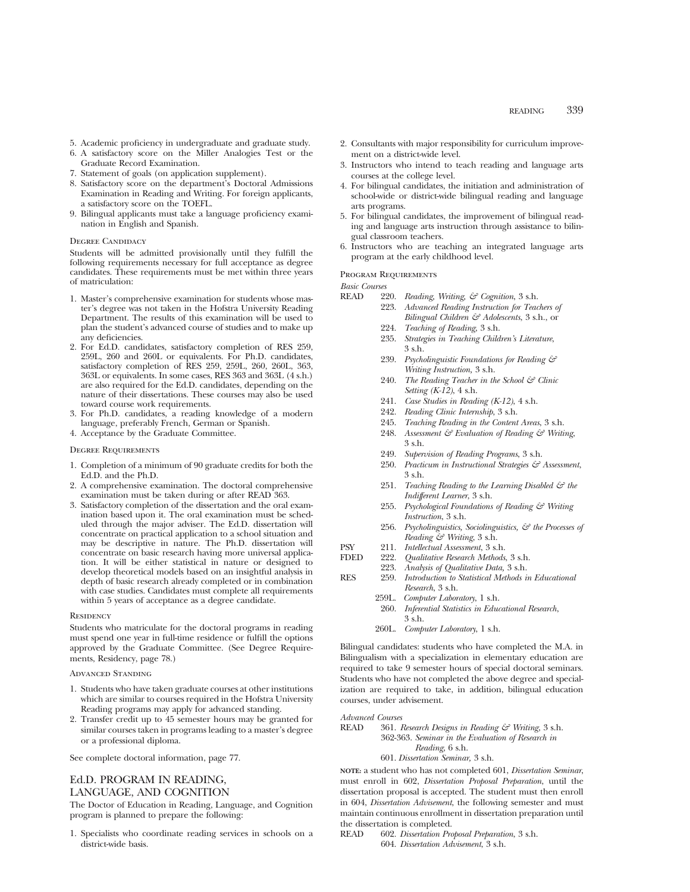5. Academic proficiency in undergraduate and graduate study.
6. A satisfactory score on the Miller Analogies Test or the Graduate Record Examination.
7. Statement of goals (on application supplement).
8. Satisfactory score on the department's Doctoral Admissions Examination in Reading and Writing. For foreign applicants, a satisfactory score on the TOEFL.
9. Bilingual applicants must take a language proficiency examination in English and Spanish.

#### Degree Candidacy

Students will be admitted provisionally until they fulfill the following requirements necessary for full acceptance as degree candidates. These requirements must be met within three years of matriculation:

1. Master's comprehensive examination for students whose master's degree was not taken in the Hofstra University Reading Department. The results of this examination will be used to plan the student's advanced course of studies and to make up any deficiencies.
2. For Ed.D. candidates, satisfactory completion of RES 259, 259L, 260 and 260L or equivalents. For Ph.D. candidates, satisfactory completion of RES 259, 259L, 260, 260L, 363, 363L or equivalents. In some cases, RES 363 and 363L (4 s.h.) are also required for the Ed.D. candidates, depending on the nature of their dissertations. These courses may also be used toward course work requirements.
3. For Ph.D. candidates, a reading knowledge of a modern language, preferably French, German or Spanish.
4. Acceptance by the Graduate Committee.

#### Degree Requirements

1. Completion of a minimum of 90 graduate credits for both the Ed.D. and the Ph.D.
2. A comprehensive examination. The doctoral comprehensive examination must be taken during or after READ 363.
3. Satisfactory completion of the dissertation and the oral examination based upon it. The oral examination must be scheduled through the major adviser. The Ed.D. dissertation will concentrate on practical application to a school situation and may be descriptive in nature. The Ph.D. dissertation will concentrate on basic research having more universal application. It will be either statistical in nature or designed to develop theoretical models based on an insightful analysis in depth of basic research already completed or in combination with case studies. Candidates must complete all requirements within 5 years of acceptance as a degree candidate.

#### Residency

Students who matriculate for the doctoral programs in reading must spend one year in full-time residence or fulfill the options approved by the Graduate Committee. (See Degree Requirements, Residency, page 78.)

#### Advanced Standing

1. Students who have taken graduate courses at other institutions which are similar to courses required in the Hofstra University Reading programs may apply for advanced standing.
2. Transfer credit up to 45 semester hours may be granted for similar courses taken in programs leading to a master's degree or a professional diploma.

See complete doctoral information, page 77.

## Ed.D. PROGRAM IN READING, LANGUAGE, AND COGNITION

The Doctor of Education in Reading, Language, and Cognition program is planned to prepare the following:

1. Specialists who coordinate reading services in schools on a district-wide basis.
2. Consultants with major responsibility for curriculum improvement on a district-wide level.
3. Instructors who intend to teach reading and language arts courses at the college level.
4. For bilingual candidates, the initiation and administration of school-wide or district-wide bilingual reading and language arts programs.
5. For bilingual candidates, the improvement of bilingual reading and language arts instruction through assistance to bilingual classroom teachers.
6. Instructors who are teaching an integrated language arts program at the early childhood level.

#### Program Requirements

*Basic Courses*

READ 220. *Reading, Writing, & Cognition*, 3 s.h.
223. *Advanced Reading Instruction for Teachers of Bilingual Children & Adolescents*, 3 s.h., or
224. *Teaching of Reading*, 3 s.h.
235. *Strategies in Teaching Children's Literature*, 3 s.h.
239. *Psycholinguistic Foundations for Reading & Writing Instruction*, 3 s.h.
240. *The Reading Teacher in the School & Clinic Setting (K-12)*, 4 s.h.
241. *Case Studies in Reading (K-12)*, 4 s.h.
242. *Reading Clinic Internship*, 3 s.h.
245. *Teaching Reading in the Content Areas*, 3 s.h.
248. *Assessment & Evaluation of Reading & Writing*, 3 s.h.
249. *Supervision of Reading Programs*, 3 s.h.
250. *Practicum in Instructional Strategies & Assessment*, 3 s.h.
251. *Teaching Reading to the Learning Disabled & the Indifferent Learner*, 3 s.h.
255. *Psychological Foundations of Reading & Writing Instruction*, 3 s.h.
256. *Psycholinguistics, Sociolinguistics, & the Processes of Reading & Writing*, 3 s.h.

PSY 211. *Intellectual Assessment*, 3 s.h.

FDED 222. *Qualitative Research Methods*, 3 s.h.
223. *Analysis of Qualitative Data,* 3 s.h.

RES 259. *Introduction to Statistical Methods in Educational Research*, 3 s.h.
259L. *Computer Laboratory*, 1 s.h.
260. *Inferential Statistics in Educational Research*, 3 s.h.
260L. *Computer Laboratory*, 1 s.h.

Bilingual candidates: students who have completed the M.A. in Bilingualism with a specialization in elementary education are required to take 9 semester hours of special doctoral seminars. Students who have not completed the above degree and specialization are required to take, in addition, bilingual education courses, under advisement.

*Advanced Courses*

READ 361. *Research Designs in Reading & Writing*, 3 s.h.
362-363. *Seminar in the Evaluation of Research in Reading*, 6 s.h.
601. *Dissertation Seminar,* 3 s.h.

**NOTE:** a student who has not completed 601, *Dissertation Seminar*, must enroll in 602, *Dissertation Proposal Preparation*, until the dissertation proposal is accepted. The student must then enroll in 604, *Dissertation Advisement*, the following semester and must maintain continuous enrollment in dissertation preparation until the dissertation is completed.

READ 602. *Dissertation Proposal Preparation*, 3 s.h.
604. *Dissertation Advisement*, 3 s.h.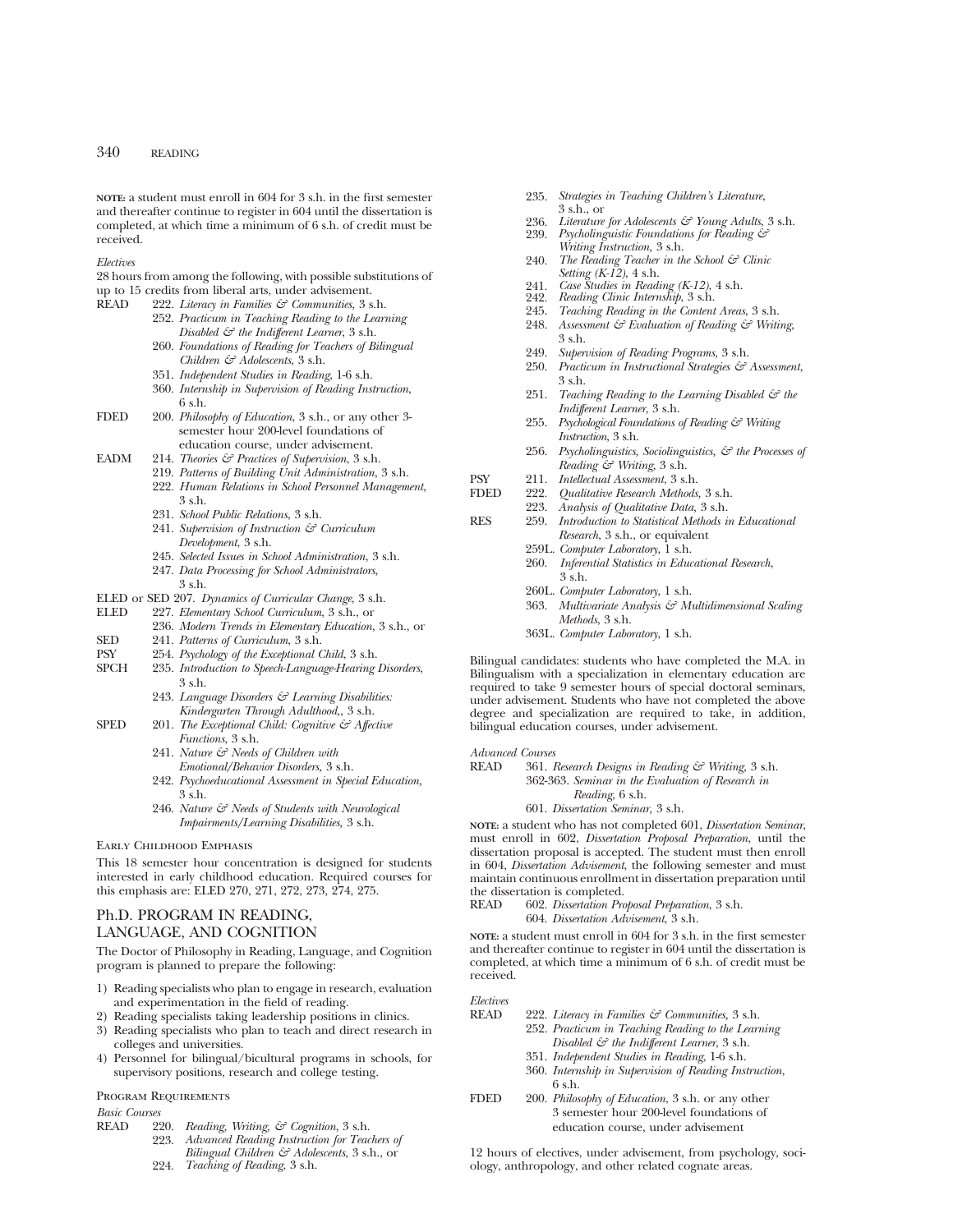**NOTE:** a student must enroll in 604 for 3 s.h. in the first semester and thereafter continue to register in 604 until the dissertation is completed, at which time a minimum of 6 s.h. of credit must be received.

*Electives*

28 hours from among the following, with possible substitutions of up to 15 credits from liberal arts, under advisement.

READ 222. *Literacy in Families & Communities,* 3 s.h.
252. *Practicum in Teaching Reading to the Learning Disabled & the Indifferent Learner*, 3 s.h.
260. *Foundations of Reading for Teachers of Bilingual Children & Adolescents*, 3 s.h.
351. *Independent Studies in Reading*, 1-6 s.h.
360. *Internship in Supervision of Reading Instruction*, 6 s.h.

FDED 200. *Philosophy of Education*, 3 s.h., or any other 3-semester hour 200-level foundations of education course, under advisement.

EADM 214. *Theories & Practices of Supervision*, 3 s.h.
219. *Patterns of Building Unit Administration*, 3 s.h.
222. *Human Relations in School Personnel Management*, 3 s.h.
231. *School Public Relations*, 3 s.h.
241. *Supervision of Instruction & Curriculum Development*, 3 s.h.
245. *Selected Issues in School Administration*, 3 s.h.
247. *Data Processing for School Administrators*, 3 s.h.

ELED or SED 207. *Dynamics of Curricular Change,* 3 s.h.

ELED 227. *Elementary School Curriculum*, 3 s.h., or
236. *Modern Trends in Elementary Education*, 3 s.h., or

SED 241. *Patterns of Curriculum*, 3 s.h.

PSY 254. *Psychology of the Exceptional Child*, 3 s.h.

SPCH 235. *Introduction to Speech-Language-Hearing Disorders*, 3 s.h.
243. *Language Disorders & Learning Disabilities: Kindergarten Through Adulthood,*, 3 s.h.

SPED 201. *The Exceptional Child: Cognitive & Affective Functions*, 3 s.h.
241. *Nature & Needs of Children with Emotional/Behavior Disorders,* 3 s.h.
242. *Psychoeducational Assessment in Special Education,* 3 s.h.
246. *Nature & Needs of Students with Neurological Impairments/Learning Disabilities,* 3 s.h.

Early Childhood Emphasis

This 18 semester hour concentration is designed for students interested in early childhood education. Required courses for this emphasis are: ELED 270, 271, 272, 273, 274, 275.

## Ph.D. PROGRAM IN READING, LANGUAGE, AND COGNITION

The Doctor of Philosophy in Reading, Language, and Cognition program is planned to prepare the following:

1) Reading specialists who plan to engage in research, evaluation and experimentation in the field of reading.
2) Reading specialists taking leadership positions in clinics.
3) Reading specialists who plan to teach and direct research in colleges and universities.
4) Personnel for bilingual/bicultural programs in schools, for supervisory positions, research and college testing.

Program Requirements

*Basic Courses*

READ 220. *Reading, Writing, & Cognition*, 3 s.h.
223. *Advanced Reading Instruction for Teachers of Bilingual Children & Adolescents,* 3 s.h., or
224. *Teaching of Reading,* 3 s.h.
235. *Strategies in Teaching Children's Literature*, 3 s.h., or
236. *Literature for Adolescents & Young Adults*, 3 s.h.
239. *Psycholinguistic Foundations for Reading & Writing Instruction,* 3 s.h.
240. *The Reading Teacher in the School & Clinic Setting (K-12),* 4 s.h.
241. *Case Studies in Reading (K-12),* 4 s.h.
242. *Reading Clinic Internship,* 3 s.h.
245. *Teaching Reading in the Content Areas*, 3 s.h.
248. *Assessment & Evaluation of Reading & Writing,* 3 s.h.
249. *Supervision of Reading Programs,* 3 s.h.
250. *Practicum in Instructional Strategies & Assessment*, 3 s.h.
251. *Teaching Reading to the Learning Disabled & the Indifferent Learner,* 3 s.h.
255. *Psychological Foundations of Reading & Writing Instruction*, 3 s.h.
256. *Psycholinguistics, Sociolinguistics, & the Processes of Reading & Writing,* 3 s.h.

PSY 211. *Intellectual Assessment*, 3 s.h.

FDED 222. *Qualitative Research Methods,* 3 s.h.
223. *Analysis of Qualitative Data,* 3 s.h.

RES 259. *Introduction to Statistical Methods in Educational Research*, 3 s.h., or equivalent
259L. *Computer Laboratory*, 1 s.h.
260. *Inferential Statistics in Educational Research*, 3 s.h.
260L. *Computer Laboratory*, 1 s.h.
363. *Multivariate Analysis & Multidimensional Scaling Methods,* 3 s.h.
363L. *Computer Laboratory*, 1 s.h.

Bilingual candidates: students who have completed the M.A. in Bilingualism with a specialization in elementary education are required to take 9 semester hours of special doctoral seminars, under advisement. Students who have not completed the above degree and specialization are required to take, in addition, bilingual education courses, under advisement.

*Advanced Courses*

READ 361. *Research Designs in Reading & Writing,* 3 s.h.
362-363. *Seminar in the Evaluation of Research in Reading*, 6 s.h.
601. *Dissertation Seminar,* 3 s.h.

**NOTE:** a student who has not completed 601, *Dissertation Seminar*, must enroll in 602, *Dissertation Proposal Preparation,* until the dissertation proposal is accepted. The student must then enroll in 604, *Dissertation Advisement*, the following semester and must maintain continuous enrollment in dissertation preparation until the dissertation is completed.

READ 602. *Dissertation Proposal Preparation*, 3 s.h.
604. *Dissertation Advisement*, 3 s.h.

**NOTE:** a student must enroll in 604 for 3 s.h. in the first semester and thereafter continue to register in 604 until the dissertation is completed, at which time a minimum of 6 s.h. of credit must be received.

*Electives*

READ 222. *Literacy in Families & Communities,* 3 s.h.
252. *Practicum in Teaching Reading to the Learning Disabled & the Indifferent Learner*, 3 s.h.
351. *Independent Studies in Reading*, 1-6 s.h.
360. *Internship in Supervision of Reading Instruction,* 6 s.h.

FDED 200. *Philosophy of Education*, 3 s.h. or any other 3 semester hour 200-level foundations of education course, under advisement

12 hours of electives, under advisement, from psychology, sociology, anthropology, and other related cognate areas.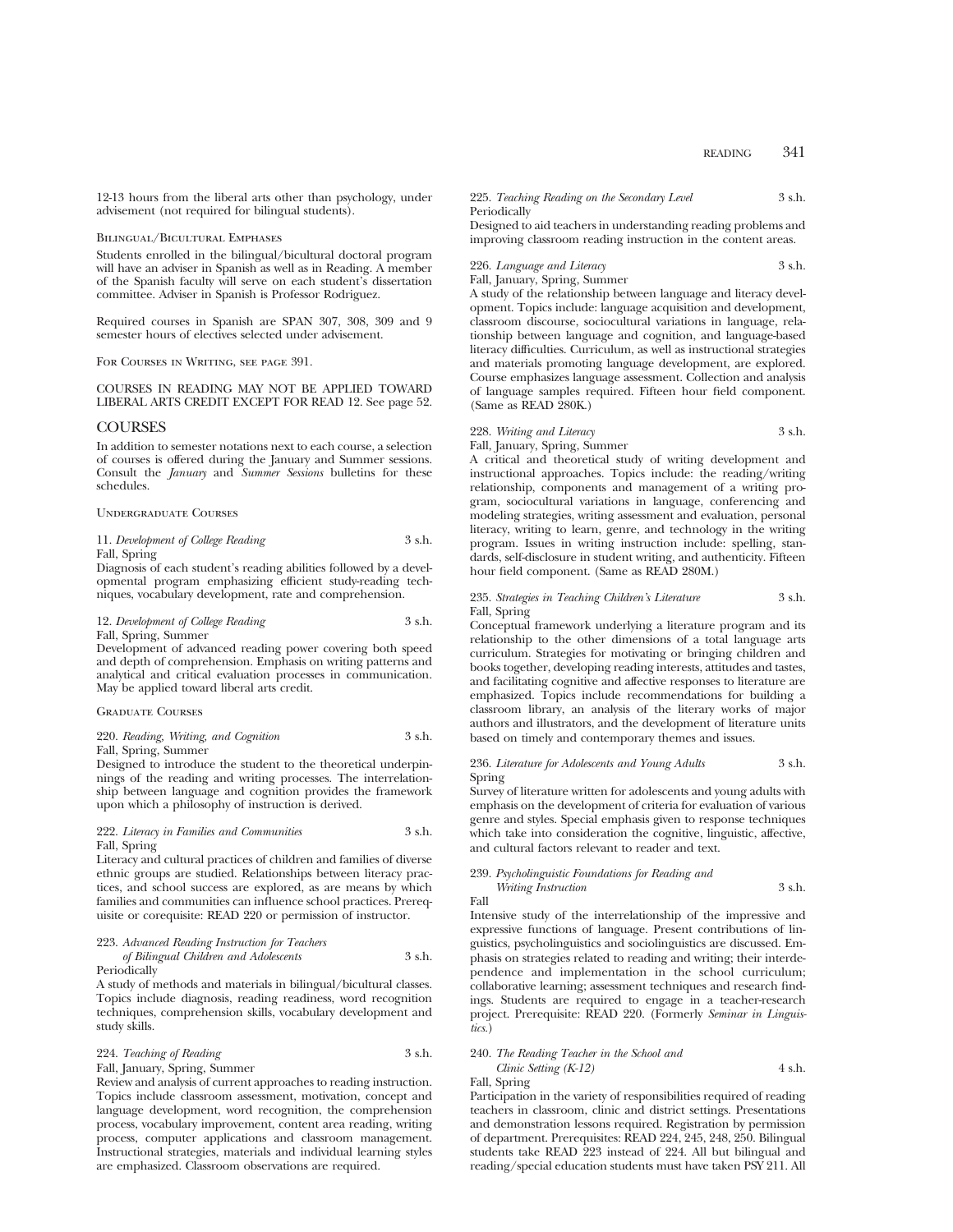12-13 hours from the liberal arts other than psychology, under advisement (not required for bilingual students).

### Bilingual/Bicultural Emphases

Students enrolled in the bilingual/bicultural doctoral program will have an adviser in Spanish as well as in Reading. A member of the Spanish faculty will serve on each student's dissertation committee. Adviser in Spanish is Professor Rodriguez.

Required courses in Spanish are SPAN 307, 308, 309 and 9 semester hours of electives selected under advisement.

For Courses in Writing, see page 391.

COURSES IN READING MAY NOT BE APPLIED TOWARD LIBERAL ARTS CREDIT EXCEPT FOR READ 12. See page 52.

## COURSES

In addition to semester notations next to each course, a selection of courses is offered during the January and Summer sessions. Consult the *January* and *Summer Sessions* bulletins for these schedules.

### Undergraduate Courses

11. *Development of College Reading* 3 s.h.
Fall, Spring
Diagnosis of each student's reading abilities followed by a developmental program emphasizing efficient study-reading techniques, vocabulary development, rate and comprehension.

12. *Development of College Reading* 3 s.h.
Fall, Spring, Summer
Development of advanced reading power covering both speed and depth of comprehension. Emphasis on writing patterns and analytical and critical evaluation processes in communication. May be applied toward liberal arts credit.

### Graduate Courses

220. *Reading, Writing, and Cognition* 3 s.h.
Fall, Spring, Summer
Designed to introduce the student to the theoretical underpinnings of the reading and writing processes. The interrelationship between language and cognition provides the framework upon which a philosophy of instruction is derived.

222. *Literacy in Families and Communities* 3 s.h.
Fall, Spring
Literacy and cultural practices of children and families of diverse ethnic groups are studied. Relationships between literacy practices, and school success are explored, as are means by which families and communities can influence school practices. Prerequisite or corequisite: READ 220 or permission of instructor.

223. *Advanced Reading Instruction for Teachers of Bilingual Children and Adolescents* 3 s.h.
Periodically
A study of methods and materials in bilingual/bicultural classes. Topics include diagnosis, reading readiness, word recognition techniques, comprehension skills, vocabulary development and study skills.

224. *Teaching of Reading* 3 s.h.
Fall, January, Spring, Summer
Review and analysis of current approaches to reading instruction. Topics include classroom assessment, motivation, concept and language development, word recognition, the comprehension process, vocabulary improvement, content area reading, writing process, computer applications and classroom management. Instructional strategies, materials and individual learning styles are emphasized. Classroom observations are required.

225. *Teaching Reading on the Secondary Level* 3 s.h.
Periodically
Designed to aid teachers in understanding reading problems and improving classroom reading instruction in the content areas.

226. *Language and Literacy* 3 s.h.
Fall, January, Spring, Summer
A study of the relationship between language and literacy development. Topics include: language acquisition and development, classroom discourse, sociocultural variations in language, relationship between language and cognition, and language-based literacy difficulties. Curriculum, as well as instructional strategies and materials promoting language development, are explored. Course emphasizes language assessment. Collection and analysis of language samples required. Fifteen hour field component. (Same as READ 280K.)

228. *Writing and Literacy* 3 s.h.
Fall, January, Spring, Summer
A critical and theoretical study of writing development and instructional approaches. Topics include: the reading/writing relationship, components and management of a writing program, sociocultural variations in language, conferencing and modeling strategies, writing assessment and evaluation, personal literacy, writing to learn, genre, and technology in the writing program. Issues in writing instruction include: spelling, standards, self-disclosure in student writing, and authenticity. Fifteen hour field component. (Same as READ 280M.)

235. *Strategies in Teaching Children's Literature* 3 s.h.
Fall, Spring
Conceptual framework underlying a literature program and its relationship to the other dimensions of a total language arts curriculum. Strategies for motivating or bringing children and books together, developing reading interests, attitudes and tastes, and facilitating cognitive and affective responses to literature are emphasized. Topics include recommendations for building a classroom library, an analysis of the literary works of major authors and illustrators, and the development of literature units based on timely and contemporary themes and issues.

236. *Literature for Adolescents and Young Adults* 3 s.h.
Spring
Survey of literature written for adolescents and young adults with emphasis on the development of criteria for evaluation of various genre and styles. Special emphasis given to response techniques which take into consideration the cognitive, linguistic, affective, and cultural factors relevant to reader and text.

239. *Psycholinguistic Foundations for Reading and Writing Instruction* 3 s.h.
Fall
Intensive study of the interrelationship of the impressive and expressive functions of language. Present contributions of linguistics, psycholinguistics and sociolinguistics are discussed. Emphasis on strategies related to reading and writing; their interdependence and implementation in the school curriculum; collaborative learning; assessment techniques and research findings. Students are required to engage in a teacher-research project. Prerequisite: READ 220. (Formerly *Seminar in Linguistics.*)

240. *The Reading Teacher in the School and Clinic Setting (K-12)* 4 s.h.
Fall, Spring
Participation in the variety of responsibilities required of reading teachers in classroom, clinic and district settings. Presentations and demonstration lessons required. Registration by permission of department. Prerequisites: READ 224, 245, 248, 250. Bilingual students take READ 223 instead of 224. All but bilingual and reading/special education students must have taken PSY 211. All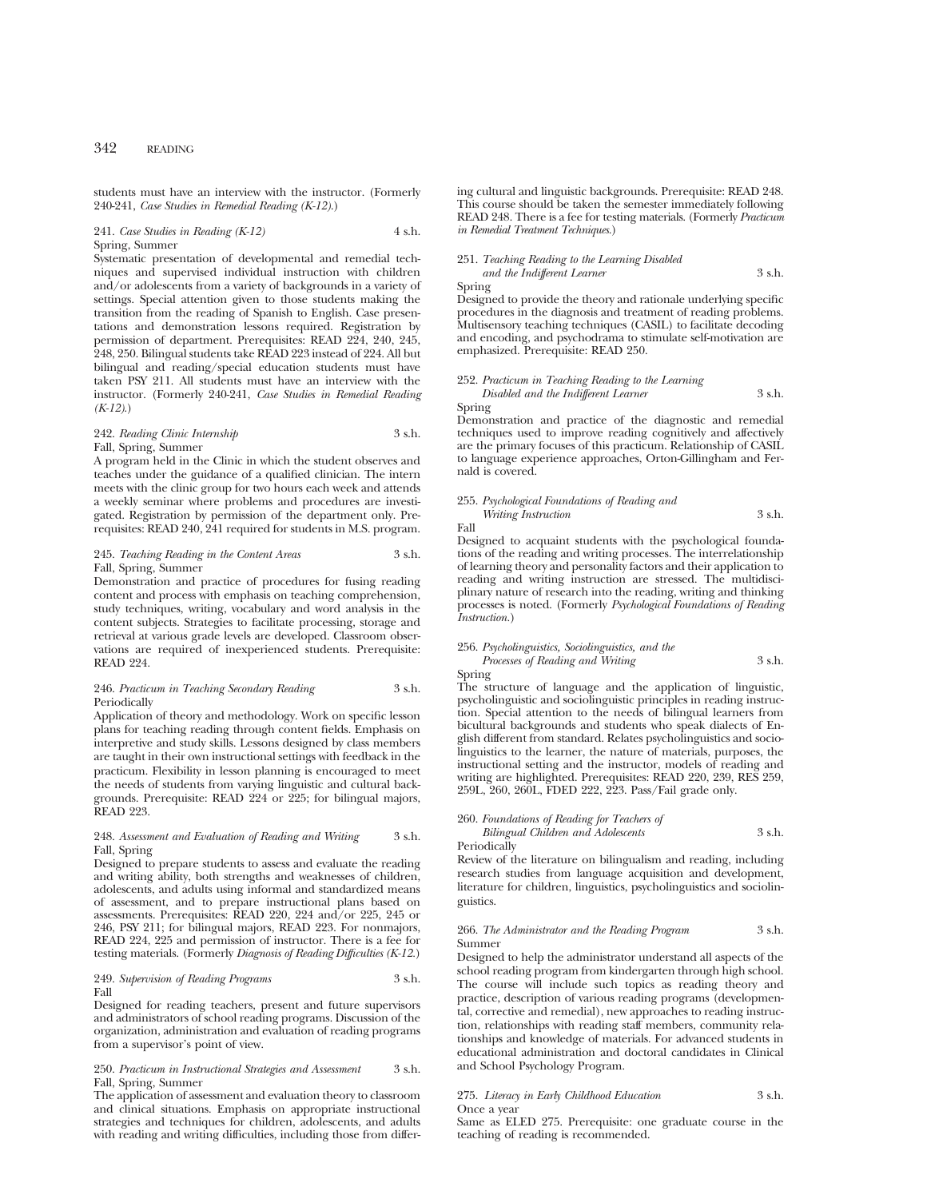students must have an interview with the instructor. (Formerly 240-241, *Case Studies in Remedial Reading (K-12).*)

241. *Case Studies in Reading (K-12)* 4 s.h.
Spring, Summer

Systematic presentation of developmental and remedial techniques and supervised individual instruction with children and/or adolescents from a variety of backgrounds in a variety of settings. Special attention given to those students making the transition from the reading of Spanish to English. Case presentations and demonstration lessons required. Registration by permission of department. Prerequisites: READ 224, 240, 245, 248, 250. Bilingual students take READ 223 instead of 224. All but bilingual and reading/special education students must have taken PSY 211. All students must have an interview with the instructor. (Formerly 240-241, *Case Studies in Remedial Reading (K-12).*)

242. *Reading Clinic Internship* 3 s.h.
Fall, Spring, Summer

A program held in the Clinic in which the student observes and teaches under the guidance of a qualified clinician. The intern meets with the clinic group for two hours each week and attends a weekly seminar where problems and procedures are investigated. Registration by permission of the department only. Prerequisites: READ 240, 241 required for students in M.S. program.

245. *Teaching Reading in the Content Areas* 3 s.h.
Fall, Spring, Summer

Demonstration and practice of procedures for fusing reading content and process with emphasis on teaching comprehension, study techniques, writing, vocabulary and word analysis in the content subjects. Strategies to facilitate processing, storage and retrieval at various grade levels are developed. Classroom observations are required of inexperienced students. Prerequisite: READ 224.

246. *Practicum in Teaching Secondary Reading* 3 s.h.
Periodically

Application of theory and methodology. Work on specific lesson plans for teaching reading through content fields. Emphasis on interpretive and study skills. Lessons designed by class members are taught in their own instructional settings with feedback in the practicum. Flexibility in lesson planning is encouraged to meet the needs of students from varying linguistic and cultural backgrounds. Prerequisite: READ 224 or 225; for bilingual majors, READ 223.

248. *Assessment and Evaluation of Reading and Writing* 3 s.h.
Fall, Spring

Designed to prepare students to assess and evaluate the reading and writing ability, both strengths and weaknesses of children, adolescents, and adults using informal and standardized means of assessment, and to prepare instructional plans based on assessments. Prerequisites: READ 220, 224 and/or 225, 245 or 246, PSY 211; for bilingual majors, READ 223. For nonmajors, READ 224, 225 and permission of instructor. There is a fee for testing materials. (Formerly *Diagnosis of Reading Difficulties (K-12.*)

249. *Supervision of Reading Programs* 3 s.h.
Fall

Designed for reading teachers, present and future supervisors and administrators of school reading programs. Discussion of the organization, administration and evaluation of reading programs from a supervisor's point of view.

250. *Practicum in Instructional Strategies and Assessment* 3 s.h.
Fall, Spring, Summer

The application of assessment and evaluation theory to classroom and clinical situations. Emphasis on appropriate instructional strategies and techniques for children, adolescents, and adults with reading and writing difficulties, including those from differing cultural and linguistic backgrounds. Prerequisite: READ 248. This course should be taken the semester immediately following READ 248. There is a fee for testing materials. (Formerly *Practicum in Remedial Treatment Techniques.*)

251. *Teaching Reading to the Learning Disabled and the Indifferent Learner* 3 s.h.
Spring

Designed to provide the theory and rationale underlying specific procedures in the diagnosis and treatment of reading problems. Multisensory teaching techniques (CASIL) to facilitate decoding and encoding, and psychodrama to stimulate self-motivation are emphasized. Prerequisite: READ 250.

252. *Practicum in Teaching Reading to the Learning Disabled and the Indifferent Learner* 3 s.h.
Spring

Demonstration and practice of the diagnostic and remedial techniques used to improve reading cognitively and affectively are the primary focuses of this practicum. Relationship of CASIL to language experience approaches, Orton-Gillingham and Fernald is covered.

255. *Psychological Foundations of Reading and Writing Instruction* 3 s.h.
Fall

Designed to acquaint students with the psychological foundations of the reading and writing processes. The interrelationship of learning theory and personality factors and their application to reading and writing instruction are stressed. The multidisciplinary nature of research into the reading, writing and thinking processes is noted. (Formerly *Psychological Foundations of Reading Instruction.*)

256. *Psycholinguistics, Sociolinguistics, and the Processes of Reading and Writing* 3 s.h.
Spring

The structure of language and the application of linguistic, psycholinguistic and sociolinguistic principles in reading instruction. Special attention to the needs of bilingual learners from bicultural backgrounds and students who speak dialects of English different from standard. Relates psycholinguistics and sociolinguistics to the learner, the nature of materials, purposes, the instructional setting and the instructor, models of reading and writing are highlighted. Prerequisites: READ 220, 239, RES 259, 259L, 260, 260L, FDED 222, 223. Pass/Fail grade only.

260. *Foundations of Reading for Teachers of Bilingual Children and Adolescents* 3 s.h.
Periodically

Review of the literature on bilingualism and reading, including research studies from language acquisition and development, literature for children, linguistics, psycholinguistics and sociolinguistics.

266. *The Administrator and the Reading Program* 3 s.h.
Summer

Designed to help the administrator understand all aspects of the school reading program from kindergarten through high school. The course will include such topics as reading theory and practice, description of various reading programs (developmental, corrective and remedial), new approaches to reading instruction, relationships with reading staff members, community relationships and knowledge of materials. For advanced students in educational administration and doctoral candidates in Clinical and School Psychology Program.

275. *Literacy in Early Childhood Education* 3 s.h.
Once a year

Same as ELED 275. Prerequisite: one graduate course in the teaching of reading is recommended.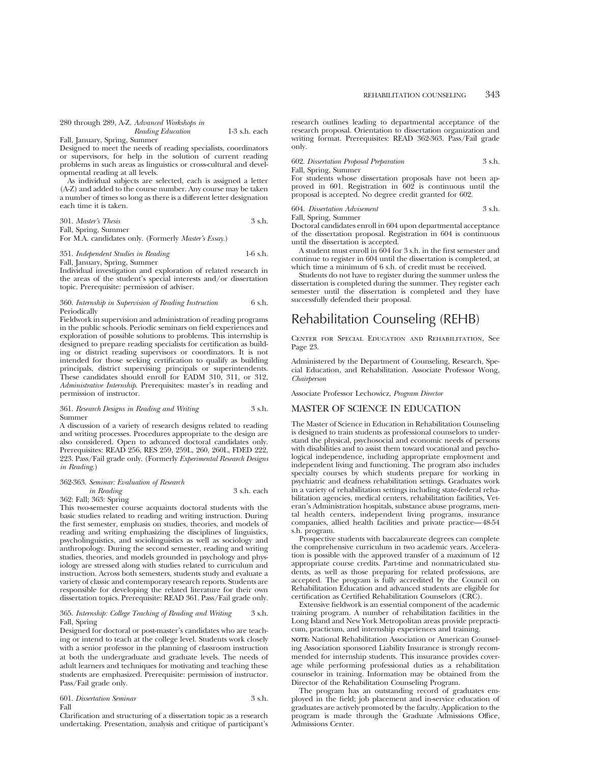280 through 289, A-Z. *Advanced Workshops in Reading Education* 1-3 s.h. each
Fall, January, Spring, Summer
Designed to meet the needs of reading specialists, coordinators or supervisors, for help in the solution of current reading problems in such areas as linguistics or cross-cultural and developmental reading at all levels.

As individual subjects are selected, each is assigned a letter (A-Z) and added to the course number. Any course may be taken a number of times so long as there is a different letter designation each time it is taken.

301. *Master's Thesis* 3 s.h.
Fall, Spring, Summer
For M.A. candidates only. (Formerly *Master's Essay.*)

351. *Independent Studies in Reading* 1-6 s.h.
Fall, January, Spring, Summer
Individual investigation and exploration of related research in the areas of the student's special interests and/or dissertation topic. Prerequisite: permission of adviser.

360. *Internship in Supervision of Reading Instruction* 6 s.h.
Periodically
Fieldwork in supervision and administration of reading programs in the public schools. Periodic seminars on field experiences and exploration of possible solutions to problems. This internship is designed to prepare reading specialists for certification as building or district reading supervisors or coordinators. It is not intended for those seeking certification to qualify as building principals, district supervising principals or superintendents. These candidates should enroll for EADM 310, 311, or 312, *Administrative Internship*. Prerequisites: master's in reading and permission of instructor.

361. *Research Designs in Reading and Writing* 3 s.h.
Summer
A discussion of a variety of research designs related to reading and writing processes. Procedures appropriate to the design are also considered. Open to advanced doctoral candidates only. Prerequisites: READ 256, RES 259, 259L, 260, 260L, FDED 222, 223. Pass/Fail grade only. (Formerly *Experimental Research Designs in Reading.*)

362-363. *Seminar: Evaluation of Research in Reading* 3 s.h. each
362: Fall; 363: Spring
This two-semester course acquaints doctoral students with the basic studies related to reading and writing instruction. During the first semester, emphasis on studies, theories, and models of reading and writing emphasizing the disciplines of linguistics, psycholinguistics, and sociolinguistics as well as sociology and anthropology. During the second semester, reading and writing studies, theories, and models grounded in psychology and physiology are stressed along with studies related to curriculum and instruction. Across both semesters, students study and evaluate a variety of classic and contemporary research reports. Students are responsible for developing the related literature for their own dissertation topics. Prerequisite: READ 361. Pass/Fail grade only.

365. *Internship: College Teaching of Reading and Writing* 3 s.h.
Fall, Spring
Designed for doctoral or post-master's candidates who are teaching or intend to teach at the college level. Students work closely with a senior professor in the planning of classroom instruction at both the undergraduate and graduate levels. The needs of adult learners and techniques for motivating and teaching these students are emphasized. Prerequisite: permission of instructor. Pass/Fail grade only.

601. *Dissertation Seminar* 3 s.h.
Fall
Clarification and structuring of a dissertation topic as a research undertaking. Presentation, analysis and critique of participant's research outlines leading to departmental acceptance of the research proposal. Orientation to dissertation organization and writing format. Prerequisites: READ 362-363. Pass/Fail grade only.

602. *Dissertation Proposal Preparation* 3 s.h.
Fall, Spring, Summer
For students whose dissertation proposals have not been approved in 601. Registration in 602 is continuous until the proposal is accepted. No degree credit granted for 602.

604. *Dissertation Advisement* 3 s.h.
Fall, Spring, Summer
Doctoral candidates enroll in 604 upon departmental acceptance of the dissertation proposal. Registration in 604 is continuous until the dissertation is accepted.

A student must enroll in 604 for 3 s.h. in the first semester and continue to register in 604 until the dissertation is completed, at which time a minimum of 6 s.h. of credit must be received.

Students do not have to register during the summer unless the dissertation is completed during the summer. They register each semester until the dissertation is completed and they have successfully defended their proposal.

# Rehabilitation Counseling (REHB)

Center for Special Education and Rehabilitation, See Page 23.

Administered by the Department of Counseling, Research, Special Education, and Rehabilitation. Associate Professor Wong, *Chairperson*

Associate Professor Lechowicz, *Program Director*

## MASTER OF SCIENCE IN EDUCATION

The Master of Science in Education in Rehabilitation Counseling is designed to train students as professional counselors to understand the physical, psychosocial and economic needs of persons with disabilities and to assist them toward vocational and psychological independence, including appropriate employment and independent living and functioning. The program also includes specialty courses by which students prepare for working in psychiatric and deafness rehabilitation settings. Graduates work in a variety of rehabilitation settings including state-federal rehabilitation agencies, medical centers, rehabilitation facilities, Veteran's Administration hospitals, substance abuse programs, mental health centers, independent living programs, insurance companies, allied health facilities and private practice—48-54 s.h. program.

Prospective students with baccalaureate degrees can complete the comprehensive curriculum in two academic years. Acceleration is possible with the approved transfer of a maximum of 12 appropriate course credits. Part-time and nonmatriculated students, as well as those preparing for related professions, are accepted. The program is fully accredited by the Council on Rehabilitation Education and advanced students are eligible for certification as Certified Rehabilitation Counselors (CRC).

Extensive fieldwork is an essential component of the academic training program. A number of rehabilitation facilities in the Long Island and New York Metropolitan areas provide prepracticum, practicum, and internship experiences and training.

**NOTE:** National Rehabilitation Association or American Counseling Association sponsored Liability Insurance is strongly recommended for internship students. This insurance provides coverage while performing professional duties as a rehabilitation counselor in training. Information may be obtained from the Director of the Rehabilitation Counseling Program.

The program has an outstanding record of graduates employed in the field; job placement and in-service education of graduates are actively promoted by the faculty. Application to the program is made through the Graduate Admissions Office, Admissions Center.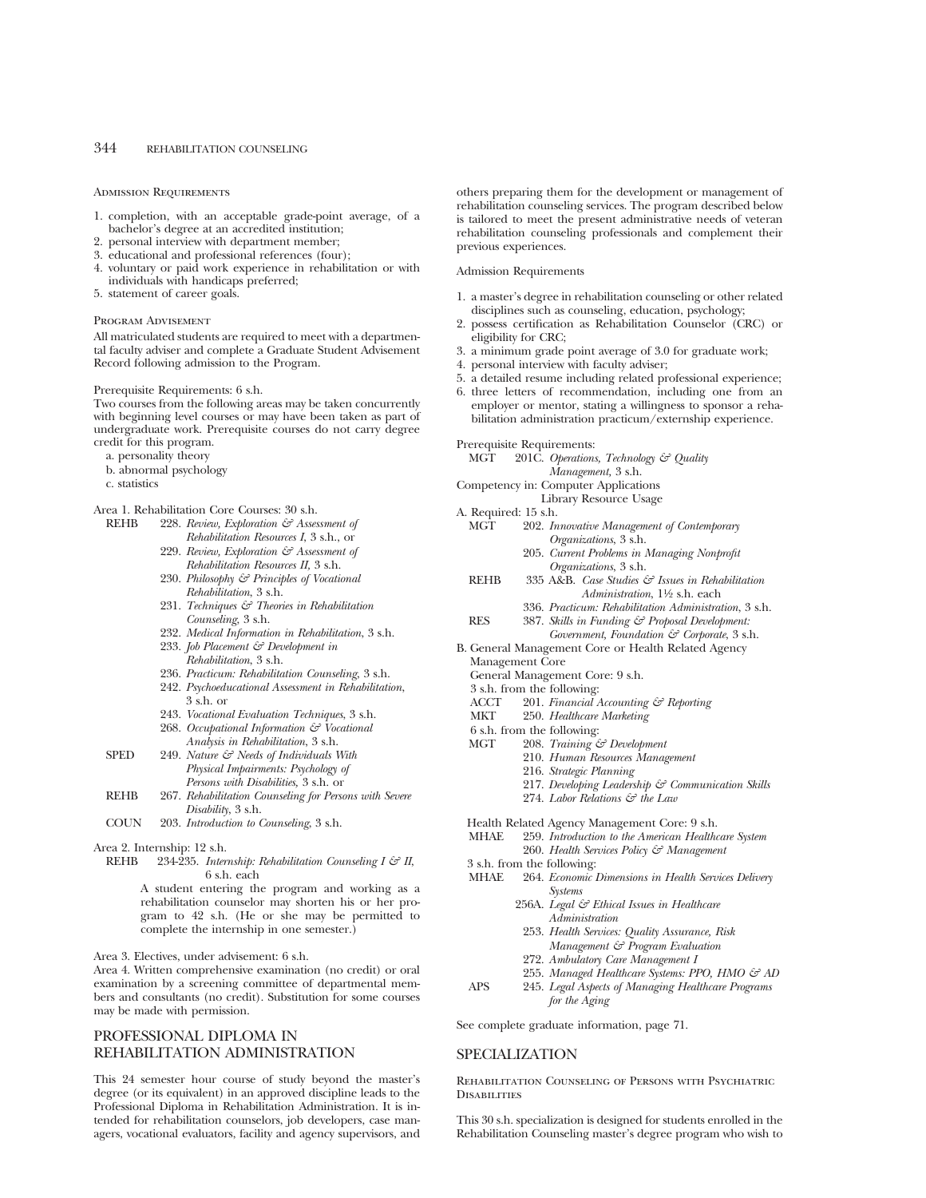Admission Requirements

1. completion, with an acceptable grade-point average, of a bachelor's degree at an accredited institution;
2. personal interview with department member;
3. educational and professional references (four);
4. voluntary or paid work experience in rehabilitation or with individuals with handicaps preferred;
5. statement of career goals.

Program Advisement

All matriculated students are required to meet with a departmental faculty adviser and complete a Graduate Student Advisement Record following admission to the Program.

Prerequisite Requirements: 6 s.h.

Two courses from the following areas may be taken concurrently with beginning level courses or may have been taken as part of undergraduate work. Prerequisite courses do not carry degree credit for this program.

a. personality theory
b. abnormal psychology
c. statistics

Area 1. Rehabilitation Core Courses: 30 s.h.

REHB 228. *Review, Exploration & Assessment of Rehabilitation Resources I,* 3 s.h., or
229. *Review, Exploration & Assessment of Rehabilitation Resources II,* 3 s.h.
230. *Philosophy & Principles of Vocational Rehabilitation,* 3 s.h.
231. *Techniques & Theories in Rehabilitation Counseling,* 3 s.h.
232. *Medical Information in Rehabilitation,* 3 s.h.
233. *Job Placement & Development in Rehabilitation,* 3 s.h.
236. *Practicum: Rehabilitation Counseling,* 3 s.h.
242. *Psychoeducational Assessment in Rehabilitation,* 3 s.h. or
243. *Vocational Evaluation Techniques,* 3 s.h.
268. *Occupational Information & Vocational Analysis in Rehabilitation,* 3 s.h.

SPED 249. *Nature & Needs of Individuals With Physical Impairments: Psychology of Persons with Disabilities,* 3 s.h. or

REHB 267. *Rehabilitation Counseling for Persons with Severe Disability,* 3 s.h.

COUN 203. *Introduction to Counseling,* 3 s.h.

Area 2. Internship: 12 s.h.

REHB 234-235. *Internship: Rehabilitation Counseling I & II,* 6 s.h. each

A student entering the program and working as a rehabilitation counselor may shorten his or her program to 42 s.h. (He or she may be permitted to complete the internship in one semester.)

Area 3. Electives, under advisement: 6 s.h.

Area 4. Written comprehensive examination (no credit) or oral examination by a screening committee of departmental members and consultants (no credit). Substitution for some courses may be made with permission.

## PROFESSIONAL DIPLOMA IN REHABILITATION ADMINISTRATION

This 24 semester hour course of study beyond the master's degree (or its equivalent) in an approved discipline leads to the Professional Diploma in Rehabilitation Administration. It is intended for rehabilitation counselors, job developers, case managers, vocational evaluators, facility and agency supervisors, and others preparing them for the development or management of rehabilitation counseling services. The program described below is tailored to meet the present administrative needs of veteran rehabilitation counseling professionals and complement their previous experiences.

Admission Requirements

1. a master's degree in rehabilitation counseling or other related disciplines such as counseling, education, psychology;
2. possess certification as Rehabilitation Counselor (CRC) or eligibility for CRC;
3. a minimum grade point average of 3.0 for graduate work;
4. personal interview with faculty adviser;
5. a detailed resume including related professional experience;
6. three letters of recommendation, including one from an employer or mentor, stating a willingness to sponsor a rehabilitation administration practicum/externship experience.

Prerequisite Requirements:

MGT 201C. *Operations, Technology & Quality Management,* 3 s.h.

Competency in: Computer Applications
Library Resource Usage

A. Required: 15 s.h.

MGT 202. *Innovative Management of Contemporary Organizations,* 3 s.h.
205. *Current Problems in Managing Nonprofit Organizations,* 3 s.h.

REHB 335 A&B. *Case Studies & Issues in Rehabilitation Administration,* 1½ s.h. each
336. *Practicum: Rehabilitation Administration,* 3 s.h.

RES 387. *Skills in Funding & Proposal Development: Government, Foundation & Corporate,* 3 s.h.

B. General Management Core or Health Related Agency Management Core

General Management Core: 9 s.h.

3 s.h. from the following:

ACCT 201. *Financial Accounting & Reporting*
MKT 250. *Healthcare Marketing*

6 s.h. from the following:

MGT 208. *Training & Development*
210. *Human Resources Management*
216. *Strategic Planning*
217. *Developing Leadership & Communication Skills*
274. *Labor Relations & the Law*

Health Related Agency Management Core: 9 s.h.

MHAE 259. *Introduction to the American Healthcare System*
260. *Health Services Policy & Management*

3 s.h. from the following:

MHAE 264. *Economic Dimensions in Health Services Delivery Systems*
256A. *Legal & Ethical Issues in Healthcare Administration*
253. *Health Services: Quality Assurance, Risk Management & Program Evaluation*
272. *Ambulatory Care Management I*
255. *Managed Healthcare Systems: PPO, HMO & AD*

APS 245. *Legal Aspects of Managing Healthcare Programs for the Aging*

See complete graduate information, page 71.

## SPECIALIZATION

Rehabilitation Counseling of Persons with Psychiatric Disabilities

This 30 s.h. specialization is designed for students enrolled in the Rehabilitation Counseling master's degree program who wish to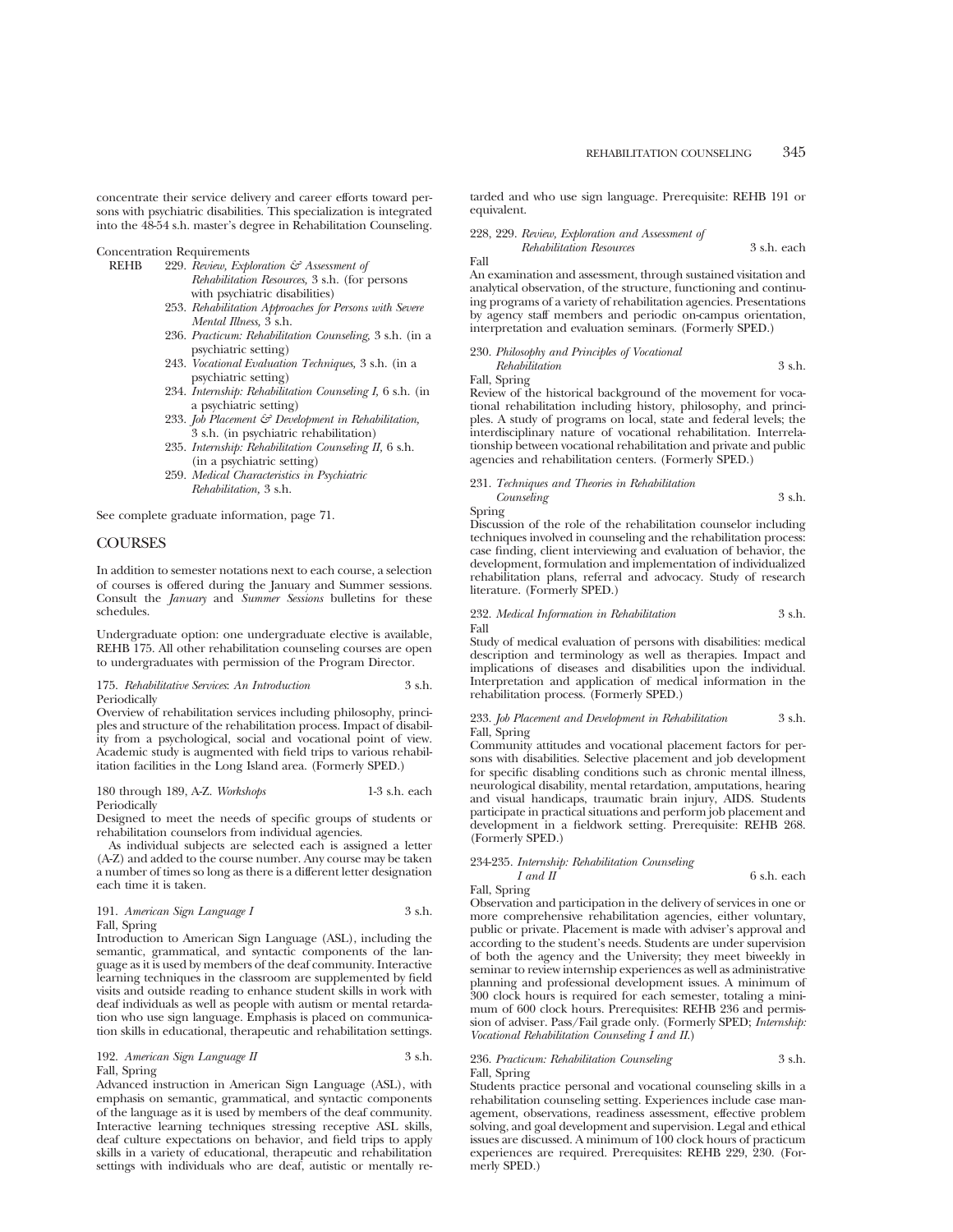concentrate their service delivery and career efforts toward persons with psychiatric disabilities. This specialization is integrated into the 48-54 s.h. master's degree in Rehabilitation Counseling.

Concentration Requirements

REHB
- 229. *Review, Exploration & Assessment of Rehabilitation Resources,* 3 s.h. (for persons with psychiatric disabilities)
- 253. *Rehabilitation Approaches for Persons with Severe Mental Illness,* 3 s.h.
- 236. *Practicum: Rehabilitation Counseling,* 3 s.h. (in a psychiatric setting)
- 243. *Vocational Evaluation Techniques,* 3 s.h. (in a psychiatric setting)
- 234. *Internship: Rehabilitation Counseling I,* 6 s.h. (in a psychiatric setting)
- 233. *Job Placement & Development in Rehabilitation,* 3 s.h. (in psychiatric rehabilitation)
- 235. *Internship: Rehabilitation Counseling II,* 6 s.h. (in a psychiatric setting)
- 259. *Medical Characteristics in Psychiatric Rehabilitation,* 3 s.h.

See complete graduate information, page 71.

## COURSES

In addition to semester notations next to each course, a selection of courses is offered during the January and Summer sessions. Consult the *January* and *Summer Sessions* bulletins for these schedules.

Undergraduate option: one undergraduate elective is available, REHB 175. All other rehabilitation counseling courses are open to undergraduates with permission of the Program Director.

175. *Rehabilitative Services: An Introduction* 3 s.h.
Periodically
Overview of rehabilitation services including philosophy, principles and structure of the rehabilitation process. Impact of disability from a psychological, social and vocational point of view. Academic study is augmented with field trips to various rehabilitation facilities in the Long Island area. (Formerly SPED.)

180 through 189, A-Z. *Workshops* 1-3 s.h. each
Periodically
Designed to meet the needs of specific groups of students or rehabilitation counselors from individual agencies.

As individual subjects are selected each is assigned a letter (A-Z) and added to the course number. Any course may be taken a number of times so long as there is a different letter designation each time it is taken.

191. *American Sign Language I* 3 s.h.
Fall, Spring
Introduction to American Sign Language (ASL), including the semantic, grammatical, and syntactic components of the language as it is used by members of the deaf community. Interactive learning techniques in the classroom are supplemented by field visits and outside reading to enhance student skills in work with deaf individuals as well as people with autism or mental retardation who use sign language. Emphasis is placed on communication skills in educational, therapeutic and rehabilitation settings.

192. *American Sign Language II* 3 s.h.
Fall, Spring
Advanced instruction in American Sign Language (ASL), with emphasis on semantic, grammatical, and syntactic components of the language as it is used by members of the deaf community. Interactive learning techniques stressing receptive ASL skills, deaf culture expectations on behavior, and field trips to apply skills in a variety of educational, therapeutic and rehabilitation settings with individuals who are deaf, autistic or mentally retarded and who use sign language. Prerequisite: REHB 191 or equivalent.

228, 229. *Review, Exploration and Assessment of Rehabilitation Resources* 3 s.h. each
Fall
An examination and assessment, through sustained visitation and analytical observation, of the structure, functioning and continuing programs of a variety of rehabilitation agencies. Presentations by agency staff members and periodic on-campus orientation, interpretation and evaluation seminars. (Formerly SPED.)

230. *Philosophy and Principles of Vocational Rehabilitation* 3 s.h.
Fall, Spring
Review of the historical background of the movement for vocational rehabilitation including history, philosophy, and principles. A study of programs on local, state and federal levels; the interdisciplinary nature of vocational rehabilitation. Interrelationship between vocational rehabilitation and private and public agencies and rehabilitation centers. (Formerly SPED.)

231. *Techniques and Theories in Rehabilitation Counseling* 3 s.h.
Spring
Discussion of the role of the rehabilitation counselor including techniques involved in counseling and the rehabilitation process: case finding, client interviewing and evaluation of behavior, the development, formulation and implementation of individualized rehabilitation plans, referral and advocacy. Study of research literature. (Formerly SPED.)

232. *Medical Information in Rehabilitation* 3 s.h.
Fall
Study of medical evaluation of persons with disabilities: medical description and terminology as well as therapies. Impact and implications of diseases and disabilities upon the individual. Interpretation and application of medical information in the rehabilitation process. (Formerly SPED.)

233. *Job Placement and Development in Rehabilitation* 3 s.h.
Fall, Spring
Community attitudes and vocational placement factors for persons with disabilities. Selective placement and job development for specific disabling conditions such as chronic mental illness, neurological disability, mental retardation, amputations, hearing and visual handicaps, traumatic brain injury, AIDS. Students participate in practical situations and perform job placement and development in a fieldwork setting. Prerequisite: REHB 268. (Formerly SPED.)

234-235. *Internship: Rehabilitation Counseling I and II* 6 s.h. each
Fall, Spring
Observation and participation in the delivery of services in one or more comprehensive rehabilitation agencies, either voluntary, public or private. Placement is made with adviser's approval and according to the student's needs. Students are under supervision of both the agency and the University; they meet biweekly in seminar to review internship experiences as well as administrative planning and professional development issues. A minimum of 300 clock hours is required for each semester, totaling a minimum of 600 clock hours. Prerequisites: REHB 236 and permission of adviser. Pass/Fail grade only. (Formerly SPED; *Internship: Vocational Rehabilitation Counseling I and II.*)

236. *Practicum: Rehabilitation Counseling* 3 s.h.
Fall, Spring
Students practice personal and vocational counseling skills in a rehabilitation counseling setting. Experiences include case management, observations, readiness assessment, effective problem solving, and goal development and supervision. Legal and ethical issues are discussed. A minimum of 100 clock hours of practicum experiences are required. Prerequisites: REHB 229, 230. (Formerly SPED.)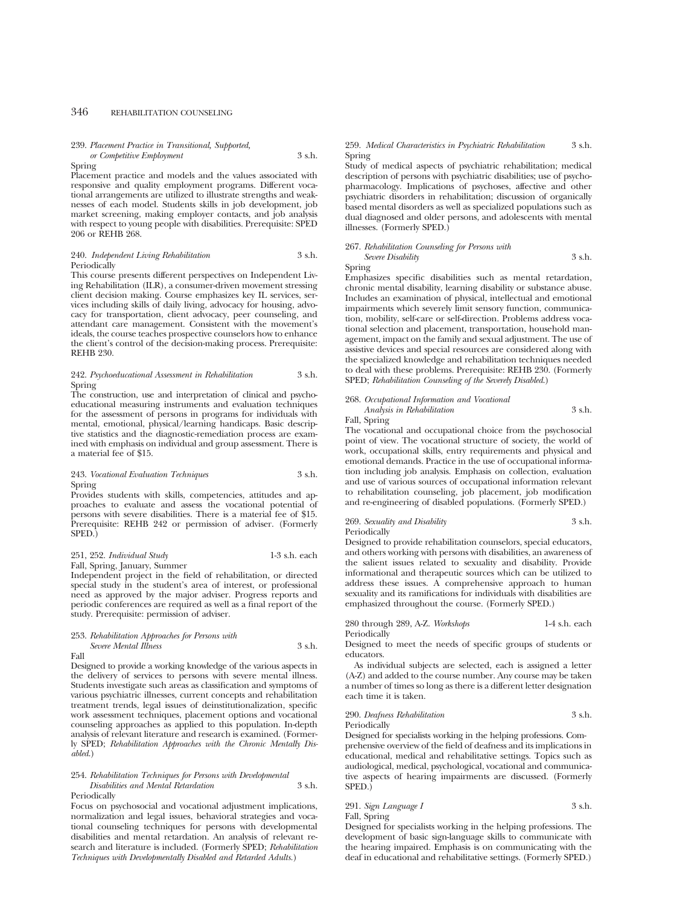239. *Placement Practice in Transitional, Supported, or Competitive Employment* 3 s.h.
Spring
Placement practice and models and the values associated with responsive and quality employment programs. Different vocational arrangements are utilized to illustrate strengths and weaknesses of each model. Students skills in job development, job market screening, making employer contacts, and job analysis with respect to young people with disabilities. Prerequisite: SPED 206 or REHB 268.

240. *Independent Living Rehabilitation* 3 s.h.
Periodically
This course presents different perspectives on Independent Living Rehabilitation (ILR), a consumer-driven movement stressing client decision making. Course emphasizes key IL services, services including skills of daily living, advocacy for housing, advocacy for transportation, client advocacy, peer counseling, and attendant care management. Consistent with the movement's ideals, the course teaches prospective counselors how to enhance the client's control of the decision-making process. Prerequisite: REHB 230.

242. *Psychoeducational Assessment in Rehabilitation* 3 s.h.
Spring
The construction, use and interpretation of clinical and psychoeducational measuring instruments and evaluation techniques for the assessment of persons in programs for individuals with mental, emotional, physical/learning handicaps. Basic descriptive statistics and the diagnostic-remediation process are examined with emphasis on individual and group assessment. There is a material fee of $15.

243. *Vocational Evaluation Techniques* 3 s.h.
Spring
Provides students with skills, competencies, attitudes and approaches to evaluate and assess the vocational potential of persons with severe disabilities. There is a material fee of $15. Prerequisite: REHB 242 or permission of adviser. (Formerly SPED.)

251, 252. *Individual Study* 1-3 s.h. each
Fall, Spring, January, Summer
Independent project in the field of rehabilitation, or directed special study in the student's area of interest, or professional need as approved by the major adviser. Progress reports and periodic conferences are required as well as a final report of the study. Prerequisite: permission of adviser.

253. *Rehabilitation Approaches for Persons with Severe Mental Illness* 3 s.h.
Fall
Designed to provide a working knowledge of the various aspects in the delivery of services to persons with severe mental illness. Students investigate such areas as classification and symptoms of various psychiatric illnesses, current concepts and rehabilitation treatment trends, legal issues of deinstitutionalization, specific work assessment techniques, placement options and vocational counseling approaches as applied to this population. In-depth analysis of relevant literature and research is examined. (Formerly SPED; *Rehabilitation Approaches with the Chronic Mentally Disabled.*)

254. *Rehabilitation Techniques for Persons with Developmental Disabilities and Mental Retardation* 3 s.h.
Periodically
Focus on psychosocial and vocational adjustment implications, normalization and legal issues, behavioral strategies and vocational counseling techniques for persons with developmental disabilities and mental retardation. An analysis of relevant research and literature is included. (Formerly SPED; *Rehabilitation Techniques with Developmentally Disabled and Retarded Adults.*)

259. *Medical Characteristics in Psychiatric Rehabilitation* 3 s.h.
Spring
Study of medical aspects of psychiatric rehabilitation; medical description of persons with psychiatric disabilities; use of psychopharmacology. Implications of psychoses, affective and other psychiatric disorders in rehabilitation; discussion of organically based mental disorders as well as specialized populations such as dual diagnosed and older persons, and adolescents with mental illnesses. (Formerly SPED.)

267. *Rehabilitation Counseling for Persons with Severe Disability* 3 s.h.
Spring
Emphasizes specific disabilities such as mental retardation, chronic mental disability, learning disability or substance abuse. Includes an examination of physical, intellectual and emotional impairments which severely limit sensory function, communication, mobility, self-care or self-direction. Problems address vocational selection and placement, transportation, household management, impact on the family and sexual adjustment. The use of assistive devices and special resources are considered along with the specialized knowledge and rehabilitation techniques needed to deal with these problems. Prerequisite: REHB 230. (Formerly SPED; *Rehabilitation Counseling of the Severely Disabled.*)

268. *Occupational Information and Vocational Analysis in Rehabilitation* 3 s.h.
Fall, Spring
The vocational and occupational choice from the psychosocial point of view. The vocational structure of society, the world of work, occupational skills, entry requirements and physical and emotional demands. Practice in the use of occupational information including job analysis. Emphasis on collection, evaluation and use of various sources of occupational information relevant to rehabilitation counseling, job placement, job modification and re-engineering of disabled populations. (Formerly SPED.)

269. *Sexuality and Disability* 3 s.h.
Periodically
Designed to provide rehabilitation counselors, special educators, and others working with persons with disabilities, an awareness of the salient issues related to sexuality and disability. Provide informational and therapeutic sources which can be utilized to address these issues. A comprehensive approach to human sexuality and its ramifications for individuals with disabilities are emphasized throughout the course. (Formerly SPED.)

280 through 289, A-Z. *Workshops* 1-4 s.h. each
Periodically
Designed to meet the needs of specific groups of students or educators.

As individual subjects are selected, each is assigned a letter (A-Z) and added to the course number. Any course may be taken a number of times so long as there is a different letter designation each time it is taken.

290. *Deafness Rehabilitation* 3 s.h.
Periodically
Designed for specialists working in the helping professions. Comprehensive overview of the field of deafness and its implications in educational, medical and rehabilitative settings. Topics such as audiological, medical, psychological, vocational and communicative aspects of hearing impairments are discussed. (Formerly SPED.)

291. *Sign Language I* 3 s.h.
Fall, Spring
Designed for specialists working in the helping professions. The development of basic sign-language skills to communicate with the hearing impaired. Emphasis is on communicating with the deaf in educational and rehabilitative settings. (Formerly SPED.)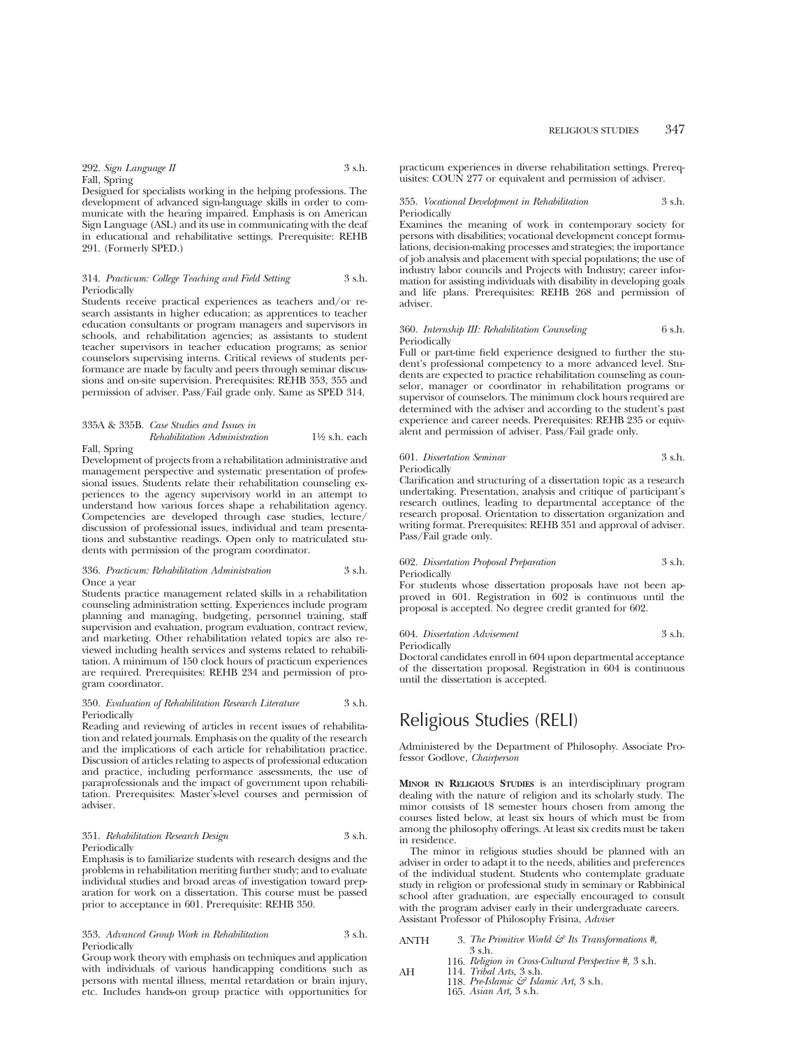292. *Sign Language II* 3 s.h.
Fall, Spring
Designed for specialists working in the helping professions. The development of advanced sign-language skills in order to communicate with the hearing impaired. Emphasis is on American Sign Language (ASL) and its use in communicating with the deaf in educational and rehabilitative settings. Prerequisite: REHB 291. (Formerly SPED.)

314. *Practicum: College Teaching and Field Setting* 3 s.h.
Periodically
Students receive practical experiences as teachers and/or research assistants in higher education; as apprentices to teacher education consultants or program managers and supervisors in schools, and rehabilitation agencies; as assistants to student teacher supervisors in teacher education programs; as senior counselors supervising interns. Critical reviews of students performance are made by faculty and peers through seminar discussions and on-site supervision. Prerequisites: REHB 353, 355 and permission of adviser. Pass/Fail grade only. Same as SPED 314.

335A & 335B. *Case Studies and Issues in Rehabilitation Administration* 1½ s.h. each
Fall, Spring
Development of projects from a rehabilitation administrative and management perspective and systematic presentation of professional issues. Students relate their rehabilitation counseling experiences to the agency supervisory world in an attempt to understand how various forces shape a rehabilitation agency. Competencies are developed through case studies, lecture/discussion of professional issues, individual and team presentations and substantive readings. Open only to matriculated students with permission of the program coordinator.

336. *Practicum: Rehabilitation Administration* 3 s.h.
Once a year
Students practice management related skills in a rehabilitation counseling administration setting. Experiences include program planning and managing, budgeting, personnel training, staff supervision and evaluation, program evaluation, contract review, and marketing. Other rehabilitation related topics are also reviewed including health services and systems related to rehabilitation. A minimum of 150 clock hours of practicum experiences are required. Prerequisites: REHB 234 and permission of program coordinator.

350. *Evaluation of Rehabilitation Research Literature* 3 s.h.
Periodically
Reading and reviewing of articles in recent issues of rehabilitation and related journals. Emphasis on the quality of the research and the implications of each article for rehabilitation practice. Discussion of articles relating to aspects of professional education and practice, including performance assessments, the use of paraprofessionals and the impact of government upon rehabilitation. Prerequisites: Master's-level courses and permission of adviser.

351. *Rehabilitation Research Design* 3 s.h.
Periodically
Emphasis is to familiarize students with research designs and the problems in rehabilitation meriting further study; and to evaluate individual studies and broad areas of investigation toward preparation for work on a dissertation. This course must be passed prior to acceptance in 601. Prerequisite: REHB 350.

353. *Advanced Group Work in Rehabilitation* 3 s.h.
Periodically
Group work theory with emphasis on techniques and application with individuals of various handicapping conditions such as persons with mental illness, mental retardation or brain injury, etc. Includes hands-on group practice with opportunities for practicum experiences in diverse rehabilitation settings. Prerequisites: COUN 277 or equivalent and permission of adviser.

355. *Vocational Development in Rehabilitation* 3 s.h.
Periodically
Examines the meaning of work in contemporary society for persons with disabilities; vocational development concept formulations, decision-making processes and strategies; the importance of job analysis and placement with special populations; the use of industry labor councils and Projects with Industry; career information for assisting individuals with disability in developing goals and life plans. Prerequisites: REHB 268 and permission of adviser.

360. *Internship III: Rehabilitation Counseling* 6 s.h.
Periodically
Full or part-time field experience designed to further the student's professional competency to a more advanced level. Students are expected to practice rehabilitation counseling as counselor, manager or coordinator in rehabilitation programs or supervisor of counselors. The minimum clock hours required are determined with the adviser and according to the student's past experience and career needs. Prerequisites: REHB 235 or equivalent and permission of adviser. Pass/Fail grade only.

601. *Dissertation Seminar* 3 s.h.
Periodically
Clarification and structuring of a dissertation topic as a research undertaking. Presentation, analysis and critique of participant's research outlines, leading to departmental acceptance of the research proposal. Orientation to dissertation organization and writing format. Prerequisites: REHB 351 and approval of adviser. Pass/Fail grade only.

602. *Dissertation Proposal Preparation* 3 s.h.
Periodically
For students whose dissertation proposals have not been approved in 601. Registration in 602 is continuous until the proposal is accepted. No degree credit granted for 602.

604. *Dissertation Advisement* 3 s.h.
Periodically
Doctoral candidates enroll in 604 upon departmental acceptance of the dissertation proposal. Registration in 604 is continuous until the dissertation is accepted.

# Religious Studies (RELI)

Administered by the Department of Philosophy. Associate Professor Godlove, *Chairperson*

**MINOR IN RELIGIOUS STUDIES** is an interdisciplinary program dealing with the nature of religion and its scholarly study. The minor consists of 18 semester hours chosen from among the courses listed below, at least six hours of which must be from among the philosophy offerings. At least six credits must be taken in residence.

The minor in religious studies should be planned with an adviser in order to adapt it to the needs, abilities and preferences of the individual student. Students who contemplate graduate study in religion or professional study in seminary or Rabbinical school after graduation, are especially encouraged to consult with the program adviser early in their undergraduate careers. Assistant Professor of Philosophy Frisina, *Adviser*

ANTH 3. *The Primitive World & Its Transformations #,* 3 s.h.
116. *Religion in Cross-Cultural Perspective #,* 3 s.h.

AH 114. *Tribal Arts,* 3 s.h.
118. *Pre-Islamic & Islamic Art,* 3 s.h.
165. *Asian Art,* 3 s.h.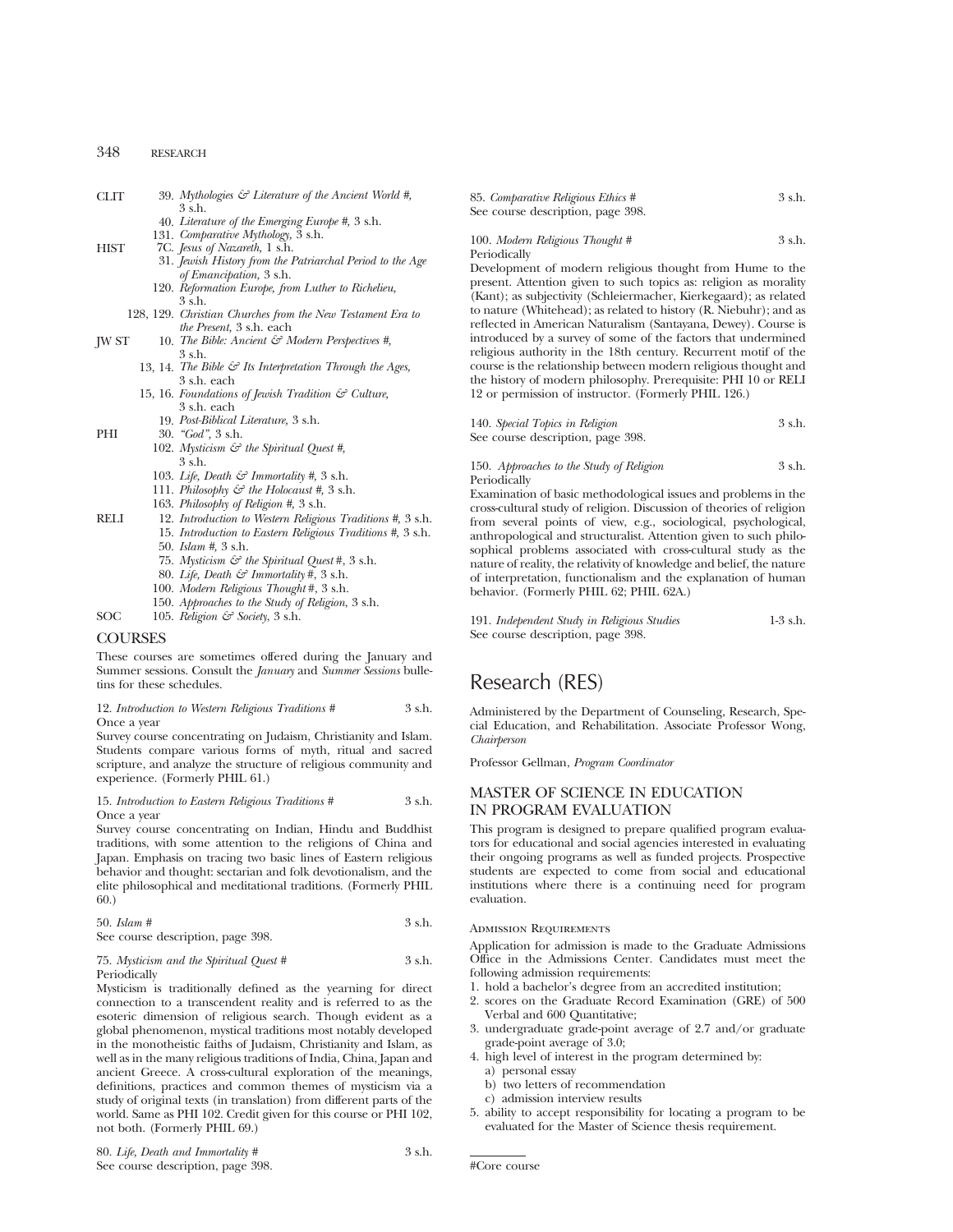CLIT 39. *Mythologies & Literature of the Ancient World #,* 3 s.h.
40. *Literature of the Emerging Europe #,* 3 s.h.
131. *Comparative Mythology,* 3 s.h.

HIST 7C. *Jesus of Nazareth,* 1 s.h.
31. *Jewish History from the Patriarchal Period to the Age of Emancipation,* 3 s.h.
120. *Reformation Europe, from Luther to Richelieu,* 3 s.h.
128, 129. *Christian Churches from the New Testament Era to the Present,* 3 s.h. each

JW ST 10. *The Bible: Ancient & Modern Perspectives #,* 3 s.h.
13, 14. *The Bible & Its Interpretation Through the Ages,* 3 s.h. each
15, 16. *Foundations of Jewish Tradition & Culture,* 3 s.h. each
19. *Post-Biblical Literature,* 3 s.h.

PHI 30. *"God",* 3 s.h.
102. *Mysticism & the Spiritual Quest #,* 3 s.h.
103. *Life, Death & Immortality #,* 3 s.h.
111. *Philosophy & the Holocaust #,* 3 s.h.
163. *Philosophy of Religion #,* 3 s.h.

RELI 12. *Introduction to Western Religious Traditions #,* 3 s.h.
15. *Introduction to Eastern Religious Traditions #,* 3 s.h.
50. *Islam #,* 3 s.h.
75. *Mysticism & the Spiritual Quest #,* 3 s.h.
80. *Life, Death & Immortality #,* 3 s.h.
100. *Modern Religious Thought #,* 3 s.h.
150. *Approaches to the Study of Religion,* 3 s.h.

SOC 105. *Religion & Society,* 3 s.h.

## COURSES

These courses are sometimes offered during the January and Summer sessions. Consult the *January* and *Summer Sessions* bulletins for these schedules.

12. *Introduction to Western Religious Traditions #* 3 s.h.
Once a year
Survey course concentrating on Judaism, Christianity and Islam. Students compare various forms of myth, ritual and sacred scripture, and analyze the structure of religious community and experience. (Formerly PHIL 61.)

15. *Introduction to Eastern Religious Traditions #* 3 s.h.
Once a year
Survey course concentrating on Indian, Hindu and Buddhist traditions, with some attention to the religions of China and Japan. Emphasis on tracing two basic lines of Eastern religious behavior and thought: sectarian and folk devotionalism, and the elite philosophical and meditational traditions. (Formerly PHIL 60.)

50. *Islam #* 3 s.h.
See course description, page 398.

75. *Mysticism and the Spiritual Quest #* 3 s.h.
Periodically
Mysticism is traditionally defined as the yearning for direct connection to a transcendent reality and is referred to as the esoteric dimension of religious search. Though evident as a global phenomenon, mystical traditions most notably developed in the monotheistic faiths of Judaism, Christianity and Islam, as well as in the many religious traditions of India, China, Japan and ancient Greece. A cross-cultural exploration of the meanings, definitions, practices and common themes of mysticism via a study of original texts (in translation) from different parts of the world. Same as PHI 102. Credit given for this course or PHI 102, not both. (Formerly PHIL 69.)

80. *Life, Death and Immortality #* 3 s.h.
See course description, page 398.

85. *Comparative Religious Ethics #* 3 s.h.
See course description, page 398.

100. *Modern Religious Thought #* 3 s.h.
Periodically
Development of modern religious thought from Hume to the present. Attention given to such topics as: religion as morality (Kant); as subjectivity (Schleiermacher, Kierkegaard); as related to nature (Whitehead); as related to history (R. Niebuhr); and as reflected in American Naturalism (Santayana, Dewey). Course is introduced by a survey of some of the factors that undermined religious authority in the 18th century. Recurrent motif of the course is the relationship between modern religious thought and the history of modern philosophy. Prerequisite: PHI 10 or RELI 12 or permission of instructor. (Formerly PHIL 126.)

140. *Special Topics in Religion* 3 s.h.
See course description, page 398.

150. *Approaches to the Study of Religion* 3 s.h.
Periodically
Examination of basic methodological issues and problems in the cross-cultural study of religion. Discussion of theories of religion from several points of view, e.g., sociological, psychological, anthropological and structuralist. Attention given to such philosophical problems associated with cross-cultural study as the nature of reality, the relativity of knowledge and belief, the nature of interpretation, functionalism and the explanation of human behavior. (Formerly PHIL 62; PHIL 62A.)

191. *Independent Study in Religious Studies* 1-3 s.h.
See course description, page 398.

# Research (RES)

Administered by the Department of Counseling, Research, Special Education, and Rehabilitation. Associate Professor Wong, *Chairperson*

Professor Gellman, *Program Coordinator*

## MASTER OF SCIENCE IN EDUCATION IN PROGRAM EVALUATION

This program is designed to prepare qualified program evaluators for educational and social agencies interested in evaluating their ongoing programs as well as funded projects. Prospective students are expected to come from social and educational institutions where there is a continuing need for program evaluation.

### Admission Requirements

Application for admission is made to the Graduate Admissions Office in the Admissions Center. Candidates must meet the following admission requirements:

1. hold a bachelor's degree from an accredited institution;
2. scores on the Graduate Record Examination (GRE) of 500 Verbal and 600 Quantitative;
3. undergraduate grade-point average of 2.7 and/or graduate grade-point average of 3.0;
4. high level of interest in the program determined by:
   a) personal essay
   b) two letters of recommendation
   c) admission interview results
5. ability to accept responsibility for locating a program to be evaluated for the Master of Science thesis requirement.

#Core course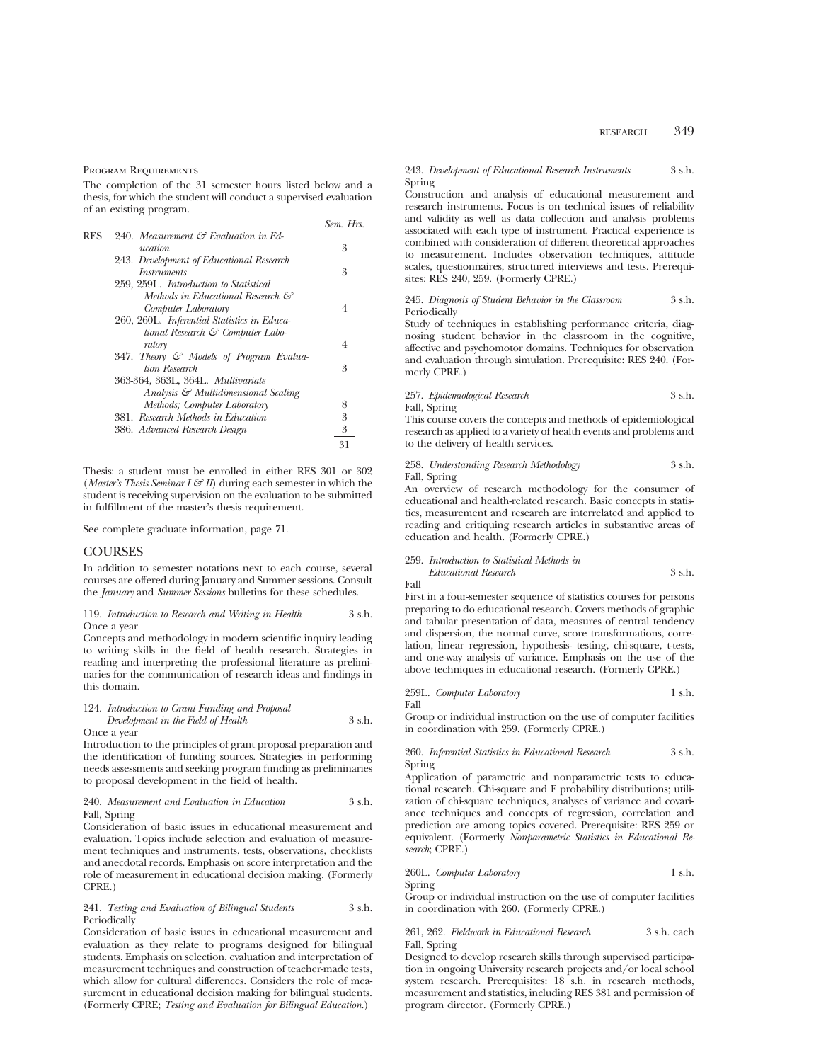Program Requirements

The completion of the 31 semester hours listed below and a thesis, for which the student will conduct a supervised evaluation of an existing program.

| | | Sem. Hrs. |
|---|---|---|
| RES | 240. *Measurement & Evaluation in Education* | 3 |
| | 243. *Development of Educational Research Instruments* | 3 |
| | 259, 259L. *Introduction to Statistical Methods in Educational Research & Computer Laboratory* | 4 |
| | 260, 260L. *Inferential Statistics in Educational Research & Computer Laboratory* | 4 |
| | 347. *Theory & Models of Program Evaluation Research* | 3 |
| | 363-364, 363L, 364L. *Multivariate Analysis & Multidimensional Scaling Methods; Computer Laboratory* | 8 |
| | 381. *Research Methods in Education* | 3 |
| | 386. *Advanced Research Design* | 3 |
| | | 31 |

Thesis: a student must be enrolled in either RES 301 or 302 (*Master's Thesis Seminar I & II*) during each semester in which the student is receiving supervision on the evaluation to be submitted in fulfillment of the master's thesis requirement.

See complete graduate information, page 71.

## COURSES

In addition to semester notations next to each course, several courses are offered during January and Summer sessions. Consult the *January* and *Summer Sessions* bulletins for these schedules.

119. *Introduction to Research and Writing in Health* 3 s.h.
Once a year
Concepts and methodology in modern scientific inquiry leading to writing skills in the field of health research. Strategies in reading and interpreting the professional literature as preliminaries for the communication of research ideas and findings in this domain.

124. *Introduction to Grant Funding and Proposal Development in the Field of Health* 3 s.h.
Once a year
Introduction to the principles of grant proposal preparation and the identification of funding sources. Strategies in performing needs assessments and seeking program funding as preliminaries to proposal development in the field of health.

240. *Measurement and Evaluation in Education* 3 s.h.
Fall, Spring
Consideration of basic issues in educational measurement and evaluation. Topics include selection and evaluation of measurement techniques and instruments, tests, observations, checklists and anecdotal records. Emphasis on score interpretation and the role of measurement in educational decision making. (Formerly CPRE.)

241. *Testing and Evaluation of Bilingual Students* 3 s.h.
Periodically
Consideration of basic issues in educational measurement and evaluation as they relate to programs designed for bilingual students. Emphasis on selection, evaluation and interpretation of measurement techniques and construction of teacher-made tests, which allow for cultural differences. Considers the role of measurement in educational decision making for bilingual students. (Formerly CPRE; *Testing and Evaluation for Bilingual Education*.)

243. *Development of Educational Research Instruments* 3 s.h.
Spring
Construction and analysis of educational measurement and research instruments. Focus is on technical issues of reliability and validity as well as data collection and analysis problems associated with each type of instrument. Practical experience is combined with consideration of different theoretical approaches to measurement. Includes observation techniques, attitude scales, questionnaires, structured interviews and tests. Prerequisites: RES 240, 259. (Formerly CPRE.)

245. *Diagnosis of Student Behavior in the Classroom* 3 s.h.
Periodically
Study of techniques in establishing performance criteria, diagnosing student behavior in the classroom in the cognitive, affective and psychomotor domains. Techniques for observation and evaluation through simulation. Prerequisite: RES 240. (Formerly CPRE.)

257. *Epidemiological Research* 3 s.h.
Fall, Spring
This course covers the concepts and methods of epidemiological research as applied to a variety of health events and problems and to the delivery of health services.

258. *Understanding Research Methodology* 3 s.h.
Fall, Spring
An overview of research methodology for the consumer of educational and health-related research. Basic concepts in statistics, measurement and research are interrelated and applied to reading and critiquing research articles in substantive areas of education and health. (Formerly CPRE.)

259. *Introduction to Statistical Methods in Educational Research* 3 s.h.
Fall
First in a four-semester sequence of statistics courses for persons preparing to do educational research. Covers methods of graphic and tabular presentation of data, measures of central tendency and dispersion, the normal curve, score transformations, correlation, linear regression, hypothesis- testing, chi-square, t-tests, and one-way analysis of variance. Emphasis on the use of the above techniques in educational research. (Formerly CPRE.)

259L. *Computer Laboratory* 1 s.h.
Fall
Group or individual instruction on the use of computer facilities in coordination with 259. (Formerly CPRE.)

260. *Inferential Statistics in Educational Research* 3 s.h.
Spring
Application of parametric and nonparametric tests to educational research. Chi-square and F probability distributions; utilization of chi-square techniques, analyses of variance and covariance techniques and concepts of regression, correlation and prediction are among topics covered. Prerequisite: RES 259 or equivalent. (Formerly *Nonparametric Statistics in Educational Research*; CPRE.)

260L. *Computer Laboratory* 1 s.h.
Spring
Group or individual instruction on the use of computer facilities in coordination with 260. (Formerly CPRE.)

261, 262. *Fieldwork in Educational Research* 3 s.h. each
Fall, Spring
Designed to develop research skills through supervised participation in ongoing University research projects and/or local school system research. Prerequisites: 18 s.h. in research methods, measurement and statistics, including RES 381 and permission of program director. (Formerly CPRE.)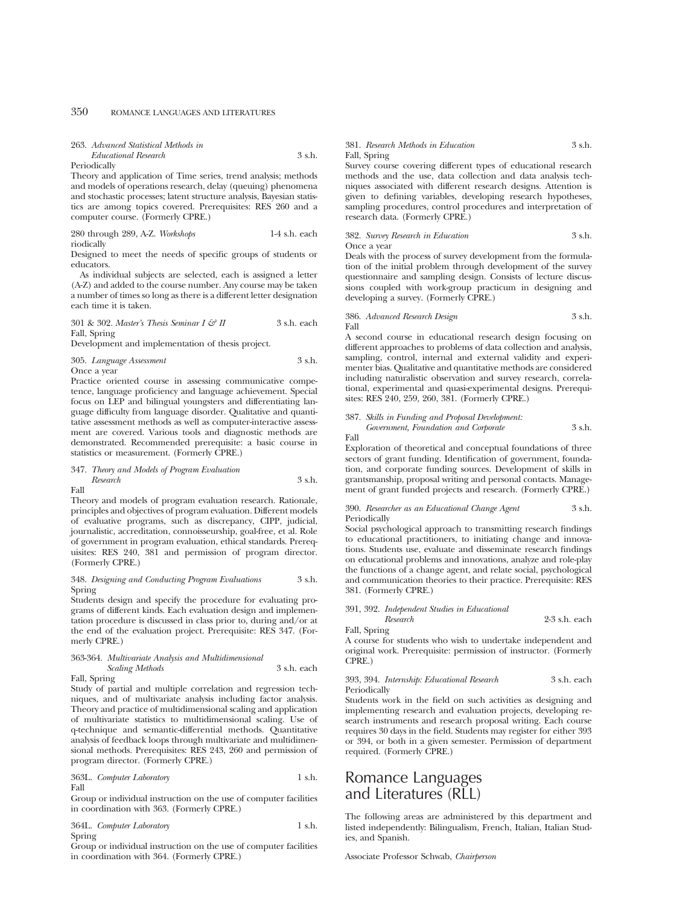263. *Advanced Statistical Methods in Educational Research* 3 s.h.
Periodically
Theory and application of Time series, trend analysis; methods and models of operations research, delay (queuing) phenomena and stochastic processes; latent structure analysis, Bayesian statistics are among topics covered. Prerequisites: RES 260 and a computer course. (Formerly CPRE.)

280 through 289, A-Z. *Workshops* 1-4 s.h. each
riodically
Designed to meet the needs of specific groups of students or educators.

As individual subjects are selected, each is assigned a letter (A-Z) and added to the course number. Any course may be taken a number of times so long as there is a different letter designation each time it is taken.

301 & 302. *Master's Thesis Seminar I & II* 3 s.h. each
Fall, Spring
Development and implementation of thesis project.

305. *Language Assessment* 3 s.h.
Once a year
Practice oriented course in assessing communicative competence, language proficiency and language achievement. Special focus on LEP and bilingual youngsters and differentiating language difficulty from language disorder. Qualitative and quantitative assessment methods as well as computer-interactive assessment are covered. Various tools and diagnostic methods are demonstrated. Recommended prerequisite: a basic course in statistics or measurement. (Formerly CPRE.)

347. *Theory and Models of Program Evaluation Research* 3 s.h.
Fall
Theory and models of program evaluation research. Rationale, principles and objectives of program evaluation. Different models of evaluative programs, such as discrepancy, CIPP, judicial, journalistic, accreditation, connoisseurship, goal-free, et al. Role of government in program evaluation, ethical standards. Prerequisites: RES 240, 381 and permission of program director. (Formerly CPRE.)

348. *Designing and Conducting Program Evaluations* 3 s.h.
Spring
Students design and specify the procedure for evaluating programs of different kinds. Each evaluation design and implementation procedure is discussed in class prior to, during and/or at the end of the evaluation project. Prerequisite: RES 347. (Formerly CPRE.)

363-364. *Multivariate Analysis and Multidimensional Scaling Methods* 3 s.h. each
Fall, Spring
Study of partial and multiple correlation and regression techniques, and of multivariate analysis including factor analysis. Theory and practice of multidimensional scaling and application of multivariate statistics to multidimensional scaling. Use of q-technique and semantic-differential methods. Quantitative analysis of feedback loops through multivariate and multidimensional methods. Prerequisites: RES 243, 260 and permission of program director. (Formerly CPRE.)

363L. *Computer Laboratory* 1 s.h.
Fall
Group or individual instruction on the use of computer facilities in coordination with 363. (Formerly CPRE.)

364L. *Computer Laboratory* 1 s.h.
Spring
Group or individual instruction on the use of computer facilities in coordination with 364. (Formerly CPRE.)

381. *Research Methods in Education* 3 s.h.
Fall, Spring
Survey course covering different types of educational research methods and the use, data collection and data analysis techniques associated with different research designs. Attention is given to defining variables, developing research hypotheses, sampling procedures, control procedures and interpretation of research data. (Formerly CPRE.)

382. *Survey Research in Education* 3 s.h.
Once a year
Deals with the process of survey development from the formulation of the initial problem through development of the survey questionnaire and sampling design. Consists of lecture discussions coupled with work-group practicum in designing and developing a survey. (Formerly CPRE.)

386. *Advanced Research Design* 3 s.h.
Fall
A second course in educational research design focusing on different approaches to problems of data collection and analysis, sampling, control, internal and external validity and experimenter bias. Qualitative and quantitative methods are considered including naturalistic observation and survey research, correlational, experimental and quasi-experimental designs. Prerequisites: RES 240, 259, 260, 381. (Formerly CPRE.)

387. *Skills in Funding and Proposal Development: Government, Foundation and Corporate* 3 s.h.
Fall
Exploration of theoretical and conceptual foundations of three sectors of grant funding. Identification of government, foundation, and corporate funding sources. Development of skills in grantsmanship, proposal writing and personal contacts. Management of grant funded projects and research. (Formerly CPRE.)

390. *Researcher as an Educational Change Agent* 3 s.h.
Periodically
Social psychological approach to transmitting research findings to educational practitioners, to initiating change and innovations. Students use, evaluate and disseminate research findings on educational problems and innovations, analyze and role-play the functions of a change agent, and relate social, psychological and communication theories to their practice. Prerequisite: RES 381. (Formerly CPRE.)

391, 392. *Independent Studies in Educational Research* 2-3 s.h. each
Fall, Spring
A course for students who wish to undertake independent and original work. Prerequisite: permission of instructor. (Formerly CPRE.)

393, 394. *Internship: Educational Research* 3 s.h. each
Periodically
Students work in the field on such activities as designing and implementing research and evaluation projects, developing research instruments and research proposal writing. Each course requires 30 days in the field. Students may register for either 393 or 394, or both in a given semester. Permission of department required. (Formerly CPRE.)

# Romance Languages and Literatures (RLL)

The following areas are administered by this department and listed independently: Bilingualism, French, Italian, Italian Studies, and Spanish.

Associate Professor Schwab, *Chairperson*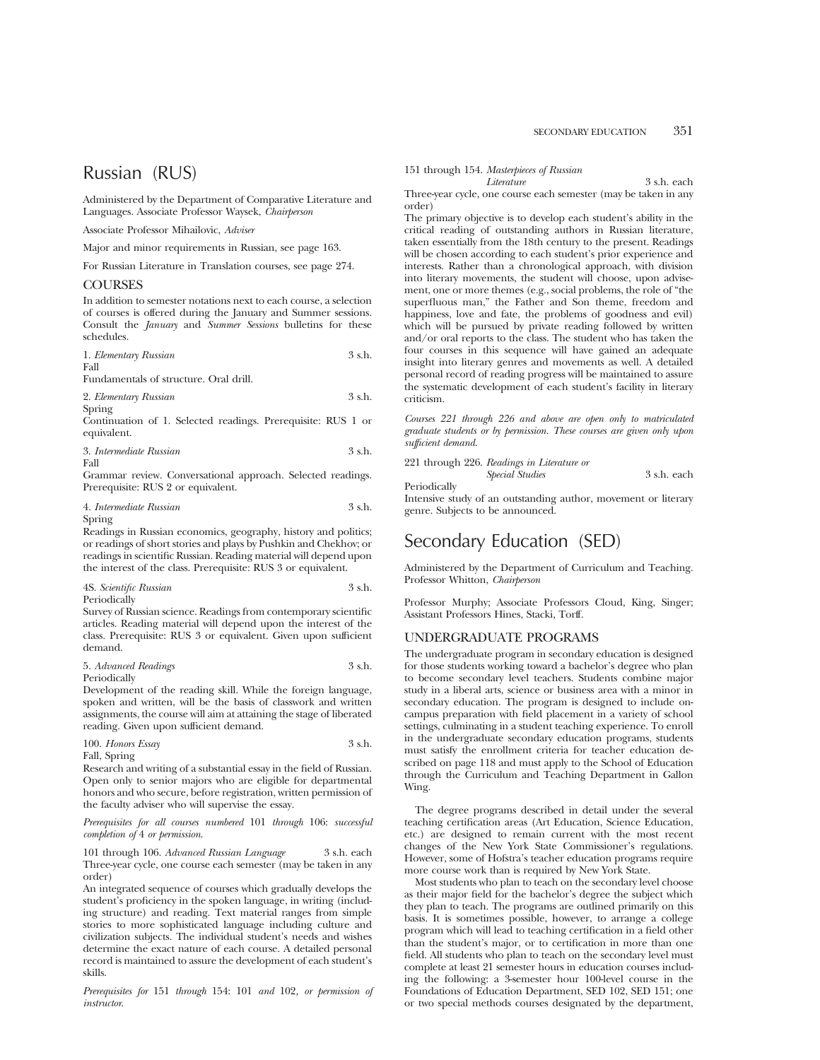# Russian (RUS)

Administered by the Department of Comparative Literature and Languages. Associate Professor Waysek, *Chairperson*

Associate Professor Mihailovic, *Adviser*

Major and minor requirements in Russian, see page 163.

For Russian Literature in Translation courses, see page 274.

## COURSES

In addition to semester notations next to each course, a selection of courses is offered during the January and Summer sessions. Consult the *January* and *Summer Sessions* bulletins for these schedules.

1. *Elementary Russian* 3 s.h.
Fall
Fundamentals of structure. Oral drill.

2. *Elementary Russian* 3 s.h.
Spring
Continuation of 1. Selected readings. Prerequisite: RUS 1 or equivalent.

3. *Intermediate Russian* 3 s.h.
Fall
Grammar review. Conversational approach. Selected readings. Prerequisite: RUS 2 or equivalent.

4. *Intermediate Russian* 3 s.h.
Spring
Readings in Russian economics, geography, history and politics; or readings of short stories and plays by Pushkin and Chekhov; or readings in scientific Russian. Reading material will depend upon the interest of the class. Prerequisite: RUS 3 or equivalent.

4S. *Scientific Russian* 3 s.h.
Periodically
Survey of Russian science. Readings from contemporary scientific articles. Reading material will depend upon the interest of the class. Prerequisite: RUS 3 or equivalent. Given upon sufficient demand.

5. *Advanced Readings* 3 s.h.
Periodically
Development of the reading skill. While the foreign language, spoken and written, will be the basis of classwork and written assignments, the course will aim at attaining the stage of liberated reading. Given upon sufficient demand.

100. *Honors Essay* 3 s.h.
Fall, Spring
Research and writing of a substantial essay in the field of Russian. Open only to senior majors who are eligible for departmental honors and who secure, before registration, written permission of the faculty adviser who will supervise the essay.

*Prerequisites for all courses numbered* 101 *through* 106: *successful completion of* 4 *or permission.*

101 through 106. *Advanced Russian Language* 3 s.h. each
Three-year cycle, one course each semester (may be taken in any order)
An integrated sequence of courses which gradually develops the student's proficiency in the spoken language, in writing (including structure) and reading. Text material ranges from simple stories to more sophisticated language including culture and civilization subjects. The individual student's needs and wishes determine the exact nature of each course. A detailed personal record is maintained to assure the development of each student's skills.

*Prerequisites for* 151 *through* 154: 101 *and* 102, *or permission of instructor.*

151 through 154. *Masterpieces of Russian Literature* 3 s.h. each
Three-year cycle, one course each semester (may be taken in any order)
The primary objective is to develop each student's ability in the critical reading of outstanding authors in Russian literature, taken essentially from the 18th century to the present. Readings will be chosen according to each student's prior experience and interests. Rather than a chronological approach, with division into literary movements, the student will choose, upon advisement, one or more themes (e.g., social problems, the role of "the superfluous man," the Father and Son theme, freedom and happiness, love and fate, the problems of goodness and evil) which will be pursued by private reading followed by written and/or oral reports to the class. The student who has taken the four courses in this sequence will have gained an adequate insight into literary genres and movements as well. A detailed personal record of reading progress will be maintained to assure the systematic development of each student's facility in literary criticism.

*Courses 221 through 226 and above are open only to matriculated graduate students or by permission. These courses are given only upon sufficient demand.*

221 through 226. *Readings in Literature or Special Studies* 3 s.h. each
Periodically
Intensive study of an outstanding author, movement or literary genre. Subjects to be announced.

# Secondary Education (SED)

Administered by the Department of Curriculum and Teaching. Professor Whitton, *Chairperson*

Professor Murphy; Associate Professors Cloud, King, Singer; Assistant Professors Hines, Stacki, Torff.

## UNDERGRADUATE PROGRAMS

The undergraduate program in secondary education is designed for those students working toward a bachelor's degree who plan to become secondary level teachers. Students combine major study in a liberal arts, science or business area with a minor in secondary education. The program is designed to include on-campus preparation with field placement in a variety of school settings, culminating in a student teaching experience. To enroll in the undergraduate secondary education programs, students must satisfy the enrollment criteria for teacher education described on page 118 and must apply to the School of Education through the Curriculum and Teaching Department in Gallon Wing.

The degree programs described in detail under the several teaching certification areas (Art Education, Science Education, etc.) are designed to remain current with the most recent changes of the New York State Commissioner's regulations. However, some of Hofstra's teacher education programs require more course work than is required by New York State.

Most students who plan to teach on the secondary level choose as their major field for the bachelor's degree the subject which they plan to teach. The programs are outlined primarily on this basis. It is sometimes possible, however, to arrange a college program which will lead to teaching certification in a field other than the student's major, or to certification in more than one field. All students who plan to teach on the secondary level must complete at least 21 semester hours in education courses including the following: a 3-semester hour 100-level course in the Foundations of Education Department, SED 102, SED 151; one or two special methods courses designated by the department,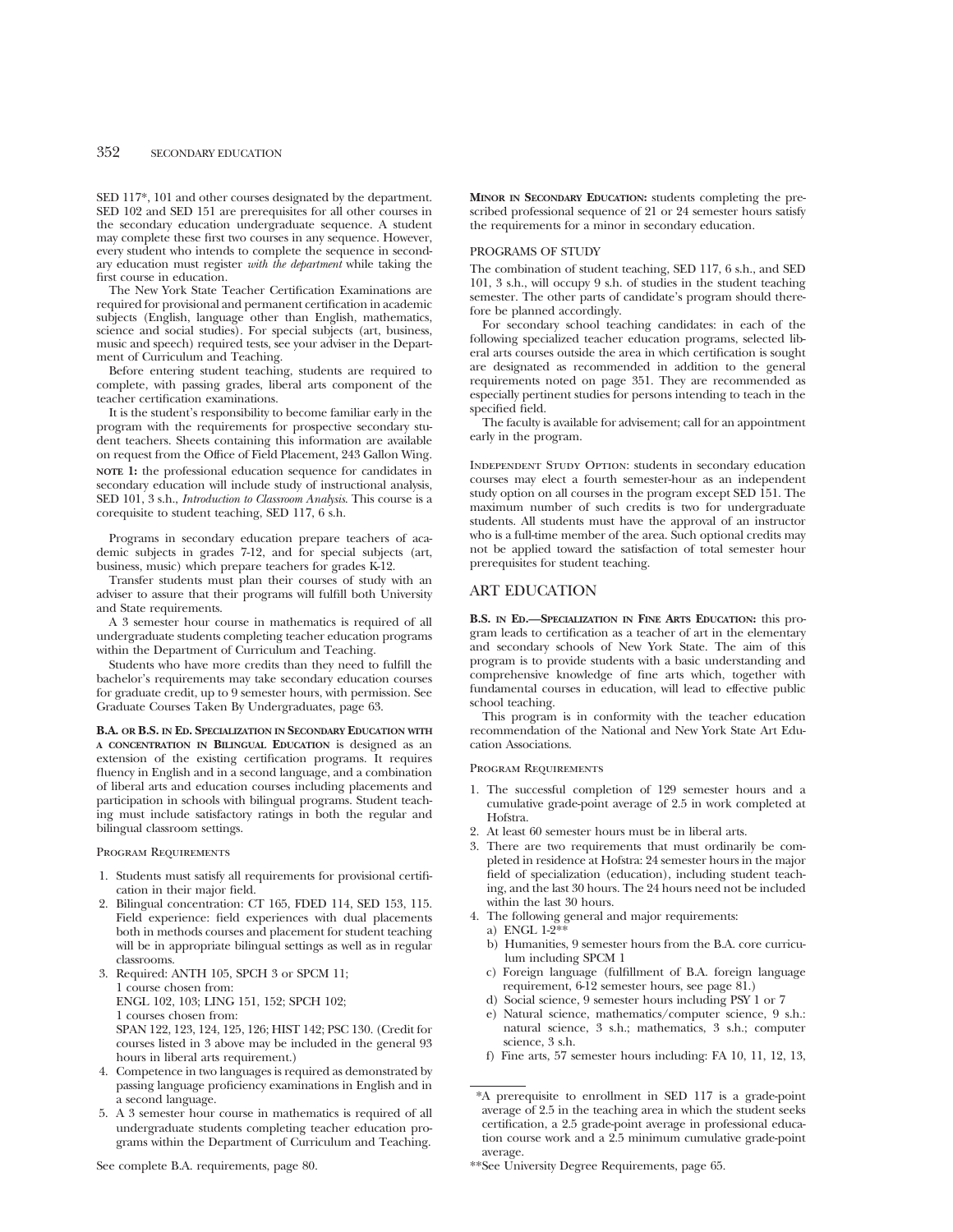SED 117*, 101 and other courses designated by the department. SED 102 and SED 151 are prerequisites for all other courses in the secondary education undergraduate sequence. A student may complete these first two courses in any sequence. However, every student who intends to complete the sequence in secondary education must register *with the department* while taking the first course in education.

The New York State Teacher Certification Examinations are required for provisional and permanent certification in academic subjects (English, language other than English, mathematics, science and social studies). For special subjects (art, business, music and speech) required tests, see your adviser in the Department of Curriculum and Teaching.

Before entering student teaching, students are required to complete, with passing grades, liberal arts component of the teacher certification examinations.

It is the student's responsibility to become familiar early in the program with the requirements for prospective secondary student teachers. Sheets containing this information are available on request from the Office of Field Placement, 243 Gallon Wing.

**NOTE 1:** the professional education sequence for candidates in secondary education will include study of instructional analysis, SED 101, 3 s.h., *Introduction to Classroom Analysis*. This course is a corequisite to student teaching, SED 117, 6 s.h.

Programs in secondary education prepare teachers of academic subjects in grades 7-12, and for special subjects (art, business, music) which prepare teachers for grades K-12.

Transfer students must plan their courses of study with an adviser to assure that their programs will fulfill both University and State requirements.

A 3 semester hour course in mathematics is required of all undergraduate students completing teacher education programs within the Department of Curriculum and Teaching.

Students who have more credits than they need to fulfill the bachelor's requirements may take secondary education courses for graduate credit, up to 9 semester hours, with permission. See Graduate Courses Taken By Undergraduates, page 63.

**B.A. OR B.S. IN ED. SPECIALIZATION IN SECONDARY EDUCATION WITH A CONCENTRATION IN BILINGUAL EDUCATION** is designed as an extension of the existing certification programs. It requires fluency in English and in a second language, and a combination of liberal arts and education courses including placements and participation in schools with bilingual programs. Student teaching must include satisfactory ratings in both the regular and bilingual classroom settings.

PROGRAM REQUIREMENTS

1. Students must satisfy all requirements for provisional certification in their major field.
2. Bilingual concentration: CT 165, FDED 114, SED 153, 115. Field experience: field experiences with dual placements both in methods courses and placement for student teaching will be in appropriate bilingual settings as well as in regular classrooms.
3. Required: ANTH 105, SPCH 3 or SPCM 11;
   1 course chosen from:
   ENGL 102, 103; LING 151, 152; SPCH 102;
   1 courses chosen from:
   SPAN 122, 123, 124, 125, 126; HIST 142; PSC 130. (Credit for courses listed in 3 above may be included in the general 93 hours in liberal arts requirement.)
4. Competence in two languages is required as demonstrated by passing language proficiency examinations in English and in a second language.
5. A 3 semester hour course in mathematics is required of all undergraduate students completing teacher education programs within the Department of Curriculum and Teaching.

See complete B.A. requirements, page 80.

**MINOR IN SECONDARY EDUCATION:** students completing the prescribed professional sequence of 21 or 24 semester hours satisfy the requirements for a minor in secondary education.

PROGRAMS OF STUDY

The combination of student teaching, SED 117, 6 s.h., and SED 101, 3 s.h., will occupy 9 s.h. of studies in the student teaching semester. The other parts of candidate's program should therefore be planned accordingly.

For secondary school teaching candidates: in each of the following specialized teacher education programs, selected liberal arts courses outside the area in which certification is sought are designated as recommended in addition to the general requirements noted on page 351. They are recommended as especially pertinent studies for persons intending to teach in the specified field.

The faculty is available for advisement; call for an appointment early in the program.

INDEPENDENT STUDY OPTION: students in secondary education courses may elect a fourth semester-hour as an independent study option on all courses in the program except SED 151. The maximum number of such credits is two for undergraduate students. All students must have the approval of an instructor who is a full-time member of the area. Such optional credits may not be applied toward the satisfaction of total semester hour prerequisites for student teaching.

## ART EDUCATION

**B.S. IN ED.—SPECIALIZATION IN FINE ARTS EDUCATION:** this program leads to certification as a teacher of art in the elementary and secondary schools of New York State. The aim of this program is to provide students with a basic understanding and comprehensive knowledge of fine arts which, together with fundamental courses in education, will lead to effective public school teaching.

This program is in conformity with the teacher education recommendation of the National and New York State Art Education Associations.

PROGRAM REQUIREMENTS

1. The successful completion of 129 semester hours and a cumulative grade-point average of 2.5 in work completed at Hofstra.
2. At least 60 semester hours must be in liberal arts.
3. There are two requirements that must ordinarily be completed in residence at Hofstra: 24 semester hours in the major field of specialization (education), including student teaching, and the last 30 hours. The 24 hours need not be included within the last 30 hours.
4. The following general and major requirements:
   a) ENGL 1-2**
   b) Humanities, 9 semester hours from the B.A. core curriculum including SPCM 1
   c) Foreign language (fulfillment of B.A. foreign language requirement, 6-12 semester hours, see page 81.)
   d) Social science, 9 semester hours including PSY 1 or 7
   e) Natural science, mathematics/computer science, 9 s.h.: natural science, 3 s.h.; mathematics, 3 s.h.; computer science, 3 s.h.
   f) Fine arts, 57 semester hours including: FA 10, 11, 12, 13,

*A prerequisite to enrollment in SED 117 is a grade-point average of 2.5 in the teaching area in which the student seeks certification, a 2.5 grade-point average in professional education course work and a 2.5 minimum cumulative grade-point average.

**See University Degree Requirements, page 65.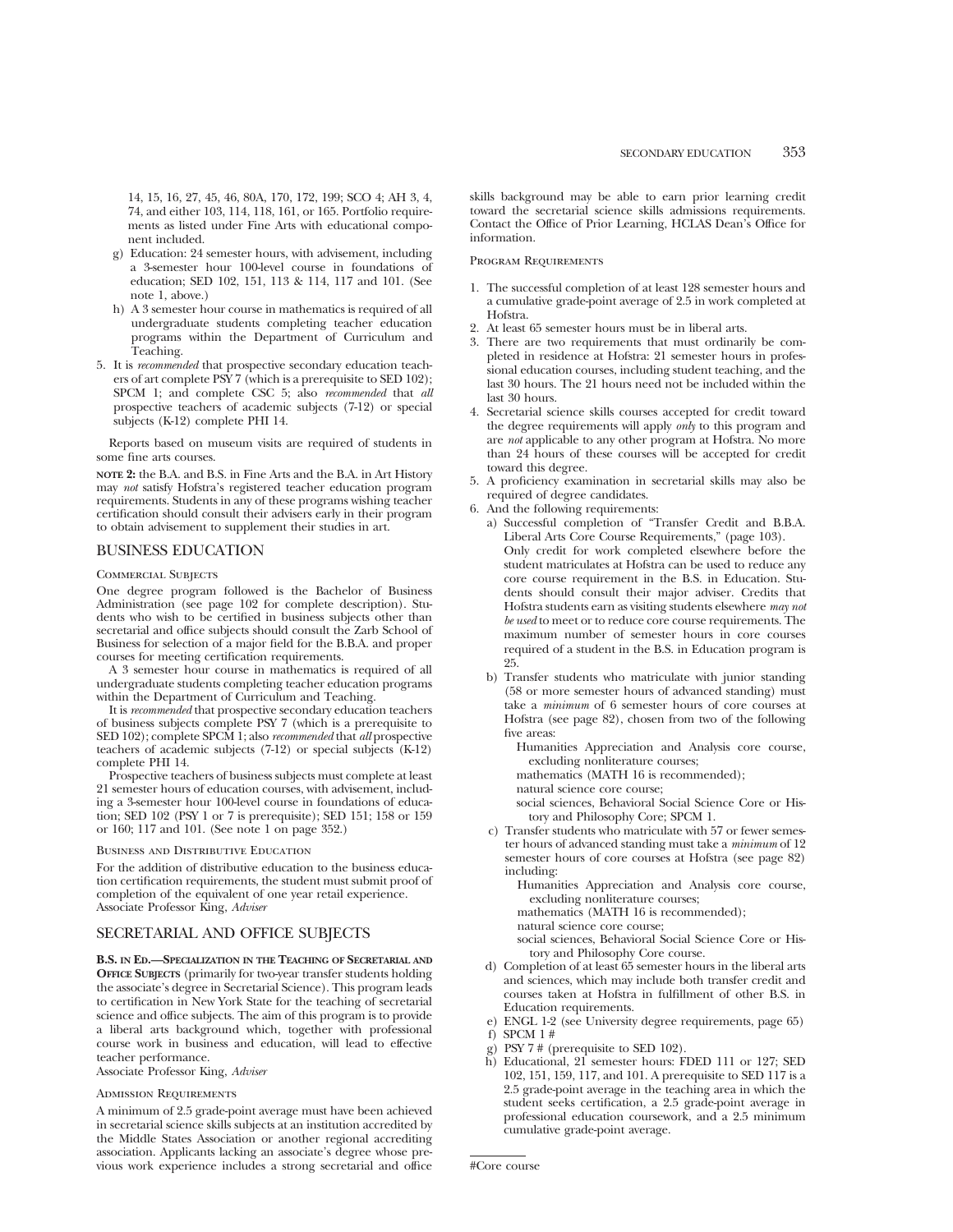14, 15, 16, 27, 45, 46, 80A, 170, 172, 199; SCO 4; AH 3, 4, 74, and either 103, 114, 118, 161, or 165. Portfolio requirements as listed under Fine Arts with educational component included.

g) Education: 24 semester hours, with advisement, including a 3-semester hour 100-level course in foundations of education; SED 102, 151, 113 & 114, 117 and 101. (See note 1, above.)

h) A 3 semester hour course in mathematics is required of all undergraduate students completing teacher education programs within the Department of Curriculum and Teaching.

5. It is *recommended* that prospective secondary education teachers of art complete PSY 7 (which is a prerequisite to SED 102); SPCM 1; and complete CSC 5; also *recommended* that *all* prospective teachers of academic subjects (7-12) or special subjects (K-12) complete PHI 14.

Reports based on museum visits are required of students in some fine arts courses.

**NOTE 2:** the B.A. and B.S. in Fine Arts and the B.A. in Art History may *not* satisfy Hofstra's registered teacher education program requirements. Students in any of these programs wishing teacher certification should consult their advisers early in their program to obtain advisement to supplement their studies in art.

## BUSINESS EDUCATION

### Commercial Subjects

One degree program followed is the Bachelor of Business Administration (see page 102 for complete description). Students who wish to be certified in business subjects other than secretarial and office subjects should consult the Zarb School of Business for selection of a major field for the B.B.A. and proper courses for meeting certification requirements.

A 3 semester hour course in mathematics is required of all undergraduate students completing teacher education programs within the Department of Curriculum and Teaching.

It is *recommended* that prospective secondary education teachers of business subjects complete PSY 7 (which is a prerequisite to SED 102); complete SPCM 1; also *recommended* that *all* prospective teachers of academic subjects (7-12) or special subjects (K-12) complete PHI 14.

Prospective teachers of business subjects must complete at least 21 semester hours of education courses, with advisement, including a 3-semester hour 100-level course in foundations of education; SED 102 (PSY 1 or 7 is prerequisite); SED 151; 158 or 159 or 160; 117 and 101. (See note 1 on page 352.)

### Business and Distributive Education

For the addition of distributive education to the business education certification requirements, the student must submit proof of completion of the equivalent of one year retail experience.
Associate Professor King, *Adviser*

## SECRETARIAL AND OFFICE SUBJECTS

**B.S. in Ed.—Specialization in the Teaching of Secretarial and Office Subjects** (primarily for two-year transfer students holding the associate's degree in Secretarial Science). This program leads to certification in New York State for the teaching of secretarial science and office subjects. The aim of this program is to provide a liberal arts background which, together with professional course work in business and education, will lead to effective teacher performance.
Associate Professor King, *Adviser*

### Admission Requirements

A minimum of 2.5 grade-point average must have been achieved in secretarial science skills subjects at an institution accredited by the Middle States Association or another regional accrediting association. Applicants lacking an associate's degree whose previous work experience includes a strong secretarial and office skills background may be able to earn prior learning credit toward the secretarial science skills admissions requirements. Contact the Office of Prior Learning, HCLAS Dean's Office for information.

### Program Requirements

1. The successful completion of at least 128 semester hours and a cumulative grade-point average of 2.5 in work completed at Hofstra.
2. At least 65 semester hours must be in liberal arts.
3. There are two requirements that must ordinarily be completed in residence at Hofstra: 21 semester hours in professional education courses, including student teaching, and the last 30 hours. The 21 hours need not be included within the last 30 hours.
4. Secretarial science skills courses accepted for credit toward the degree requirements will apply *only* to this program and are *not* applicable to any other program at Hofstra. No more than 24 hours of these courses will be accepted for credit toward this degree.
5. A proficiency examination in secretarial skills may also be required of degree candidates.
6. And the following requirements:
   a) Successful completion of "Transfer Credit and B.B.A. Liberal Arts Core Course Requirements," (page 103). Only credit for work completed elsewhere before the student matriculates at Hofstra can be used to reduce any core course requirement in the B.S. in Education. Students should consult their major adviser. Credits that Hofstra students earn as visiting students elsewhere *may not be used* to meet or to reduce core course requirements. The maximum number of semester hours in core courses required of a student in the B.S. in Education program is 25.
   b) Transfer students who matriculate with junior standing (58 or more semester hours of advanced standing) must take a *minimum* of 6 semester hours of core courses at Hofstra (see page 82), chosen from two of the following five areas:
      Humanities Appreciation and Analysis core course, excluding nonliterature courses;
      mathematics (MATH 16 is recommended);
      natural science core course;
      social sciences, Behavioral Social Science Core or History and Philosophy Core; SPCM 1.
   c) Transfer students who matriculate with 57 or fewer semester hours of advanced standing must take a *minimum* of 12 semester hours of core courses at Hofstra (see page 82) including:
      Humanities Appreciation and Analysis core course, excluding nonliterature courses;
      mathematics (MATH 16 is recommended);
      natural science core course;
      social sciences, Behavioral Social Science Core or History and Philosophy Core course.
   d) Completion of at least 65 semester hours in the liberal arts and sciences, which may include both transfer credit and courses taken at Hofstra in fulfillment of other B.S. in Education requirements.
   e) ENGL 1-2 (see University degree requirements, page 65)
   f) SPCM 1 #
   g) PSY 7 # (prerequisite to SED 102).
   h) Educational, 21 semester hours: FDED 111 or 127; SED 102, 151, 159, 117, and 101. A prerequisite to SED 117 is a 2.5 grade-point average in the teaching area in which the student seeks certification, a 2.5 grade-point average in professional education coursework, and a 2.5 minimum cumulative grade-point average.

#Core course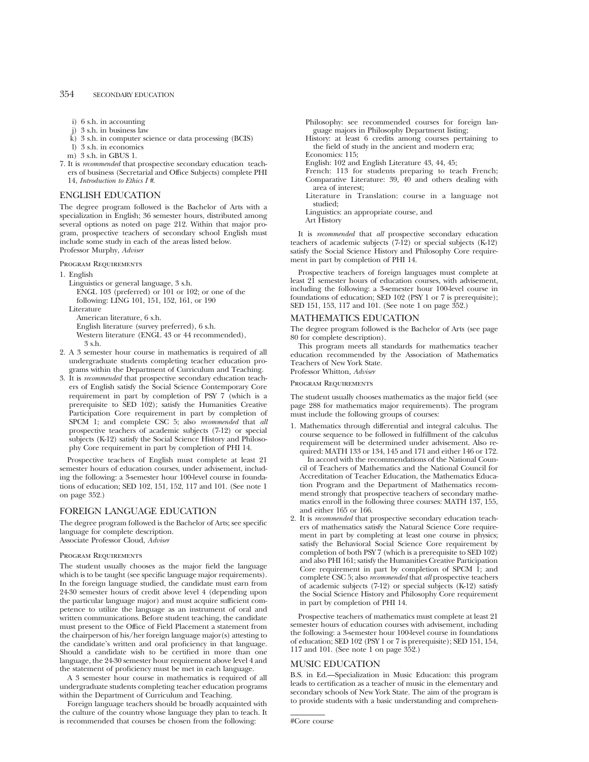i) 6 s.h. in accounting
j) 3 s.h. in business law
k) 3 s.h. in computer science or data processing (BCIS)
l) 3 s.h. in economics
m) 3 s.h. in GBUS 1.

7. It is *recommended* that prospective secondary education teachers of business (Secretarial and Office Subjects) complete PHI 14, *Introduction to Ethics I #*.

## ENGLISH EDUCATION

The degree program followed is the Bachelor of Arts with a specialization in English; 36 semester hours, distributed among several options as noted on page 212. Within that major program, prospective teachers of secondary school English must include some study in each of the areas listed below.
Professor Murphy, *Adviser*

### Program Requirements

1. English
   Linguistics or general language, 3 s.h.
   ENGL 103 (preferred) or 101 or 102; or one of the following: LING 101, 151, 152, 161, or 190
   Literature
   American literature, 6 s.h.
   English literature (survey preferred), 6 s.h.
   Western literature (ENGL 43 or 44 recommended), 3 s.h.
2. A 3 semester hour course in mathematics is required of all undergraduate students completing teacher education programs within the Department of Curriculum and Teaching.
3. It is *recommended* that prospective secondary education teachers of English satisfy the Social Science Contemporary Core requirement in part by completion of PSY 7 (which is a prerequisite to SED 102); satisfy the Humanities Creative Participation Core requirement in part by completion of SPCM 1; and complete CSC 5; also *recommended* that *all* prospective teachers of academic subjects (7-12) or special subjects (K-12) satisfy the Social Science History and Philosophy Core requirement in part by completion of PHI 14.

Prospective teachers of English must complete at least 21 semester hours of education courses, under advisement, including the following: a 3-semester hour 100-level course in foundations of education; SED 102, 151, 152, 117 and 101. (See note 1 on page 352.)

## FOREIGN LANGUAGE EDUCATION

The degree program followed is the Bachelor of Arts; see specific language for complete description.
Associate Professor Cloud, *Adviser*

### Program Requirements

The student usually chooses as the major field the language which is to be taught (see specific language major requirements). In the foreign language studied, the candidate must earn from 24-30 semester hours of credit above level 4 (depending upon the particular language major) and must acquire sufficient competence to utilize the language as an instrument of oral and written communications. Before student teaching, the candidate must present to the Office of Field Placement a statement from the chairperson of his/her foreign language major(s) attesting to the candidate's written and oral proficiency in that language. Should a candidate wish to be certified in more than one language, the 24-30 semester hour requirement above level 4 and the statement of proficiency must be met in each language.

A 3 semester hour course in mathematics is required of all undergraduate students completing teacher education programs within the Department of Curriculum and Teaching.

Foreign language teachers should be broadly acquainted with the culture of the country whose language they plan to teach. It is recommended that courses be chosen from the following:

Philosophy: see recommended courses for foreign language majors in Philosophy Department listing;
History: at least 6 credits among courses pertaining to the field of study in the ancient and modern era;
Economics: 115;
English: 102 and English Literature 43, 44, 45;
French: 113 for students preparing to teach French;
Comparative Literature: 39, 40 and others dealing with area of interest;
Literature in Translation: course in a language not studied;
Linguistics: an appropriate course, and
Art History

It is *recommended* that *all* prospective secondary education teachers of academic subjects (7-12) or special subjects (K-12) satisfy the Social Science History and Philosophy Core requirement in part by completion of PHI 14.

Prospective teachers of foreign languages must complete at least 21 semester hours of education courses, with advisement, including the following: a 3-semester hour 100-level course in foundations of education; SED 102 (PSY 1 or 7 is prerequisite); SED 151, 153, 117 and 101. (See note 1 on page 352.)

## MATHEMATICS EDUCATION

The degree program followed is the Bachelor of Arts (see page 80 for complete description).

This program meets all standards for mathematics teacher education recommended by the Association of Mathematics Teachers of New York State.
Professor Whitton, *Adviser*

### Program Requirements

The student usually chooses mathematics as the major field (see page 288 for mathematics major requirements). The program must include the following groups of courses:

1. Mathematics through differential and integral calculus. The course sequence to be followed in fulfillment of the calculus requirement will be determined under advisement. Also required: MATH 133 or 134, 145 and 171 and either 146 or 172.
   In accord with the recommendations of the National Council of Teachers of Mathematics and the National Council for Accreditation of Teacher Education, the Mathematics Education Program and the Department of Mathematics recommend strongly that prospective teachers of secondary mathematics enroll in the following three courses: MATH 137, 155, and either 165 or 166.
2. It is *recommended* that prospective secondary education teachers of mathematics satisfy the Natural Science Core requirement in part by completing at least one course in physics; satisfy the Behavioral Social Science Core requirement by completion of both PSY 7 (which is a prerequisite to SED 102) and also PHI 161; satisfy the Humanities Creative Participation Core requirement in part by completion of SPCM 1; and complete CSC 5; also *recommended* that *all* prospective teachers of academic subjects (7-12) or special subjects (K-12) satisfy the Social Science History and Philosophy Core requirement in part by completion of PHI 14.

Prospective teachers of mathematics must complete at least 21 semester hours of education courses with advisement, including the following: a 3-semester hour 100-level course in foundations of education; SED 102 (PSY 1 or 7 is prerequisite); SED 151, 154, 117 and 101. (See note 1 on page 352.)

## MUSIC EDUCATION

B.S. in Ed.—Specialization in Music Education: this program leads to certification as a teacher of music in the elementary and secondary schools of New York State. The aim of the program is to provide students with a basic understanding and comprehen-

#Core course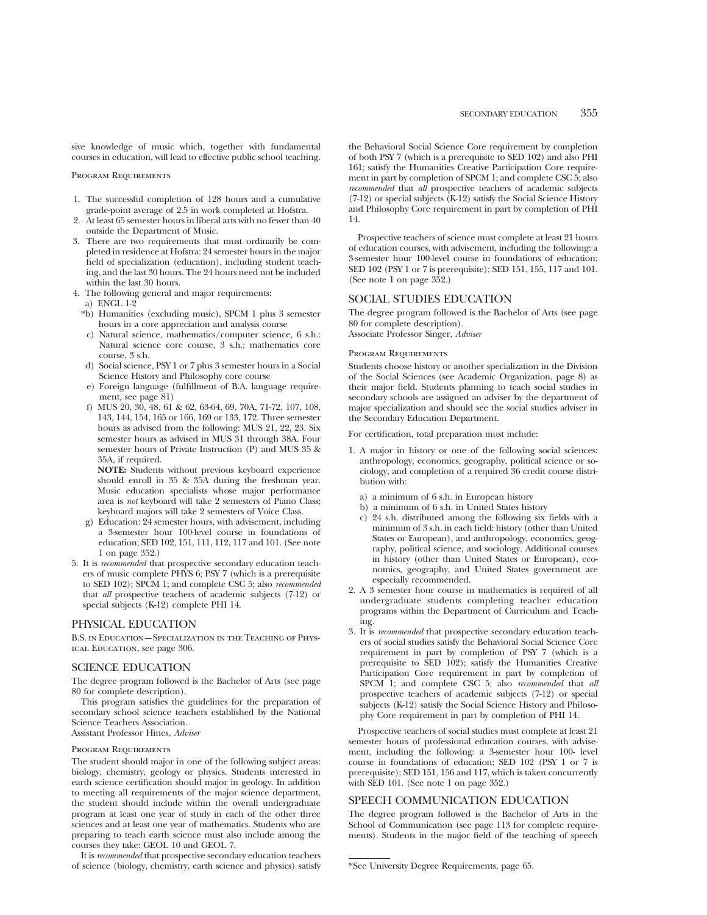sive knowledge of music which, together with fundamental courses in education, will lead to effective public school teaching.

Program Requirements

1. The successful completion of 128 hours and a cumulative grade-point average of 2.5 in work completed at Hofstra.
2. At least 65 semester hours in liberal arts with no fewer than 40 outside the Department of Music.
3. There are two requirements that must ordinarily be completed in residence at Hofstra: 24 semester hours in the major field of specialization (education), including student teaching, and the last 30 hours. The 24 hours need not be included within the last 30 hours.
4. The following general and major requirements:
   a) ENGL 1-2
   *b) Humanities (excluding music), SPCM 1 plus 3 semester hours in a core appreciation and analysis course
   c) Natural science, mathematics/computer science, 6 s.h.: Natural science core course, 3 s.h.; mathematics core course, 3 s.h.
   d) Social science, PSY 1 or 7 plus 3 semester hours in a Social Science History and Philosophy core course
   e) Foreign language (fulfillment of B.A. language requirement, see page 81)
   f) MUS 20, 30, 48, 61 & 62, 63-64, 69, 70A, 71-72, 107, 108, 143, 144, 154, 165 or 166, 169 or 133, 172. Three semester hours as advised from the following: MUS 21, 22, 23. Six semester hours as advised in MUS 31 through 38A. Four semester hours of Private Instruction (P) and MUS 35 & 35A, if required.

      **NOTE:** Students without previous keyboard experience should enroll in 35 & 35A during the freshman year. Music education specialists whose major performance area is *not* keyboard will take 2 semesters of Piano Class; keyboard majors will take 2 semesters of Voice Class.
   g) Education: 24 semester hours, with advisement, including a 3-semester hour 100-level course in foundations of education; SED 102, 151, 111, 112, 117 and 101. (See note 1 on page 352.)
5. It is *recommended* that prospective secondary education teachers of music complete PHYS 6; PSY 7 (which is a prerequisite to SED 102); SPCM 1; and complete CSC 5; also *recommended* that *all* prospective teachers of academic subjects (7-12) or special subjects (K-12) complete PHI 14.

## PHYSICAL EDUCATION

B.S. in Education—Specialization in the Teaching of Physical Education, see page 306.

## SCIENCE EDUCATION

The degree program followed is the Bachelor of Arts (see page 80 for complete description).

This program satisfies the guidelines for the preparation of secondary school science teachers established by the National Science Teachers Association.

Assistant Professor Hines, *Adviser*

Program Requirements

The student should major in one of the following subject areas: biology, chemistry, geology or physics. Students interested in earth science certification should major in geology. In addition to meeting all requirements of the major science department, the student should include within the overall undergraduate program at least one year of study in each of the other three sciences and at least one year of mathematics. Students who are preparing to teach earth science must also include among the courses they take: GEOL 10 and GEOL 7.

It is *recommended* that prospective secondary education teachers of science (biology, chemistry, earth science and physics) satisfy the Behavioral Social Science Core requirement by completion of both PSY 7 (which is a prerequisite to SED 102) and also PHI 161; satisfy the Humanities Creative Participation Core requirement in part by completion of SPCM 1; and complete CSC 5; also *recommended* that *all* prospective teachers of academic subjects (7-12) or special subjects (K-12) satisfy the Social Science History and Philosophy Core requirement in part by completion of PHI 14.

Prospective teachers of science must complete at least 21 hours of education courses, with advisement, including the following: a 3-semester hour 100-level course in foundations of education; SED 102 (PSY 1 or 7 is prerequisite); SED 151, 155, 117 and 101. (See note 1 on page 352.)

## SOCIAL STUDIES EDUCATION

The degree program followed is the Bachelor of Arts (see page 80 for complete description).

Associate Professor Singer, *Adviser*

Program Requirements

Students choose history or another specialization in the Division of the Social Sciences (see Academic Organization, page 8) as their major field. Students planning to teach social studies in secondary schools are assigned an adviser by the department of major specialization and should see the social studies adviser in the Secondary Education Department.

For certification, total preparation must include:

1. A major in history or one of the following social sciences: anthropology, economics, geography, political science or sociology, and completion of a required 36 credit course distribution with:
   a) a minimum of 6 s.h. in European history
   b) a minimum of 6 s.h. in United States history
   c) 24 s.h. distributed among the following six fields with a minimum of 3 s.h. in each field: history (other than United States or European), and anthropology, economics, geography, political science, and sociology. Additional courses in history (other than United States or European), economics, geography, and United States government are especially recommended.
2. A 3 semester hour course in mathematics is required of all undergraduate students completing teacher education programs within the Department of Curriculum and Teaching.
3. It is *recommended* that prospective secondary education teachers of social studies satisfy the Behavioral Social Science Core requirement in part by completion of PSY 7 (which is a prerequisite to SED 102); satisfy the Humanities Creative Participation Core requirement in part by completion of SPCM 1; and complete CSC 5; also *recommended* that *all* prospective teachers of academic subjects (7-12) or special subjects (K-12) satisfy the Social Science History and Philosophy Core requirement in part by completion of PHI 14.

Prospective teachers of social studies must complete at least 21 semester hours of professional education courses, with advisement, including the following: a 3-semester hour 100- level course in foundations of education; SED 102 (PSY 1 or 7 is prerequisite); SED 151, 156 and 117, which is taken concurrently with SED 101. (See note 1 on page 352.)

## SPEECH COMMUNICATION EDUCATION

The degree program followed is the Bachelor of Arts in the School of Communication (see page 113 for complete requirements). Students in the major field of the teaching of speech

*See University Degree Requirements, page 65.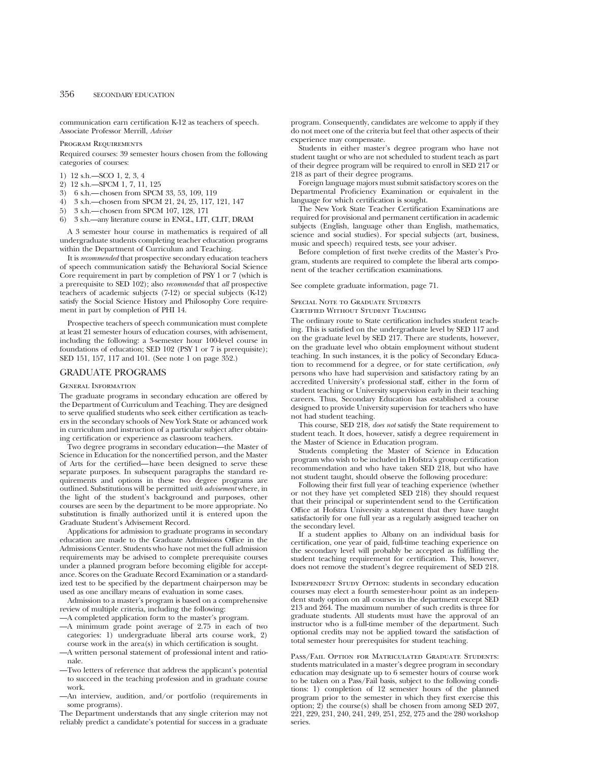communication earn certification K-12 as teachers of speech. Associate Professor Merrill, *Adviser*

### Program Requirements

Required courses: 39 semester hours chosen from the following categories of courses:

1) 12 s.h.—SCO 1, 2, 3, 4
2) 12 s.h.—SPCM 1, 7, 11, 125
3) 6 s.h.—chosen from SPCM 33, 53, 109, 119
4) 3 s.h.—chosen from SPCM 21, 24, 25, 117, 121, 147
5) 3 s.h.—chosen from SPCM 107, 128, 171
6) 3 s.h.—any literature course in ENGL, LIT, CLIT, DRAM

A 3 semester hour course in mathematics is required of all undergraduate students completing teacher education programs within the Department of Curriculum and Teaching.

It is *recommended* that prospective secondary education teachers of speech communication satisfy the Behavioral Social Science Core requirement in part by completion of PSY 1 or 7 (which is a prerequisite to SED 102); also *recommended* that *all* prospective teachers of academic subjects (7-12) or special subjects (K-12) satisfy the Social Science History and Philosophy Core requirement in part by completion of PHI 14.

Prospective teachers of speech communication must complete at least 21 semester hours of education courses, with advisement, including the following: a 3-semester hour 100-level course in foundations of education; SED 102 (PSY 1 or 7 is prerequisite); SED 151, 157, 117 and 101. (See note 1 on page 352.)

## GRADUATE PROGRAMS

### General Information

The graduate programs in secondary education are offered by the Department of Curriculum and Teaching. They are designed to serve qualified students who seek either certification as teachers in the secondary schools of New York State or advanced work in curriculum and instruction of a particular subject after obtaining certification or experience as classroom teachers.

Two degree programs in secondary education—the Master of Science in Education for the noncertified person, and the Master of Arts for the certified—have been designed to serve these separate purposes. In subsequent paragraphs the standard requirements and options in these two degree programs are outlined. Substitutions will be permitted *with advisement* where, in the light of the student's background and purposes, other courses are seen by the department to be more appropriate. No substitution is finally authorized until it is entered upon the Graduate Student's Advisement Record.

Applications for admission to graduate programs in secondary education are made to the Graduate Admissions Office in the Admissions Center. Students who have not met the full admission requirements may be advised to complete prerequisite courses under a planned program before becoming eligible for acceptance. Scores on the Graduate Record Examination or a standardized test to be specified by the department chairperson may be used as one ancillary means of evaluation in some cases.

Admission to a master's program is based on a comprehensive review of multiple criteria, including the following:

—A completed application form to the master's program.
—A minimum grade point average of 2.75 in each of two categories: 1) undergraduate liberal arts course work, 2) course work in the area(s) in which certification is sought.
—A written personal statement of professional intent and rationale.
—Two letters of reference that address the applicant's potential to succeed in the teaching profession and in graduate course work.
—An interview, audition, and/or portfolio (requirements in some programs).

The Department understands that any single criterion may not reliably predict a candidate's potential for success in a graduate program. Consequently, candidates are welcome to apply if they do not meet one of the criteria but feel that other aspects of their experience may compensate.

Students in either master's degree program who have not student taught or who are not scheduled to student teach as part of their degree program will be required to enroll in SED 217 or 218 as part of their degree programs.

Foreign language majors must submit satisfactory scores on the Departmental Proficiency Examination or equivalent in the language for which certification is sought.

The New York State Teacher Certification Examinations are required for provisional and permanent certification in academic subjects (English, language other than English, mathematics, science and social studies). For special subjects (art, business, music and speech) required tests, see your adviser.

Before completion of first twelve credits of the Master's Program, students are required to complete the liberal arts component of the teacher certification examinations.

See complete graduate information, page 71.

### Special Note to Graduate Students Certified Without Student Teaching

The ordinary route to State certification includes student teaching. This is satisfied on the undergraduate level by SED 117 and on the graduate level by SED 217. There are students, however, on the graduate level who obtain employment without student teaching. In such instances, it is the policy of Secondary Education to recommend for a degree, or for state certification, *only* persons who have had supervision and satisfactory rating by an accredited University's professional staff, either in the form of student teaching or University supervision early in their teaching careers. Thus, Secondary Education has established a course designed to provide University supervision for teachers who have not had student teaching.

This course, SED 218, *does not* satisfy the State requirement to student teach. It does, however, satisfy a degree requirement in the Master of Science in Education program.

Students completing the Master of Science in Education program who wish to be included in Hofstra's group certification recommendation and who have taken SED 218, but who have not student taught, should observe the following procedure:

Following their first full year of teaching experience (whether or not they have yet completed SED 218) they should request that their principal or superintendent send to the Certification Office at Hofstra University a statement that they have taught satisfactorily for one full year as a regularly assigned teacher on the secondary level.

If a student applies to Albany on an individual basis for certification, one year of paid, full-time teaching experience on the secondary level will probably be accepted as fulfilling the student teaching requirement for certification. This, however, does not remove the student's degree requirement of SED 218.

Independent Study Option: students in secondary education courses may elect a fourth semester-hour point as an independent study option on all courses in the department except SED 213 and 264. The maximum number of such credits is three for graduate students. All students must have the approval of an instructor who is a full-time member of the department. Such optional credits may not be applied toward the satisfaction of total semester hour prerequisites for student teaching.

Pass/Fail Option for Matriculated Graduate Students: students matriculated in a master's degree program in secondary education may designate up to 6 semester hours of course work to be taken on a Pass/Fail basis, subject to the following conditions: 1) completion of 12 semester hours of the planned program prior to the semester in which they first exercise this option; 2) the course(s) shall be chosen from among SED 207, 221, 229, 231, 240, 241, 249, 251, 252, 275 and the 280 workshop series.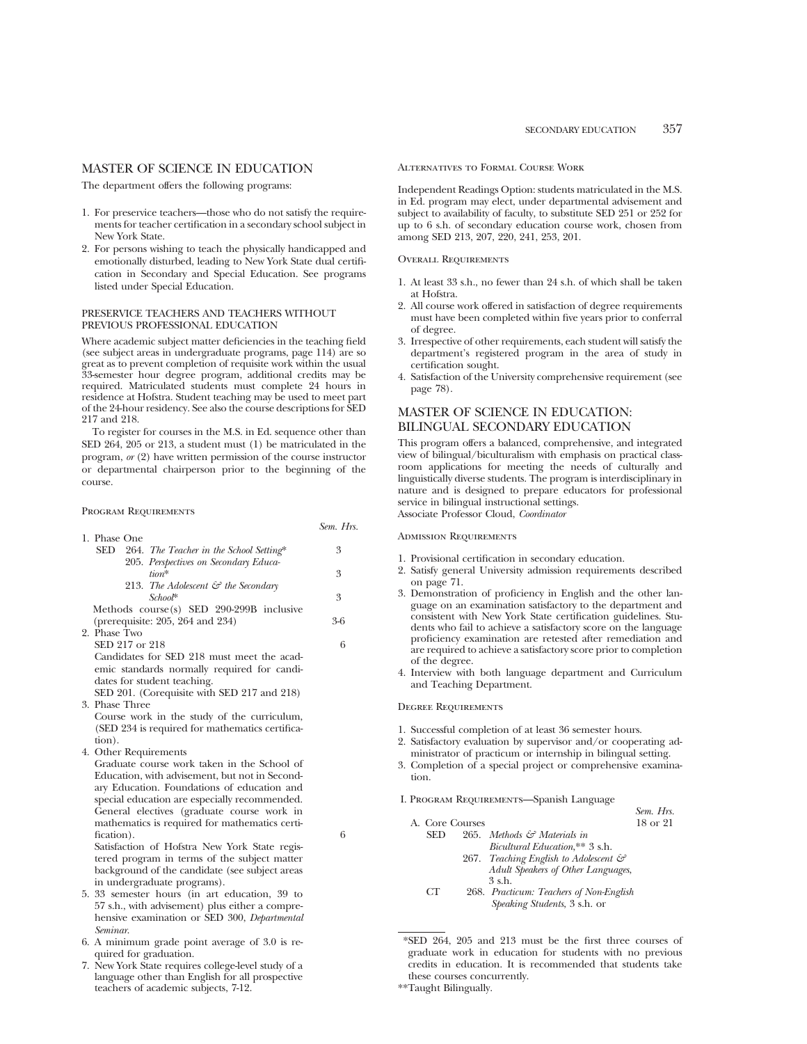## MASTER OF SCIENCE IN EDUCATION

The department offers the following programs:

1. For preservice teachers—those who do not satisfy the requirements for teacher certification in a secondary school subject in New York State.
2. For persons wishing to teach the physically handicapped and emotionally disturbed, leading to New York State dual certification in Secondary and Special Education. See programs listed under Special Education.

### PRESERVICE TEACHERS AND TEACHERS WITHOUT PREVIOUS PROFESSIONAL EDUCATION

Where academic subject matter deficiencies in the teaching field (see subject areas in undergraduate programs, page 114) are so great as to prevent completion of requisite work within the usual 33-semester hour degree program, additional credits may be required. Matriculated students must complete 24 hours in residence at Hofstra. Student teaching may be used to meet part of the 24-hour residency. See also the course descriptions for SED 217 and 218.

To register for courses in the M.S. in Ed. sequence other than SED 264, 205 or 213, a student must (1) be matriculated in the program, *or* (2) have written permission of the course instructor or departmental chairperson prior to the beginning of the course.

#### Program Requirements

| | *Sem. Hrs.* |
|---|---|
| 1. Phase One | |
| SED 264. *The Teacher in the School Setting** | 3 |
| 205. *Perspectives on Secondary Education** | 3 |
| 213. *The Adolescent & the Secondary School** | 3 |
| Methods course(s) SED 290-299B inclusive (prerequisite: 205, 264 and 234) | 3-6 |
| 2. Phase Two | |
| SED 217 or 218 | 6 |
| Candidates for SED 218 must meet the academic standards normally required for candidates for student teaching. | |
| SED 201. (Corequisite with SED 217 and 218) | |
| 3. Phase Three | |
| Course work in the study of the curriculum, (SED 234 is required for mathematics certification). | |
| 4. Other Requirements | |
| Graduate course work taken in the School of Education, with advisement, but not in Secondary Education. Foundations of education and special education are especially recommended. General electives (graduate course work in mathematics is required for mathematics certification). | 6 |
| Satisfaction of Hofstra New York State registered program in terms of the subject matter background of the candidate (see subject areas in undergraduate programs). | |

5. 33 semester hours (in art education, 39 to 57 s.h., with advisement) plus either a comprehensive examination or SED 300, *Departmental Seminar*.
6. A minimum grade point average of 3.0 is required for graduation.
7. New York State requires college-level study of a language other than English for all prospective teachers of academic subjects, 7-12.

#### Alternatives to Formal Course Work

Independent Readings Option: students matriculated in the M.S. in Ed. program may elect, under departmental advisement and subject to availability of faculty, to substitute SED 251 or 252 for up to 6 s.h. of secondary education course work, chosen from among SED 213, 207, 220, 241, 253, 201.

#### Overall Requirements

1. At least 33 s.h., no fewer than 24 s.h. of which shall be taken at Hofstra.
2. All course work offered in satisfaction of degree requirements must have been completed within five years prior to conferral of degree.
3. Irrespective of other requirements, each student will satisfy the department's registered program in the area of study in certification sought.
4. Satisfaction of the University comprehensive requirement (see page 78).

## MASTER OF SCIENCE IN EDUCATION: BILINGUAL SECONDARY EDUCATION

This program offers a balanced, comprehensive, and integrated view of bilingual/biculturalism with emphasis on practical classroom applications for meeting the needs of culturally and linguistically diverse students. The program is interdisciplinary in nature and is designed to prepare educators for professional service in bilingual instructional settings.
Associate Professor Cloud, *Coordinator*

#### Admission Requirements

1. Provisional certification in secondary education.
2. Satisfy general University admission requirements described on page 71.
3. Demonstration of proficiency in English and the other language on an examination satisfactory to the department and consistent with New York State certification guidelines. Students who fail to achieve a satisfactory score on the language proficiency examination are retested after remediation and are required to achieve a satisfactory score prior to completion of the degree.
4. Interview with both language department and Curriculum and Teaching Department.

#### Degree Requirements

1. Successful completion of at least 36 semester hours.
2. Satisfactory evaluation by supervisor and/or cooperating administrator of practicum or internship in bilingual setting.
3. Completion of a special project or comprehensive examination.

#### I. Program Requirements—Spanish Language

| | *Sem. Hrs.* |
|---|---|
| A. Core Courses | 18 or 21 |
| SED 265. *Methods & Materials in Bicultural Education*,** 3 s.h. | |
| 267. *Teaching English to Adolescent & Adult Speakers of Other Languages*, 3 s.h. | |
| CT 268. *Practicum: Teachers of Non-English Speaking Students*, 3 s.h. or | |

*SED 264, 205 and 213 must be the first three courses of graduate work in education for students with no previous credits in education. It is recommended that students take these courses concurrently.

**Taught Bilingually.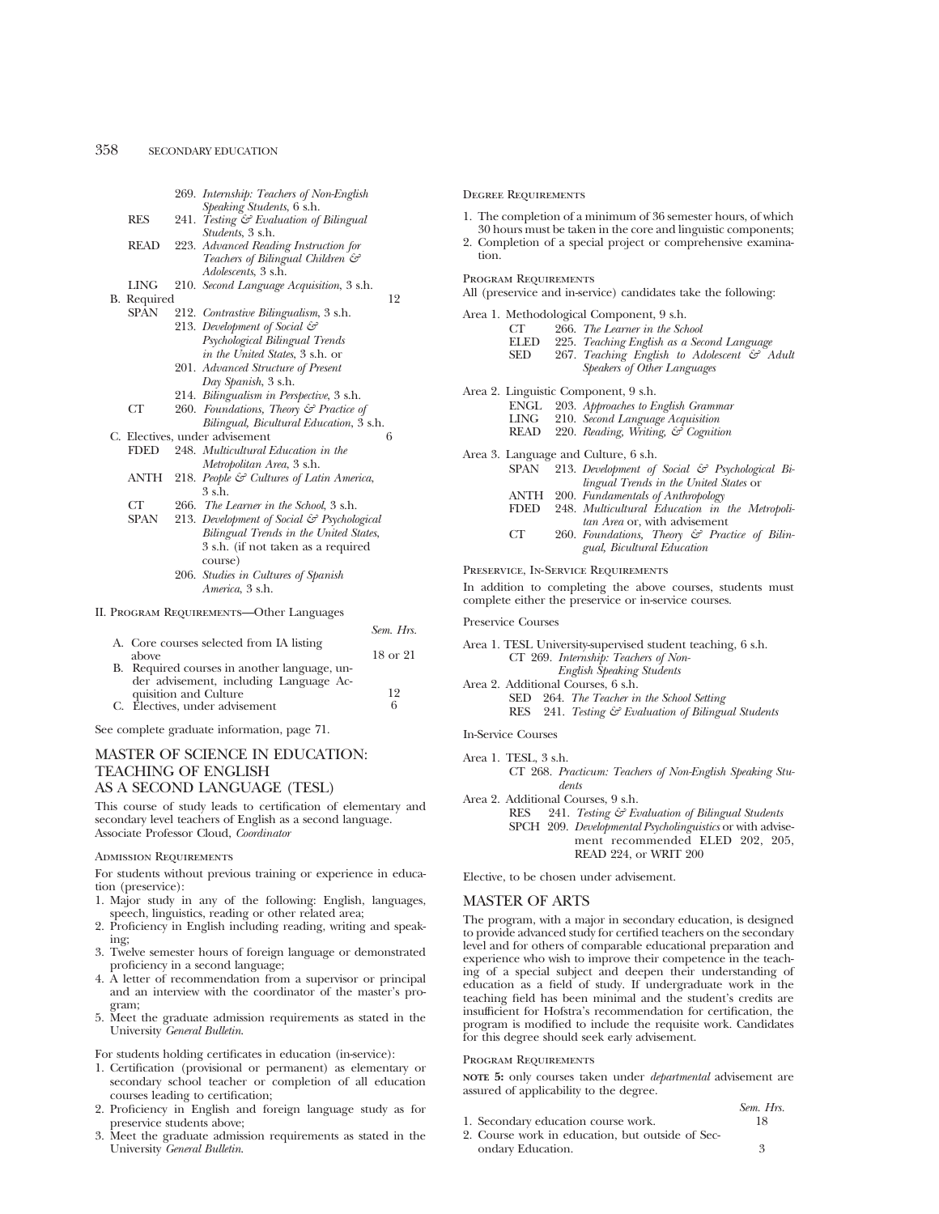269. *Internship: Teachers of Non-English Speaking Students*, 6 s.h.

RES 241. *Testing & Evaluation of Bilingual Students*, 3 s.h.

READ 223. *Advanced Reading Instruction for Teachers of Bilingual Children & Adolescents*, 3 s.h.

LING 210. *Second Language Acquisition*, 3 s.h.

B. Required — 12

SPAN 212. *Contrastive Bilingualism*, 3 s.h.
213. *Development of Social & Psychological Bilingual Trends in the United States*, 3 s.h. or
201. *Advanced Structure of Present Day Spanish*, 3 s.h.
214. *Bilingualism in Perspective*, 3 s.h.

CT 260. *Foundations, Theory & Practice of Bilingual, Bicultural Education*, 3 s.h.

C. Electives, under advisement — 6

FDED 248. *Multicultural Education in the Metropolitan Area*, 3 s.h.

ANTH 218. *People & Cultures of Latin America*, 3 s.h.

CT 266. *The Learner in the School*, 3 s.h.

SPAN 213. *Development of Social & Psychological Bilingual Trends in the United States*, 3 s.h. (if not taken as a required course)
206. *Studies in Cultures of Spanish America*, 3 s.h.

II. Program Requirements—Other Languages

| | Sem. Hrs. |
|---|---|
| A. Core courses selected from IA listing above | 18 or 21 |
| B. Required courses in another language, under advisement, including Language Acquisition and Culture | 12 |
| C. Electives, under advisement | 6 |

See complete graduate information, page 71.

## MASTER OF SCIENCE IN EDUCATION: TEACHING OF ENGLISH AS A SECOND LANGUAGE (TESL)

This course of study leads to certification of elementary and secondary level teachers of English as a second language. Associate Professor Cloud, *Coordinator*

### Admission Requirements

For students without previous training or experience in education (preservice):

1. Major study in any of the following: English, languages, speech, linguistics, reading or other related area;
2. Proficiency in English including reading, writing and speaking;
3. Twelve semester hours of foreign language or demonstrated proficiency in a second language;
4. A letter of recommendation from a supervisor or principal and an interview with the coordinator of the master's program;
5. Meet the graduate admission requirements as stated in the University *General Bulletin*.

For students holding certificates in education (in-service):

1. Certification (provisional or permanent) as elementary or secondary school teacher or completion of all education courses leading to certification;
2. Proficiency in English and foreign language study as for preservice students above;
3. Meet the graduate admission requirements as stated in the University *General Bulletin*.

### Degree Requirements

1. The completion of a minimum of 36 semester hours, of which 30 hours must be taken in the core and linguistic components;
2. Completion of a special project or comprehensive examination.

### Program Requirements

All (preservice and in-service) candidates take the following:

Area 1. Methodological Component, 9 s.h.

CT 266. *The Learner in the School*
ELED 225. *Teaching English as a Second Language*
SED 267. *Teaching English to Adolescent & Adult Speakers of Other Languages*

Area 2. Linguistic Component, 9 s.h.

ENGL 203. *Approaches to English Grammar*
LING 210. *Second Language Acquisition*
READ 220. *Reading, Writing, & Cognition*

Area 3. Language and Culture, 6 s.h.

SPAN 213. *Development of Social & Psychological Bilingual Trends in the United States* or
ANTH 200. *Fundamentals of Anthropology*
FDED 248. *Multicultural Education in the Metropolitan Area* or, with advisement
CT 260. *Foundations, Theory & Practice of Bilingual, Bicultural Education*

### Preservice, In-Service Requirements

In addition to completing the above courses, students must complete either the preservice or in-service courses.

Preservice Courses

Area 1. TESL University-supervised student teaching, 6 s.h.
CT 269. *Internship: Teachers of Non-English Speaking Students*

Area 2. Additional Courses, 6 s.h.
SED 264. *The Teacher in the School Setting*
RES 241. *Testing & Evaluation of Bilingual Students*

In-Service Courses

Area 1. TESL, 3 s.h.
CT 268. *Practicum: Teachers of Non-English Speaking Students*

Area 2. Additional Courses, 9 s.h.
RES 241. *Testing & Evaluation of Bilingual Students*
SPCH 209. *Developmental Psycholinguistics* or with advisement recommended ELED 202, 205, READ 224, or WRIT 200

Elective, to be chosen under advisement.

## MASTER OF ARTS

The program, with a major in secondary education, is designed to provide advanced study for certified teachers on the secondary level and for others of comparable educational preparation and experience who wish to improve their competence in the teaching of a special subject and deepen their understanding of education as a field of study. If undergraduate work in the teaching field has been minimal and the student's credits are insufficient for Hofstra's recommendation for certification, the program is modified to include the requisite work. Candidates for this degree should seek early advisement.

### Program Requirements

**NOTE 5:** only courses taken under *departmental* advisement are assured of applicability to the degree.

| | Sem. Hrs. |
|---|---|
| 1. Secondary education course work. | 18 |
| 2. Course work in education, but outside of Secondary Education. | 3 |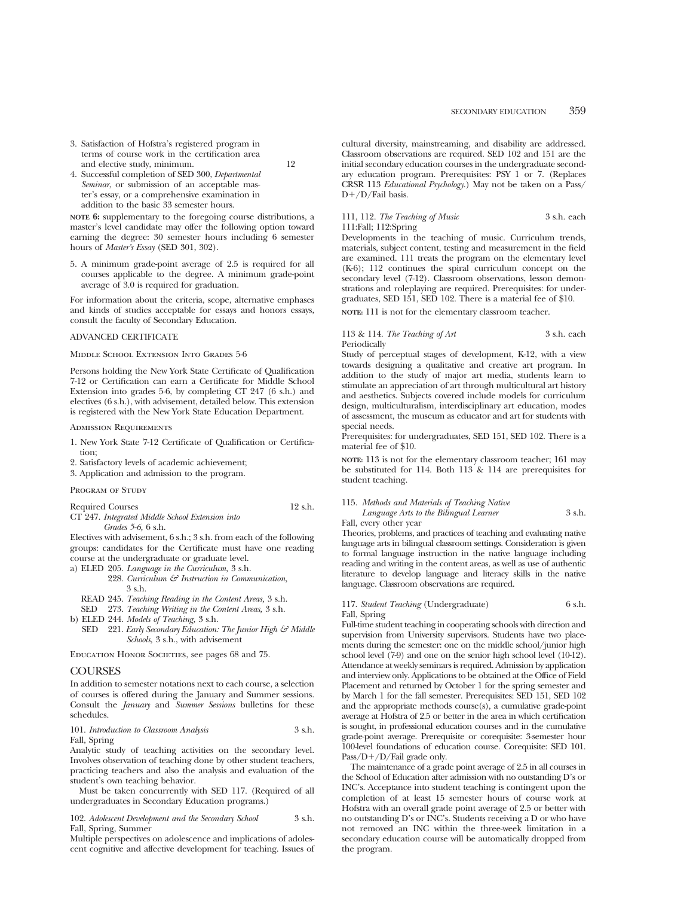3. Satisfaction of Hofstra's registered program in terms of course work in the certification area and elective study, minimum. 12
4. Successful completion of SED 300, *Departmental Seminar*, or submission of an acceptable master's essay, or a comprehensive examination in addition to the basic 33 semester hours.

**NOTE 6:** supplementary to the foregoing course distributions, a master's level candidate may offer the following option toward earning the degree: 30 semester hours including 6 semester hours of *Master's Essay* (SED 301, 302).

5. A minimum grade-point average of 2.5 is required for all courses applicable to the degree. A minimum grade-point average of 3.0 is required for graduation.

For information about the criteria, scope, alternative emphases and kinds of studies acceptable for essays and honors essays, consult the faculty of Secondary Education.

## ADVANCED CERTIFICATE

### Middle School Extension Into Grades 5-6

Persons holding the New York State Certificate of Qualification 7-12 or Certification can earn a Certificate for Middle School Extension into grades 5-6, by completing CT 247 (6 s.h.) and electives (6 s.h.), with advisement, detailed below. This extension is registered with the New York State Education Department.

### Admission Requirements

1. New York State 7-12 Certificate of Qualification or Certification;
2. Satisfactory levels of academic achievement;
3. Application and admission to the program.

### Program of Study

Required Courses 12 s.h.

CT 247. *Integrated Middle School Extension into Grades 5-6,* 6 s.h.

Electives with advisement, 6 s.h.; 3 s.h. from each of the following groups: candidates for the Certificate must have one reading course at the undergraduate or graduate level.

a) ELED 205. *Language in the Curriculum,* 3 s.h.
   228. *Curriculum & Instruction in Communication,* 3 s.h.
   READ 245. *Teaching Reading in the Content Areas,* 3 s.h.
   SED 273. *Teaching Writing in the Content Areas,* 3 s.h.
b) ELED 244. *Models of Teaching,* 3 s.h.
   SED 221. *Early Secondary Education: The Junior High & Middle Schools,* 3 s.h., with advisement

Education Honor Societies, see pages 68 and 75.

## COURSES

In addition to semester notations next to each course, a selection of courses is offered during the January and Summer sessions. Consult the *January* and *Summer Sessions* bulletins for these schedules.

101. *Introduction to Classroom Analysis* 3 s.h.
Fall, Spring

Analytic study of teaching activities on the secondary level. Involves observation of teaching done by other student teachers, practicing teachers and also the analysis and evaluation of the student's own teaching behavior.

Must be taken concurrently with SED 117. (Required of all undergraduates in Secondary Education programs.)

102. *Adolescent Development and the Secondary School* 3 s.h.
Fall, Spring, Summer

Multiple perspectives on adolescence and implications of adolescent cognitive and affective development for teaching. Issues of cultural diversity, mainstreaming, and disability are addressed. Classroom observations are required. SED 102 and 151 are the initial secondary education courses in the undergraduate secondary education program. Prerequisites: PSY 1 or 7. (Replaces CRSR 113 *Educational Psychology.*) May not be taken on a Pass/D+/D/Fail basis.

111, 112. *The Teaching of Music* 3 s.h. each
111:Fall; 112:Spring

Developments in the teaching of music. Curriculum trends, materials, subject content, testing and measurement in the field are examined. 111 treats the program on the elementary level (K-6); 112 continues the spiral curriculum concept on the secondary level (7-12). Classroom observations, lesson demonstrations and roleplaying are required. Prerequisites: for undergraduates, SED 151, SED 102. There is a material fee of $10.

**NOTE:** 111 is not for the elementary classroom teacher.

113 & 114. *The Teaching of Art* 3 s.h. each
Periodically

Study of perceptual stages of development, K-12, with a view towards designing a qualitative and creative art program. In addition to the study of major art media, students learn to stimulate an appreciation of art through multicultural art history and aesthetics. Subjects covered include models for curriculum design, multiculturalism, interdisciplinary art education, modes of assessment, the museum as educator and art for students with special needs.

Prerequisites: for undergraduates, SED 151, SED 102. There is a material fee of $10.

**NOTE:** 113 is not for the elementary classroom teacher; 161 may be substituted for 114. Both 113 & 114 are prerequisites for student teaching.

115. *Methods and Materials of Teaching Native Language Arts to the Bilingual Learner* 3 s.h.
Fall, every other year

Theories, problems, and practices of teaching and evaluating native language arts in bilingual classroom settings. Consideration is given to formal language instruction in the native language including reading and writing in the content areas, as well as use of authentic literature to develop language and literacy skills in the native language. Classroom observations are required.

117. *Student Teaching* (Undergraduate) 6 s.h.
Fall, Spring

Full-time student teaching in cooperating schools with direction and supervision from University supervisors. Students have two placements during the semester: one on the middle school/junior high school level (7-9) and one on the senior high school level (10-12). Attendance at weekly seminars is required. Admission by application and interview only. Applications to be obtained at the Office of Field Placement and returned by October 1 for the spring semester and by March 1 for the fall semester. Prerequisites: SED 151, SED 102 and the appropriate methods course(s), a cumulative grade-point average at Hofstra of 2.5 or better in the area in which certification is sought, in professional education courses and in the cumulative grade-point average. Prerequisite or corequisite: 3-semester hour 100-level foundations of education course. Corequisite: SED 101. Pass/D+/D/Fail grade only.

The maintenance of a grade point average of 2.5 in all courses in the School of Education after admission with no outstanding D's or INC's. Acceptance into student teaching is contingent upon the completion of at least 15 semester hours of course work at Hofstra with an overall grade point average of 2.5 or better with no outstanding D's or INC's. Students receiving a D or who have not removed an INC within the three-week limitation in a secondary education course will be automatically dropped from the program.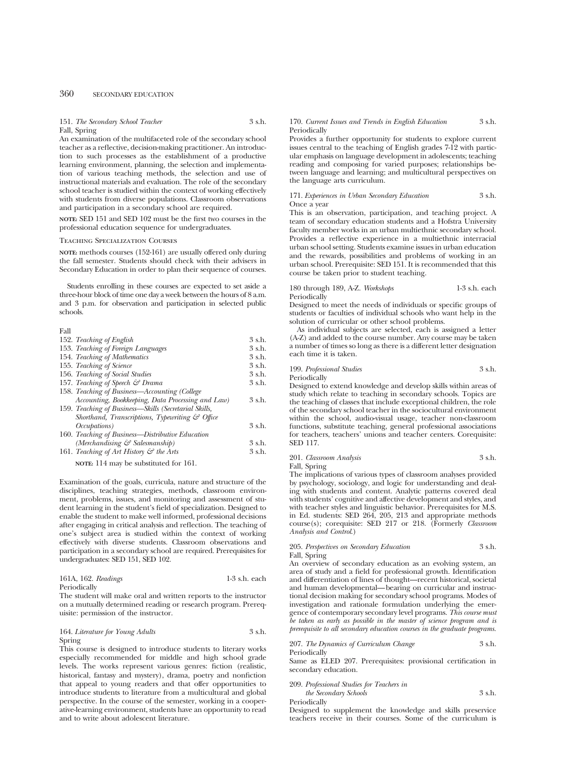151. *The Secondary School Teacher* 3 s.h.
Fall, Spring

An examination of the multifaceted role of the secondary school teacher as a reflective, decision-making practitioner. An introduction to such processes as the establishment of a productive learning environment, planning, the selection and implementation of various teaching methods, the selection and use of instructional materials and evaluation. The role of the secondary school teacher is studied within the context of working effectively with students from diverse populations. Classroom observations and participation in a secondary school are required.

**NOTE:** SED 151 and SED 102 must be the first two courses in the professional education sequence for undergraduates.

Teaching Specialization Courses

**NOTE:** methods courses (152-161) are usually offered only during the fall semester. Students should check with their advisers in Secondary Education in order to plan their sequence of courses.

Students enrolling in these courses are expected to set aside a three-hour block of time one day a week between the hours of 8 a.m. and 3 p.m. for observation and participation in selected public schools.

Fall

152. *Teaching of English* 3 s.h.
153. *Teaching of Foreign Languages* 3 s.h.
154. *Teaching of Mathematics* 3 s.h.
155. *Teaching of Science* 3 s.h.
156. *Teaching of Social Studies* 3 s.h.
157. *Teaching of Speech & Drama* 3 s.h.
158. *Teaching of Business—Accounting (College Accounting, Bookkeeping, Data Processing and Law)* 3 s.h.
159. *Teaching of Business—Skills (Secretarial Skills, Shorthand, Transcriptions, Typewriting & Office Occupations)* 3 s.h.
160. *Teaching of Business—Distributive Education (Merchandising & Salesmanship)* 3 s.h.
161. *Teaching of Art History & the Arts* 3 s.h.

**NOTE:** 114 may be substituted for 161.

Examination of the goals, curricula, nature and structure of the disciplines, teaching strategies, methods, classroom environment, problems, issues, and monitoring and assessment of student learning in the student's field of specialization. Designed to enable the student to make well informed, professional decisions after engaging in critical analysis and reflection. The teaching of one's subject area is studied within the context of working effectively with diverse students. Classroom observations and participation in a secondary school are required. Prerequisites for undergraduates: SED 151, SED 102.

161A, 162. *Readings* 1-3 s.h. each
Periodically

The student will make oral and written reports to the instructor on a mutually determined reading or research program. Prerequisite: permission of the instructor.

164. *Literature for Young Adults* 3 s.h.
Spring

This course is designed to introduce students to literary works especially recommended for middle and high school grade levels. The works represent various genres: fiction (realistic, historical, fantasy and mystery), drama, poetry and nonfiction that appeal to young readers and that offer opportunities to introduce students to literature from a multicultural and global perspective. In the course of the semester, working in a cooperative-learning environment, students have an opportunity to read and to write about adolescent literature.

170. *Current Issues and Trends in English Education* 3 s.h.
Periodically

Provides a further opportunity for students to explore current issues central to the teaching of English grades 7-12 with particular emphasis on language development in adolescents; teaching reading and composing for varied purposes; relationships between language and learning; and multicultural perspectives on the language arts curriculum.

171. *Experiences in Urban Secondary Education* 3 s.h.
Once a year

This is an observation, participation, and teaching project. A team of secondary education students and a Hofstra University faculty member works in an urban multiethnic secondary school. Provides a reflective experience in a multiethnic interracial urban school setting. Students examine issues in urban education and the rewards, possibilities and problems of working in an urban school. Prerequisite: SED 151. It is recommended that this course be taken prior to student teaching.

180 through 189, A-Z. *Workshops* 1-3 s.h. each
Periodically

Designed to meet the needs of individuals or specific groups of students or faculties of individual schools who want help in the solution of curricular or other school problems.

As individual subjects are selected, each is assigned a letter (A-Z) and added to the course number. Any course may be taken a number of times so long as there is a different letter designation each time it is taken.

199. *Professional Studies* 3 s.h.
Periodically

Designed to extend knowledge and develop skills within areas of study which relate to teaching in secondary schools. Topics are the teaching of classes that include exceptional children, the role of the secondary school teacher in the sociocultural environment within the school, audio-visual usage, teacher non-classroom functions, substitute teaching, general professional associations for teachers, teachers' unions and teacher centers. Corequisite: SED 117.

201. *Classroom Analysis* 3 s.h.
Fall, Spring

The implications of various types of classroom analyses provided by psychology, sociology, and logic for understanding and dealing with students and content. Analytic patterns covered deal with students' cognitive and affective development and styles, and with teacher styles and linguistic behavior. Prerequisites for M.S. in Ed. students: SED 264, 205, 213 and appropriate methods course(s); corequisite: SED 217 or 218. (Formerly *Classroom Analysis and Control*.)

205. *Perspectives on Secondary Education* 3 s.h.
Fall, Spring

An overview of secondary education as an evolving system, an area of study and a field for professional growth. Identification and differentiation of lines of thought—recent historical, societal and human developmental—bearing on curricular and instructional decision making for secondary school programs. Modes of investigation and rationale formulation underlying the emergence of contemporary secondary level programs. *This course must be taken as early as possible in the master of science program and is prerequisite to all secondary education courses in the graduate programs.*

207. *The Dynamics of Curriculum Change* 3 s.h.
Periodically

Same as ELED 207. Prerequisites: provisional certification in secondary education.

209. *Professional Studies for Teachers in the Secondary Schools* 3 s.h.
Periodically

Designed to supplement the knowledge and skills preservice teachers receive in their courses. Some of the curriculum is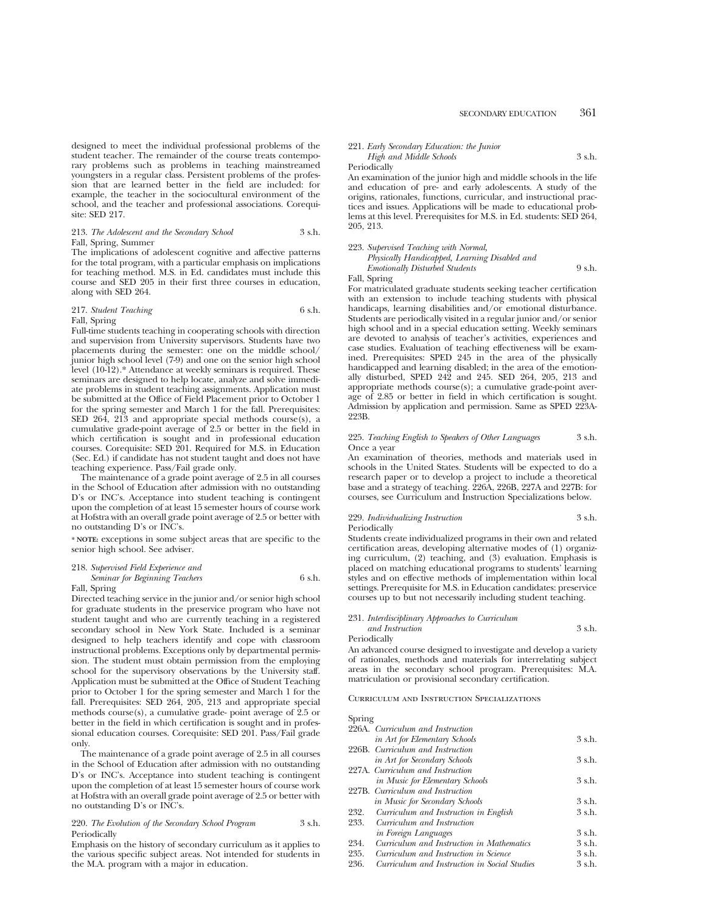designed to meet the individual professional problems of the student teacher. The remainder of the course treats contemporary problems such as problems in teaching mainstreamed youngsters in a regular class. Persistent problems of the profession that are learned better in the field are included: for example, the teacher in the sociocultural environment of the school, and the teacher and professional associations. Corequisite: SED 217.

213. *The Adolescent and the Secondary School* 3 s.h.
Fall, Spring, Summer
The implications of adolescent cognitive and affective patterns for the total program, with a particular emphasis on implications for teaching method. M.S. in Ed. candidates must include this course and SED 205 in their first three courses in education, along with SED 264.

217. *Student Teaching* 6 s.h.
Fall, Spring
Full-time students teaching in cooperating schools with direction and supervision from University supervisors. Students have two placements during the semester: one on the middle school/junior high school level (7-9) and one on the senior high school level (10-12).* Attendance at weekly seminars is required. These seminars are designed to help locate, analyze and solve immediate problems in student teaching assignments. Application must be submitted at the Office of Field Placement prior to October 1 for the spring semester and March 1 for the fall. Prerequisites: SED 264, 213 and appropriate special methods course(s), a cumulative grade-point average of 2.5 or better in the field in which certification is sought and in professional education courses. Corequisite: SED 201. Required for M.S. in Education (Sec. Ed.) if candidate has not student taught and does not have teaching experience. Pass/Fail grade only.

The maintenance of a grade point average of 2.5 in all courses in the School of Education after admission with no outstanding D's or INC's. Acceptance into student teaching is contingent upon the completion of at least 15 semester hours of course work at Hofstra with an overall grade point average of 2.5 or better with no outstanding D's or INC's.

* **NOTE:** exceptions in some subject areas that are specific to the senior high school. See adviser.

218. *Supervised Field Experience and Seminar for Beginning Teachers* 6 s.h.
Fall, Spring
Directed teaching service in the junior and/or senior high school for graduate students in the preservice program who have not student taught and who are currently teaching in a registered secondary school in New York State. Included is a seminar designed to help teachers identify and cope with classroom instructional problems. Exceptions only by departmental permission. The student must obtain permission from the employing school for the supervisory observations by the University staff. Application must be submitted at the Office of Student Teaching prior to October 1 for the spring semester and March 1 for the fall. Prerequisites: SED 264, 205, 213 and appropriate special methods course(s), a cumulative grade- point average of 2.5 or better in the field in which certification is sought and in professional education courses. Corequisite: SED 201. Pass/Fail grade only.

The maintenance of a grade point average of 2.5 in all courses in the School of Education after admission with no outstanding D's or INC's. Acceptance into student teaching is contingent upon the completion of at least 15 semester hours of course work at Hofstra with an overall grade point average of 2.5 or better with no outstanding D's or INC's.

220. *The Evolution of the Secondary School Program* 3 s.h.
Periodically
Emphasis on the history of secondary curriculum as it applies to the various specific subject areas. Not intended for students in the M.A. program with a major in education.

221. *Early Secondary Education: the Junior High and Middle Schools* 3 s.h.
Periodically
An examination of the junior high and middle schools in the life and education of pre- and early adolescents. A study of the origins, rationales, functions, curricular, and instructional practices and issues. Applications will be made to educational problems at this level. Prerequisites for M.S. in Ed. students: SED 264, 205, 213.

223. *Supervised Teaching with Normal, Physically Handicapped, Learning Disabled and Emotionally Disturbed Students* 9 s.h.
Fall, Spring
For matriculated graduate students seeking teacher certification with an extension to include teaching students with physical handicaps, learning disabilities and/or emotional disturbance. Students are periodically visited in a regular junior and/or senior high school and in a special education setting. Weekly seminars are devoted to analysis of teacher's activities, experiences and case studies. Evaluation of teaching effectiveness will be examined. Prerequisites: SPED 245 in the area of the physically handicapped and learning disabled; in the area of the emotionally disturbed, SPED 242 and 245. SED 264, 205, 213 and appropriate methods course(s); a cumulative grade-point average of 2.85 or better in field in which certification is sought. Admission by application and permission. Same as SPED 223A-223B.

225. *Teaching English to Speakers of Other Languages* 3 s.h.
Once a year
An examination of theories, methods and materials used in schools in the United States. Students will be expected to do a research paper or to develop a project to include a theoretical base and a strategy of teaching. 226A, 226B, 227A and 227B: for courses, see Curriculum and Instruction Specializations below.

229. *Individualizing Instruction* 3 s.h.
Periodically
Students create individualized programs in their own and related certification areas, developing alternative modes of (1) organizing curriculum, (2) teaching, and (3) evaluation. Emphasis is placed on matching educational programs to students' learning styles and on effective methods of implementation within local settings. Prerequisite for M.S. in Education candidates: preservice courses up to but not necessarily including student teaching.

231. *Interdisciplinary Approaches to Curriculum and Instruction* 3 s.h.
Periodically
An advanced course designed to investigate and develop a variety of rationales, methods and materials for interrelating subject areas in the secondary school program. Prerequisites: M.A. matriculation or provisional secondary certification.

### Curriculum and Instruction Specializations

Spring

| | | |
|---|---|---|
| 226A. | *Curriculum and Instruction in Art for Elementary Schools* | 3 s.h. |
| 226B. | *Curriculum and Instruction in Art for Secondary Schools* | 3 s.h. |
| 227A. | *Curriculum and Instruction in Music for Elementary Schools* | 3 s.h. |
| 227B. | *Curriculum and Instruction in Music for Secondary Schools* | 3 s.h. |
| 232. | *Curriculum and Instruction in English* | 3 s.h. |
| 233. | *Curriculum and Instruction in Foreign Languages* | 3 s.h. |
| 234. | *Curriculum and Instruction in Mathematics* | 3 s.h. |
| 235. | *Curriculum and Instruction in Science* | 3 s.h. |
| 236. | *Curriculum and Instruction in Social Studies* | 3 s.h. |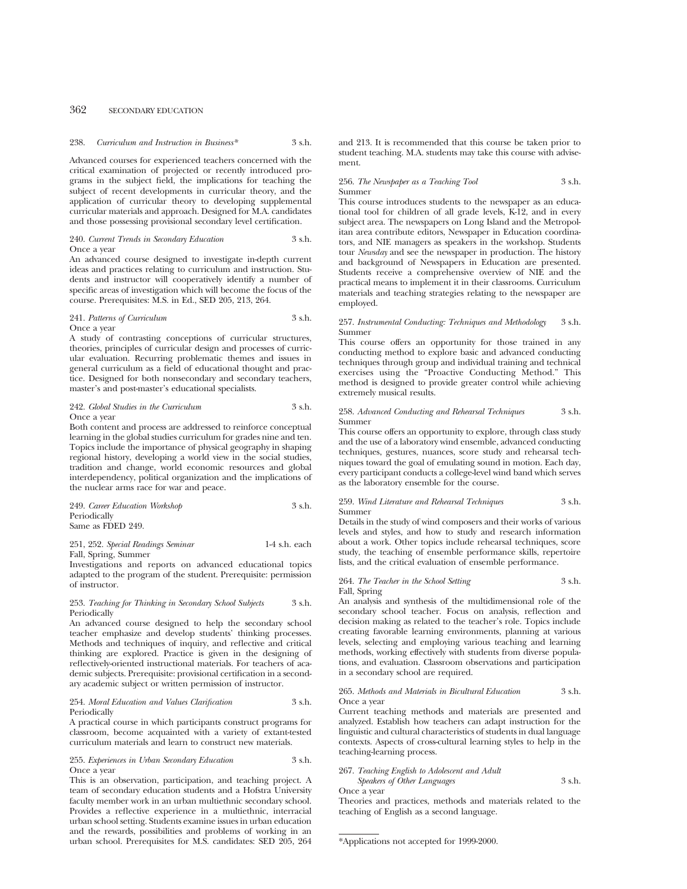238. *Curriculum and Instruction in Business** 3 s.h.

Advanced courses for experienced teachers concerned with the critical examination of projected or recently introduced programs in the subject field, the implications for teaching the subject of recent developments in curricular theory, and the application of curricular theory to developing supplemental curricular materials and approach. Designed for M.A. candidates and those possessing provisional secondary level certification.

240. *Current Trends in Secondary Education* 3 s.h.
Once a year
An advanced course designed to investigate in-depth current ideas and practices relating to curriculum and instruction. Students and instructor will cooperatively identify a number of specific areas of investigation which will become the focus of the course. Prerequisites: M.S. in Ed., SED 205, 213, 264.

241. *Patterns of Curriculum* 3 s.h.
Once a year
A study of contrasting conceptions of curricular structures, theories, principles of curricular design and processes of curricular evaluation. Recurring problematic themes and issues in general curriculum as a field of educational thought and practice. Designed for both nonsecondary and secondary teachers, master's and post-master's educational specialists.

242. *Global Studies in the Curriculum* 3 s.h.
Once a year
Both content and process are addressed to reinforce conceptual learning in the global studies curriculum for grades nine and ten. Topics include the importance of physical geography in shaping regional history, developing a world view in the social studies, tradition and change, world economic resources and global interdependency, political organization and the implications of the nuclear arms race for war and peace.

249. *Career Education Workshop* 3 s.h.
Periodically
Same as FDED 249.

251, 252. *Special Readings Seminar* 1-4 s.h. each
Fall, Spring, Summer
Investigations and reports on advanced educational topics adapted to the program of the student. Prerequisite: permission of instructor.

253. *Teaching for Thinking in Secondary School Subjects* 3 s.h.
Periodically
An advanced course designed to help the secondary school teacher emphasize and develop students' thinking processes. Methods and techniques of inquiry, and reflective and critical thinking are explored. Practice is given in the designing of reflectively-oriented instructional materials. For teachers of academic subjects. Prerequisite: provisional certification in a secondary academic subject or written permission of instructor.

254. *Moral Education and Values Clarification* 3 s.h.
Periodically
A practical course in which participants construct programs for classroom, become acquainted with a variety of extant-tested curriculum materials and learn to construct new materials.

255. *Experiences in Urban Secondary Education* 3 s.h.
Once a year
This is an observation, participation, and teaching project. A team of secondary education students and a Hofstra University faculty member work in an urban multiethnic secondary school. Provides a reflective experience in a multiethnic, interracial urban school setting. Students examine issues in urban education and the rewards, possibilities and problems of working in an urban school. Prerequisites for M.S. candidates: SED 205, 264 and 213. It is recommended that this course be taken prior to student teaching. M.A. students may take this course with advisement.

256. *The Newspaper as a Teaching Tool* 3 s.h.
Summer
This course introduces students to the newspaper as an educational tool for children of all grade levels, K-12, and in every subject area. The newspapers on Long Island and the Metropolitan area contribute editors, Newspaper in Education coordinators, and NIE managers as speakers in the workshop. Students tour *Newsday* and see the newspaper in production. The history and background of Newspapers in Education are presented. Students receive a comprehensive overview of NIE and the practical means to implement it in their classrooms. Curriculum materials and teaching strategies relating to the newspaper are employed.

257. *Instrumental Conducting: Techniques and Methodology* 3 s.h.
Summer
This course offers an opportunity for those trained in any conducting method to explore basic and advanced conducting techniques through group and individual training and technical exercises using the "Proactive Conducting Method." This method is designed to provide greater control while achieving extremely musical results.

258. *Advanced Conducting and Rehearsal Techniques* 3 s.h.
Summer
This course offers an opportunity to explore, through class study and the use of a laboratory wind ensemble, advanced conducting techniques, gestures, nuances, score study and rehearsal techniques toward the goal of emulating sound in motion. Each day, every participant conducts a college-level wind band which serves as the laboratory ensemble for the course.

259. *Wind Literature and Rehearsal Techniques* 3 s.h.
Summer
Details in the study of wind composers and their works of various levels and styles, and how to study and research information about a work. Other topics include rehearsal techniques, score study, the teaching of ensemble performance skills, repertoire lists, and the critical evaluation of ensemble performance.

264. *The Teacher in the School Setting* 3 s.h.
Fall, Spring
An analysis and synthesis of the multidimensional role of the secondary school teacher. Focus on analysis, reflection and decision making as related to the teacher's role. Topics include creating favorable learning environments, planning at various levels, selecting and employing various teaching and learning methods, working effectively with students from diverse populations, and evaluation. Classroom observations and participation in a secondary school are required.

265. *Methods and Materials in Bicultural Education* 3 s.h.
Once a year
Current teaching methods and materials are presented and analyzed. Establish how teachers can adapt instruction for the linguistic and cultural characteristics of students in dual language contexts. Aspects of cross-cultural learning styles to help in the teaching-learning process.

267. *Teaching English to Adolescent and Adult Speakers of Other Languages* 3 s.h.
Once a year
Theories and practices, methods and materials related to the teaching of English as a second language.

*Applications not accepted for 1999-2000.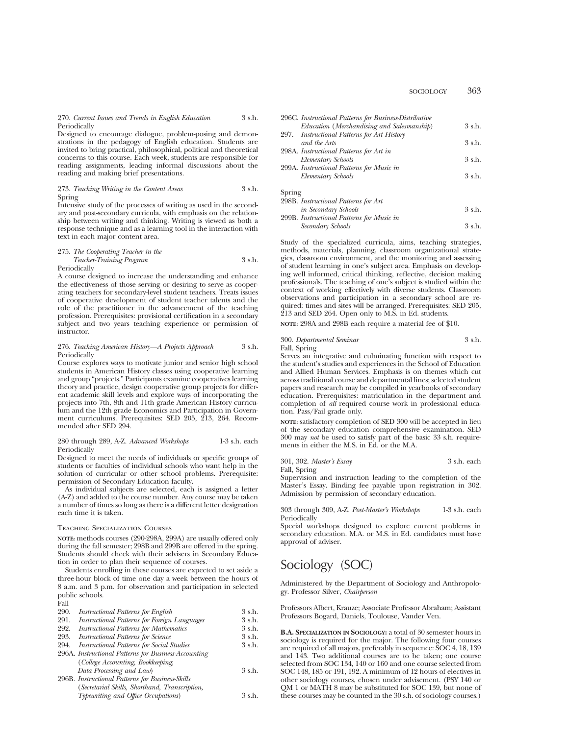270. *Current Issues and Trends in English Education* 3 s.h.
Periodically

Designed to encourage dialogue, problem-posing and demonstrations in the pedagogy of English education. Students are invited to bring practical, philosophical, political and theoretical concerns to this course. Each week, students are responsible for reading assignments, leading informal discussions about the reading and making brief presentations.

273. *Teaching Writing in the Content Areas* 3 s.h.
Spring

Intensive study of the processes of writing as used in the secondary and post-secondary curricula, with emphasis on the relationship between writing and thinking. Writing is viewed as both a response technique and as a learning tool in the interaction with text in each major content area.

275. *The Cooperating Teacher in the Teacher-Training Program* 3 s.h.
Periodically

A course designed to increase the understanding and enhance the effectiveness of those serving or desiring to serve as cooperating teachers for secondary-level student teachers. Treats issues of cooperative development of student teacher talents and the role of the practitioner in the advancement of the teaching profession. Prerequisites: provisional certification in a secondary subject and two years teaching experience or permission of instructor.

276. *Teaching American History—A Projects Approach* 3 s.h.
Periodically

Course explores ways to motivate junior and senior high school students in American History classes using cooperative learning and group "projects." Participants examine cooperatives learning theory and practice, design cooperative group projects for different academic skill levels and explore ways of incorporating the projects into 7th, 8th and 11th grade American History curriculum and the 12th grade Economics and Participation in Government curriculums. Prerequisites: SED 205, 213, 264. Recommended after SED 294.

280 through 289, A-Z. *Advanced Workshops* 1-3 s.h. each
Periodically

Designed to meet the needs of individuals or specific groups of students or faculties of individual schools who want help in the solution of curricular or other school problems. Prerequisite: permission of Secondary Education faculty.

As individual subjects are selected, each is assigned a letter (A-Z) and added to the course number. Any course may be taken a number of times so long as there is a different letter designation each time it is taken.

### Teaching Specialization Courses

**NOTE:** methods courses (290-298A, 299A) are usually offered only during the fall semester; 298B and 299B are offered in the spring. Students should check with their advisers in Secondary Education in order to plan their sequence of courses.

Students enrolling in these courses are expected to set aside a three-hour block of time one day a week between the hours of 8 a.m. and 3 p.m. for observation and participation in selected public schools.

Fall

| | | |
|---|---|---|
| 290. | *Instructional Patterns for English* | 3 s.h. |
| 291. | *Instructional Patterns for Foreign Languages* | 3 s.h. |
| 292. | *Instructional Patterns for Mathematics* | 3 s.h. |
| 293. | *Instructional Patterns for Science* | 3 s.h. |
| 294. | *Instructional Patterns for Social Studies* | 3 s.h. |
| 296A. | *Instructional Patterns for Business-Accounting (College Accounting, Bookkeeping, Data Processing and Law)* | 3 s.h. |
| 296B. | *Instructional Patterns for Business-Skills (Secretarial Skills, Shorthand, Transcription, Typewriting and Office Occupations)* | 3 s.h. |
| 296C. | *Instructional Patterns for Business-Distributive Education (Merchandising and Salesmanship)* | 3 s.h. |
| 297. | *Instructional Patterns for Art History and the Arts* | 3 s.h. |
| 298A. | *Instructional Patterns for Art in Elementary Schools* | 3 s.h. |
| 299A. | *Instructional Patterns for Music in Elementary Schools* | 3 s.h. |

Spring

| | | |
|---|---|---|
| 298B. | *Instructional Patterns for Art in Secondary Schools* | 3 s.h. |
| 299B. | *Instructional Patterns for Music in Secondary Schools* | 3 s.h. |

Study of the specialized curricula, aims, teaching strategies, methods, materials, planning, classroom organizational strategies, classroom environment, and the monitoring and assessing of student learning in one's subject area. Emphasis on developing well informed, critical thinking, reflective, decision making professionals. The teaching of one's subject is studied within the context of working effectively with diverse students. Classroom observations and participation in a secondary school are required: times and sites will be arranged. Prerequisites: SED 205, 213 and SED 264. Open only to M.S. in Ed. students.

**NOTE:** 298A and 298B each require a material fee of $10.

300. *Departmental Seminar* 3 s.h.
Fall, Spring

Serves an integrative and culminating function with respect to the student's studies and experiences in the School of Education and Allied Human Services. Emphasis is on themes which cut across traditional course and departmental lines; selected student papers and research may be compiled in yearbooks of secondary education. Prerequisites: matriculation in the department and completion of *all* required course work in professional education. Pass/Fail grade only.

**NOTE:** satisfactory completion of SED 300 will be accepted in lieu of the secondary education comprehensive examination. SED 300 may *not* be used to satisfy part of the basic 33 s.h. requirements in either the M.S. in Ed. or the M.A.

301, 302. *Master's Essay* 3 s.h. each
Fall, Spring

Supervision and instruction leading to the completion of the Master's Essay. Binding fee payable upon registration in 302. Admission by permission of secondary education.

303 through 309, A-Z. *Post-Master's Workshops* 1-3 s.h. each
Periodically

Special workshops designed to explore current problems in secondary education. M.A. or M.S. in Ed. candidates must have approval of adviser.

# Sociology (SOC)

Administered by the Department of Sociology and Anthropology. Professor Silver, *Chairperson*

Professors Albert, Krauze; Associate Professor Abraham; Assistant Professors Bogard, Daniels, Toulouse, Vander Ven.

**B.A. Specialization in Sociology:** a total of 30 semester hours in sociology is required for the major. The following four courses are required of all majors, preferably in sequence: SOC 4, 18, 139 and 143. Two additional courses are to be taken; one course selected from SOC 134, 140 or 160 and one course selected from SOC 148, 185 or 191, 192. A minimum of 12 hours of electives in other sociology courses, chosen under advisement. (PSY 140 or QM 1 or MATH 8 may be substituted for SOC 139, but none of these courses may be counted in the 30 s.h. of sociology courses.)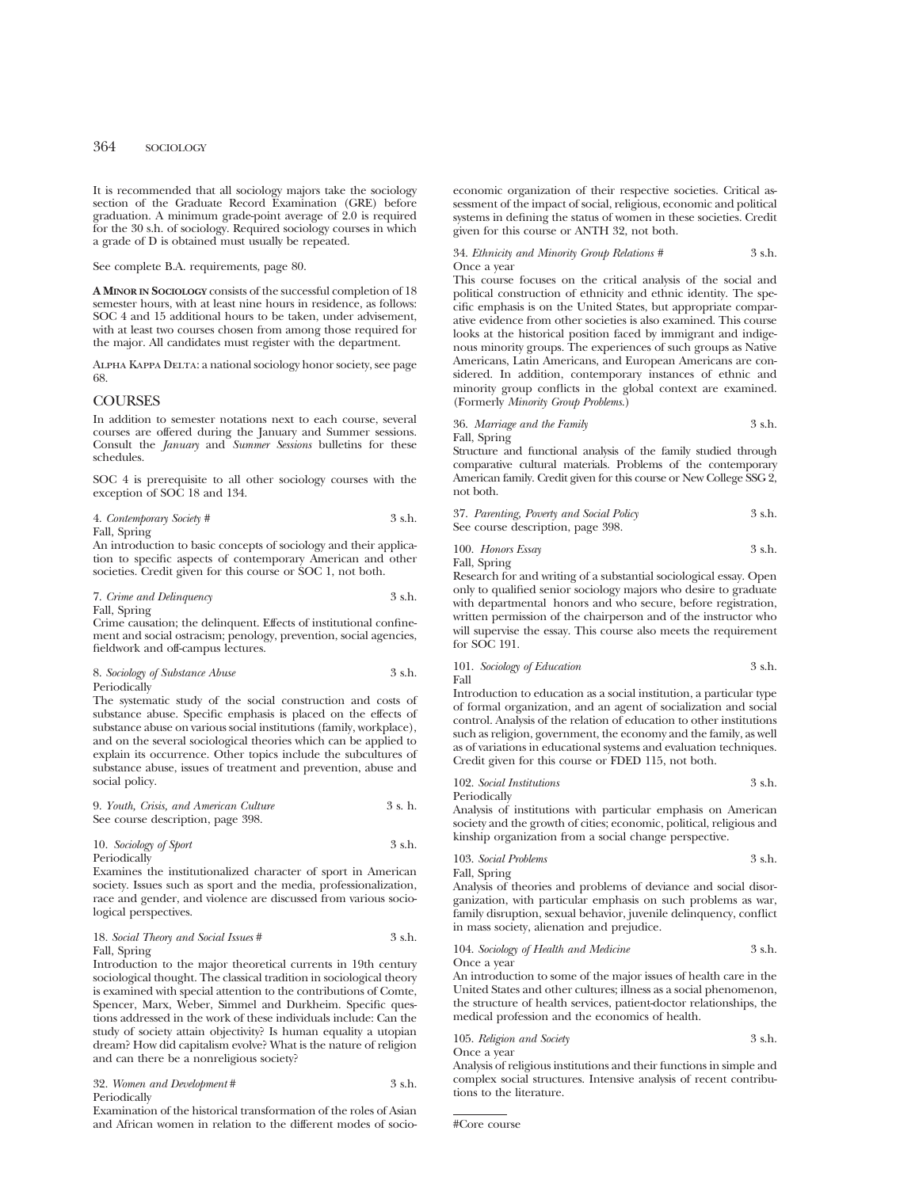It is recommended that all sociology majors take the sociology section of the Graduate Record Examination (GRE) before graduation. A minimum grade-point average of 2.0 is required for the 30 s.h. of sociology. Required sociology courses in which a grade of D is obtained must usually be repeated.

See complete B.A. requirements, page 80.

**A Minor in Sociology** consists of the successful completion of 18 semester hours, with at least nine hours in residence, as follows: SOC 4 and 15 additional hours to be taken, under advisement, with at least two courses chosen from among those required for the major. All candidates must register with the department.

Alpha Kappa Delta: a national sociology honor society, see page 68.

## COURSES

In addition to semester notations next to each course, several courses are offered during the January and Summer sessions. Consult the *January* and *Summer Sessions* bulletins for these schedules.

SOC 4 is prerequisite to all other sociology courses with the exception of SOC 18 and 134.

4. *Contemporary Society* # 3 s.h.
Fall, Spring
An introduction to basic concepts of sociology and their application to specific aspects of contemporary American and other societies. Credit given for this course or SOC 1, not both.

7. *Crime and Delinquency* 3 s.h.
Fall, Spring
Crime causation; the delinquent. Effects of institutional confinement and social ostracism; penology, prevention, social agencies, fieldwork and off-campus lectures.

8. *Sociology of Substance Abuse* 3 s.h.
Periodically
The systematic study of the social construction and costs of substance abuse. Specific emphasis is placed on the effects of substance abuse on various social institutions (family, workplace), and on the several sociological theories which can be applied to explain its occurrence. Other topics include the subcultures of substance abuse, issues of treatment and prevention, abuse and social policy.

9. *Youth, Crisis, and American Culture* 3 s. h.
See course description, page 398.

10. *Sociology of Sport* 3 s.h.
Periodically
Examines the institutionalized character of sport in American society. Issues such as sport and the media, professionalization, race and gender, and violence are discussed from various sociological perspectives.

18. *Social Theory and Social Issues* # 3 s.h.
Fall, Spring
Introduction to the major theoretical currents in 19th century sociological thought. The classical tradition in sociological theory is examined with special attention to the contributions of Comte, Spencer, Marx, Weber, Simmel and Durkheim. Specific questions addressed in the work of these individuals include: Can the study of society attain objectivity? Is human equality a utopian dream? How did capitalism evolve? What is the nature of religion and can there be a nonreligious society?

32. *Women and Development* # 3 s.h.
Periodically
Examination of the historical transformation of the roles of Asian and African women in relation to the different modes of socioeconomic organization of their respective societies. Critical assessment of the impact of social, religious, economic and political systems in defining the status of women in these societies. Credit given for this course or ANTH 32, not both.

34. *Ethnicity and Minority Group Relations* # 3 s.h.
Once a year
This course focuses on the critical analysis of the social and political construction of ethnicity and ethnic identity. The specific emphasis is on the United States, but appropriate comparative evidence from other societies is also examined. This course looks at the historical position faced by immigrant and indigenous minority groups. The experiences of such groups as Native Americans, Latin Americans, and European Americans are considered. In addition, contemporary instances of ethnic and minority group conflicts in the global context are examined. (Formerly *Minority Group Problems*.)

36. *Marriage and the Family* 3 s.h.
Fall, Spring
Structure and functional analysis of the family studied through comparative cultural materials. Problems of the contemporary American family. Credit given for this course or New College SSG 2, not both.

37. *Parenting, Poverty and Social Policy* 3 s.h.
See course description, page 398.

100. *Honors Essay* 3 s.h.
Fall, Spring
Research for and writing of a substantial sociological essay. Open only to qualified senior sociology majors who desire to graduate with departmental honors and who secure, before registration, written permission of the chairperson and of the instructor who will supervise the essay. This course also meets the requirement for SOC 191.

101. *Sociology of Education* 3 s.h.
Fall
Introduction to education as a social institution, a particular type of formal organization, and an agent of socialization and social control. Analysis of the relation of education to other institutions such as religion, government, the economy and the family, as well as of variations in educational systems and evaluation techniques. Credit given for this course or FDED 115, not both.

102. *Social Institutions* 3 s.h.
Periodically
Analysis of institutions with particular emphasis on American society and the growth of cities; economic, political, religious and kinship organization from a social change perspective.

103. *Social Problems* 3 s.h.
Fall, Spring
Analysis of theories and problems of deviance and social disorganization, with particular emphasis on such problems as war, family disruption, sexual behavior, juvenile delinquency, conflict in mass society, alienation and prejudice.

104. *Sociology of Health and Medicine* 3 s.h.
Once a year
An introduction to some of the major issues of health care in the United States and other cultures; illness as a social phenomenon, the structure of health services, patient-doctor relationships, the medical profession and the economics of health.

105. *Religion and Society* 3 s.h.
Once a year
Analysis of religious institutions and their functions in simple and complex social structures. Intensive analysis of recent contributions to the literature.

#Core course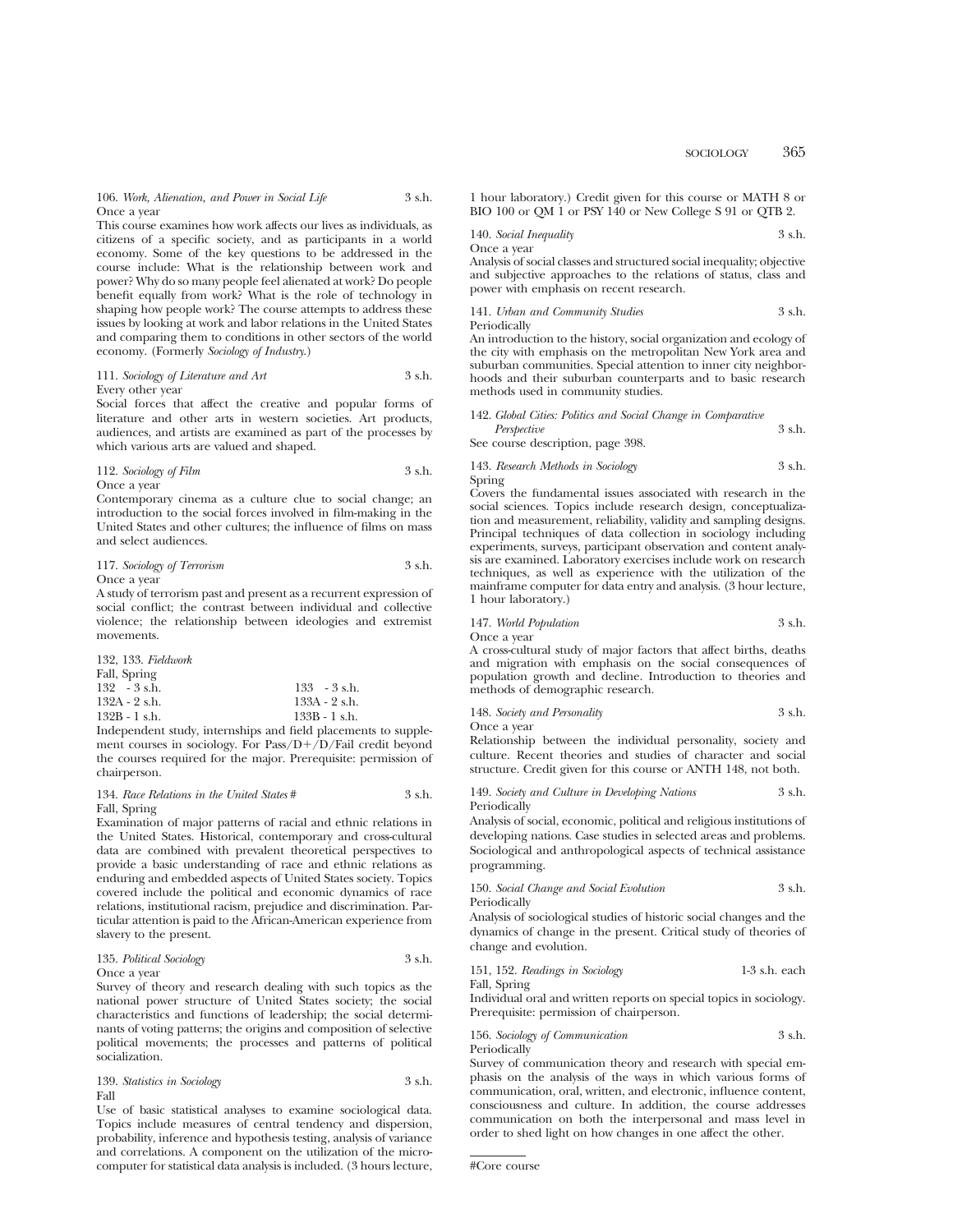106. *Work, Alienation, and Power in Social Life* 3 s.h.
Once a year

This course examines how work affects our lives as individuals, as citizens of a specific society, and as participants in a world economy. Some of the key questions to be addressed in the course include: What is the relationship between work and power? Why do so many people feel alienated at work? Do people benefit equally from work? What is the role of technology in shaping how people work? The course attempts to address these issues by looking at work and labor relations in the United States and comparing them to conditions in other sectors of the world economy. (Formerly *Sociology of Industry.*)

111. *Sociology of Literature and Art* 3 s.h.
Every other year

Social forces that affect the creative and popular forms of literature and other arts in western societies. Art products, audiences, and artists are examined as part of the processes by which various arts are valued and shaped.

112. *Sociology of Film* 3 s.h.
Once a year

Contemporary cinema as a culture clue to social change; an introduction to the social forces involved in film-making in the United States and other cultures; the influence of films on mass and select audiences.

117. *Sociology of Terrorism* 3 s.h.
Once a year

A study of terrorism past and present as a recurrent expression of social conflict; the contrast between individual and collective violence; the relationship between ideologies and extremist movements.

132, 133. *Fieldwork*
Fall, Spring

| | |
|---|---|
| 132 - 3 s.h. | 133 - 3 s.h. |
| 132A - 2 s.h. | 133A - 2 s.h. |
| 132B - 1 s.h. | 133B - 1 s.h. |

Independent study, internships and field placements to supplement courses in sociology. For Pass/D+/D/Fail credit beyond the courses required for the major. Prerequisite: permission of chairperson.

134. *Race Relations in the United States* # 3 s.h.
Fall, Spring

Examination of major patterns of racial and ethnic relations in the United States. Historical, contemporary and cross-cultural data are combined with prevalent theoretical perspectives to provide a basic understanding of race and ethnic relations as enduring and embedded aspects of United States society. Topics covered include the political and economic dynamics of race relations, institutional racism, prejudice and discrimination. Particular attention is paid to the African-American experience from slavery to the present.

135. *Political Sociology* 3 s.h.
Once a year

Survey of theory and research dealing with such topics as the national power structure of United States society; the social characteristics and functions of leadership; the social determinants of voting patterns; the origins and composition of selective political movements; the processes and patterns of political socialization.

139. *Statistics in Sociology* 3 s.h.
Fall

Use of basic statistical analyses to examine sociological data. Topics include measures of central tendency and dispersion, probability, inference and hypothesis testing, analysis of variance and correlations. A component on the utilization of the microcomputer for statistical data analysis is included. (3 hours lecture, 1 hour laboratory.) Credit given for this course or MATH 8 or BIO 100 or QM 1 or PSY 140 or New College S 91 or QTB 2.

140. *Social Inequality* 3 s.h.
Once a year

Analysis of social classes and structured social inequality; objective and subjective approaches to the relations of status, class and power with emphasis on recent research.

141. *Urban and Community Studies* 3 s.h.
Periodically

An introduction to the history, social organization and ecology of the city with emphasis on the metropolitan New York area and suburban communities. Special attention to inner city neighborhoods and their suburban counterparts and to basic research methods used in community studies.

142. *Global Cities: Politics and Social Change in Comparative Perspective* 3 s.h.

See course description, page 398.

143. *Research Methods in Sociology* 3 s.h.
Spring

Covers the fundamental issues associated with research in the social sciences. Topics include research design, conceptualization and measurement, reliability, validity and sampling designs. Principal techniques of data collection in sociology including experiments, surveys, participant observation and content analysis are examined. Laboratory exercises include work on research techniques, as well as experience with the utilization of the mainframe computer for data entry and analysis. (3 hour lecture, 1 hour laboratory.)

147. *World Population* 3 s.h.
Once a year

A cross-cultural study of major factors that affect births, deaths and migration with emphasis on the social consequences of population growth and decline. Introduction to theories and methods of demographic research.

148. *Society and Personality* 3 s.h.
Once a year

Relationship between the individual personality, society and culture. Recent theories and studies of character and social structure. Credit given for this course or ANTH 148, not both.

149. *Society and Culture in Developing Nations* 3 s.h.
Periodically

Analysis of social, economic, political and religious institutions of developing nations. Case studies in selected areas and problems. Sociological and anthropological aspects of technical assistance programming.

150. *Social Change and Social Evolution* 3 s.h.
Periodically

Analysis of sociological studies of historic social changes and the dynamics of change in the present. Critical study of theories of change and evolution.

151, 152. *Readings in Sociology* 1-3 s.h. each
Fall, Spring

Individual oral and written reports on special topics in sociology. Prerequisite: permission of chairperson.

156. *Sociology of Communication* 3 s.h.
Periodically

Survey of communication theory and research with special emphasis on the analysis of the ways in which various forms of communication, oral, written, and electronic, influence content, consciousness and culture. In addition, the course addresses communication on both the interpersonal and mass level in order to shed light on how changes in one affect the other.

---

#Core course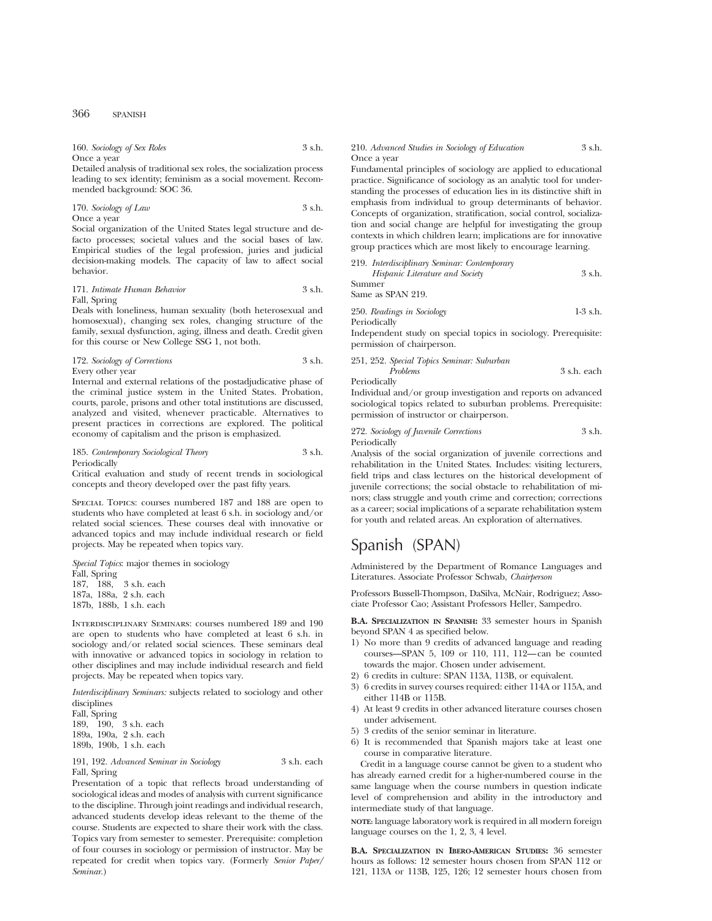160. *Sociology of Sex Roles* 3 s.h.
Once a year
Detailed analysis of traditional sex roles, the socialization process leading to sex identity; feminism as a social movement. Recommended background: SOC 36.

170. *Sociology of Law* 3 s.h.
Once a year
Social organization of the United States legal structure and defacto processes; societal values and the social bases of law. Empirical studies of the legal profession, juries and judicial decision-making models. The capacity of law to affect social behavior.

171. *Intimate Human Behavior* 3 s.h.
Fall, Spring
Deals with loneliness, human sexuality (both heterosexual and homosexual), changing sex roles, changing structure of the family, sexual dysfunction, aging, illness and death. Credit given for this course or New College SSG 1, not both.

172. *Sociology of Corrections* 3 s.h.
Every other year
Internal and external relations of the postadjudicative phase of the criminal justice system in the United States. Probation, courts, parole, prisons and other total institutions are discussed, analyzed and visited, whenever practicable. Alternatives to present practices in corrections are explored. The political economy of capitalism and the prison is emphasized.

185. *Contemporary Sociological Theory* 3 s.h.
Periodically
Critical evaluation and study of recent trends in sociological concepts and theory developed over the past fifty years.

Special Topics: courses numbered 187 and 188 are open to students who have completed at least 6 s.h. in sociology and/or related social sciences. These courses deal with innovative or advanced topics and may include individual research or field projects. May be repeated when topics vary.

*Special Topics*: major themes in sociology
Fall, Spring
187, 188, 3 s.h. each
187a, 188a, 2 s.h. each
187b, 188b, 1 s.h. each

Interdisciplinary Seminars: courses numbered 189 and 190 are open to students who have completed at least 6 s.h. in sociology and/or related social sciences. These seminars deal with innovative or advanced topics in sociology in relation to other disciplines and may include individual research and field projects. May be repeated when topics vary.

*Interdisciplinary Seminars:* subjects related to sociology and other disciplines
Fall, Spring
189, 190, 3 s.h. each
189a, 190a, 2 s.h. each
189b, 190b, 1 s.h. each

191, 192. *Advanced Seminar in Sociology* 3 s.h. each
Fall, Spring
Presentation of a topic that reflects broad understanding of sociological ideas and modes of analysis with current significance to the discipline. Through joint readings and individual research, advanced students develop ideas relevant to the theme of the course. Students are expected to share their work with the class. Topics vary from semester to semester. Prerequisite: completion of four courses in sociology or permission of instructor. May be repeated for credit when topics vary. (Formerly *Senior Paper/Seminar.*)

210. *Advanced Studies in Sociology of Education* 3 s.h.
Once a year
Fundamental principles of sociology are applied to educational practice. Significance of sociology as an analytic tool for understanding the processes of education lies in its distinctive shift in emphasis from individual to group determinants of behavior. Concepts of organization, stratification, social control, socialization and social change are helpful for investigating the group contexts in which children learn; implications are for innovative group practices which are most likely to encourage learning.

219. *Interdisciplinary Seminar: Contemporary Hispanic Literature and Society* 3 s.h.
Summer
Same as SPAN 219.

250. *Readings in Sociology* 1-3 s.h.
Periodically
Independent study on special topics in sociology. Prerequisite: permission of chairperson.

251, 252. *Special Topics Seminar: Suburban Problems* 3 s.h. each
Periodically
Individual and/or group investigation and reports on advanced sociological topics related to suburban problems. Prerequisite: permission of instructor or chairperson.

272. *Sociology of Juvenile Corrections* 3 s.h.
Periodically
Analysis of the social organization of juvenile corrections and rehabilitation in the United States. Includes: visiting lecturers, field trips and class lectures on the historical development of juvenile corrections; the social obstacle to rehabilitation of minors; class struggle and youth crime and correction; corrections as a career; social implications of a separate rehabilitation system for youth and related areas. An exploration of alternatives.

# Spanish (SPAN)

Administered by the Department of Romance Languages and Literatures. Associate Professor Schwab, *Chairperson*

Professors Bussell-Thompson, DaSilva, McNair, Rodriguez; Associate Professor Cao; Assistant Professors Heller, Sampedro.

**B.A. Specialization in Spanish:** 33 semester hours in Spanish beyond SPAN 4 as specified below.

1) No more than 9 credits of advanced language and reading courses—SPAN 5, 109 or 110, 111, 112—can be counted towards the major. Chosen under advisement.
2) 6 credits in culture: SPAN 113A, 113B, or equivalent.
3) 6 credits in survey courses required: either 114A or 115A, and either 114B or 115B.
4) At least 9 credits in other advanced literature courses chosen under advisement.
5) 3 credits of the senior seminar in literature.
6) It is recommended that Spanish majors take at least one course in comparative literature.

Credit in a language course cannot be given to a student who has already earned credit for a higher-numbered course in the same language when the course numbers in question indicate level of comprehension and ability in the introductory and intermediate study of that language.

**note:** language laboratory work is required in all modern foreign language courses on the 1, 2, 3, 4 level.

**B.A. Specialization in Ibero-American Studies:** 36 semester hours as follows: 12 semester hours chosen from SPAN 112 or 121, 113A or 113B, 125, 126; 12 semester hours chosen from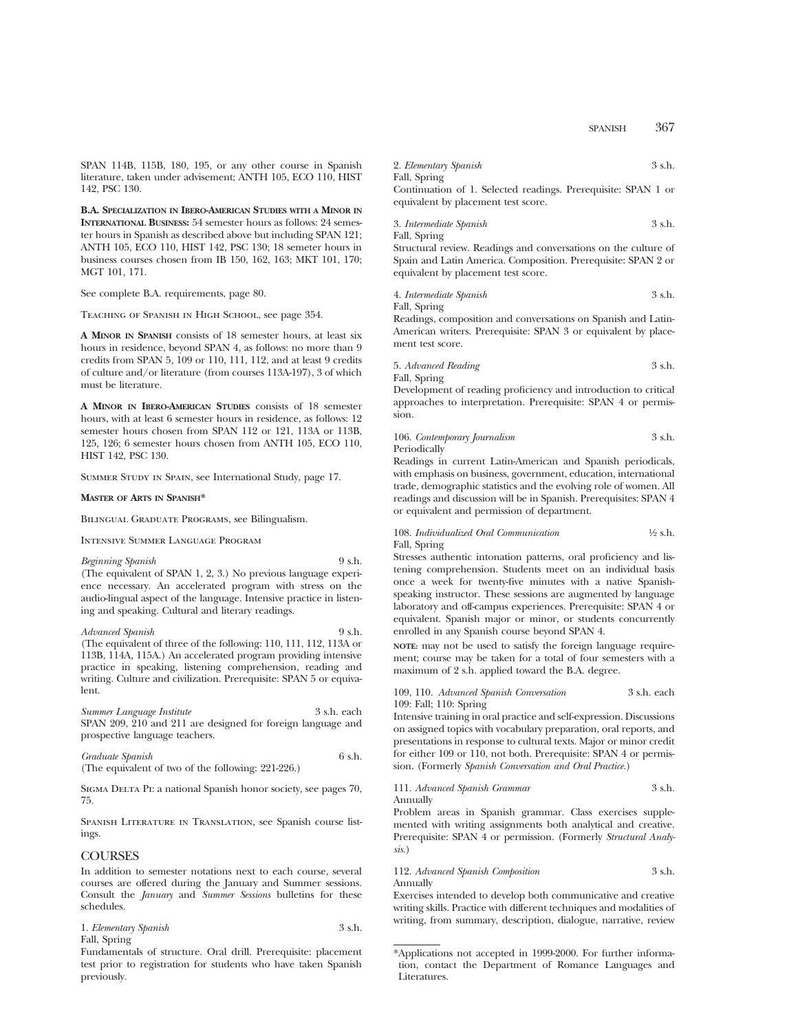SPAN 114B, 115B, 180, 195, or any other course in Spanish literature, taken under advisement; ANTH 105, ECO 110, HIST 142, PSC 130.

**B.A. Specialization in Ibero-American Studies with a Minor in International Business:** 54 semester hours as follows: 24 semester hours in Spanish as described above but including SPAN 121; ANTH 105, ECO 110, HIST 142, PSC 130; 18 semeter hours in business courses chosen from IB 150, 162, 163; MKT 101, 170; MGT 101, 171.

See complete B.A. requirements, page 80.

Teaching of Spanish in High School, see page 354.

**A Minor in Spanish** consists of 18 semester hours, at least six hours in residence, beyond SPAN 4, as follows: no more than 9 credits from SPAN 5, 109 or 110, 111, 112, and at least 9 credits of culture and/or literature (from courses 113A-197), 3 of which must be literature.

**A Minor in Ibero-American Studies** consists of 18 semester hours, with at least 6 semester hours in residence, as follows: 12 semester hours chosen from SPAN 112 or 121, 113A or 113B, 125, 126; 6 semester hours chosen from ANTH 105, ECO 110, HIST 142, PSC 130.

Summer Study in Spain, see International Study, page 17.

**Master of Arts in Spanish***

Bilingual Graduate Programs, see Bilingualism.

Intensive Summer Language Program

*Beginning Spanish* 9 s.h.
(The equivalent of SPAN 1, 2, 3.) No previous language experience necessary. An accelerated program with stress on the audio-lingual aspect of the language. Intensive practice in listening and speaking. Cultural and literary readings.

*Advanced Spanish* 9 s.h.
(The equivalent of three of the following: 110, 111, 112, 113A or 113B, 114A, 115A.) An accelerated program providing intensive practice in speaking, listening comprehension, reading and writing. Culture and civilization. Prerequisite: SPAN 5 or equivalent.

*Summer Language Institute* 3 s.h. each
SPAN 209, 210 and 211 are designed for foreign language and prospective language teachers.

*Graduate Spanish* 6 s.h.
(The equivalent of two of the following: 221-226.)

Sigma Delta Pi: a national Spanish honor society, see pages 70, 75.

Spanish Literature in Translation, see Spanish course listings.

## COURSES

In addition to semester notations next to each course, several courses are offered during the January and Summer sessions. Consult the *January* and *Summer Sessions* bulletins for these schedules.

1. *Elementary Spanish* 3 s.h.
Fall, Spring
Fundamentals of structure. Oral drill. Prerequisite: placement test prior to registration for students who have taken Spanish previously.

2. *Elementary Spanish* 3 s.h.
Fall, Spring
Continuation of 1. Selected readings. Prerequisite: SPAN 1 or equivalent by placement test score.

3. *Intermediate Spanish* 3 s.h.
Fall, Spring
Structural review. Readings and conversations on the culture of Spain and Latin America. Composition. Prerequisite: SPAN 2 or equivalent by placement test score.

4. *Intermediate Spanish* 3 s.h.
Fall, Spring
Readings, composition and conversations on Spanish and Latin-American writers. Prerequisite: SPAN 3 or equivalent by placement test score.

5. *Advanced Reading* 3 s.h.
Fall, Spring
Development of reading proficiency and introduction to critical approaches to interpretation. Prerequisite: SPAN 4 or permission.

106. *Contemporary Journalism* 3 s.h.
Periodically
Readings in current Latin-American and Spanish periodicals, with emphasis on business, government, education, international trade, demographic statistics and the evolving role of women. All readings and discussion will be in Spanish. Prerequisites: SPAN 4 or equivalent and permission of department.

108. *Individualized Oral Communication* ½ s.h.
Fall, Spring
Stresses authentic intonation patterns, oral proficiency and listening comprehension. Students meet on an individual basis once a week for twenty-five minutes with a native Spanish-speaking instructor. These sessions are augmented by language laboratory and off-campus experiences. Prerequisite: SPAN 4 or equivalent. Spanish major or minor, or students concurrently enrolled in any Spanish course beyond SPAN 4.

**note:** may not be used to satisfy the foreign language requirement; course may be taken for a total of four semesters with a maximum of 2 s.h. applied toward the B.A. degree.

109, 110. *Advanced Spanish Conversation* 3 s.h. each
109: Fall; 110: Spring
Intensive training in oral practice and self-expression. Discussions on assigned topics with vocabulary preparation, oral reports, and presentations in response to cultural texts. Major or minor credit for either 109 or 110, not both. Prerequisite: SPAN 4 or permission. (Formerly *Spanish Conversation and Oral Practice.*)

111. *Advanced Spanish Grammar* 3 s.h.
Annually
Problem areas in Spanish grammar. Class exercises supplemented with writing assignments both analytical and creative. Prerequisite: SPAN 4 or permission. (Formerly *Structural Analysis.*)

112. *Advanced Spanish Composition* 3 s.h.
Annually
Exercises intended to develop both communicative and creative writing skills. Practice with different techniques and modalities of writing, from summary, description, dialogue, narrative, review

*Applications not accepted in 1999-2000. For further information, contact the Department of Romance Languages and Literatures.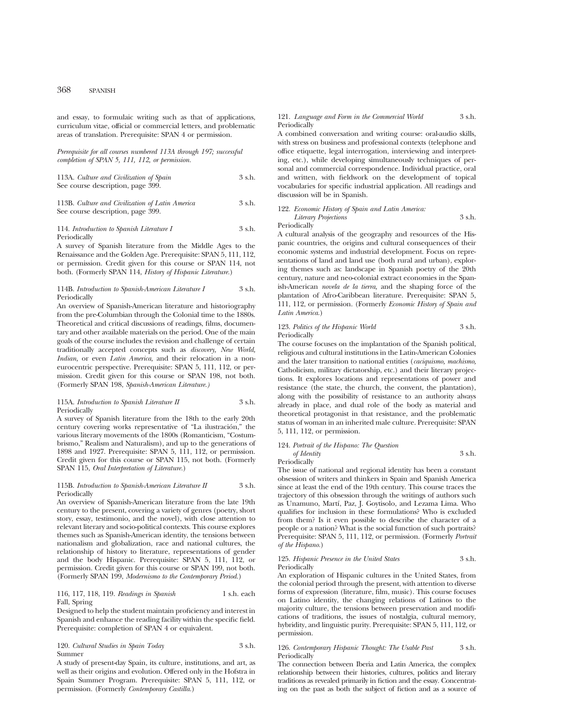and essay, to formulaic writing such as that of applications, curriculum vitae, official or commercial letters, and problematic areas of translation. Prerequisite: SPAN 4 or permission.

*Prerequisite for all courses numbered 113A through 197; successful completion of SPAN 5, 111, 112, or permission.*

113A. *Culture and Civilization of Spain* 3 s.h.
See course description, page 399.

113B. *Culture and Civilization of Latin America* 3 s.h.
See course description, page 399.

114. *Introduction to Spanish Literature I* 3 s.h.
Periodically
A survey of Spanish literature from the Middle Ages to the Renaissance and the Golden Age. Prerequisite: SPAN 5, 111, 112, or permission. Credit given for this course or SPAN 114, not both. (Formerly SPAN 114, *History of Hispanic Literature.*)

114B. *Introduction to Spanish-American Literature I* 3 s.h.
Periodically
An overview of Spanish-American literature and historiography from the pre-Columbian through the Colonial time to the 1880s. Theoretical and critical discussions of readings, films, documentary and other available materials on the period. One of the main goals of the course includes the revision and challenge of certain traditionally accepted concepts such as *discovery, New World, Indian,* or even *Latin America,* and their relocation in a noneurocentric perspective. Prerequisite: SPAN 5, 111, 112, or permission. Credit given for this course or SPAN 198, not both. (Formerly SPAN 198, *Spanish-American Literature.*)

115A. *Introduction to Spanish Literature II* 3 s.h.
Periodically
A survey of Spanish literature from the 18th to the early 20th century covering works representative of "La ilustración," the various literary movements of the 1800s (Romanticism, "Costumbrismo," Realism and Naturalism), and up to the generations of 1898 and 1927. Prerequisite: SPAN 5, 111, 112, or permission. Credit given for this course or SPAN 115, not both. (Formerly SPAN 115, *Oral Interpretation of Literature.*)

115B. *Introduction to Spanish-American Literature II* 3 s.h.
Periodically
An overview of Spanish-American literature from the late 19th century to the present, covering a variety of genres (poetry, short story, essay, testimonio, and the novel), with close attention to relevant literary and socio-political contexts. This course explores themes such as Spanish-American identity, the tensions between nationalism and globalization, race and national cultures, the relationship of history to literature, representations of gender and the body Hispanic. Prerequisite: SPAN 5, 111, 112, or permission. Credit given for this course or SPAN 199, not both. (Formerly SPAN 199, *Modernismo to the Contemporary Period.*)

116, 117, 118, 119. *Readings in Spanish* 1 s.h. each
Fall, Spring
Designed to help the student maintain proficiency and interest in Spanish and enhance the reading facility within the specific field. Prerequisite: completion of SPAN 4 or equivalent.

120. *Cultural Studies in Spain Today* 3 s.h.
Summer
A study of present-day Spain, its culture, institutions, and art, as well as their origins and evolution. Offered only in the Hofstra in Spain Summer Program. Prerequisite: SPAN 5, 111, 112, or permission. (Formerly *Contemporary Castilla.*)

121. *Language and Form in the Commercial World* 3 s.h.
Periodically
A combined conversation and writing course: oral-audio skills, with stress on business and professional contexts (telephone and office etiquette, legal interrogation, interviewing and interpreting, etc.), while developing simultaneously techniques of personal and commercial correspondence. Individual practice, oral and written, with fieldwork on the development of topical vocabularies for specific industrial application. All readings and discussion will be in Spanish.

122. *Economic History of Spain and Latin America: Literary Projections* 3 s.h.
Periodically
A cultural analysis of the geography and resources of the Hispanic countries, the origins and cultural consequences of their economic systems and industrial development. Focus on representations of land and land use (both rural and urban), exploring themes such as: landscape in Spanish poetry of the 20th century, nature and neo-colonial extract economies in the Spanish-American *novela de la tierra,* and the shaping force of the plantation of Afro-Caribbean literature. Prerequisite: SPAN 5, 111, 112, or permission. (Formerly *Economic History of Spain and Latin America.*)

123. *Politics of the Hispanic World* 3 s.h.
Periodically
The course focuses on the implantation of the Spanish political, religious and cultural institutions in the Latin-American Colonies and the later transition to national entities (*caciquismo, machismo,* Catholicism, military dictatorship, etc.) and their literary projections. It explores locations and representations of power and resistance (the state, the church, the convent, the plantation), along with the possibility of resistance to an authority always already in place, and dual role of the body as material and theoretical protagonist in that resistance, and the problematic status of woman in an inherited male culture. Prerequisite: SPAN 5, 111, 112, or permission.

124. *Portrait of the Hispano: The Question of Identity* 3 s.h.
Periodically
The issue of national and regional identity has been a constant obsession of writers and thinkers in Spain and Spanish America since at least the end of the 19th century. This course traces the trajectory of this obsession through the writings of authors such as Unamuno, Martí, Paz, J. Goytisolo, and Lezama Lima. Who qualifies for inclusion in these formulations? Who is excluded from them? Is it even possible to describe the character of a people or a nation? What is the social function of such portraits? Prerequisite: SPAN 5, 111, 112, or permission. (Formerly *Portrait of the Hispano.*)

125. *Hispanic Presence in the United States* 3 s.h.
Periodically
An exploration of Hispanic cultures in the United States, from the colonial period through the present, with attention to diverse forms of expression (literature, film, music). This course focuses on Latino identity, the changing relations of Latinos to the majority culture, the tensions between preservation and modifications of traditions, the issues of nostalgia, cultural memory, hybridity, and linguistic purity. Prerequisite: SPAN 5, 111, 112, or permission.

126. *Contemporary Hispanic Thought: The Usable Past* 3 s.h.
Periodically
The connection between Iberia and Latin America, the complex relationship between their histories, cultures, politics and literary traditions as revealed primarily in fiction and the essay. Concentrating on the past as both the subject of fiction and as a source of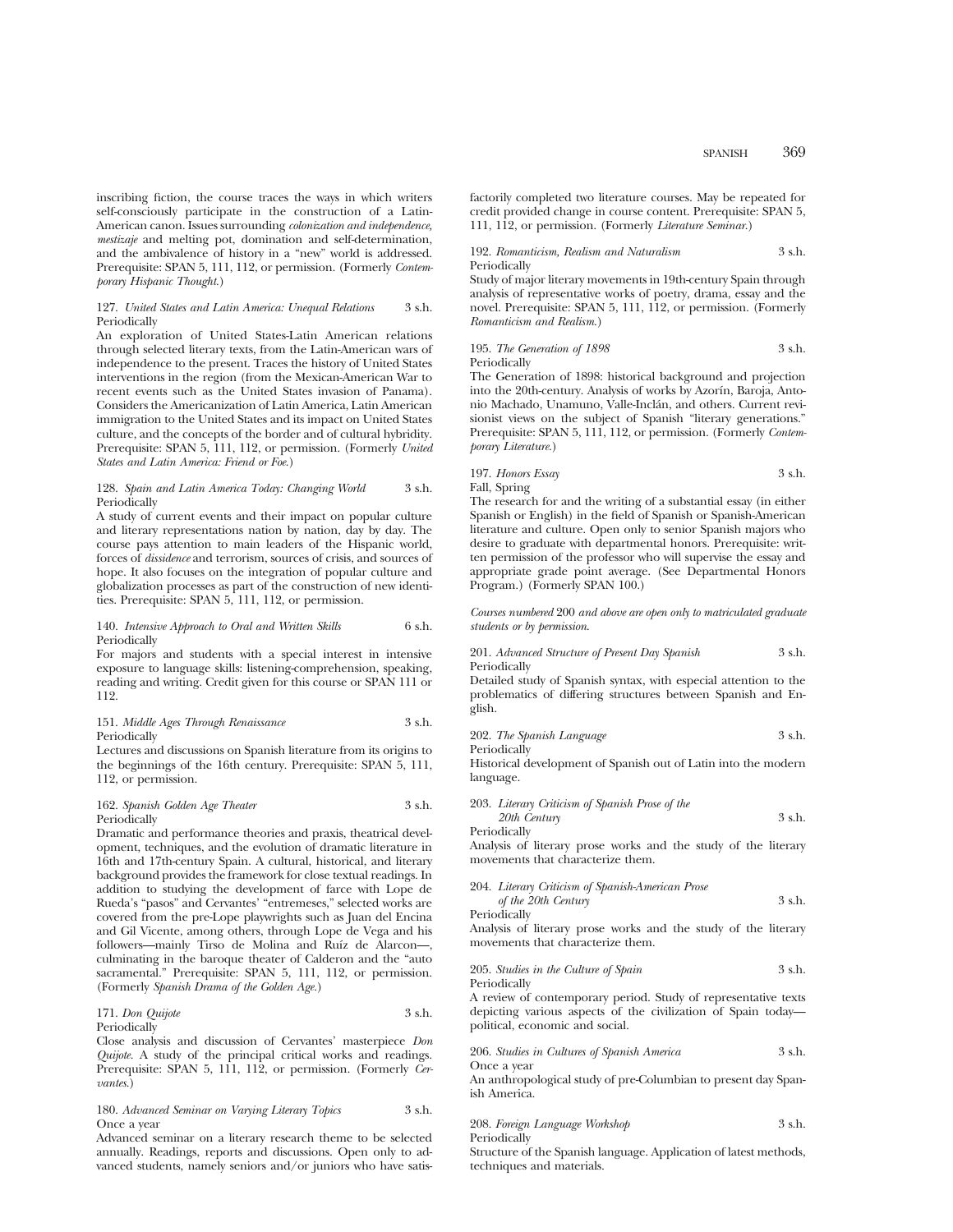inscribing fiction, the course traces the ways in which writers self-consciously participate in the construction of a Latin-American canon. Issues surrounding *colonization and independence*, *mestizaje* and melting pot, domination and self-determination, and the ambivalence of history in a "new" world is addressed. Prerequisite: SPAN 5, 111, 112, or permission. (Formerly *Contemporary Hispanic Thought*.)

127. *United States and Latin America: Unequal Relations* 3 s.h.
Periodically
An exploration of United States-Latin American relations through selected literary texts, from the Latin-American wars of independence to the present. Traces the history of United States interventions in the region (from the Mexican-American War to recent events such as the United States invasion of Panama). Considers the Americanization of Latin America, Latin American immigration to the United States and its impact on United States culture, and the concepts of the border and of cultural hybridity. Prerequisite: SPAN 5, 111, 112, or permission. (Formerly *United States and Latin America: Friend or Foe*.)

128. *Spain and Latin America Today: Changing World* 3 s.h.
Periodically
A study of current events and their impact on popular culture and literary representations nation by nation, day by day. The course pays attention to main leaders of the Hispanic world, forces of *dissidence* and terrorism, sources of crisis, and sources of hope. It also focuses on the integration of popular culture and globalization processes as part of the construction of new identities. Prerequisite: SPAN 5, 111, 112, or permission.

140. *Intensive Approach to Oral and Written Skills* 6 s.h.
Periodically
For majors and students with a special interest in intensive exposure to language skills: listening-comprehension, speaking, reading and writing. Credit given for this course or SPAN 111 or 112.

151. *Middle Ages Through Renaissance* 3 s.h.
Periodically
Lectures and discussions on Spanish literature from its origins to the beginnings of the 16th century. Prerequisite: SPAN 5, 111, 112, or permission.

162. *Spanish Golden Age Theater* 3 s.h.
Periodically
Dramatic and performance theories and praxis, theatrical development, techniques, and the evolution of dramatic literature in 16th and 17th-century Spain. A cultural, historical, and literary background provides the framework for close textual readings. In addition to studying the development of farce with Lope de Rueda's "pasos" and Cervantes' "entremeses," selected works are covered from the pre-Lope playwrights such as Juan del Encina and Gil Vicente, among others, through Lope de Vega and his followers—mainly Tirso de Molina and Ruíz de Alarcon—, culminating in the baroque theater of Calderon and the "auto sacramental." Prerequisite: SPAN 5, 111, 112, or permission. (Formerly *Spanish Drama of the Golden Age*.)

171. *Don Quijote* 3 s.h.
Periodically
Close analysis and discussion of Cervantes' masterpiece *Don Quijote*. A study of the principal critical works and readings. Prerequisite: SPAN 5, 111, 112, or permission. (Formerly *Cervantes*.)

180. *Advanced Seminar on Varying Literary Topics* 3 s.h.
Once a year
Advanced seminar on a literary research theme to be selected annually. Readings, reports and discussions. Open only to advanced students, namely seniors and/or juniors who have satisfactorily completed two literature courses. May be repeated for credit provided change in course content. Prerequisite: SPAN 5, 111, 112, or permission. (Formerly *Literature Seminar*.)

192. *Romanticism, Realism and Naturalism* 3 s.h.
Periodically
Study of major literary movements in 19th-century Spain through analysis of representative works of poetry, drama, essay and the novel. Prerequisite: SPAN 5, 111, 112, or permission. (Formerly *Romanticism and Realism*.)

195. *The Generation of 1898* 3 s.h.
Periodically
The Generation of 1898: historical background and projection into the 20th-century. Analysis of works by Azorín, Baroja, Antonio Machado, Unamuno, Valle-Inclán, and others. Current revisionist views on the subject of Spanish "literary generations." Prerequisite: SPAN 5, 111, 112, or permission. (Formerly *Contemporary Literature*.)

197. *Honors Essay* 3 s.h.
Fall, Spring
The research for and the writing of a substantial essay (in either Spanish or English) in the field of Spanish or Spanish-American literature and culture. Open only to senior Spanish majors who desire to graduate with departmental honors. Prerequisite: written permission of the professor who will supervise the essay and appropriate grade point average. (See Departmental Honors Program.) (Formerly SPAN 100.)

*Courses numbered* 200 *and above are open only to matriculated graduate students or by permission.*

201. *Advanced Structure of Present Day Spanish* 3 s.h.
Periodically
Detailed study of Spanish syntax, with especial attention to the problematics of differing structures between Spanish and English.

202. *The Spanish Language* 3 s.h.
Periodically
Historical development of Spanish out of Latin into the modern language.

203. *Literary Criticism of Spanish Prose of the 20th Century* 3 s.h.
Periodically
Analysis of literary prose works and the study of the literary movements that characterize them.

204. *Literary Criticism of Spanish-American Prose of the 20th Century* 3 s.h.
Periodically
Analysis of literary prose works and the study of the literary movements that characterize them.

205. *Studies in the Culture of Spain* 3 s.h.
Periodically
A review of contemporary period. Study of representative texts depicting various aspects of the civilization of Spain today—political, economic and social.

206. *Studies in Cultures of Spanish America* 3 s.h.
Once a year
An anthropological study of pre-Columbian to present day Spanish America.

208. *Foreign Language Workshop* 3 s.h.
Periodically
Structure of the Spanish language. Application of latest methods, techniques and materials.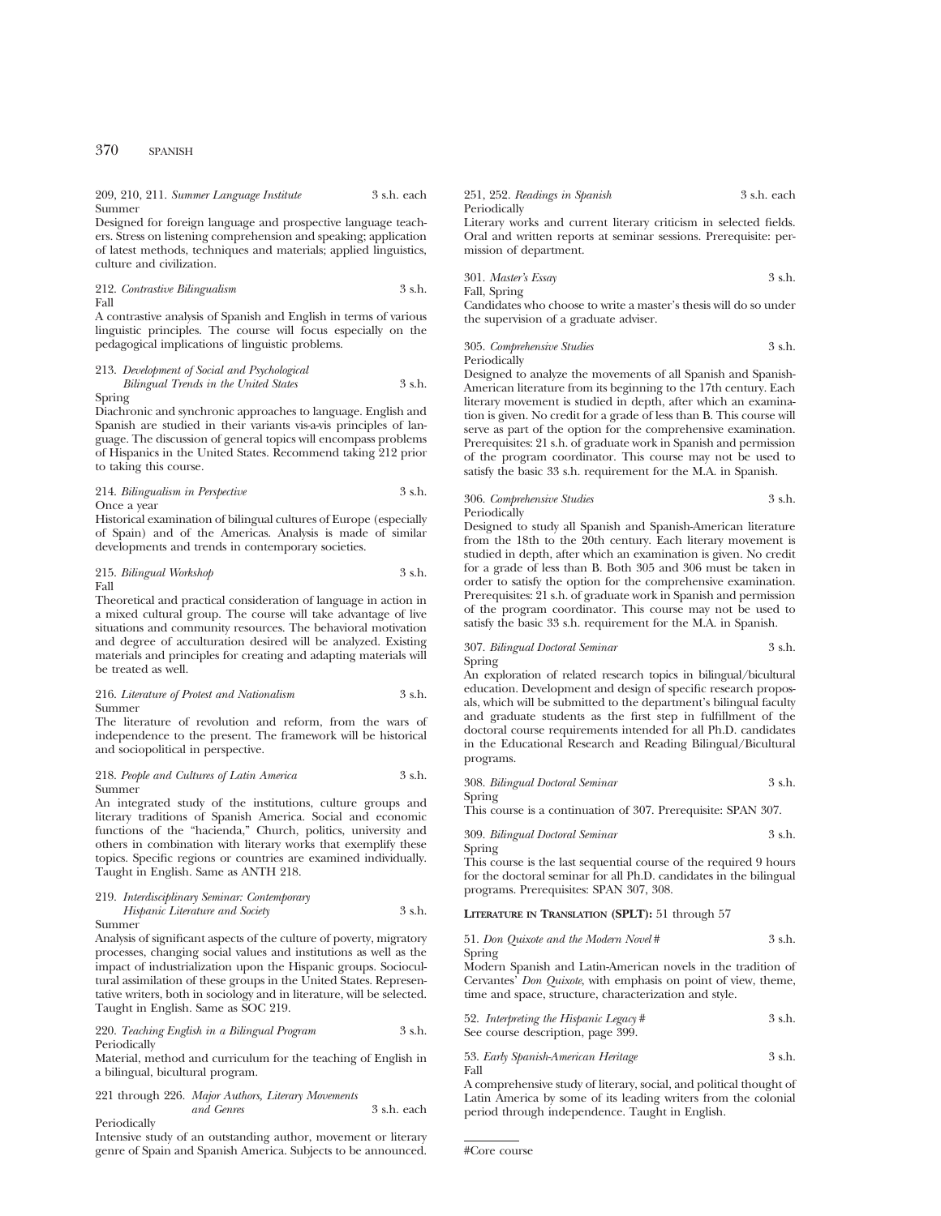209, 210, 211. *Summer Language Institute* 3 s.h. each
Summer
Designed for foreign language and prospective language teachers. Stress on listening comprehension and speaking; application of latest methods, techniques and materials; applied linguistics, culture and civilization.

212. *Contrastive Bilingualism* 3 s.h.
Fall
A contrastive analysis of Spanish and English in terms of various linguistic principles. The course will focus especially on the pedagogical implications of linguistic problems.

213. *Development of Social and Psychological Bilingual Trends in the United States* 3 s.h.
Spring
Diachronic and synchronic approaches to language. English and Spanish are studied in their variants vis-a-vis principles of language. The discussion of general topics will encompass problems of Hispanics in the United States. Recommend taking 212 prior to taking this course.

214. *Bilingualism in Perspective* 3 s.h.
Once a year
Historical examination of bilingual cultures of Europe (especially of Spain) and of the Americas. Analysis is made of similar developments and trends in contemporary societies.

215. *Bilingual Workshop* 3 s.h.
Fall
Theoretical and practical consideration of language in action in a mixed cultural group. The course will take advantage of live situations and community resources. The behavioral motivation and degree of acculturation desired will be analyzed. Existing materials and principles for creating and adapting materials will be treated as well.

216. *Literature of Protest and Nationalism* 3 s.h.
Summer
The literature of revolution and reform, from the wars of independence to the present. The framework will be historical and sociopolitical in perspective.

218. *People and Cultures of Latin America* 3 s.h.
Summer
An integrated study of the institutions, culture groups and literary traditions of Spanish America. Social and economic functions of the "hacienda," Church, politics, university and others in combination with literary works that exemplify these topics. Specific regions or countries are examined individually. Taught in English. Same as ANTH 218.

219. *Interdisciplinary Seminar: Contemporary Hispanic Literature and Society* 3 s.h.
Summer
Analysis of significant aspects of the culture of poverty, migratory processes, changing social values and institutions as well as the impact of industrialization upon the Hispanic groups. Sociocultural assimilation of these groups in the United States. Representative writers, both in sociology and in literature, will be selected. Taught in English. Same as SOC 219.

220. *Teaching English in a Bilingual Program* 3 s.h.
Periodically
Material, method and curriculum for the teaching of English in a bilingual, bicultural program.

221 through 226. *Major Authors, Literary Movements and Genres* 3 s.h. each
Periodically
Intensive study of an outstanding author, movement or literary genre of Spain and Spanish America. Subjects to be announced.

251, 252. *Readings in Spanish* 3 s.h. each
Periodically
Literary works and current literary criticism in selected fields. Oral and written reports at seminar sessions. Prerequisite: permission of department.

301. *Master's Essay* 3 s.h.
Fall, Spring
Candidates who choose to write a master's thesis will do so under the supervision of a graduate adviser.

305. *Comprehensive Studies* 3 s.h.
Periodically
Designed to analyze the movements of all Spanish and Spanish-American literature from its beginning to the 17th century. Each literary movement is studied in depth, after which an examination is given. No credit for a grade of less than B. This course will serve as part of the option for the comprehensive examination. Prerequisites: 21 s.h. of graduate work in Spanish and permission of the program coordinator. This course may not be used to satisfy the basic 33 s.h. requirement for the M.A. in Spanish.

306. *Comprehensive Studies* 3 s.h.
Periodically
Designed to study all Spanish and Spanish-American literature from the 18th to the 20th century. Each literary movement is studied in depth, after which an examination is given. No credit for a grade of less than B. Both 305 and 306 must be taken in order to satisfy the option for the comprehensive examination. Prerequisites: 21 s.h. of graduate work in Spanish and permission of the program coordinator. This course may not be used to satisfy the basic 33 s.h. requirement for the M.A. in Spanish.

307. *Bilingual Doctoral Seminar* 3 s.h.
Spring
An exploration of related research topics in bilingual/bicultural education. Development and design of specific research proposals, which will be submitted to the department's bilingual faculty and graduate students as the first step in fulfillment of the doctoral course requirements intended for all Ph.D. candidates in the Educational Research and Reading Bilingual/Bicultural programs.

308. *Bilingual Doctoral Seminar* 3 s.h.
Spring
This course is a continuation of 307. Prerequisite: SPAN 307.

309. *Bilingual Doctoral Seminar* 3 s.h.
Spring
This course is the last sequential course of the required 9 hours for the doctoral seminar for all Ph.D. candidates in the bilingual programs. Prerequisites: SPAN 307, 308.

**LITERATURE IN TRANSLATION (SPLT):** 51 through 57

51. *Don Quixote and the Modern Novel* # 3 s.h.
Spring
Modern Spanish and Latin-American novels in the tradition of Cervantes' *Don Quixote*, with emphasis on point of view, theme, time and space, structure, characterization and style.

52. *Interpreting the Hispanic Legacy* # 3 s.h.
See course description, page 399.

53. *Early Spanish-American Heritage* 3 s.h.
Fall
A comprehensive study of literary, social, and political thought of Latin America by some of its leading writers from the colonial period through independence. Taught in English.

#Core course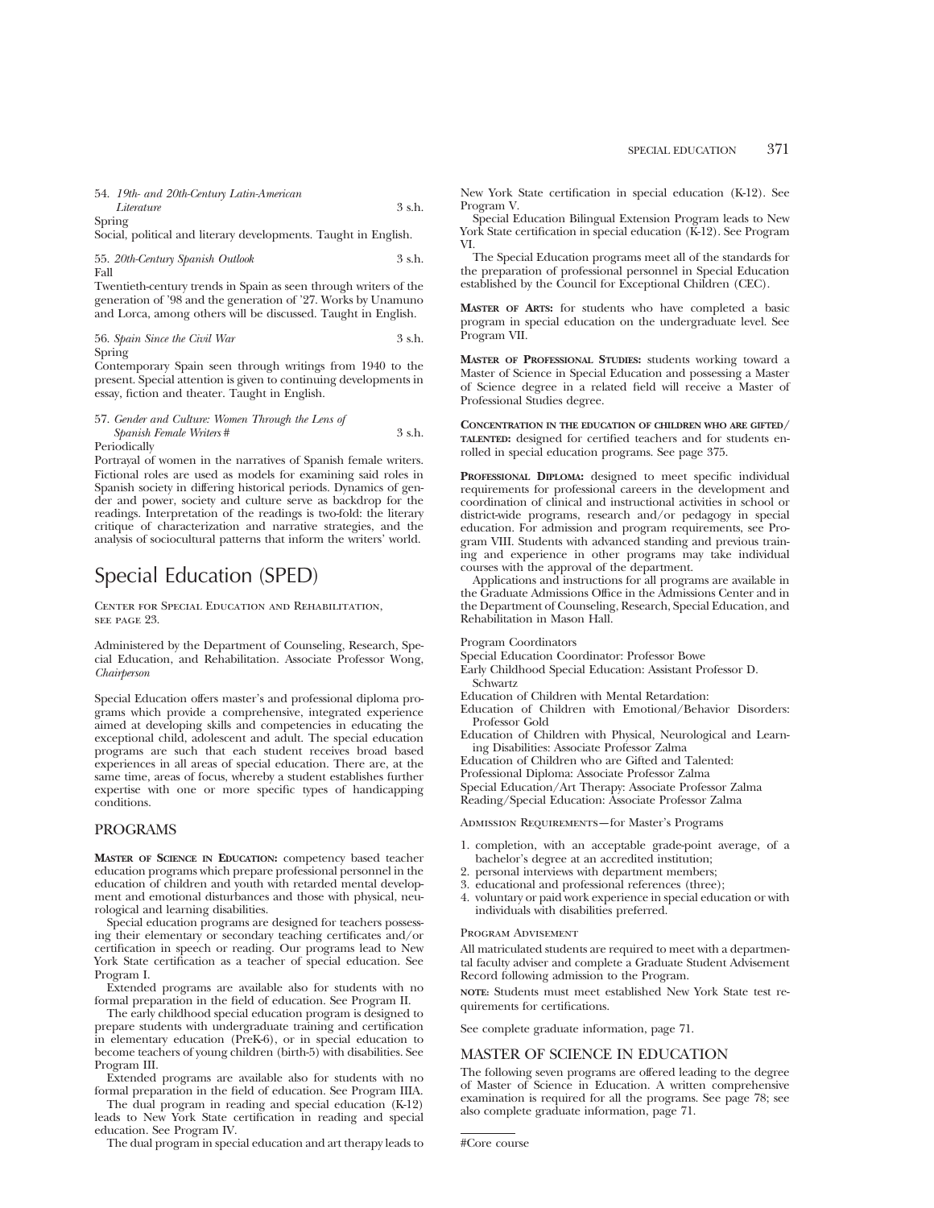54. *19th- and 20th-Century Latin-American Literature* 3 s.h.
Spring
Social, political and literary developments. Taught in English.

55. *20th-Century Spanish Outlook* 3 s.h.
Fall
Twentieth-century trends in Spain as seen through writers of the generation of '98 and the generation of '27. Works by Unamuno and Lorca, among others will be discussed. Taught in English.

56. *Spain Since the Civil War* 3 s.h.
Spring
Contemporary Spain seen through writings from 1940 to the present. Special attention is given to continuing developments in essay, fiction and theater. Taught in English.

57. *Gender and Culture: Women Through the Lens of Spanish Female Writers* # 3 s.h.
Periodically
Portrayal of women in the narratives of Spanish female writers. Fictional roles are used as models for examining said roles in Spanish society in differing historical periods. Dynamics of gender and power, society and culture serve as backdrop for the readings. Interpretation of the readings is two-fold: the literary critique of characterization and narrative strategies, and the analysis of sociocultural patterns that inform the writers' world.

# Special Education (SPED)

CENTER FOR SPECIAL EDUCATION AND REHABILITATION, SEE PAGE 23.

Administered by the Department of Counseling, Research, Special Education, and Rehabilitation. Associate Professor Wong, *Chairperson*

Special Education offers master's and professional diploma programs which provide a comprehensive, integrated experience aimed at developing skills and competencies in educating the exceptional child, adolescent and adult. The special education programs are such that each student receives broad based experiences in all areas of special education. There are, at the same time, areas of focus, whereby a student establishes further expertise with one or more specific types of handicapping conditions.

## PROGRAMS

**MASTER OF SCIENCE IN EDUCATION:** competency based teacher education programs which prepare professional personnel in the education of children and youth with retarded mental development and emotional disturbances and those with physical, neurological and learning disabilities.

Special education programs are designed for teachers possessing their elementary or secondary teaching certificates and/or certification in speech or reading. Our programs lead to New York State certification as a teacher of special education. See Program I.

Extended programs are available also for students with no formal preparation in the field of education. See Program II.

The early childhood special education program is designed to prepare students with undergraduate training and certification in elementary education (PreK-6), or in special education to become teachers of young children (birth-5) with disabilities. See Program III.

Extended programs are available also for students with no formal preparation in the field of education. See Program IIIA.

The dual program in reading and special education (K-12) leads to New York State certification in reading and special education. See Program IV.

The dual program in special education and art therapy leads to New York State certification in special education (K-12). See Program V.

Special Education Bilingual Extension Program leads to New York State certification in special education (K-12). See Program VI.

The Special Education programs meet all of the standards for the preparation of professional personnel in Special Education established by the Council for Exceptional Children (CEC).

**MASTER OF ARTS:** for students who have completed a basic program in special education on the undergraduate level. See Program VII.

**MASTER OF PROFESSIONAL STUDIES:** students working toward a Master of Science in Special Education and possessing a Master of Science degree in a related field will receive a Master of Professional Studies degree.

**CONCENTRATION IN THE EDUCATION OF CHILDREN WHO ARE GIFTED/TALENTED:** designed for certified teachers and for students enrolled in special education programs. See page 375.

**PROFESSIONAL DIPLOMA:** designed to meet specific individual requirements for professional careers in the development and coordination of clinical and instructional activities in school or district-wide programs, research and/or pedagogy in special education. For admission and program requirements, see Program VIII. Students with advanced standing and previous training and experience in other programs may take individual courses with the approval of the department.

Applications and instructions for all programs are available in the Graduate Admissions Office in the Admissions Center and in the Department of Counseling, Research, Special Education, and Rehabilitation in Mason Hall.

Program Coordinators
Special Education Coordinator: Professor Bowe
Early Childhood Special Education: Assistant Professor D. Schwartz
Education of Children with Mental Retardation:
Education of Children with Emotional/Behavior Disorders: Professor Gold
Education of Children with Physical, Neurological and Learning Disabilities: Associate Professor Zalma
Education of Children who are Gifted and Talented:
Professional Diploma: Associate Professor Zalma
Special Education/Art Therapy: Associate Professor Zalma
Reading/Special Education: Associate Professor Zalma

ADMISSION REQUIREMENTS—for Master's Programs

1. completion, with an acceptable grade-point average, of a bachelor's degree at an accredited institution;
2. personal interviews with department members;
3. educational and professional references (three);
4. voluntary or paid work experience in special education or with individuals with disabilities preferred.

PROGRAM ADVISEMENT

All matriculated students are required to meet with a departmental faculty adviser and complete a Graduate Student Advisement Record following admission to the Program.

**NOTE:** Students must meet established New York State test requirements for certifications.

See complete graduate information, page 71.

## MASTER OF SCIENCE IN EDUCATION

The following seven programs are offered leading to the degree of Master of Science in Education. A written comprehensive examination is required for all the programs. See page 78; see also complete graduate information, page 71.

#Core course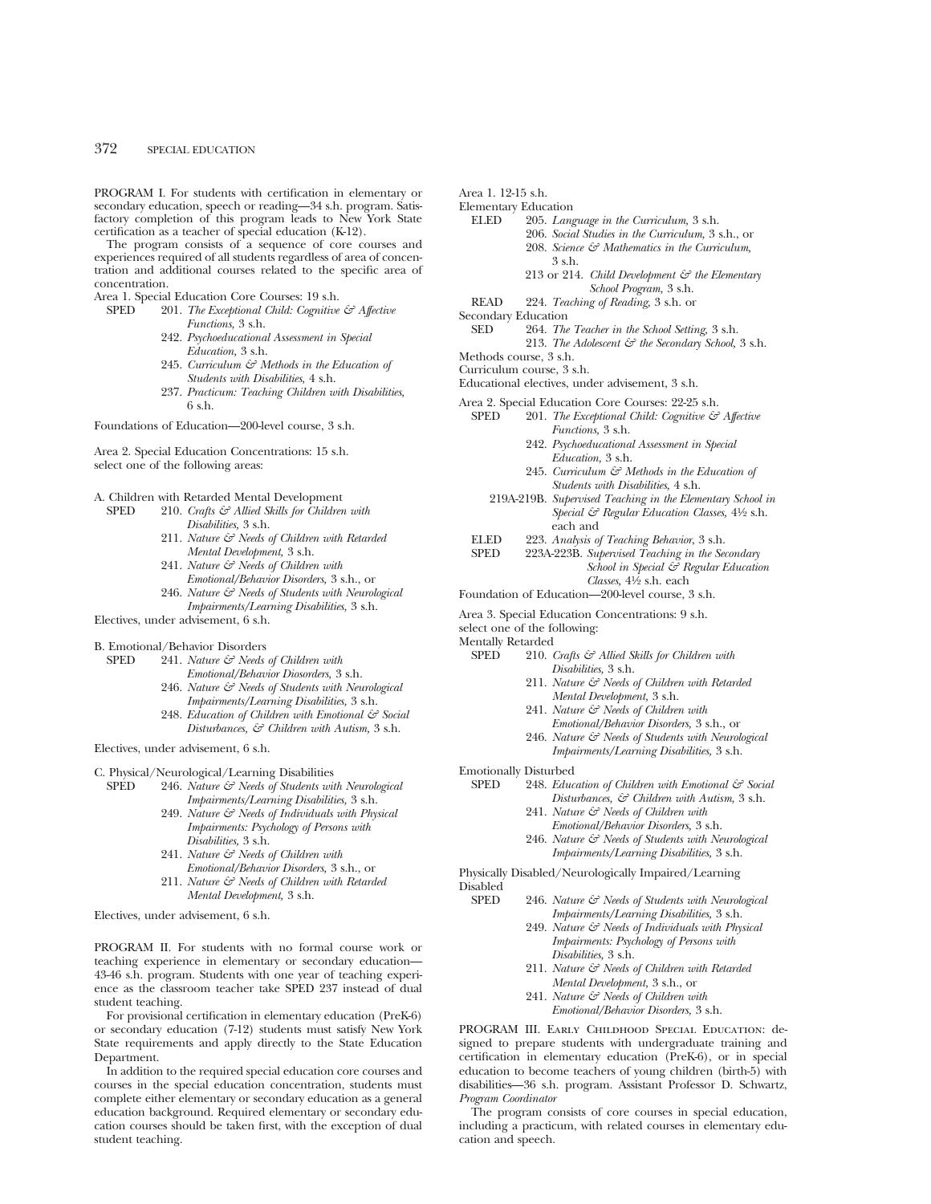PROGRAM I. For students with certification in elementary or secondary education, speech or reading—34 s.h. program. Satisfactory completion of this program leads to New York State certification as a teacher of special education (K-12).

The program consists of a sequence of core courses and experiences required of all students regardless of area of concentration and additional courses related to the specific area of concentration.

Area 1. Special Education Core Courses: 19 s.h.

SPED 201. *The Exceptional Child: Cognitive & Affective Functions,* 3 s.h.
242. *Psychoeducational Assessment in Special Education,* 3 s.h.
245. *Curriculum & Methods in the Education of Students with Disabilities,* 4 s.h.
237. *Practicum: Teaching Children with Disabilities,* 6 s.h.

Foundations of Education—200-level course, 3 s.h.

Area 2. Special Education Concentrations: 15 s.h.
select one of the following areas:

A. Children with Retarded Mental Development

SPED 210. *Crafts & Allied Skills for Children with Disabilities,* 3 s.h.
211. *Nature & Needs of Children with Retarded Mental Development,* 3 s.h.
241. *Nature & Needs of Children with Emotional/Behavior Disorders,* 3 s.h., or
246. *Nature & Needs of Students with Neurological Impairments/Learning Disabilities,* 3 s.h.

Electives, under advisement, 6 s.h.

B. Emotional/Behavior Disorders

SPED 241. *Nature & Needs of Children with Emotional/Behavior Diosorders,* 3 s.h.
246. *Nature & Needs of Students with Neurological Impairments/Learning Disabilities,* 3 s.h.
248. *Education of Children with Emotional & Social Disturbances, & Children with Autism,* 3 s.h.

Electives, under advisement, 6 s.h.

C. Physical/Neurological/Learning Disabilities

SPED 246. *Nature & Needs of Students with Neurological Impairments/Learning Disabilities,* 3 s.h.
249. *Nature & Needs of Individuals with Physical Impairments: Psychology of Persons with Disabilities,* 3 s.h.
241. *Nature & Needs of Children with Emotional/Behavior Disorders,* 3 s.h., or
211. *Nature & Needs of Children with Retarded Mental Development,* 3 s.h.

Electives, under advisement, 6 s.h.

PROGRAM II. For students with no formal course work or teaching experience in elementary or secondary education—43-46 s.h. program. Students with one year of teaching experience as the classroom teacher take SPED 237 instead of dual student teaching.

For provisional certification in elementary education (PreK-6) or secondary education (7-12) students must satisfy New York State requirements and apply directly to the State Education Department.

In addition to the required special education core courses and courses in the special education concentration, students must complete either elementary or secondary education as a general education background. Required elementary or secondary education courses should be taken first, with the exception of dual student teaching.

Area 1. 12-15 s.h.

Elementary Education

ELED 205. *Language in the Curriculum,* 3 s.h.
206. *Social Studies in the Curriculum,* 3 s.h., or
208. *Science & Mathematics in the Curriculum,* 3 s.h.
213 or 214. *Child Development & the Elementary School Program,* 3 s.h.

READ 224. *Teaching of Reading,* 3 s.h. or

Secondary Education

SED 264. *The Teacher in the School Setting,* 3 s.h.
213. *The Adolescent & the Secondary School,* 3 s.h.

Methods course, 3 s.h.
Curriculum course, 3 s.h.
Educational electives, under advisement, 3 s.h.

Area 2. Special Education Core Courses: 22-25 s.h.

SPED 201. *The Exceptional Child: Cognitive & Affective Functions,* 3 s.h.
242. *Psychoeducational Assessment in Special Education,* 3 s.h.
245. *Curriculum & Methods in the Education of Students with Disabilities,* 4 s.h.
219A-219B. *Supervised Teaching in the Elementary School in Special & Regular Education Classes,* 4½ s.h. each and

ELED 223. *Analysis of Teaching Behavior,* 3 s.h.

SPED 223A-223B. *Supervised Teaching in the Secondary School in Special & Regular Education Classes,* 4½ s.h. each

Foundation of Education—200-level course, 3 s.h.

Area 3. Special Education Concentrations: 9 s.h.
select one of the following:

Mentally Retarded

SPED 210. *Crafts & Allied Skills for Children with Disabilities,* 3 s.h.
211. *Nature & Needs of Children with Retarded Mental Development,* 3 s.h.
241. *Nature & Needs of Children with Emotional/Behavior Disorders,* 3 s.h., or
246. *Nature & Needs of Students with Neurological Impairments/Learning Disabilities,* 3 s.h.

Emotionally Disturbed

SPED 248. *Education of Children with Emotional & Social Disturbances, & Children with Autism,* 3 s.h.
241. *Nature & Needs of Children with Emotional/Behavior Disorders,* 3 s.h.
246. *Nature & Needs of Students with Neurological Impairments/Learning Disabilities,* 3 s.h.

Physically Disabled/Neurologically Impaired/Learning Disabled

SPED 246. *Nature & Needs of Students with Neurological Impairments/Learning Disabilities,* 3 s.h.
249. *Nature & Needs of Individuals with Physical Impairments: Psychology of Persons with Disabilities,* 3 s.h.
211. *Nature & Needs of Children with Retarded Mental Development,* 3 s.h., or
241. *Nature & Needs of Children with Emotional/Behavior Disorders,* 3 s.h.

PROGRAM III. Early Childhood Special Education: designed to prepare students with undergraduate training and certification in elementary education (PreK-6), or in special education to become teachers of young children (birth-5) with disabilities—36 s.h. program. Assistant Professor D. Schwartz, *Program Coordinator*

The program consists of core courses in special education, including a practicum, with related courses in elementary education and speech.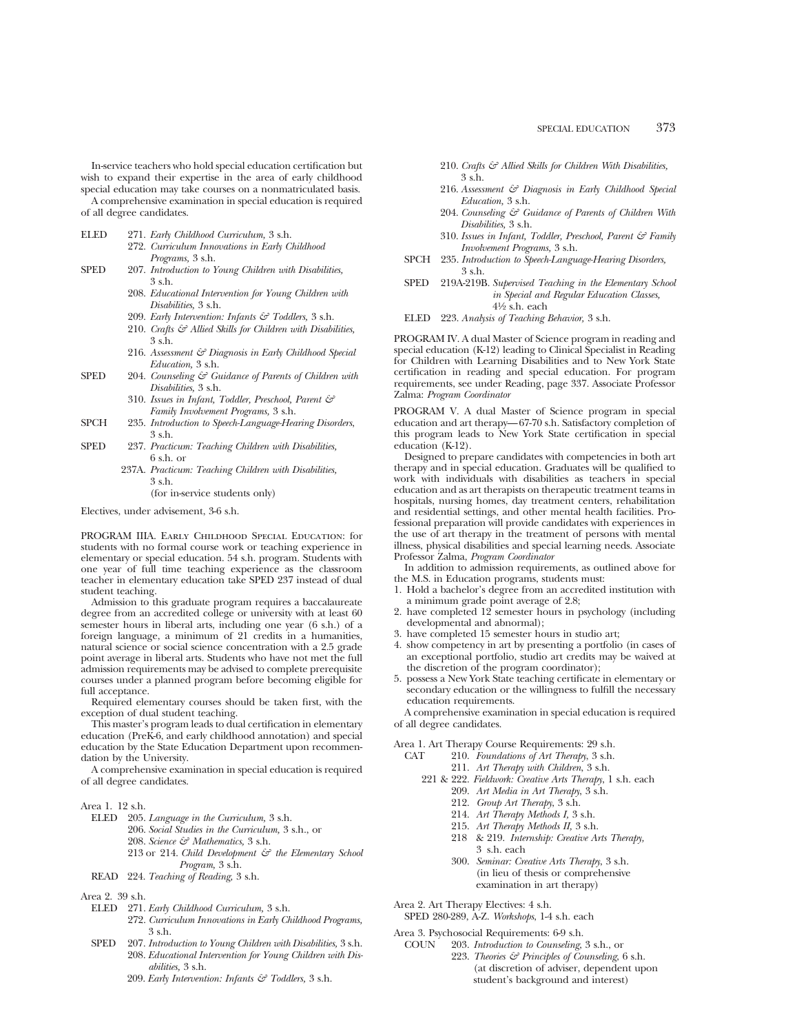In-service teachers who hold special education certification but wish to expand their expertise in the area of early childhood special education may take courses on a nonmatriculated basis.

A comprehensive examination in special education is required of all degree candidates.

ELED 271. *Early Childhood Curriculum,* 3 s.h.
272. *Curriculum Innovations in Early Childhood Programs,* 3 s.h.

SPED 207. *Introduction to Young Children with Disabilities,* 3 s.h.
208. *Educational Intervention for Young Children with Disabilities,* 3 s.h.
209. *Early Intervention: Infants & Toddlers,* 3 s.h.
210. *Crafts & Allied Skills for Children with Disabilities,* 3 s.h.
216. *Assessment & Diagnosis in Early Childhood Special Education,* 3 s.h.

SPED 204. *Counseling & Guidance of Parents of Children with Disabilities,* 3 s.h.
310. *Issues in Infant, Toddler, Preschool, Parent & Family Involvement Programs,* 3 s.h.

SPCH 235. *Introduction to Speech-Language-Hearing Disorders,* 3 s.h.

SPED 237. *Practicum: Teaching Children with Disabilities,* 6 s.h. or
237A. *Practicum: Teaching Children with Disabilities,* 3 s.h.
(for in-service students only)

Electives, under advisement, 3-6 s.h.

PROGRAM IIIA. Early Childhood Special Education: for students with no formal course work or teaching experience in elementary or special education. 54 s.h. program. Students with one year of full time teaching experience as the classroom teacher in elementary education take SPED 237 instead of dual student teaching.

Admission to this graduate program requires a baccalaureate degree from an accredited college or university with at least 60 semester hours in liberal arts, including one year (6 s.h.) of a foreign language, a minimum of 21 credits in a humanities, natural science or social science concentration with a 2.5 grade point average in liberal arts. Students who have not met the full admission requirements may be advised to complete prerequisite courses under a planned program before becoming eligible for full acceptance.

Required elementary courses should be taken first, with the exception of dual student teaching.

This master's program leads to dual certification in elementary education (PreK-6, and early childhood annotation) and special education by the State Education Department upon recommendation by the University.

A comprehensive examination in special education is required of all degree candidates.

Area 1. 12 s.h.

ELED 205. *Language in the Curriculum,* 3 s.h.
206. *Social Studies in the Curriculum,* 3 s.h., or
208. *Science & Mathematics,* 3 s.h.
213 or 214. *Child Development & the Elementary School Program,* 3 s.h.

READ 224. *Teaching of Reading,* 3 s.h.

Area 2. 39 s.h.

ELED 271. *Early Childhood Curriculum,* 3 s.h.
272. *Curriculum Innovations in Early Childhood Programs,* 3 s.h.

SPED 207. *Introduction to Young Children with Disabilities,* 3 s.h.
208. *Educational Intervention for Young Children with Disabilities,* 3 s.h.
209. *Early Intervention: Infants & Toddlers,* 3 s.h.
210. *Crafts & Allied Skills for Children With Disabilities,* 3 s.h.
216. *Assessment & Diagnosis in Early Childhood Special Education,* 3 s.h.
204. *Counseling & Guidance of Parents of Children With Disabilities,* 3 s.h.
310. *Issues in Infant, Toddler, Preschool, Parent & Family Involvement Programs,* 3 s.h.

SPCH 235. *Introduction to Speech-Language-Hearing Disorders,* 3 s.h.

SPED 219A-219B. *Supervised Teaching in the Elementary School in Special and Regular Education Classes,* 4½ s.h. each

ELED 223. *Analysis of Teaching Behavior,* 3 s.h.

PROGRAM IV. A dual Master of Science program in reading and special education (K-12) leading to Clinical Specialist in Reading for Children with Learning Disabilities and to New York State certification in reading and special education. For program requirements, see under Reading, page 337. Associate Professor Zalma: *Program Coordinator*

PROGRAM V. A dual Master of Science program in special education and art therapy—67-70 s.h. Satisfactory completion of this program leads to New York State certification in special education (K-12).

Designed to prepare candidates with competencies in both art therapy and in special education. Graduates will be qualified to work with individuals with disabilities as teachers in special education and as art therapists on therapeutic treatment teams in hospitals, nursing homes, day treatment centers, rehabilitation and residential settings, and other mental health facilities. Professional preparation will provide candidates with experiences in the use of art therapy in the treatment of persons with mental illness, physical disabilities and special learning needs. Associate Professor Zalma, *Program Coordinator*

In addition to admission requirements, as outlined above for the M.S. in Education programs, students must:

1. Hold a bachelor's degree from an accredited institution with a minimum grade point average of 2.8;
2. have completed 12 semester hours in psychology (including developmental and abnormal);
3. have completed 15 semester hours in studio art;
4. show competency in art by presenting a portfolio (in cases of an exceptional portfolio, studio art credits may be waived at the discretion of the program coordinator);
5. possess a New York State teaching certificate in elementary or secondary education or the willingness to fulfill the necessary education requirements.

A comprehensive examination in special education is required of all degree candidates.

Area 1. Art Therapy Course Requirements: 29 s.h.

CAT 210. *Foundations of Art Therapy,* 3 s.h.
211. *Art Therapy with Children,* 3 s.h.
221 & 222. *Fieldwork: Creative Arts Therapy,* 1 s.h. each
209. *Art Media in Art Therapy,* 3 s.h.
212. *Group Art Therapy,* 3 s.h.
214. *Art Therapy Methods I,* 3 s.h.
215. *Art Therapy Methods II,* 3 s.h.
218 & 219. *Internship: Creative Arts Therapy,* 3 s.h. each
300. *Seminar: Creative Arts Therapy,* 3 s.h. (in lieu of thesis or comprehensive examination in art therapy)

Area 2. Art Therapy Electives: 4 s.h.

SPED 280-289, A-Z. *Workshops,* 1-4 s.h. each

Area 3. Psychosocial Requirements: 6-9 s.h.

COUN 203. *Introduction to Counseling,* 3 s.h., or
223. *Theories & Principles of Counseling,* 6 s.h. (at discretion of adviser, dependent upon student's background and interest)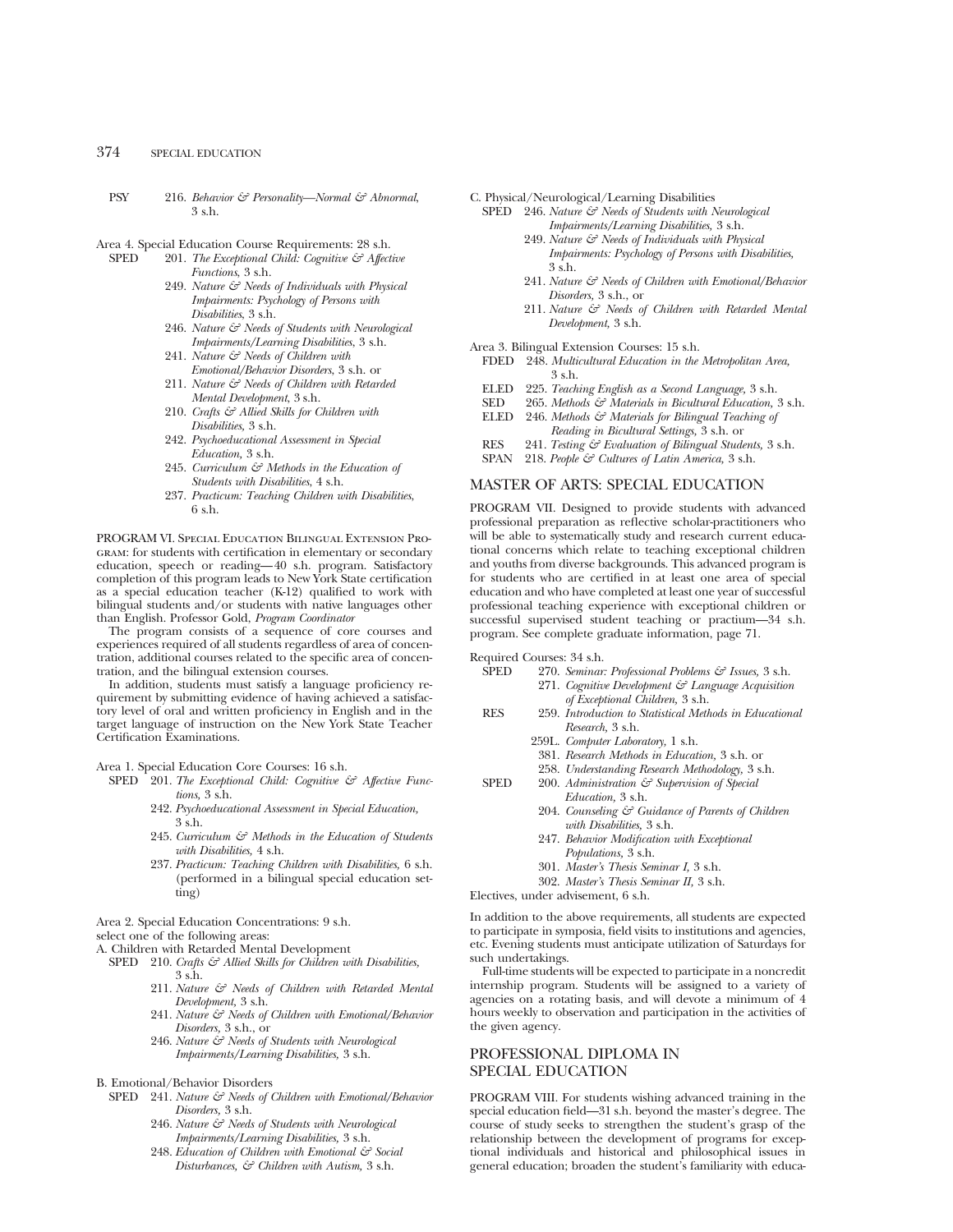PSY 216. *Behavior & Personality—Normal & Abnormal,* 3 s.h.

Area 4. Special Education Course Requirements: 28 s.h.

SPED 201. *The Exceptional Child: Cognitive & Affective Functions,* 3 s.h.
249. *Nature & Needs of Individuals with Physical Impairments: Psychology of Persons with Disabilities,* 3 s.h.
246. *Nature & Needs of Students with Neurological Impairments/Learning Disabilities,* 3 s.h.
241. *Nature & Needs of Children with Emotional/Behavior Disorders,* 3 s.h. or
211. *Nature & Needs of Children with Retarded Mental Development,* 3 s.h.
210. *Crafts & Allied Skills for Children with Disabilities,* 3 s.h.
242. *Psychoeducational Assessment in Special Education,* 3 s.h.
245. *Curriculum & Methods in the Education of Students with Disabilities,* 4 s.h.
237. *Practicum: Teaching Children with Disabilities,* 6 s.h.

PROGRAM VI. Special Education Bilingual Extension Program: for students with certification in elementary or secondary education, speech or reading—40 s.h. program. Satisfactory completion of this program leads to New York State certification as a special education teacher (K-12) qualified to work with bilingual students and/or students with native languages other than English. Professor Gold, *Program Coordinator*

The program consists of a sequence of core courses and experiences required of all students regardless of area of concentration, additional courses related to the specific area of concentration, and the bilingual extension courses.

In addition, students must satisfy a language proficiency requirement by submitting evidence of having achieved a satisfactory level of oral and written proficiency in English and in the target language of instruction on the New York State Teacher Certification Examinations.

Area 1. Special Education Core Courses: 16 s.h.

SPED 201. *The Exceptional Child: Cognitive & Affective Functions,* 3 s.h.
242. *Psychoeducational Assessment in Special Education,* 3 s.h.
245. *Curriculum & Methods in the Education of Students with Disabilities,* 4 s.h.
237. *Practicum: Teaching Children with Disabilities,* 6 s.h. (performed in a bilingual special education setting)

Area 2. Special Education Concentrations: 9 s.h.
select one of the following areas:

A. Children with Retarded Mental Development

SPED 210. *Crafts & Allied Skills for Children with Disabilities,* 3 s.h.
211. *Nature & Needs of Children with Retarded Mental Development,* 3 s.h.
241. *Nature & Needs of Children with Emotional/Behavior Disorders,* 3 s.h., or
246. *Nature & Needs of Students with Neurological Impairments/Learning Disabilities,* 3 s.h.

B. Emotional/Behavior Disorders

SPED 241. *Nature & Needs of Children with Emotional/Behavior Disorders,* 3 s.h.
246. *Nature & Needs of Students with Neurological Impairments/Learning Disabilities,* 3 s.h.
248. *Education of Children with Emotional & Social Disturbances, & Children with Autism,* 3 s.h.

C. Physical/Neurological/Learning Disabilities

SPED 246. *Nature & Needs of Students with Neurological Impairments/Learning Disabilities,* 3 s.h.
249. *Nature & Needs of Individuals with Physical Impairments: Psychology of Persons with Disabilities,* 3 s.h.
241. *Nature & Needs of Children with Emotional/Behavior Disorders,* 3 s.h., or
211. *Nature & Needs of Children with Retarded Mental Development,* 3 s.h.

Area 3. Bilingual Extension Courses: 15 s.h.

FDED 248. *Multicultural Education in the Metropolitan Area,* 3 s.h.
ELED 225. *Teaching English as a Second Language,* 3 s.h.
SED 265. *Methods & Materials in Bicultural Education,* 3 s.h.
ELED 246. *Methods & Materials for Bilingual Teaching of Reading in Bicultural Settings,* 3 s.h. or
RES 241. *Testing & Evaluation of Bilingual Students,* 3 s.h.
SPAN 218. *People & Cultures of Latin America,* 3 s.h.

## MASTER OF ARTS: SPECIAL EDUCATION

PROGRAM VII. Designed to provide students with advanced professional preparation as reflective scholar-practitioners who will be able to systematically study and research current educational concerns which relate to teaching exceptional children and youths from diverse backgrounds. This advanced program is for students who are certified in at least one area of special education and who have completed at least one year of successful professional teaching experience with exceptional children or successful supervised student teaching or practium—34 s.h. program. See complete graduate information, page 71.

Required Courses: 34 s.h.

SPED 270. *Seminar: Professional Problems & Issues,* 3 s.h.
271. *Cognitive Development & Language Acquisition of Exceptional Children,* 3 s.h.

RES 259. *Introduction to Statistical Methods in Educational Research,* 3 s.h.
259L. *Computer Laboratory,* 1 s.h.
381. *Research Methods in Education,* 3 s.h. or
258. *Understanding Research Methodology,* 3 s.h.

SPED 200. *Administration & Supervision of Special Education,* 3 s.h.
204. *Counseling & Guidance of Parents of Children with Disabilities,* 3 s.h.
247. *Behavior Modification with Exceptional Populations,* 3 s.h.
301. *Master's Thesis Seminar I,* 3 s.h.
302. *Master's Thesis Seminar II,* 3 s.h.

Electives, under advisement, 6 s.h.

In addition to the above requirements, all students are expected to participate in symposia, field visits to institutions and agencies, etc. Evening students must anticipate utilization of Saturdays for such undertakings.

Full-time students will be expected to participate in a noncredit internship program. Students will be assigned to a variety of agencies on a rotating basis, and will devote a minimum of 4 hours weekly to observation and participation in the activities of the given agency.

## PROFESSIONAL DIPLOMA IN SPECIAL EDUCATION

PROGRAM VIII. For students wishing advanced training in the special education field—31 s.h. beyond the master's degree. The course of study seeks to strengthen the student's grasp of the relationship between the development of programs for exceptional individuals and historical and philosophical issues in general education; broaden the student's familiarity with educa-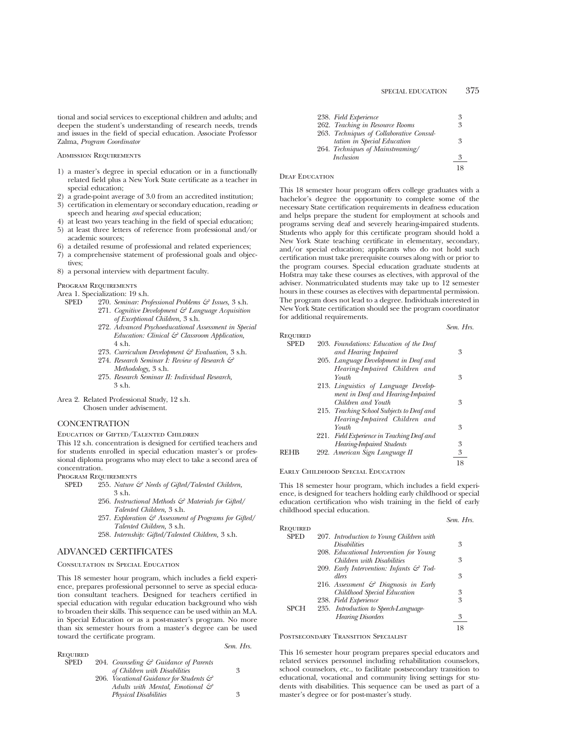tional and social services to exceptional children and adults; and deepen the student's understanding of research needs, trends and issues in the field of special education. Associate Professor Zalma, *Program Coordinator*

Admission Requirements

1) a master's degree in special education or in a functionally related field plus a New York State certificate as a teacher in special education;
2) a grade-point average of 3.0 from an accredited institution;
3) certification in elementary or secondary education, reading *or* speech and hearing *and* special education;
4) at least two years teaching in the field of special education;
5) at least three letters of reference from professional and/or academic sources;
6) a detailed resume of professional and related experiences;
7) a comprehensive statement of professional goals and objectives;
8) a personal interview with department faculty.

Program Requirements

Area 1. Specialization: 19 s.h.

SPED
- 270. *Seminar: Professional Problems & Issues,* 3 s.h.
- 271. *Cognitive Development & Language Acquisition of Exceptional Children,* 3 s.h.
- 272. *Advanced Psychoeducational Assessment in Special Education: Clinical & Classroom Application,* 4 s.h.
- 273. *Curriculum Development & Evaluation,* 3 s.h.
- 274. *Research Seminar I: Review of Research & Methodology,* 3 s.h.
- 275. *Research Seminar II: Individual Research,* 3 s.h.

Area 2. Related Professional Study, 12 s.h.
Chosen under advisement.

## CONCENTRATION

### Education of Gifted/Talented Children

This 12 s.h. concentration is designed for certified teachers and for students enrolled in special education master's or professional diploma programs who may elect to take a second area of concentration.

Program Requirements

SPED
- 255. *Nature & Needs of Gifted/Talented Children,* 3 s.h.
- 256. *Instructional Methods & Materials for Gifted/Talented Children,* 3 s.h.
- 257. *Exploration & Assessment of Programs for Gifted/Talented Children,* 3 s.h.
- 258. *Internship: Gifted/Talented Children,* 3 s.h.

## ADVANCED CERTIFICATES

### Consultation in Special Education

This 18 semester hour program, which includes a field experience, prepares professional personnel to serve as special education consultant teachers. Designed for teachers certified in special education with regular education background who wish to broaden their skills. This sequence can be used within an M.A. in Special Education or as a post-master's program. No more than six semester hours from a master's degree can be used toward the certificate program.

| Required | | *Sem. Hrs.* |
|---|---|---|
| SPED | 204. *Counseling & Guidance of Parents of Children with Disabilities* | 3 |
| | 206. *Vocational Guidance for Students & Adults with Mental, Emotional & Physical Disabilities* | 3 |
| | 238. *Field Experience* | 3 |
| | 262. *Teaching in Resource Rooms* | 3 |
| | 263. *Techniques of Collaborative Consultation in Special Education* | 3 |
| | 264. *Techniques of Mainstreaming/Inclusion* | 3 |
| | | 18 |

### Deaf Education

This 18 semester hour program offers college graduates with a bachelor's degree the opportunity to complete some of the necessary State certification requirements in deafness education and helps prepare the student for employment at schools and programs serving deaf and severely hearing-impaired students. Students who apply for this certificate program should hold a New York State teaching certificate in elementary, secondary, and/or special education; applicants who do not hold such certification must take prerequisite courses along with or prior to the program courses. Special education graduate students at Hofstra may take these courses as electives, with approval of the adviser. Nonmatriculated students may take up to 12 semester hours in these courses as electives with departmental permission. The program does not lead to a degree. Individuals interested in New York State certification should see the program coordinator for additional requirements.

| Required | | *Sem. Hrs.* |
|---|---|---|
| SPED | 203. *Foundations: Education of the Deaf and Hearing Impaired* | 3 |
| | 205. *Language Development in Deaf and Hearing-Impaired Children and Youth* | 3 |
| | 213. *Linguistics of Language Development in Deaf and Hearing-Impaired Children and Youth* | 3 |
| | 215. *Teaching School Subjects to Deaf and Hearing-Impaired Children and Youth* | 3 |
| | 221. *Field Experience in Teaching Deaf and Hearing-Impaired Students* | 3 |
| REHB | 292. *American Sign Language II* | 3 |
| | | 18 |

### Early Childhood Special Education

This 18 semester hour program, which includes a field experience, is designed for teachers holding early childhood or special education certification who wish training in the field of early childhood special education.

| Required | | *Sem. Hrs.* |
|---|---|---|
| SPED | 207. *Introduction to Young Children with Disabilities* | 3 |
| | 208. *Educational Intervention for Young Children with Disabilities* | 3 |
| | 209. *Early Intervention: Infants & Toddlers* | 3 |
| | 216. *Assessment & Diagnosis in Early Childhood Special Education* | 3 |
| | 238. *Field Experience* | 3 |
| SPCH | 235. *Introduction to Speech-Language-Hearing Disorders* | 3 |
| | | 18 |

### Postsecondary Transition Specialist

This 16 semester hour program prepares special educators and related services personnel including rehabilitation counselors, school counselors, etc., to facilitate postsecondary transition to educational, vocational and community living settings for students with disabilities. This sequence can be used as part of a master's degree or for post-master's study.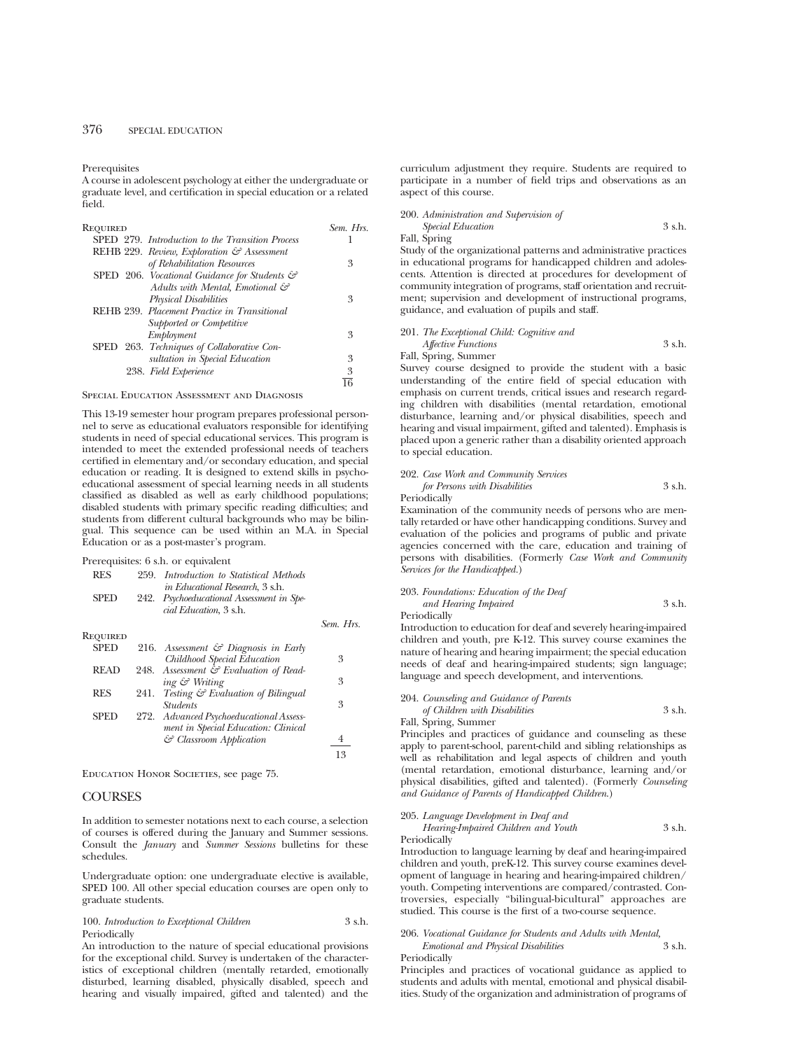Prerequisites

A course in adolescent psychology at either the undergraduate or graduate level, and certification in special education or a related field.

| Required | | | Sem. Hrs. |
|---|---|---|---|
| SPED | 279. | *Introduction to the Transition Process* | 1 |
| REHB | 229. | *Review, Exploration & Assessment of Rehabilitation Resources* | 3 |
| SPED | 206. | *Vocational Guidance for Students & Adults with Mental, Emotional & Physical Disabilities* | 3 |
| REHB | 239. | *Placement Practice in Transitional Supported or Competitive Employment* | 3 |
| SPED | 263. | *Techniques of Collaborative Consultation in Special Education* | 3 |
| | 238. | *Field Experience* | 3 |
| | | | 16 |

Special Education Assessment and Diagnosis

This 13-19 semester hour program prepares professional personnel to serve as educational evaluators responsible for identifying students in need of special educational services. This program is intended to meet the extended professional needs of teachers certified in elementary and/or secondary education, and special education or reading. It is designed to extend skills in psychoeducational assessment of special learning needs in all students classified as disabled as well as early childhood populations; disabled students with primary specific reading difficulties; and students from different cultural backgrounds who may be bilingual. This sequence can be used within an M.A. in Special Education or as a post-master's program.

Prerequisites: 6 s.h. or equivalent

RES 259. *Introduction to Statistical Methods in Educational Research*, 3 s.h.
SPED 242. *Psychoeducational Assessment in Special Education*, 3 s.h.

| Required | | | Sem. Hrs. |
|---|---|---|---|
| SPED | 216. | *Assessment & Diagnosis in Early Childhood Special Education* | 3 |
| READ | 248. | *Assessment & Evaluation of Reading & Writing* | 3 |
| RES | 241. | *Testing & Evaluation of Bilingual Students* | 3 |
| SPED | 272. | *Advanced Psychoeducational Assessment in Special Education: Clinical & Classroom Application* | 4 |
| | | | 13 |

Education Honor Societies, see page 75.

## COURSES

In addition to semester notations next to each course, a selection of courses is offered during the January and Summer sessions. Consult the *January* and *Summer Sessions* bulletins for these schedules.

Undergraduate option: one undergraduate elective is available, SPED 100. All other special education courses are open only to graduate students.

100. *Introduction to Exceptional Children* 3 s.h.
Periodically
An introduction to the nature of special educational provisions for the exceptional child. Survey is undertaken of the characteristics of exceptional children (mentally retarded, emotionally disturbed, learning disabled, physically disabled, speech and hearing and visually impaired, gifted and talented) and the curriculum adjustment they require. Students are required to participate in a number of field trips and observations as an aspect of this course.

200. *Administration and Supervision of Special Education* 3 s.h.
Fall, Spring
Study of the organizational patterns and administrative practices in educational programs for handicapped children and adolescents. Attention is directed at procedures for development of community integration of programs, staff orientation and recruitment; supervision and development of instructional programs, guidance, and evaluation of pupils and staff.

201. *The Exceptional Child: Cognitive and Affective Functions* 3 s.h.
Fall, Spring, Summer
Survey course designed to provide the student with a basic understanding of the entire field of special education with emphasis on current trends, critical issues and research regarding children with disabilities (mental retardation, emotional disturbance, learning and/or physical disabilities, speech and hearing and visual impairment, gifted and talented). Emphasis is placed upon a generic rather than a disability oriented approach to special education.

202. *Case Work and Community Services for Persons with Disabilities* 3 s.h.
Periodically
Examination of the community needs of persons who are mentally retarded or have other handicapping conditions. Survey and evaluation of the policies and programs of public and private agencies concerned with the care, education and training of persons with disabilities. (Formerly *Case Work and Community Services for the Handicapped.*)

203. *Foundations: Education of the Deaf and Hearing Impaired* 3 s.h.
Periodically
Introduction to education for deaf and severely hearing-impaired children and youth, pre K-12. This survey course examines the nature of hearing and hearing impairment; the special education needs of deaf and hearing-impaired students; sign language; language and speech development, and interventions.

204. *Counseling and Guidance of Parents of Children with Disabilities* 3 s.h.
Fall, Spring, Summer
Principles and practices of guidance and counseling as these apply to parent-school, parent-child and sibling relationships as well as rehabilitation and legal aspects of children and youth (mental retardation, emotional disturbance, learning and/or physical disabilities, gifted and talented). (Formerly *Counseling and Guidance of Parents of Handicapped Children.*)

205. *Language Development in Deaf and Hearing-Impaired Children and Youth* 3 s.h.
Periodically
Introduction to language learning by deaf and hearing-impaired children and youth, preK-12. This survey course examines development of language in hearing and hearing-impaired children/youth. Competing interventions are compared/contrasted. Controversies, especially "bilingual-bicultural" approaches are studied. This course is the first of a two-course sequence.

206. *Vocational Guidance for Students and Adults with Mental, Emotional and Physical Disabilities* 3 s.h.
Periodically
Principles and practices of vocational guidance as applied to students and adults with mental, emotional and physical disabilities. Study of the organization and administration of programs of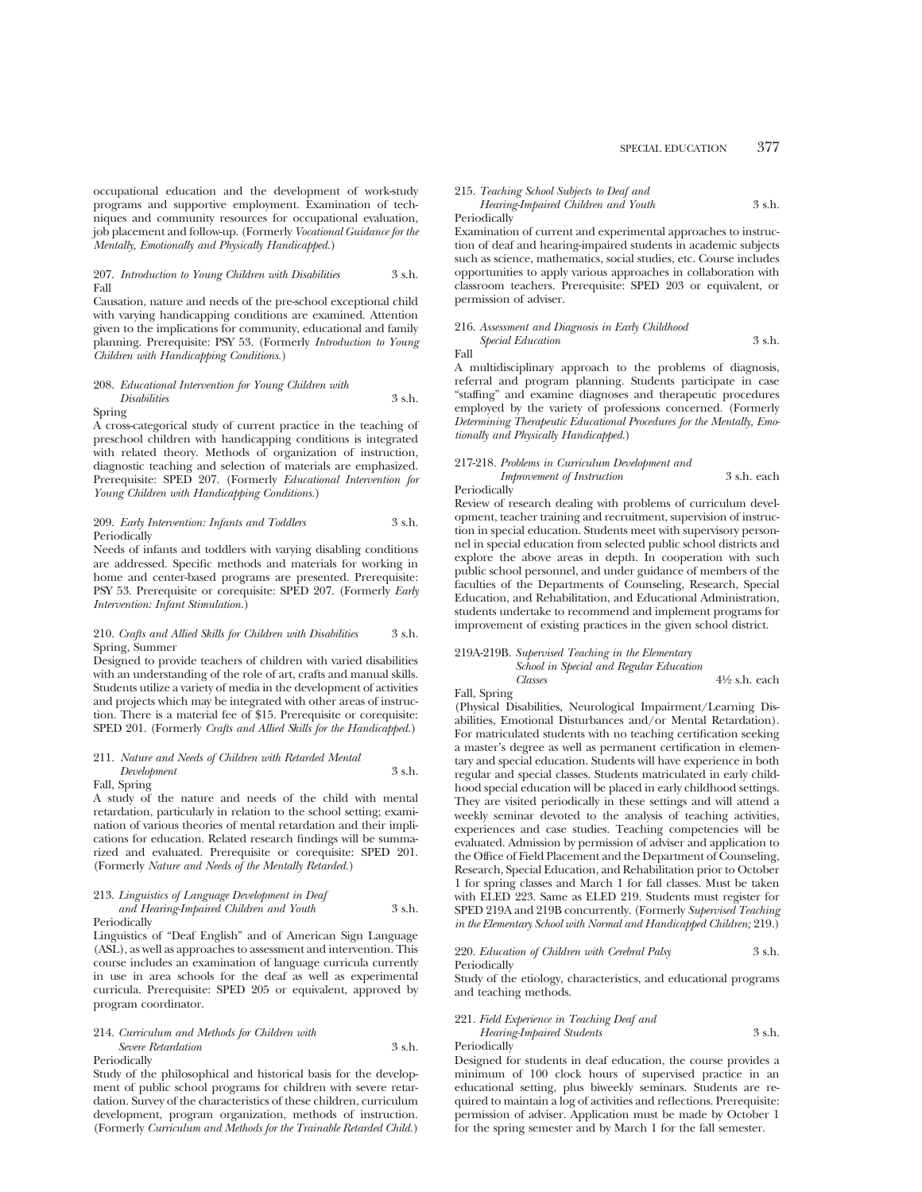occupational education and the development of work-study programs and supportive employment. Examination of techniques and community resources for occupational evaluation, job placement and follow-up. (Formerly *Vocational Guidance for the Mentally, Emotionally and Physically Handicapped.*)

207. *Introduction to Young Children with Disabilities* 3 s.h.
Fall

Causation, nature and needs of the pre-school exceptional child with varying handicapping conditions are examined. Attention given to the implications for community, educational and family planning. Prerequisite: PSY 53. (Formerly *Introduction to Young Children with Handicapping Conditions.*)

208. *Educational Intervention for Young Children with Disabilities* 3 s.h.
Spring

A cross-categorical study of current practice in the teaching of preschool children with handicapping conditions is integrated with related theory. Methods of organization of instruction, diagnostic teaching and selection of materials are emphasized. Prerequisite: SPED 207. (Formerly *Educational Intervention for Young Children with Handicapping Conditions.*)

209. *Early Intervention: Infants and Toddlers* 3 s.h.
Periodically

Needs of infants and toddlers with varying disabling conditions are addressed. Specific methods and materials for working in home and center-based programs are presented. Prerequisite: PSY 53. Prerequisite or corequisite: SPED 207. (Formerly *Early Intervention: Infant Stimulation.*)

210. *Crafts and Allied Skills for Children with Disabilities* 3 s.h.
Spring, Summer

Designed to provide teachers of children with varied disabilities with an understanding of the role of art, crafts and manual skills. Students utilize a variety of media in the development of activities and projects which may be integrated with other areas of instruction. There is a material fee of $15. Prerequisite or corequisite: SPED 201. (Formerly *Crafts and Allied Skills for the Handicapped.*)

211. *Nature and Needs of Children with Retarded Mental Development* 3 s.h.
Fall, Spring

A study of the nature and needs of the child with mental retardation, particularly in relation to the school setting; examination of various theories of mental retardation and their implications for education. Related research findings will be summarized and evaluated. Prerequisite or corequisite: SPED 201. (Formerly *Nature and Needs of the Mentally Retarded.*)

213. *Linguistics of Language Development in Deaf and Hearing-Impaired Children and Youth* 3 s.h.
Periodically

Linguistics of "Deaf English" and of American Sign Language (ASL), as well as approaches to assessment and intervention. This course includes an examination of language curricula currently in use in area schools for the deaf as well as experimental curricula. Prerequisite: SPED 205 or equivalent, approved by program coordinator.

214. *Curriculum and Methods for Children with Severe Retardation* 3 s.h.
Periodically

Study of the philosophical and historical basis for the development of public school programs for children with severe retardation. Survey of the characteristics of these children, curriculum development, program organization, methods of instruction. (Formerly *Curriculum and Methods for the Trainable Retarded Child.*)

215. *Teaching School Subjects to Deaf and Hearing-Impaired Children and Youth* 3 s.h.
Periodically

Examination of current and experimental approaches to instruction of deaf and hearing-impaired students in academic subjects such as science, mathematics, social studies, etc. Course includes opportunities to apply various approaches in collaboration with classroom teachers. Prerequisite: SPED 203 or equivalent, or permission of adviser.

216. *Assessment and Diagnosis in Early Childhood Special Education* 3 s.h.
Fall

A multidisciplinary approach to the problems of diagnosis, referral and program planning. Students participate in case "staffing" and examine diagnoses and therapeutic procedures employed by the variety of professions concerned. (Formerly *Determining Therapeutic Educational Procedures for the Mentally, Emotionally and Physically Handicapped.*)

217-218. *Problems in Curriculum Development and Improvement of Instruction* 3 s.h. each
Periodically

Review of research dealing with problems of curriculum development, teacher training and recruitment, supervision of instruction in special education. Students meet with supervisory personnel in special education from selected public school districts and explore the above areas in depth. In cooperation with such public school personnel, and under guidance of members of the faculties of the Departments of Counseling, Research, Special Education, and Rehabilitation, and Educational Administration, students undertake to recommend and implement programs for improvement of existing practices in the given school district.

219A-219B. *Supervised Teaching in the Elementary School in Special and Regular Education Classes* 4½ s.h. each
Fall, Spring

(Physical Disabilities, Neurological Impairment/Learning Disabilities, Emotional Disturbances and/or Mental Retardation). For matriculated students with no teaching certification seeking a master's degree as well as permanent certification in elementary and special education. Students will have experience in both regular and special classes. Students matriculated in early childhood special education will be placed in early childhood settings. They are visited periodically in these settings and will attend a weekly seminar devoted to the analysis of teaching activities, experiences and case studies. Teaching competencies will be evaluated. Admission by permission of adviser and application to the Office of Field Placement and the Department of Counseling, Research, Special Education, and Rehabilitation prior to October 1 for spring classes and March 1 for fall classes. Must be taken with ELED 223. Same as ELED 219. Students must register for SPED 219A and 219B concurrently. (Formerly *Supervised Teaching in the Elementary School with Normal and Handicapped Children;* 219.)

220. *Education of Children with Cerebral Palsy* 3 s.h.
Periodically

Study of the etiology, characteristics, and educational programs and teaching methods.

221. *Field Experience in Teaching Deaf and Hearing-Impaired Students* 3 s.h.
Periodically

Designed for students in deaf education, the course provides a minimum of 100 clock hours of supervised practice in an educational setting, plus biweekly seminars. Students are required to maintain a log of activities and reflections. Prerequisite: permission of adviser. Application must be made by October 1 for the spring semester and by March 1 for the fall semester.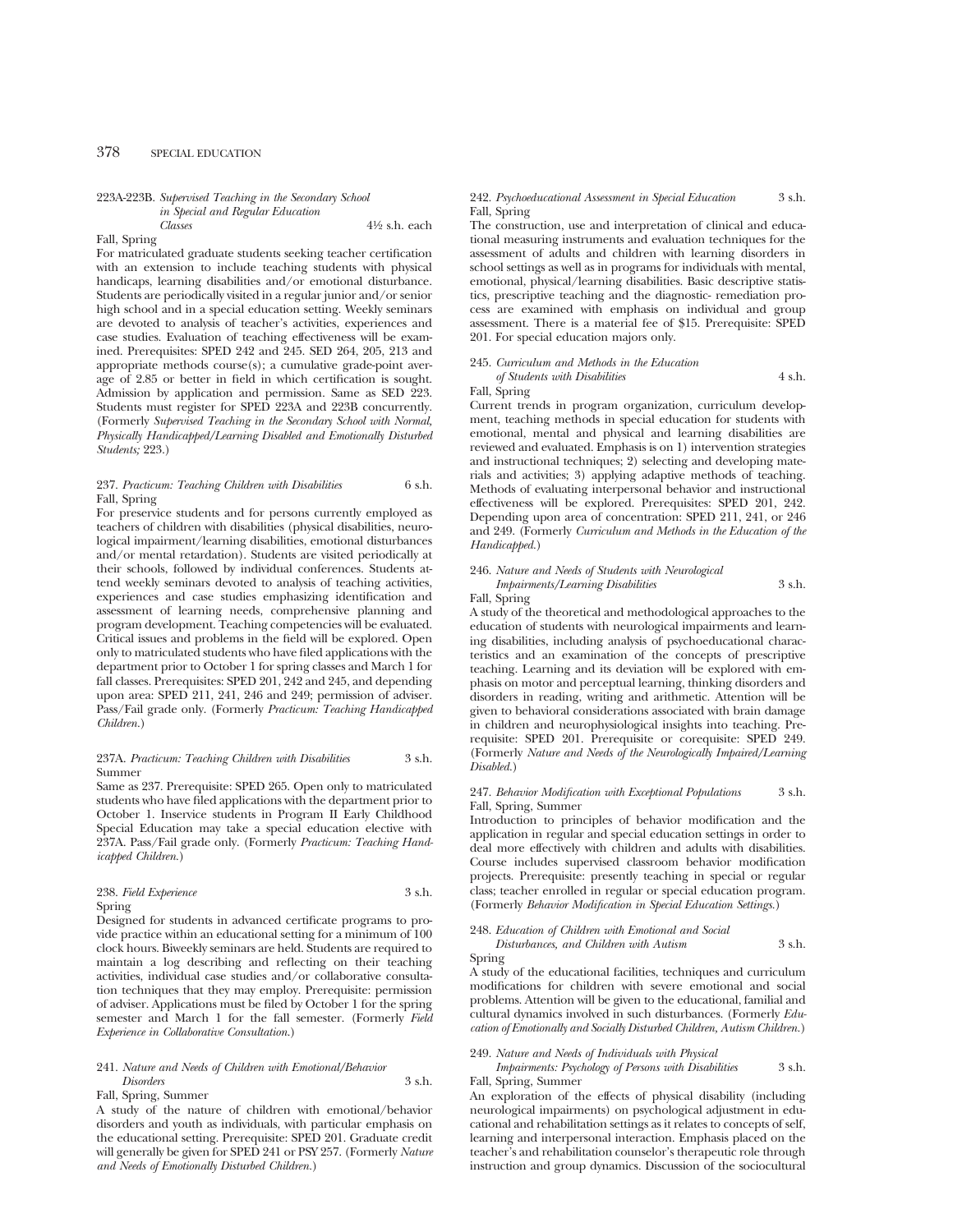**223A-223B.** *Supervised Teaching in the Secondary School in Special and Regular Education Classes* 4½ s.h. each
Fall, Spring
For matriculated graduate students seeking teacher certification with an extension to include teaching students with physical handicaps, learning disabilities and/or emotional disturbance. Students are periodically visited in a regular junior and/or senior high school and in a special education setting. Weekly seminars are devoted to analysis of teacher's activities, experiences and case studies. Evaluation of teaching effectiveness will be examined. Prerequisites: SPED 242 and 245. SED 264, 205, 213 and appropriate methods course(s); a cumulative grade-point average of 2.85 or better in field in which certification is sought. Admission by application and permission. Same as SED 223. Students must register for SPED 223A and 223B concurrently. (Formerly *Supervised Teaching in the Secondary School with Normal, Physically Handicapped/Learning Disabled and Emotionally Disturbed Students;* 223.)

**237.** *Practicum: Teaching Children with Disabilities* 6 s.h.
Fall, Spring
For preservice students and for persons currently employed as teachers of children with disabilities (physical disabilities, neurological impairment/learning disabilities, emotional disturbances and/or mental retardation). Students are visited periodically at their schools, followed by individual conferences. Students attend weekly seminars devoted to analysis of teaching activities, experiences and case studies emphasizing identification and assessment of learning needs, comprehensive planning and program development. Teaching competencies will be evaluated. Critical issues and problems in the field will be explored. Open only to matriculated students who have filed applications with the department prior to October 1 for spring classes and March 1 for fall classes. Prerequisites: SPED 201, 242 and 245, and depending upon area: SPED 211, 241, 246 and 249; permission of adviser. Pass/Fail grade only. (Formerly *Practicum: Teaching Handicapped Children.*)

**237A.** *Practicum: Teaching Children with Disabilities* 3 s.h.
Summer
Same as 237. Prerequisite: SPED 265. Open only to matriculated students who have filed applications with the department prior to October 1. Inservice students in Program II Early Childhood Special Education may take a special education elective with 237A. Pass/Fail grade only. (Formerly *Practicum: Teaching Handicapped Children.*)

**238.** *Field Experience* 3 s.h.
Spring
Designed for students in advanced certificate programs to provide practice within an educational setting for a minimum of 100 clock hours. Biweekly seminars are held. Students are required to maintain a log describing and reflecting on their teaching activities, individual case studies and/or collaborative consultation techniques that they may employ. Prerequisite: permission of adviser. Applications must be filed by October 1 for the spring semester and March 1 for the fall semester. (Formerly *Field Experience in Collaborative Consultation.*)

**241.** *Nature and Needs of Children with Emotional/Behavior Disorders* 3 s.h.
Fall, Spring, Summer
A study of the nature of children with emotional/behavior disorders and youth as individuals, with particular emphasis on the educational setting. Prerequisite: SPED 201. Graduate credit will generally be given for SPED 241 or PSY 257. (Formerly *Nature and Needs of Emotionally Disturbed Children.*)

**242.** *Psychoeducational Assessment in Special Education* 3 s.h.
Fall, Spring
The construction, use and interpretation of clinical and educational measuring instruments and evaluation techniques for the assessment of adults and children with learning disorders in school settings as well as in programs for individuals with mental, emotional, physical/learning disabilities. Basic descriptive statistics, prescriptive teaching and the diagnostic- remediation process are examined with emphasis on individual and group assessment. There is a material fee of $15. Prerequisite: SPED 201. For special education majors only.

**245.** *Curriculum and Methods in the Education of Students with Disabilities* 4 s.h.
Fall, Spring
Current trends in program organization, curriculum development, teaching methods in special education for students with emotional, mental and physical and learning disabilities are reviewed and evaluated. Emphasis is on 1) intervention strategies and instructional techniques; 2) selecting and developing materials and activities; 3) applying adaptive methods of teaching. Methods of evaluating interpersonal behavior and instructional effectiveness will be explored. Prerequisites: SPED 201, 242. Depending upon area of concentration: SPED 211, 241, or 246 and 249. (Formerly *Curriculum and Methods in the Education of the Handicapped.*)

**246.** *Nature and Needs of Students with Neurological Impairments/Learning Disabilities* 3 s.h.
Fall, Spring
A study of the theoretical and methodological approaches to the education of students with neurological impairments and learning disabilities, including analysis of psychoeducational characteristics and an examination of the concepts of prescriptive teaching. Learning and its deviation will be explored with emphasis on motor and perceptual learning, thinking disorders and disorders in reading, writing and arithmetic. Attention will be given to behavioral considerations associated with brain damage in children and neurophysiological insights into teaching. Prerequisite: SPED 201. Prerequisite or corequisite: SPED 249. (Formerly *Nature and Needs of the Neurologically Impaired/Learning Disabled.*)

**247.** *Behavior Modification with Exceptional Populations* 3 s.h.
Fall, Spring, Summer
Introduction to principles of behavior modification and the application in regular and special education settings in order to deal more effectively with children and adults with disabilities. Course includes supervised classroom behavior modification projects. Prerequisite: presently teaching in special or regular class; teacher enrolled in regular or special education program. (Formerly *Behavior Modification in Special Education Settings.*)

**248.** *Education of Children with Emotional and Social Disturbances, and Children with Autism* 3 s.h.
Spring
A study of the educational facilities, techniques and curriculum modifications for children with severe emotional and social problems. Attention will be given to the educational, familial and cultural dynamics involved in such disturbances. (Formerly *Education of Emotionally and Socially Disturbed Children, Autism Children.*)

**249.** *Nature and Needs of Individuals with Physical Impairments: Psychology of Persons with Disabilities* 3 s.h.
Fall, Spring, Summer
An exploration of the effects of physical disability (including neurological impairments) on psychological adjustment in educational and rehabilitation settings as it relates to concepts of self, learning and interpersonal interaction. Emphasis placed on the teacher's and rehabilitation counselor's therapeutic role through instruction and group dynamics. Discussion of the sociocultural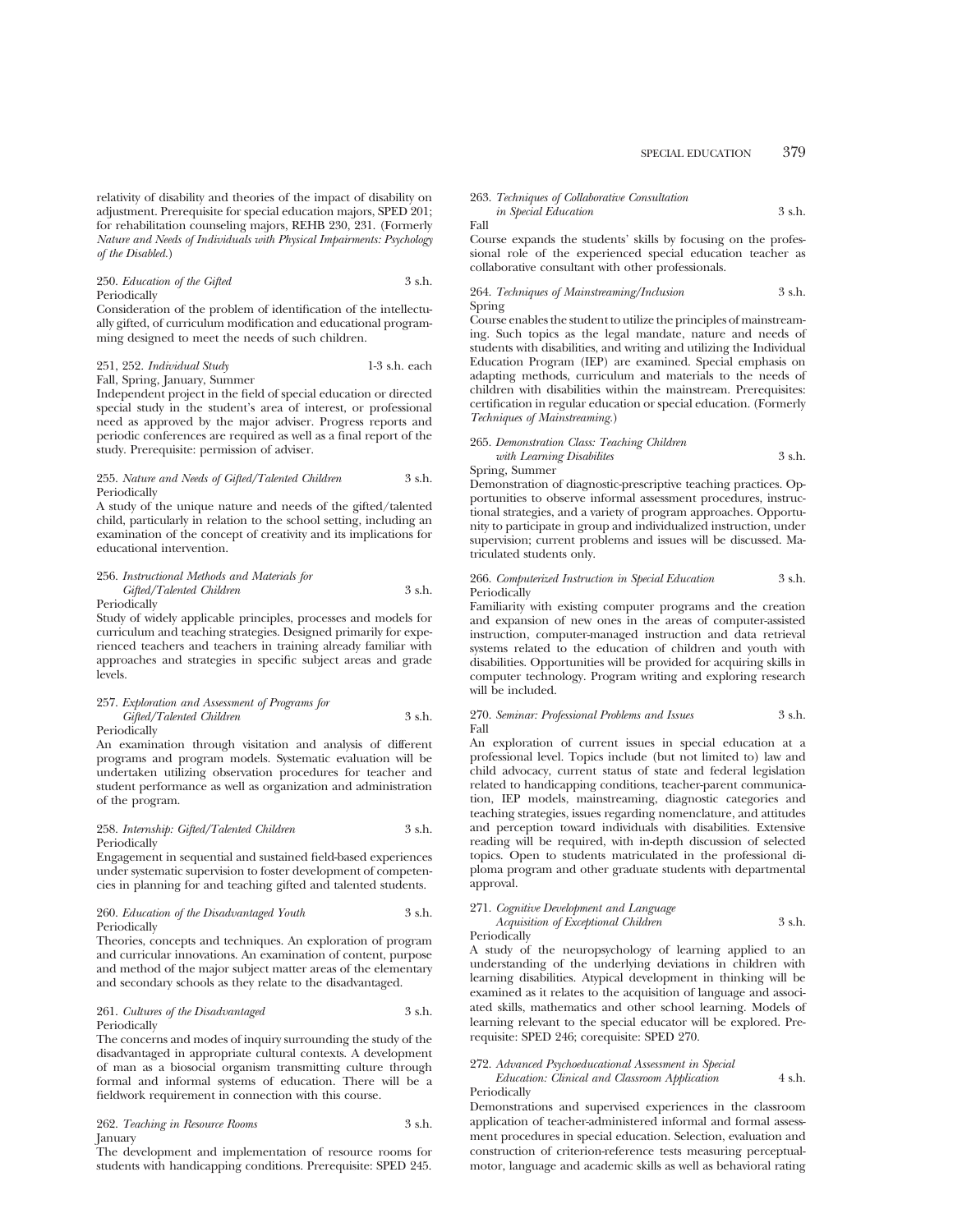relativity of disability and theories of the impact of disability on adjustment. Prerequisite for special education majors, SPED 201; for rehabilitation counseling majors, REHB 230, 231. (Formerly *Nature and Needs of Individuals with Physical Impairments: Psychology of the Disabled.*)

250. *Education of the Gifted* 3 s.h.
Periodically
Consideration of the problem of identification of the intellectually gifted, of curriculum modification and educational programming designed to meet the needs of such children.

251, 252. *Individual Study* 1-3 s.h. each
Fall, Spring, January, Summer
Independent project in the field of special education or directed special study in the student's area of interest, or professional need as approved by the major adviser. Progress reports and periodic conferences are required as well as a final report of the study. Prerequisite: permission of adviser.

255. *Nature and Needs of Gifted/Talented Children* 3 s.h.
Periodically
A study of the unique nature and needs of the gifted/talented child, particularly in relation to the school setting, including an examination of the concept of creativity and its implications for educational intervention.

256. *Instructional Methods and Materials for Gifted/Talented Children* 3 s.h.
Periodically
Study of widely applicable principles, processes and models for curriculum and teaching strategies. Designed primarily for experienced teachers and teachers in training already familiar with approaches and strategies in specific subject areas and grade levels.

257. *Exploration and Assessment of Programs for Gifted/Talented Children* 3 s.h.
Periodically
An examination through visitation and analysis of different programs and program models. Systematic evaluation will be undertaken utilizing observation procedures for teacher and student performance as well as organization and administration of the program.

258. *Internship: Gifted/Talented Children* 3 s.h.
Periodically
Engagement in sequential and sustained field-based experiences under systematic supervision to foster development of competencies in planning for and teaching gifted and talented students.

260. *Education of the Disadvantaged Youth* 3 s.h.
Periodically
Theories, concepts and techniques. An exploration of program and curricular innovations. An examination of content, purpose and method of the major subject matter areas of the elementary and secondary schools as they relate to the disadvantaged.

261. *Cultures of the Disadvantaged* 3 s.h.
Periodically
The concerns and modes of inquiry surrounding the study of the disadvantaged in appropriate cultural contexts. A development of man as a biosocial organism transmitting culture through formal and informal systems of education. There will be a fieldwork requirement in connection with this course.

262. *Teaching in Resource Rooms* 3 s.h.
January
The development and implementation of resource rooms for students with handicapping conditions. Prerequisite: SPED 245.

263. *Techniques of Collaborative Consultation in Special Education* 3 s.h.
Fall
Course expands the students' skills by focusing on the professional role of the experienced special education teacher as collaborative consultant with other professionals.

264. *Techniques of Mainstreaming/Inclusion* 3 s.h.
Spring
Course enables the student to utilize the principles of mainstreaming. Such topics as the legal mandate, nature and needs of students with disabilities, and writing and utilizing the Individual Education Program (IEP) are examined. Special emphasis on adapting methods, curriculum and materials to the needs of children with disabilities within the mainstream. Prerequisites: certification in regular education or special education. (Formerly *Techniques of Mainstreaming.*)

265. *Demonstration Class: Teaching Children with Learning Disabilites* 3 s.h.
Spring, Summer
Demonstration of diagnostic-prescriptive teaching practices. Opportunities to observe informal assessment procedures, instructional strategies, and a variety of program approaches. Opportunity to participate in group and individualized instruction, under supervision; current problems and issues will be discussed. Matriculated students only.

266. *Computerized Instruction in Special Education* 3 s.h.
Periodically
Familiarity with existing computer programs and the creation and expansion of new ones in the areas of computer-assisted instruction, computer-managed instruction and data retrieval systems related to the education of children and youth with disabilities. Opportunities will be provided for acquiring skills in computer technology. Program writing and exploring research will be included.

270. *Seminar: Professional Problems and Issues* 3 s.h.
Fall
An exploration of current issues in special education at a professional level. Topics include (but not limited to) law and child advocacy, current status of state and federal legislation related to handicapping conditions, teacher-parent communication, IEP models, mainstreaming, diagnostic categories and teaching strategies, issues regarding nomenclature, and attitudes and perception toward individuals with disabilities. Extensive reading will be required, with in-depth discussion of selected topics. Open to students matriculated in the professional diploma program and other graduate students with departmental approval.

271. *Cognitive Development and Language Acquisition of Exceptional Children* 3 s.h.
Periodically
A study of the neuropsychology of learning applied to an understanding of the underlying deviations in children with learning disabilities. Atypical development in thinking will be examined as it relates to the acquisition of language and associated skills, mathematics and other school learning. Models of learning relevant to the special educator will be explored. Prerequisite: SPED 246; corequisite: SPED 270.

272. *Advanced Psychoeducational Assessment in Special Education: Clinical and Classroom Application* 4 s.h.
Periodically
Demonstrations and supervised experiences in the classroom application of teacher-administered informal and formal assessment procedures in special education. Selection, evaluation and construction of criterion-reference tests measuring perceptual-motor, language and academic skills as well as behavioral rating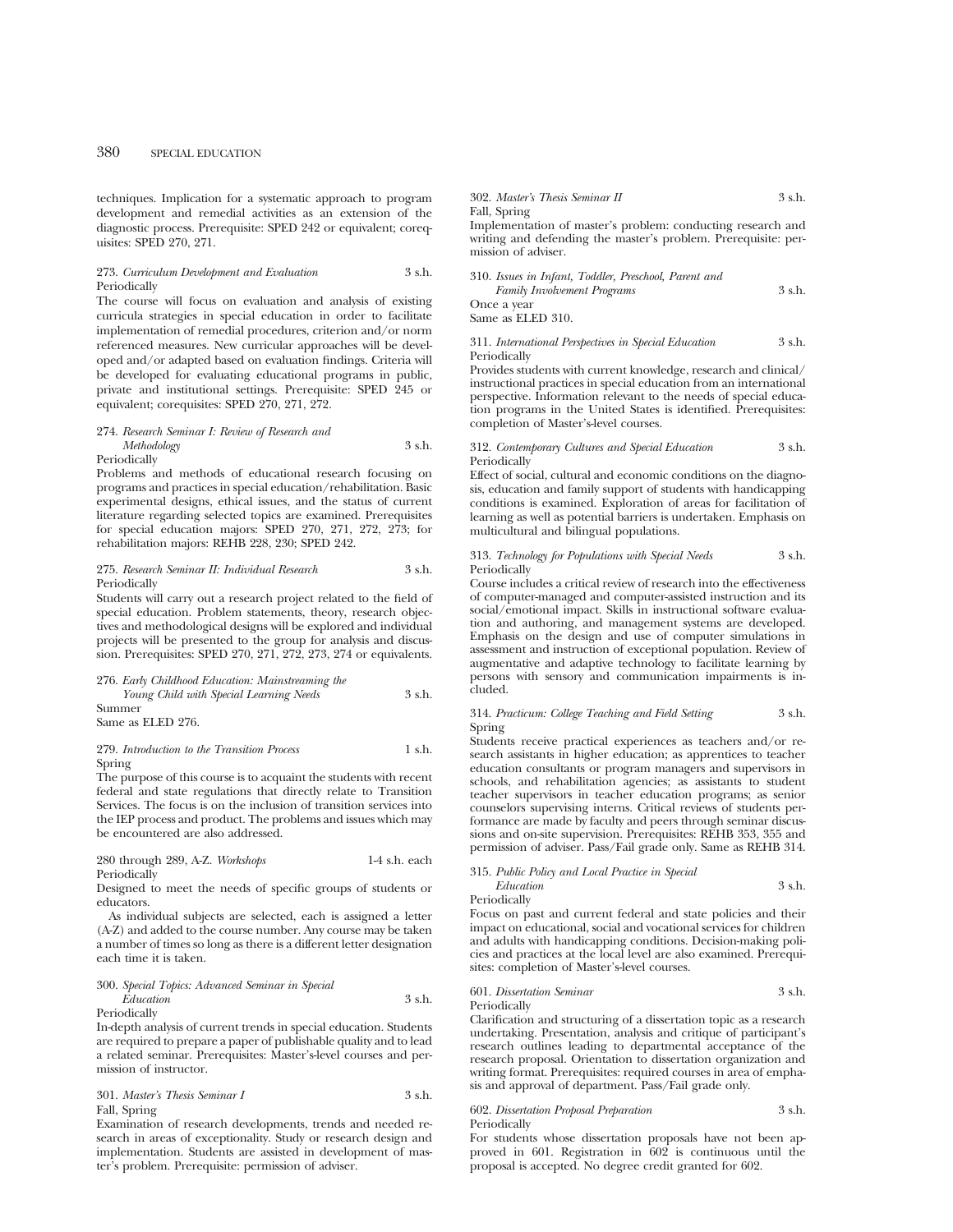techniques. Implication for a systematic approach to program development and remedial activities as an extension of the diagnostic process. Prerequisite: SPED 242 or equivalent; corequisites: SPED 270, 271.

273. *Curriculum Development and Evaluation* 3 s.h.
Periodically

The course will focus on evaluation and analysis of existing curricula strategies in special education in order to facilitate implementation of remedial procedures, criterion and/or norm referenced measures. New curricular approaches will be developed and/or adapted based on evaluation findings. Criteria will be developed for evaluating educational programs in public, private and institutional settings. Prerequisite: SPED 245 or equivalent; corequisites: SPED 270, 271, 272.

274. *Research Seminar I: Review of Research and Methodology* 3 s.h.
Periodically

Problems and methods of educational research focusing on programs and practices in special education/rehabilitation. Basic experimental designs, ethical issues, and the status of current literature regarding selected topics are examined. Prerequisites for special education majors: SPED 270, 271, 272, 273; for rehabilitation majors: REHB 228, 230; SPED 242.

275. *Research Seminar II: Individual Research* 3 s.h.
Periodically

Students will carry out a research project related to the field of special education. Problem statements, theory, research objectives and methodological designs will be explored and individual projects will be presented to the group for analysis and discussion. Prerequisites: SPED 270, 271, 272, 273, 274 or equivalents.

276. *Early Childhood Education: Mainstreaming the Young Child with Special Learning Needs* 3 s.h.
Summer

Same as ELED 276.

279. *Introduction to the Transition Process* 1 s.h.
Spring

The purpose of this course is to acquaint the students with recent federal and state regulations that directly relate to Transition Services. The focus is on the inclusion of transition services into the IEP process and product. The problems and issues which may be encountered are also addressed.

280 through 289, A-Z. *Workshops* 1-4 s.h. each
Periodically

Designed to meet the needs of specific groups of students or educators.

As individual subjects are selected, each is assigned a letter (A-Z) and added to the course number. Any course may be taken a number of times so long as there is a different letter designation each time it is taken.

300. *Special Topics: Advanced Seminar in Special Education* 3 s.h.
Periodically

In-depth analysis of current trends in special education. Students are required to prepare a paper of publishable quality and to lead a related seminar. Prerequisites: Master's-level courses and permission of instructor.

301. *Master's Thesis Seminar I* 3 s.h.
Fall, Spring

Examination of research developments, trends and needed research in areas of exceptionality. Study or research design and implementation. Students are assisted in development of master's problem. Prerequisite: permission of adviser.

302. *Master's Thesis Seminar II* 3 s.h.
Fall, Spring

Implementation of master's problem: conducting research and writing and defending the master's problem. Prerequisite: permission of adviser.

310. *Issues in Infant, Toddler, Preschool, Parent and Family Involvement Programs* 3 s.h.
Once a year

Same as ELED 310.

311. *International Perspectives in Special Education* 3 s.h.
Periodically

Provides students with current knowledge, research and clinical/instructional practices in special education from an international perspective. Information relevant to the needs of special education programs in the United States is identified. Prerequisites: completion of Master's-level courses.

312. *Contemporary Cultures and Special Education* 3 s.h.
Periodically

Effect of social, cultural and economic conditions on the diagnosis, education and family support of students with handicapping conditions is examined. Exploration of areas for facilitation of learning as well as potential barriers is undertaken. Emphasis on multicultural and bilingual populations.

313. *Technology for Populations with Special Needs* 3 s.h.
Periodically

Course includes a critical review of research into the effectiveness of computer-managed and computer-assisted instruction and its social/emotional impact. Skills in instructional software evaluation and authoring, and management systems are developed. Emphasis on the design and use of computer simulations in assessment and instruction of exceptional population. Review of augmentative and adaptive technology to facilitate learning by persons with sensory and communication impairments is included.

314. *Practicum: College Teaching and Field Setting* 3 s.h.
Spring

Students receive practical experiences as teachers and/or research assistants in higher education; as apprentices to teacher education consultants or program managers and supervisors in schools, and rehabilitation agencies; as assistants to student teacher supervisors in teacher education programs; as senior counselors supervising interns. Critical reviews of students performance are made by faculty and peers through seminar discussions and on-site supervision. Prerequisites: REHB 353, 355 and permission of adviser. Pass/Fail grade only. Same as REHB 314.

315. *Public Policy and Local Practice in Special Education* 3 s.h.
Periodically

Focus on past and current federal and state policies and their impact on educational, social and vocational services for children and adults with handicapping conditions. Decision-making policies and practices at the local level are also examined. Prerequisites: completion of Master's-level courses.

601. *Dissertation Seminar* 3 s.h.
Periodically

Clarification and structuring of a dissertation topic as a research undertaking. Presentation, analysis and critique of participant's research outlines leading to departmental acceptance of the research proposal. Orientation to dissertation organization and writing format. Prerequisites: required courses in area of emphasis and approval of department. Pass/Fail grade only.

602. *Dissertation Proposal Preparation* 3 s.h.
Periodically

For students whose dissertation proposals have not been approved in 601. Registration in 602 is continuous until the proposal is accepted. No degree credit granted for 602.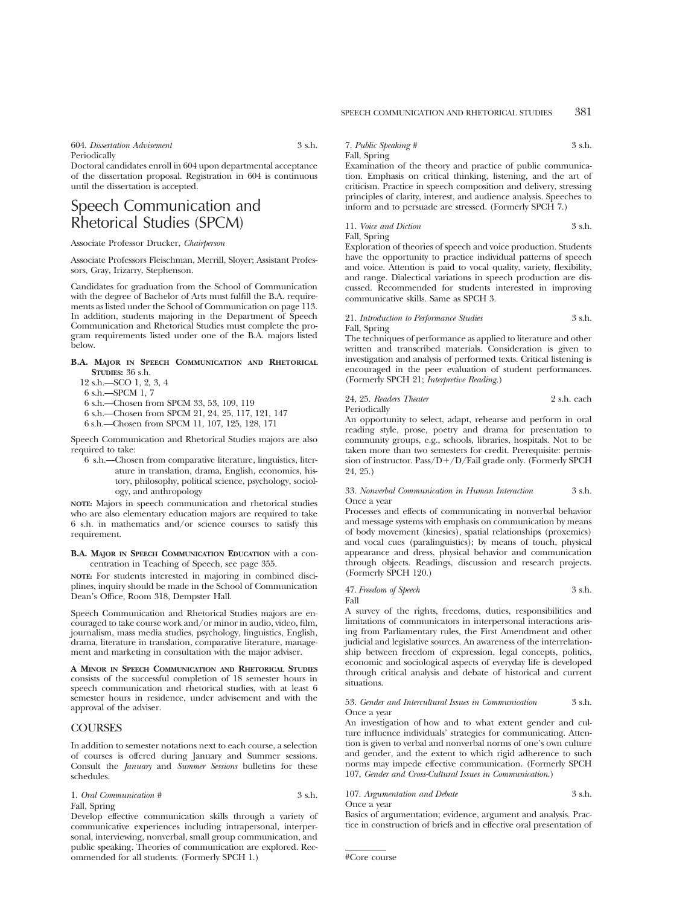604. *Dissertation Advisement* 3 s.h.
Periodically
Doctoral candidates enroll in 604 upon departmental acceptance of the dissertation proposal. Registration in 604 is continuous until the dissertation is accepted.

# Speech Communication and Rhetorical Studies (SPCM)

Associate Professor Drucker, *Chairperson*

Associate Professors Fleischman, Merrill, Sloyer; Assistant Professors, Gray, Irizarry, Stephenson.

Candidates for graduation from the School of Communication with the degree of Bachelor of Arts must fulfill the B.A. requirements as listed under the School of Communication on page 113. In addition, students majoring in the Department of Speech Communication and Rhetorical Studies must complete the program requirements listed under one of the B.A. majors listed below.

**B.A. Major in Speech Communication and Rhetorical Studies:** 36 s.h.

- 12 s.h.—SCO 1, 2, 3, 4
- 6 s.h.—SPCM 1, 7
- 6 s.h.—Chosen from SPCM 33, 53, 109, 119
- 6 s.h.—Chosen from SPCM 21, 24, 25, 117, 121, 147
- 6 s.h.—Chosen from SPCM 11, 107, 125, 128, 171

Speech Communication and Rhetorical Studies majors are also required to take:

- 6 s.h.—Chosen from comparative literature, linguistics, literature in translation, drama, English, economics, history, philosophy, political science, psychology, sociology, and anthropology

**Note:** Majors in speech communication and rhetorical studies who are also elementary education majors are required to take 6 s.h. in mathematics and/or science courses to satisfy this requirement.

**B.A. Major in Speech Communication Education** with a concentration in Teaching of Speech, see page 355.

**Note:** For students interested in majoring in combined disciplines, inquiry should be made in the School of Communication Dean's Office, Room 318, Dempster Hall.

Speech Communication and Rhetorical Studies majors are encouraged to take course work and/or minor in audio, video, film, journalism, mass media studies, psychology, linguistics, English, drama, literature in translation, comparative literature, management and marketing in consultation with the major adviser.

**A Minor in Speech Communication and Rhetorical Studies** consists of the successful completion of 18 semester hours in speech communication and rhetorical studies, with at least 6 semester hours in residence, under advisement and with the approval of the adviser.

## COURSES

In addition to semester notations next to each course, a selection of courses is offered during January and Summer sessions. Consult the *January* and *Summer Sessions* bulletins for these schedules.

1. *Oral Communication* # 3 s.h.
Fall, Spring
Develop effective communication skills through a variety of communicative experiences including intrapersonal, interpersonal, interviewing, nonverbal, small group communication, and public speaking. Theories of communication are explored. Recommended for all students. (Formerly SPCH 1.)

7. *Public Speaking* # 3 s.h.
Fall, Spring
Examination of the theory and practice of public communication. Emphasis on critical thinking, listening, and the art of criticism. Practice in speech composition and delivery, stressing principles of clarity, interest, and audience analysis. Speeches to inform and to persuade are stressed. (Formerly SPCH 7.)

11. *Voice and Diction* 3 s.h.
Fall, Spring
Exploration of theories of speech and voice production. Students have the opportunity to practice individual patterns of speech and voice. Attention is paid to vocal quality, variety, flexibility, and range. Dialectical variations in speech production are discussed. Recommended for students interested in improving communicative skills. Same as SPCH 3.

21. *Introduction to Performance Studies* 3 s.h.
Fall, Spring
The techniques of performance as applied to literature and other written and transcribed materials. Consideration is given to investigation and analysis of performed texts. Critical listening is encouraged in the peer evaluation of student performances. (Formerly SPCH 21; *Interpretive Reading*.)

24, 25. *Readers Theater* 2 s.h. each
Periodically
An opportunity to select, adapt, rehearse and perform in oral reading style, prose, poetry and drama for presentation to community groups, e.g., schools, libraries, hospitals. Not to be taken more than two semesters for credit. Prerequisite: permission of instructor. Pass/D+/D/Fail grade only. (Formerly SPCH 24, 25.)

33. *Nonverbal Communication in Human Interaction* 3 s.h.
Once a year
Processes and effects of communicating in nonverbal behavior and message systems with emphasis on communication by means of body movement (kinesics), spatial relationships (proxemics) and vocal cues (paralinguistics); by means of touch, physical appearance and dress, physical behavior and communication through objects. Readings, discussion and research projects. (Formerly SPCH 120.)

47. *Freedom of Speech* 3 s.h.
Fall
A survey of the rights, freedoms, duties, responsibilities and limitations of communicators in interpersonal interactions arising from Parliamentary rules, the First Amendment and other judicial and legislative sources. An awareness of the interrelationship between freedom of expression, legal concepts, politics, economic and sociological aspects of everyday life is developed through critical analysis and debate of historical and current situations.

53. *Gender and Intercultural Issues in Communication* 3 s.h.
Once a year
An investigation of how and to what extent gender and culture influence individuals' strategies for communicating. Attention is given to verbal and nonverbal norms of one's own culture and gender, and the extent to which rigid adherence to such norms may impede effective communication. (Formerly SPCH 107, *Gender and Cross-Cultural Issues in Communication.*)

107. *Argumentation and Debate* 3 s.h.
Once a year
Basics of argumentation; evidence, argument and analysis. Practice in construction of briefs and in effective oral presentation of

#Core course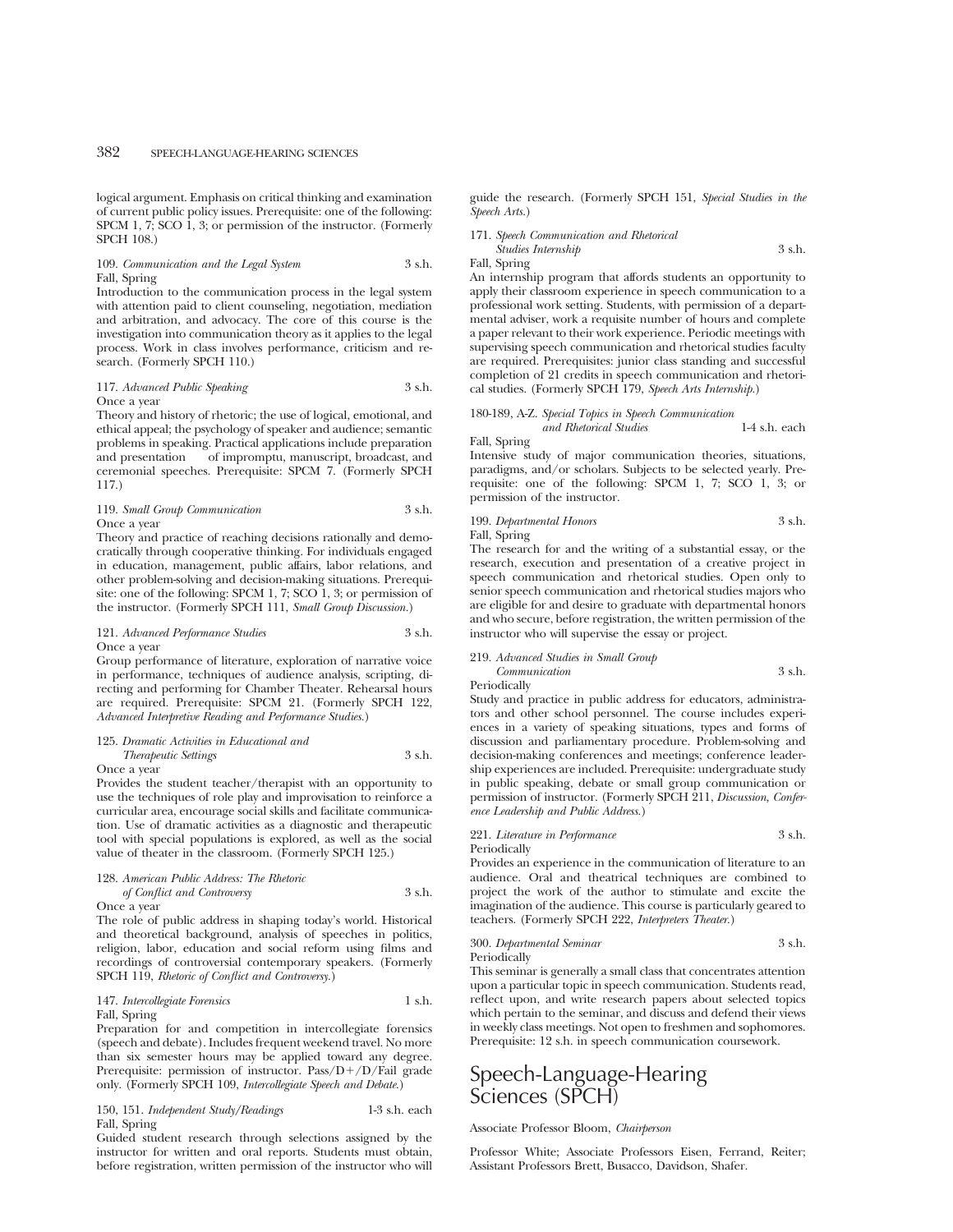logical argument. Emphasis on critical thinking and examination of current public policy issues. Prerequisite: one of the following: SPCM 1, 7; SCO 1, 3; or permission of the instructor. (Formerly SPCH 108.)

109. *Communication and the Legal System* 3 s.h.
Fall, Spring
Introduction to the communication process in the legal system with attention paid to client counseling, negotiation, mediation and arbitration, and advocacy. The core of this course is the investigation into communication theory as it applies to the legal process. Work in class involves performance, criticism and research. (Formerly SPCH 110.)

117. *Advanced Public Speaking* 3 s.h.
Once a year
Theory and history of rhetoric; the use of logical, emotional, and ethical appeal; the psychology of speaker and audience; semantic problems in speaking. Practical applications include preparation and presentation of impromptu, manuscript, broadcast, and ceremonial speeches. Prerequisite: SPCM 7. (Formerly SPCH 117.)

119. *Small Group Communication* 3 s.h.
Once a year
Theory and practice of reaching decisions rationally and democratically through cooperative thinking. For individuals engaged in education, management, public affairs, labor relations, and other problem-solving and decision-making situations. Prerequisite: one of the following: SPCM 1, 7; SCO 1, 3; or permission of the instructor. (Formerly SPCH 111, *Small Group Discussion.*)

121. *Advanced Performance Studies* 3 s.h.
Once a year
Group performance of literature, exploration of narrative voice in performance, techniques of audience analysis, scripting, directing and performing for Chamber Theater. Rehearsal hours are required. Prerequisite: SPCM 21. (Formerly SPCH 122, *Advanced Interpretive Reading and Performance Studies.*)

125. *Dramatic Activities in Educational and Therapeutic Settings* 3 s.h.
Once a year
Provides the student teacher/therapist with an opportunity to use the techniques of role play and improvisation to reinforce a curricular area, encourage social skills and facilitate communication. Use of dramatic activities as a diagnostic and therapeutic tool with special populations is explored, as well as the social value of theater in the classroom. (Formerly SPCH 125.)

128. *American Public Address: The Rhetoric of Conflict and Controversy* 3 s.h.
Once a year
The role of public address in shaping today's world. Historical and theoretical background, analysis of speeches in politics, religion, labor, education and social reform using films and recordings of controversial contemporary speakers. (Formerly SPCH 119, *Rhetoric of Conflict and Controversy.*)

147. *Intercollegiate Forensics* 1 s.h.
Fall, Spring
Preparation for and competition in intercollegiate forensics (speech and debate). Includes frequent weekend travel. No more than six semester hours may be applied toward any degree. Prerequisite: permission of instructor. Pass/D+/D/Fail grade only. (Formerly SPCH 109, *Intercollegiate Speech and Debate.*)

150, 151. *Independent Study/Readings* 1-3 s.h. each
Fall, Spring
Guided student research through selections assigned by the instructor for written and oral reports. Students must obtain, before registration, written permission of the instructor who will guide the research. (Formerly SPCH 151, *Special Studies in the Speech Arts.*)

171. *Speech Communication and Rhetorical Studies Internship* 3 s.h.
Fall, Spring
An internship program that affords students an opportunity to apply their classroom experience in speech communication to a professional work setting. Students, with permission of a departmental adviser, work a requisite number of hours and complete a paper relevant to their work experience. Periodic meetings with supervising speech communication and rhetorical studies faculty are required. Prerequisites: junior class standing and successful completion of 21 credits in speech communication and rhetorical studies. (Formerly SPCH 179, *Speech Arts Internship.*)

180-189, A-Z. *Special Topics in Speech Communication and Rhetorical Studies* 1-4 s.h. each
Fall, Spring
Intensive study of major communication theories, situations, paradigms, and/or scholars. Subjects to be selected yearly. Prerequisite: one of the following: SPCM 1, 7; SCO 1, 3; or permission of the instructor.

199. *Departmental Honors* 3 s.h.
Fall, Spring
The research for and the writing of a substantial essay, or the research, execution and presentation of a creative project in speech communication and rhetorical studies. Open only to senior speech communication and rhetorical studies majors who are eligible for and desire to graduate with departmental honors and who secure, before registration, the written permission of the instructor who will supervise the essay or project.

219. *Advanced Studies in Small Group Communication* 3 s.h.
Periodically
Study and practice in public address for educators, administrators and other school personnel. The course includes experiences in a variety of speaking situations, types and forms of discussion and parliamentary procedure. Problem-solving and decision-making conferences and meetings; conference leadership experiences are included. Prerequisite: undergraduate study in public speaking, debate or small group communication or permission of instructor. (Formerly SPCH 211, *Discussion, Conference Leadership and Public Address.*)

221. *Literature in Performance* 3 s.h.
Periodically
Provides an experience in the communication of literature to an audience. Oral and theatrical techniques are combined to project the work of the author to stimulate and excite the imagination of the audience. This course is particularly geared to teachers. (Formerly SPCH 222, *Interpreters Theater.*)

300. *Departmental Seminar* 3 s.h.
Periodically
This seminar is generally a small class that concentrates attention upon a particular topic in speech communication. Students read, reflect upon, and write research papers about selected topics which pertain to the seminar, and discuss and defend their views in weekly class meetings. Not open to freshmen and sophomores. Prerequisite: 12 s.h. in speech communication coursework.

# Speech-Language-Hearing Sciences (SPCH)

Associate Professor Bloom, *Chairperson*

Professor White; Associate Professors Eisen, Ferrand, Reiter; Assistant Professors Brett, Busacco, Davidson, Shafer.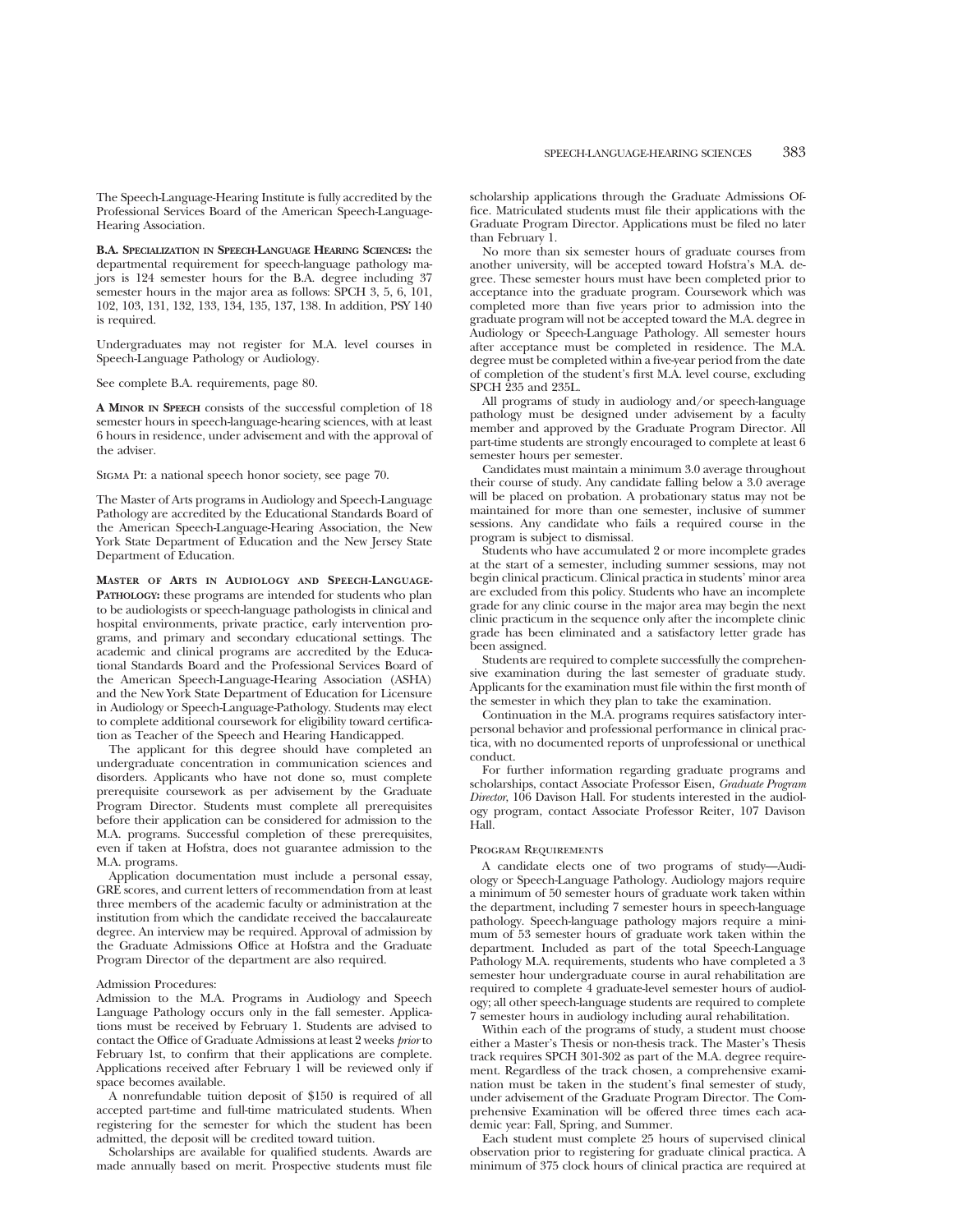The Speech-Language-Hearing Institute is fully accredited by the Professional Services Board of the American Speech-Language-Hearing Association.

**B.A. Specialization in Speech-Language Hearing Sciences:** the departmental requirement for speech-language pathology majors is 124 semester hours for the B.A. degree including 37 semester hours in the major area as follows: SPCH 3, 5, 6, 101, 102, 103, 131, 132, 133, 134, 135, 137, 138. In addition, PSY 140 is required.

Undergraduates may not register for M.A. level courses in Speech-Language Pathology or Audiology.

See complete B.A. requirements, page 80.

**A Minor in Speech** consists of the successful completion of 18 semester hours in speech-language-hearing sciences, with at least 6 hours in residence, under advisement and with the approval of the adviser.

Sigma Pi: a national speech honor society, see page 70.

The Master of Arts programs in Audiology and Speech-Language Pathology are accredited by the Educational Standards Board of the American Speech-Language-Hearing Association, the New York State Department of Education and the New Jersey State Department of Education.

**Master of Arts in Audiology and Speech-Language-Pathology:** these programs are intended for students who plan to be audiologists or speech-language pathologists in clinical and hospital environments, private practice, early intervention programs, and primary and secondary educational settings. The academic and clinical programs are accredited by the Educational Standards Board and the Professional Services Board of the American Speech-Language-Hearing Association (ASHA) and the New York State Department of Education for Licensure in Audiology or Speech-Language-Pathology. Students may elect to complete additional coursework for eligibility toward certification as Teacher of the Speech and Hearing Handicapped.

The applicant for this degree should have completed an undergraduate concentration in communication sciences and disorders. Applicants who have not done so, must complete prerequisite coursework as per advisement by the Graduate Program Director. Students must complete all prerequisites before their application can be considered for admission to the M.A. programs. Successful completion of these prerequisites, even if taken at Hofstra, does not guarantee admission to the M.A. programs.

Application documentation must include a personal essay, GRE scores, and current letters of recommendation from at least three members of the academic faculty or administration at the institution from which the candidate received the baccalaureate degree. An interview may be required. Approval of admission by the Graduate Admissions Office at Hofstra and the Graduate Program Director of the department are also required.

Admission Procedures:
Admission to the M.A. Programs in Audiology and Speech Language Pathology occurs only in the fall semester. Applications must be received by February 1. Students are advised to contact the Office of Graduate Admissions at least 2 weeks *prior* to February 1st, to confirm that their applications are complete. Applications received after February 1 will be reviewed only if space becomes available.

A nonrefundable tuition deposit of $150 is required of all accepted part-time and full-time matriculated students. When registering for the semester for which the student has been admitted, the deposit will be credited toward tuition.

Scholarships are available for qualified students. Awards are made annually based on merit. Prospective students must file scholarship applications through the Graduate Admissions Office. Matriculated students must file their applications with the Graduate Program Director. Applications must be filed no later than February 1.

No more than six semester hours of graduate courses from another university, will be accepted toward Hofstra's M.A. degree. These semester hours must have been completed prior to acceptance into the graduate program. Coursework which was completed more than five years prior to admission into the graduate program will not be accepted toward the M.A. degree in Audiology or Speech-Language Pathology. All semester hours after acceptance must be completed in residence. The M.A. degree must be completed within a five-year period from the date of completion of the student's first M.A. level course, excluding SPCH 235 and 235L.

All programs of study in audiology and/or speech-language pathology must be designed under advisement by a faculty member and approved by the Graduate Program Director. All part-time students are strongly encouraged to complete at least 6 semester hours per semester.

Candidates must maintain a minimum 3.0 average throughout their course of study. Any candidate falling below a 3.0 average will be placed on probation. A probationary status may not be maintained for more than one semester, inclusive of summer sessions. Any candidate who fails a required course in the program is subject to dismissal.

Students who have accumulated 2 or more incomplete grades at the start of a semester, including summer sessions, may not begin clinical practicum. Clinical practica in students' minor area are excluded from this policy. Students who have an incomplete grade for any clinic course in the major area may begin the next clinic practicum in the sequence only after the incomplete clinic grade has been eliminated and a satisfactory letter grade has been assigned.

Students are required to complete successfully the comprehensive examination during the last semester of graduate study. Applicants for the examination must file within the first month of the semester in which they plan to take the examination.

Continuation in the M.A. programs requires satisfactory interpersonal behavior and professional performance in clinical practica, with no documented reports of unprofessional or unethical conduct.

For further information regarding graduate programs and scholarships, contact Associate Professor Eisen, *Graduate Program Director*, 106 Davison Hall. For students interested in the audiology program, contact Associate Professor Reiter, 107 Davison Hall.

Program Requirements

A candidate elects one of two programs of study—Audiology or Speech-Language Pathology. Audiology majors require a minimum of 50 semester hours of graduate work taken within the department, including 7 semester hours in speech-language pathology. Speech-language pathology majors require a minimum of 53 semester hours of graduate work taken within the department. Included as part of the total Speech-Language Pathology M.A. requirements, students who have completed a 3 semester hour undergraduate course in aural rehabilitation are required to complete 4 graduate-level semester hours of audiology; all other speech-language students are required to complete 7 semester hours in audiology including aural rehabilitation.

Within each of the programs of study, a student must choose either a Master's Thesis or non-thesis track. The Master's Thesis track requires SPCH 301-302 as part of the M.A. degree requirement. Regardless of the track chosen, a comprehensive examination must be taken in the student's final semester of study, under advisement of the Graduate Program Director. The Comprehensive Examination will be offered three times each academic year: Fall, Spring, and Summer.

Each student must complete 25 hours of supervised clinical observation prior to registering for graduate clinical practica. A minimum of 375 clock hours of clinical practica are required at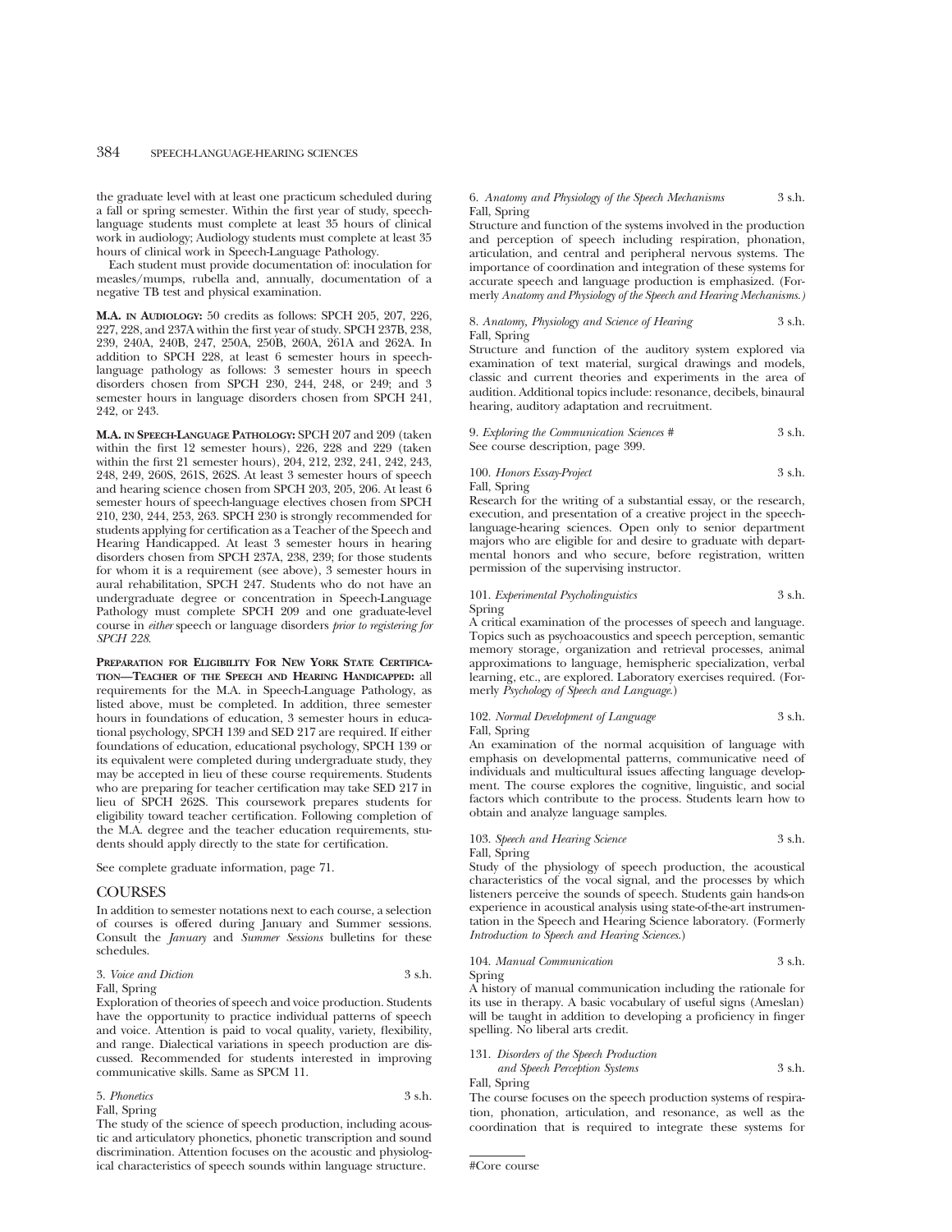the graduate level with at least one practicum scheduled during a fall or spring semester. Within the first year of study, speech-language students must complete at least 35 hours of clinical work in audiology; Audiology students must complete at least 35 hours of clinical work in Speech-Language Pathology.

Each student must provide documentation of: inoculation for measles/mumps, rubella and, annually, documentation of a negative TB test and physical examination.

**M.A. in Audiology:** 50 credits as follows: SPCH 205, 207, 226, 227, 228, and 237A within the first year of study. SPCH 237B, 238, 239, 240A, 240B, 247, 250A, 250B, 260A, 261A and 262A. In addition to SPCH 228, at least 6 semester hours in speech-language pathology as follows: 3 semester hours in speech disorders chosen from SPCH 230, 244, 248, or 249; and 3 semester hours in language disorders chosen from SPCH 241, 242, or 243.

**M.A. in Speech-Language Pathology:** SPCH 207 and 209 (taken within the first 12 semester hours), 226, 228 and 229 (taken within the first 21 semester hours), 204, 212, 232, 241, 242, 243, 248, 249, 260S, 261S, 262S. At least 3 semester hours of speech and hearing science chosen from SPCH 203, 205, 206. At least 6 semester hours of speech-language electives chosen from SPCH 210, 230, 244, 253, 263. SPCH 230 is strongly recommended for students applying for certification as a Teacher of the Speech and Hearing Handicapped. At least 3 semester hours in hearing disorders chosen from SPCH 237A, 238, 239; for those students for whom it is a requirement (see above), 3 semester hours in aural rehabilitation, SPCH 247. Students who do not have an undergraduate degree or concentration in Speech-Language Pathology must complete SPCH 209 and one graduate-level course in *either* speech or language disorders *prior to registering for SPCH 228.*

**Preparation for Eligibility For New York State Certification—Teacher of the Speech and Hearing Handicapped:** all requirements for the M.A. in Speech-Language Pathology, as listed above, must be completed. In addition, three semester hours in foundations of education, 3 semester hours in educational psychology, SPCH 139 and SED 217 are required. If either foundations of education, educational psychology, SPCH 139 or its equivalent were completed during undergraduate study, they may be accepted in lieu of these course requirements. Students who are preparing for teacher certification may take SED 217 in lieu of SPCH 262S. This coursework prepares students for eligibility toward teacher certification. Following completion of the M.A. degree and the teacher education requirements, students should apply directly to the state for certification.

See complete graduate information, page 71.

## COURSES

In addition to semester notations next to each course, a selection of courses is offered during January and Summer sessions. Consult the *January* and *Summer Sessions* bulletins for these schedules.

3. *Voice and Diction* 3 s.h.
Fall, Spring
Exploration of theories of speech and voice production. Students have the opportunity to practice individual patterns of speech and voice. Attention is paid to vocal quality, variety, flexibility, and range. Dialectical variations in speech production are discussed. Recommended for students interested in improving communicative skills. Same as SPCM 11.

5. *Phonetics* 3 s.h.
Fall, Spring
The study of the science of speech production, including acoustic and articulatory phonetics, phonetic transcription and sound discrimination. Attention focuses on the acoustic and physiological characteristics of speech sounds within language structure.

6. *Anatomy and Physiology of the Speech Mechanisms* 3 s.h.
Fall, Spring
Structure and function of the systems involved in the production and perception of speech including respiration, phonation, articulation, and central and peripheral nervous systems. The importance of coordination and integration of these systems for accurate speech and language production is emphasized. (Formerly *Anatomy and Physiology of the Speech and Hearing Mechanisms.*)

8. *Anatomy, Physiology and Science of Hearing* 3 s.h.
Fall, Spring
Structure and function of the auditory system explored via examination of text material, surgical drawings and models, classic and current theories and experiments in the area of audition. Additional topics include: resonance, decibels, binaural hearing, auditory adaptation and recruitment.

9. *Exploring the Communication Sciences #* 3 s.h.
See course description, page 399.

100. *Honors Essay-Project* 3 s.h.
Fall, Spring
Research for the writing of a substantial essay, or the research, execution, and presentation of a creative project in the speech-language-hearing sciences. Open only to senior department majors who are eligible for and desire to graduate with departmental honors and who secure, before registration, written permission of the supervising instructor.

101. *Experimental Psycholinguistics* 3 s.h.
Spring
A critical examination of the processes of speech and language. Topics such as psychoacoustics and speech perception, semantic memory storage, organization and retrieval processes, animal approximations to language, hemispheric specialization, verbal learning, etc., are explored. Laboratory exercises required. (Formerly *Psychology of Speech and Language.*)

102. *Normal Development of Language* 3 s.h.
Fall, Spring
An examination of the normal acquisition of language with emphasis on developmental patterns, communicative need of individuals and multicultural issues affecting language development. The course explores the cognitive, linguistic, and social factors which contribute to the process. Students learn how to obtain and analyze language samples.

103. *Speech and Hearing Science* 3 s.h.
Fall, Spring
Study of the physiology of speech production, the acoustical characteristics of the vocal signal, and the processes by which listeners perceive the sounds of speech. Students gain hands-on experience in acoustical analysis using state-of-the-art instrumentation in the Speech and Hearing Science laboratory. (Formerly *Introduction to Speech and Hearing Sciences.*)

104. *Manual Communication* 3 s.h.
Spring
A history of manual communication including the rationale for its use in therapy. A basic vocabulary of useful signs (Ameslan) will be taught in addition to developing a proficiency in finger spelling. No liberal arts credit.

131. *Disorders of the Speech Production and Speech Perception Systems* 3 s.h.
Fall, Spring
The course focuses on the speech production systems of respiration, phonation, articulation, and resonance, as well as the coordination that is required to integrate these systems for

#Core course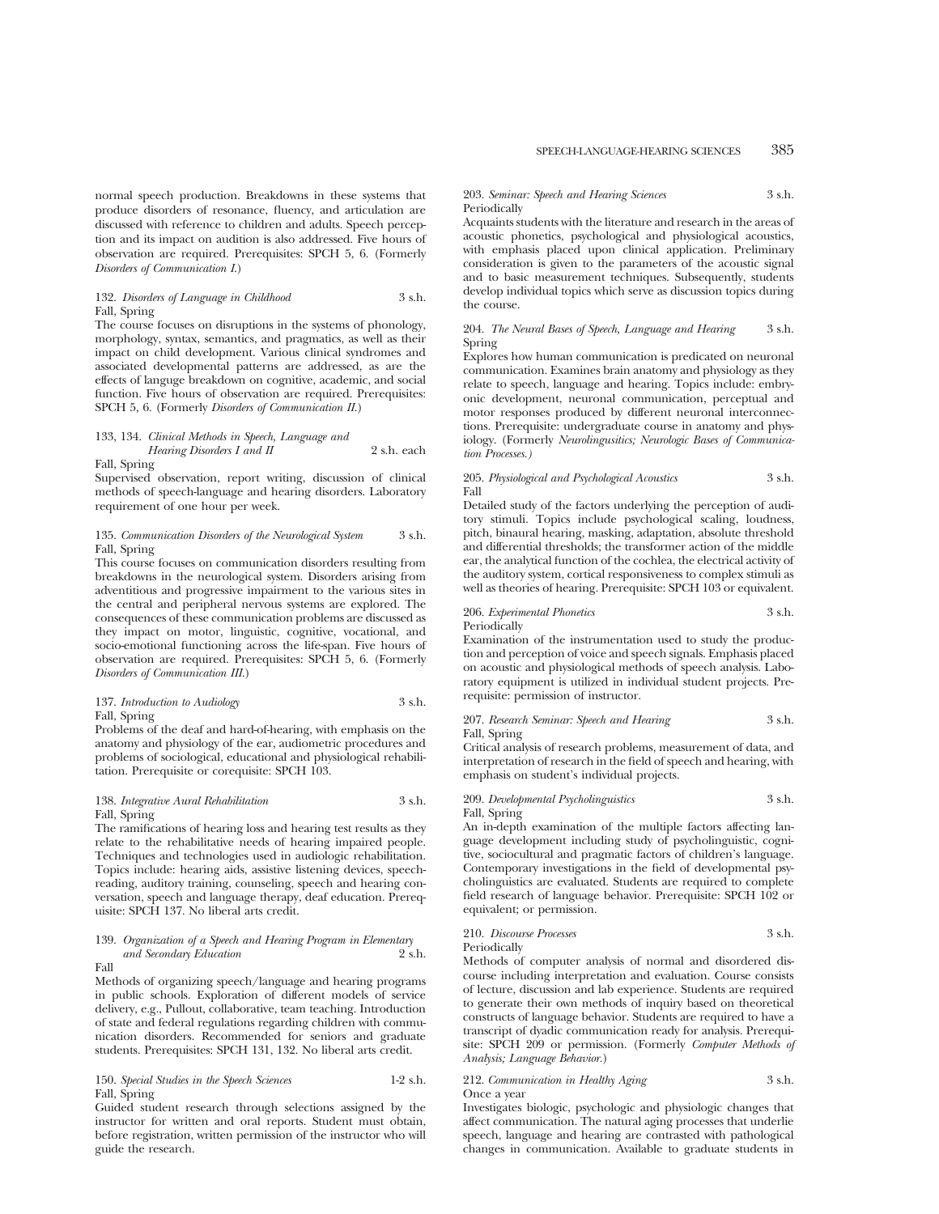normal speech production. Breakdowns in these systems that produce disorders of resonance, fluency, and articulation are discussed with reference to children and adults. Speech perception and its impact on audition is also addressed. Five hours of observation are required. Prerequisites: SPCH 5, 6. (Formerly *Disorders of Communication I.*)

132. *Disorders of Language in Childhood* 3 s.h.
Fall, Spring

The course focuses on disruptions in the systems of phonology, morphology, syntax, semantics, and pragmatics, as well as their impact on child development. Various clinical syndromes and associated developmental patterns are addressed, as are the effects of languge breakdown on cognitive, academic, and social function. Five hours of observation are required. Prerequisites: SPCH 5, 6. (Formerly *Disorders of Communication II.*)

133, 134. *Clinical Methods in Speech, Language and Hearing Disorders I and II* 2 s.h. each
Fall, Spring

Supervised observation, report writing, discussion of clinical methods of speech-language and hearing disorders. Laboratory requirement of one hour per week.

135. *Communication Disorders of the Neurological System* 3 s.h.
Fall, Spring

This course focuses on communication disorders resulting from breakdowns in the neurological system. Disorders arising from adventitious and progressive impairment to the various sites in the central and peripheral nervous systems are explored. The consequences of these communication problems are discussed as they impact on motor, linguistic, cognitive, vocational, and socio-emotional functioning across the life-span. Five hours of observation are required. Prerequisites: SPCH 5, 6. (Formerly *Disorders of Communication III.*)

137. *Introduction to Audiology* 3 s.h.
Fall, Spring

Problems of the deaf and hard-of-hearing, with emphasis on the anatomy and physiology of the ear, audiometric procedures and problems of sociological, educational and physiological rehabilitation. Prerequisite or corequisite: SPCH 103.

138. *Integrative Aural Rehabilitation* 3 s.h.
Fall, Spring

The ramifications of hearing loss and hearing test results as they relate to the rehabilitative needs of hearing impaired people. Techniques and technologies used in audiologic rehabilitation. Topics include: hearing aids, assistive listening devices, speechreading, auditory training, counseling, speech and hearing conversation, speech and language therapy, deaf education. Prerequisite: SPCH 137. No liberal arts credit.

139. *Organization of a Speech and Hearing Program in Elementary and Secondary Education* 2 s.h.
Fall

Methods of organizing speech/language and hearing programs in public schools. Exploration of different models of service delivery, e.g., Pullout, collaborative, team teaching. Introduction of state and federal regulations regarding children with communication disorders. Recommended for seniors and graduate students. Prerequisites: SPCH 131, 132. No liberal arts credit.

150. *Special Studies in the Speech Sciences* 1-2 s.h.
Fall, Spring

Guided student research through selections assigned by the instructor for written and oral reports. Student must obtain, before registration, written permission of the instructor who will guide the research.

203. *Seminar: Speech and Hearing Sciences* 3 s.h.
Periodically

Acquaints students with the literature and research in the areas of acoustic phonetics, psychological and physiological acoustics, with emphasis placed upon clinical application. Preliminary consideration is given to the parameters of the acoustic signal and to basic measurement techniques. Subsequently, students develop individual topics which serve as discussion topics during the course.

204. *The Neural Bases of Speech, Language and Hearing* 3 s.h.
Spring

Explores how human communication is predicated on neuronal communication. Examines brain anatomy and physiology as they relate to speech, language and hearing. Topics include: embryonic development, neuronal communication, perceptual and motor responses produced by different neuronal interconnections. Prerequisite: undergraduate course in anatomy and physiology. (Formerly *Neurolingusitics; Neurologic Bases of Communication Processes.)*

205. *Physiological and Psychological Acoustics* 3 s.h.
Fall

Detailed study of the factors underlying the perception of auditory stimuli. Topics include psychological scaling, loudness, pitch, binaural hearing, masking, adaptation, absolute threshold and differential thresholds; the transformer action of the middle ear, the analytical function of the cochlea, the electrical activity of the auditory system, cortical responsiveness to complex stimuli as well as theories of hearing. Prerequisite: SPCH 103 or equivalent.

206. *Experimental Phonetics* 3 s.h.
Periodically

Examination of the instrumentation used to study the production and perception of voice and speech signals. Emphasis placed on acoustic and physiological methods of speech analysis. Laboratory equipment is utilized in individual student projects. Prerequisite: permission of instructor.

207. *Research Seminar: Speech and Hearing* 3 s.h.
Fall, Spring

Critical analysis of research problems, measurement of data, and interpretation of research in the field of speech and hearing, with emphasis on student's individual projects.

209. *Developmental Psycholinguistics* 3 s.h.
Fall, Spring

An in-depth examination of the multiple factors affecting language development including study of psycholinguistic, cognitive, sociocultural and pragmatic factors of children's language. Contemporary investigations in the field of developmental psycholinguistics are evaluated. Students are required to complete field research of language behavior. Prerequisite: SPCH 102 or equivalent; or permission.

210. *Discourse Processes* 3 s.h.
Periodically

Methods of computer analysis of normal and disordered discourse including interpretation and evaluation. Course consists of lecture, discussion and lab experience. Students are required to generate their own methods of inquiry based on theoretical constructs of language behavior. Students are required to have a transcript of dyadic communication ready for analysis. Prerequisite: SPCH 209 or permission. (Formerly *Computer Methods of Analysis; Language Behavior.*)

212. *Communication in Healthy Aging* 3 s.h.
Once a year

Investigates biologic, psychologic and physiologic changes that affect communication. The natural aging processes that underlie speech, language and hearing are contrasted with pathological changes in communication. Available to graduate students in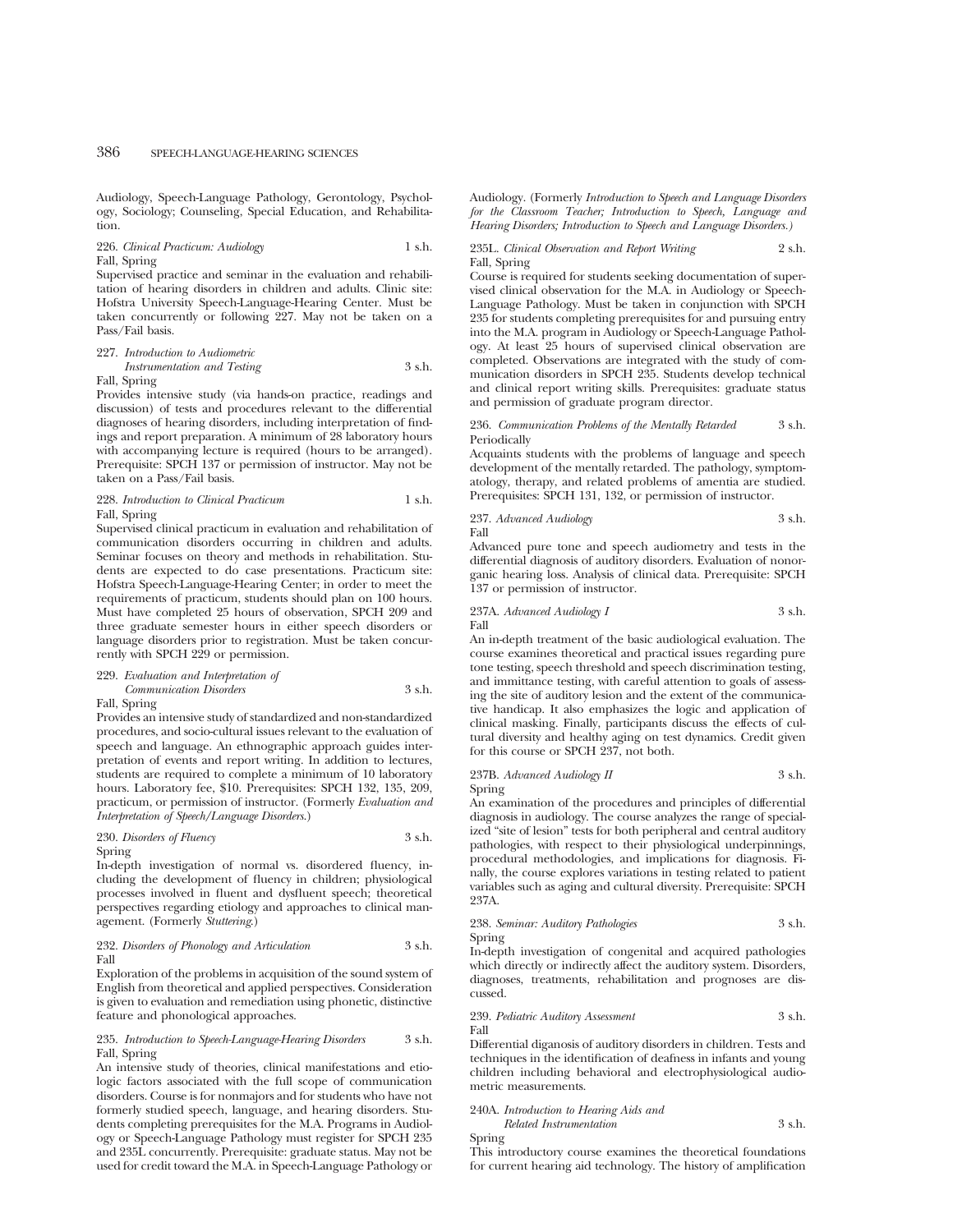Audiology, Speech-Language Pathology, Gerontology, Psychology, Sociology; Counseling, Special Education, and Rehabilitation.

226. *Clinical Practicum: Audiology* 1 s.h.
Fall, Spring
Supervised practice and seminar in the evaluation and rehabilitation of hearing disorders in children and adults. Clinic site: Hofstra University Speech-Language-Hearing Center. Must be taken concurrently or following 227. May not be taken on a Pass/Fail basis.

227. *Introduction to Audiometric Instrumentation and Testing* 3 s.h.
Fall, Spring
Provides intensive study (via hands-on practice, readings and discussion) of tests and procedures relevant to the differential diagnoses of hearing disorders, including interpretation of findings and report preparation. A minimum of 28 laboratory hours with accompanying lecture is required (hours to be arranged). Prerequisite: SPCH 137 or permission of instructor. May not be taken on a Pass/Fail basis.

228. *Introduction to Clinical Practicum* 1 s.h.
Fall, Spring
Supervised clinical practicum in evaluation and rehabilitation of communication disorders occurring in children and adults. Seminar focuses on theory and methods in rehabilitation. Students are expected to do case presentations. Practicum site: Hofstra Speech-Language-Hearing Center; in order to meet the requirements of practicum, students should plan on 100 hours. Must have completed 25 hours of observation, SPCH 209 and three graduate semester hours in either speech disorders or language disorders prior to registration. Must be taken concurrently with SPCH 229 or permission.

229. *Evaluation and Interpretation of Communication Disorders* 3 s.h.
Fall, Spring
Provides an intensive study of standardized and non-standardized procedures, and socio-cultural issues relevant to the evaluation of speech and language. An ethnographic approach guides interpretation of events and report writing. In addition to lectures, students are required to complete a minimum of 10 laboratory hours. Laboratory fee, $10. Prerequisites: SPCH 132, 135, 209, practicum, or permission of instructor. (Formerly *Evaluation and Interpretation of Speech/Language Disorders.*)

230. *Disorders of Fluency* 3 s.h.
Spring
In-depth investigation of normal vs. disordered fluency, including the development of fluency in children; physiological processes involved in fluent and dysfluent speech; theoretical perspectives regarding etiology and approaches to clinical management. (Formerly *Stuttering.*)

232. *Disorders of Phonology and Articulation* 3 s.h.
Fall
Exploration of the problems in acquisition of the sound system of English from theoretical and applied perspectives. Consideration is given to evaluation and remediation using phonetic, distinctive feature and phonological approaches.

235. *Introduction to Speech-Language-Hearing Disorders* 3 s.h.
Fall, Spring
An intensive study of theories, clinical manifestations and etiologic factors associated with the full scope of communication disorders. Course is for nonmajors and for students who have not formerly studied speech, language, and hearing disorders. Students completing prerequisites for the M.A. Programs in Audiology or Speech-Language Pathology must register for SPCH 235 and 235L concurrently. Prerequisite: graduate status. May not be used for credit toward the M.A. in Speech-Language Pathology or Audiology. (Formerly *Introduction to Speech and Language Disorders for the Classroom Teacher; Introduction to Speech, Language and Hearing Disorders; Introduction to Speech and Language Disorders.*)

235L. *Clinical Observation and Report Writing* 2 s.h.
Fall, Spring
Course is required for students seeking documentation of supervised clinical observation for the M.A. in Audiology or Speech-Language Pathology. Must be taken in conjunction with SPCH 235 for students completing prerequisites for and pursuing entry into the M.A. program in Audiology or Speech-Language Pathology. At least 25 hours of supervised clinical observation are completed. Observations are integrated with the study of communication disorders in SPCH 235. Students develop technical and clinical report writing skills. Prerequisites: graduate status and permission of graduate program director.

236. *Communication Problems of the Mentally Retarded* 3 s.h.
Periodically
Acquaints students with the problems of language and speech development of the mentally retarded. The pathology, symptomatology, therapy, and related problems of amentia are studied. Prerequisites: SPCH 131, 132, or permission of instructor.

237. *Advanced Audiology* 3 s.h.
Fall
Advanced pure tone and speech audiometry and tests in the differential diagnosis of auditory disorders. Evaluation of nonorganic hearing loss. Analysis of clinical data. Prerequisite: SPCH 137 or permission of instructor.

237A. *Advanced Audiology I* 3 s.h.
Fall
An in-depth treatment of the basic audiological evaluation. The course examines theoretical and practical issues regarding pure tone testing, speech threshold and speech discrimination testing, and immittance testing, with careful attention to goals of assessing the site of auditory lesion and the extent of the communicative handicap. It also emphasizes the logic and application of clinical masking. Finally, participants discuss the effects of cultural diversity and healthy aging on test dynamics. Credit given for this course or SPCH 237, not both.

237B. *Advanced Audiology II* 3 s.h.
Spring
An examination of the procedures and principles of differential diagnosis in audiology. The course analyzes the range of specialized "site of lesion" tests for both peripheral and central auditory pathologies, with respect to their physiological underpinnings, procedural methodologies, and implications for diagnosis. Finally, the course explores variations in testing related to patient variables such as aging and cultural diversity. Prerequisite: SPCH 237A.

238. *Seminar: Auditory Pathologies* 3 s.h.
Spring
In-depth investigation of congenital and acquired pathologies which directly or indirectly affect the auditory system. Disorders, diagnoses, treatments, rehabilitation and prognoses are discussed.

239. *Pediatric Auditory Assessment* 3 s.h.
Fall
Differential diganosis of auditory disorders in children. Tests and techniques in the identification of deafness in infants and young children including behavioral and electrophysiological audiometric measurements.

240A. *Introduction to Hearing Aids and Related Instrumentation* 3 s.h.
Spring
This introductory course examines the theoretical foundations for current hearing aid technology. The history of amplification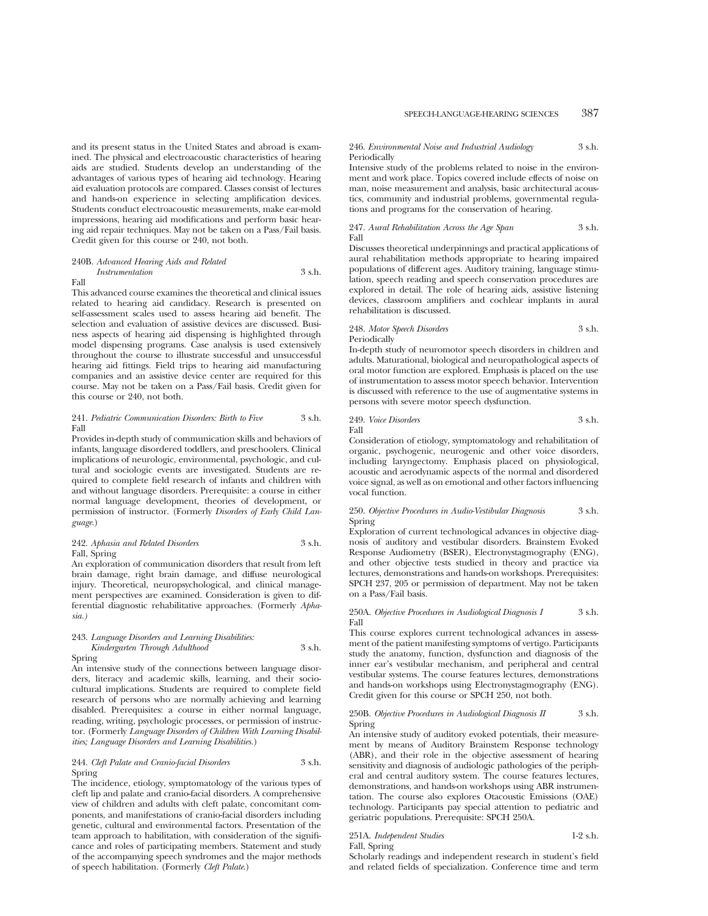and its present status in the United States and abroad is examined. The physical and electroacoustic characteristics of hearing aids are studied. Students develop an understanding of the advantages of various types of hearing aid technology. Hearing aid evaluation protocols are compared. Classes consist of lectures and hands-on experience in selecting amplification devices. Students conduct electroacoustic measurements, make ear-mold impressions, hearing aid modifications and perform basic hearing aid repair techniques. May not be taken on a Pass/Fail basis. Credit given for this course or 240, not both.

240B. *Advanced Hearing Aids and Related Instrumentation* 3 s.h.
Fall

This advanced course examines the theoretical and clinical issues related to hearing aid candidacy. Research is presented on self-assessment scales used to assess hearing aid benefit. The selection and evaluation of assistive devices are discussed. Business aspects of hearing aid dispensing is highlighted through model dispensing programs. Case analysis is used extensively throughout the course to illustrate successful and unsuccessful hearing aid fittings. Field trips to hearing aid manufacturing companies and an assistive device center are required for this course. May not be taken on a Pass/Fail basis. Credit given for this course or 240, not both.

241. *Pediatric Communication Disorders: Birth to Five* 3 s.h.
Fall

Provides in-depth study of communication skills and behaviors of infants, language disordered toddlers, and preschoolers. Clinical implications of neurologic, environmental, psychologic, and cultural and sociologic events are investigated. Students are required to complete field research of infants and children with and without language disorders. Prerequisite: a course in either normal language development, theories of development, or permission of instructor. (Formerly *Disorders of Early Child Language.*)

242. *Aphasia and Related Disorders* 3 s.h.
Fall, Spring

An exploration of communication disorders that result from left brain damage, right brain damage, and diffuse neurological injury. Theoretical, neuropsychological, and clinical management perspectives are examined. Consideration is given to differential diagnostic rehabilitative approaches. (Formerly *Aphasia.)*

243. *Language Disorders and Learning Disabilities: Kindergarten Through Adulthood* 3 s.h.
Spring

An intensive study of the connections between language disorders, literacy and academic skills, learning, and their sociocultural implications. Students are required to complete field research of persons who are normally achieving and learning disabled. Prerequisites: a course in either normal language, reading, writing, psychologic processes, or permission of instructor. (Formerly *Language Disorders of Children With Learning Disabilities; Language Disorders and Learning Disabilities.*)

244. *Cleft Palate and Cranio-facial Disorders* 3 s.h.
Spring

The incidence, etiology, symptomatology of the various types of cleft lip and palate and cranio-facial disorders. A comprehensive view of children and adults with cleft palate, concomitant components, and manifestations of cranio-facial disorders including genetic, cultural and environmental factors. Presentation of the team approach to habilitation, with consideration of the significance and roles of participating members. Statement and study of the accompanying speech syndromes and the major methods of speech habilitation. (Formerly *Cleft Palate.*)

246. *Environmental Noise and Industrial Audiology* 3 s.h.
Periodically

Intensive study of the problems related to noise in the environment and work place. Topics covered include effects of noise on man, noise measurement and analysis, basic architectural acoustics, community and industrial problems, governmental regulations and programs for the conservation of hearing.

247. *Aural Rehabilitation Across the Age Span* 3 s.h.
Fall

Discusses theoretical underpinnings and practical applications of aural rehabilitation methods appropriate to hearing impaired populations of different ages. Auditory training, language stimulation, speech reading and speech conservation procedures are explored in detail. The role of hearing aids, assistive listening devices, classroom amplifiers and cochlear implants in aural rehabilitation is discussed.

248. *Motor Speech Disorders* 3 s.h.
Periodically

In-depth study of neuromotor speech disorders in children and adults. Maturational, biological and neuropathological aspects of oral motor function are explored. Emphasis is placed on the use of instrumentation to assess motor speech behavior. Intervention is discussed with reference to the use of augmentative systems in persons with severe motor speech dysfunction.

249. *Voice Disorders* 3 s.h.
Fall

Consideration of etiology, symptomatology and rehabilitation of organic, psychogenic, neurogenic and other voice disorders, including laryngectomy. Emphasis placed on physiological, acoustic and aerodynamic aspects of the normal and disordered voice signal, as well as on emotional and other factors influencing vocal function.

250. *Objective Procedures in Audio-Vestibular Diagnosis* 3 s.h.
Spring

Exploration of current technological advances in objective diagnosis of auditory and vestibular disorders. Brainstem Evoked Response Audiometry (BSER), Electronystagmography (ENG), and other objective tests studied in theory and practice via lectures, demonstrations and hands-on workshops. Prerequisites: SPCH 237, 205 or permission of department. May not be taken on a Pass/Fail basis.

250A. *Objective Procedures in Audiological Diagnosis I* 3 s.h.
Fall

This course explores current technological advances in assessment of the patient manifesting symptoms of vertigo. Participants study the anatomy, function, dysfunction and diagnosis of the inner ear's vestibular mechanism, and peripheral and central vestibular systems. The course features lectures, demonstrations and hands-on workshops using Electronystagmography (ENG). Credit given for this course or SPCH 250, not both.

250B. *Objective Procedures in Audiological Diagnosis II* 3 s.h.
Spring

An intensive study of auditory evoked potentials, their measurement by means of Auditory Brainstem Response technology (ABR), and their role in the objective assessment of hearing sensitivity and diagnosis of audiologic pathologies of the peripheral and central auditory system. The course features lectures, demonstrations, and hands-on workshops using ABR instrumentation. The course also explores Otacoustic Emissions (OAE) technology. Participants pay special attention to pediatric and geriatric populations. Prerequisite: SPCH 250A.

251A. *Independent Studies* 1-2 s.h.
Fall, Spring

Scholarly readings and independent research in student's field and related fields of specialization. Conference time and term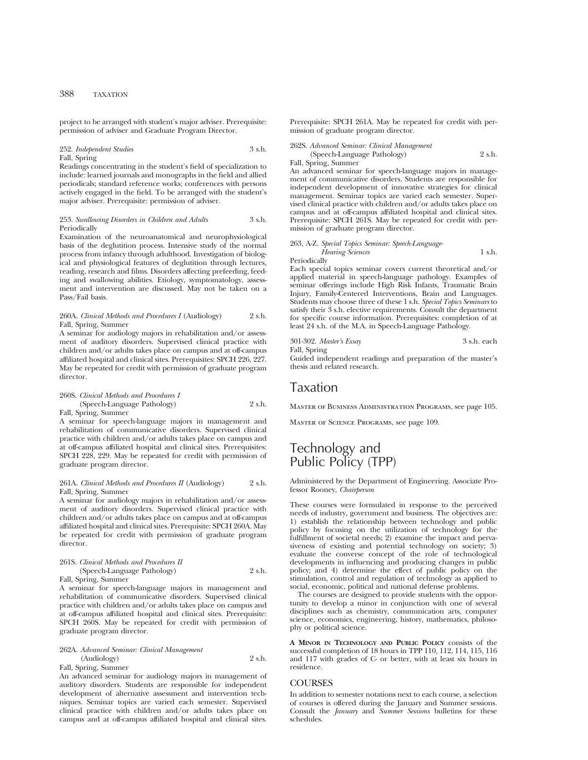project to be arranged with student's major adviser. Prerequisite: permission of adviser and Graduate Program Director.

252. *Independent Studies* 3 s.h.
Fall, Spring
Readings concentrating in the student's field of specialization to include: learned journals and monographs in the field and allied periodicals; standard reference works; conferences with persons actively engaged in the field. To be arranged with the student's major adviser. Prerequisite: permission of adviser.

253. *Swallowing Disorders in Children and Adults* 3 s.h.
Periodically
Examination of the neuroanatomical and neurophysiological basis of the deglutition process. Intensive study of the normal process from infancy through adulthood. Investigation of biological and physiological features of deglutition through lectures, reading, research and films. Disorders affecting prefeeding, feeding and swallowing abilities. Etiology, symptomatology, assessment and intervention are discussed. May not be taken on a Pass/Fail basis.

260A. *Clinical Methods and Procedures I* (Audiology) 2 s.h.
Fall, Spring, Summer
A seminar for audiology majors in rehabilitation and/or assessment of auditory disorders. Supervised clinical practice with children and/or adults takes place on campus and at off-campus affiliated hospital and clinical sites. Prerequisites: SPCH 226, 227. May be repeated for credit with permission of graduate program director.

260S. *Clinical Methods and Procedures I* (Speech-Language Pathology) 2 s.h.
Fall, Spring, Summer
A seminar for speech-language majors in management and rehabilitation of communicative disorders. Supervised clinical practice with children and/or adults takes place on campus and at off-campus affiliated hospital and clinical sites. Prerequisites: SPCH 228, 229. May be repeated for credit with permission of graduate program director.

261A. *Clinical Methods and Procedures II* (Audiology) 2 s.h.
Fall, Spring, Summer
A seminar for audiology majors in rehabilitation and/or assessment of auditory disorders. Supervised clinical practice with children and/or adults takes place on campus and at off-campus affiliated hospital and clinical sites. Prerequisite: SPCH 260A. May be repeated for credit with permission of graduate program director.

261S. *Clinical Methods and Procedures II* (Speech-Language Pathology) 2 s.h.
Fall, Spring, Summer
A seminar for speech-language majors in management and rehabilitation of communicative disorders. Supervised clinical practice with children and/or adults takes place on campus and at off-campus affiliated hospital and clinical sites. Prerequisite: SPCH 260S. May be repeated for credit with permission of graduate program director.

262A. *Advanced Seminar: Clinical Management* (Audiology) 2 s.h.
Fall, Spring, Summer
An advanced seminar for audiology majors in management of auditory disorders. Students are responsible for independent development of alternative assessment and intervention techniques. Seminar topics are varied each semester. Supervised clinical practice with children and/or adults takes place on campus and at off-campus affiliated hospital and clinical sites. Prerequisite: SPCH 261A. May be repeated for credit with permission of graduate program director.

262S. *Advanced Seminar: Clinical Management* (Speech-Language Pathology) 2 s.h.
Fall, Spring, Summer
An advanced seminar for speech-language majors in management of communicative disorders. Students are responsible for independent development of innovative strategies for clinical management. Seminar topics are varied each semester. Supervised clinical practice with children and/or adults takes place on campus and at off-campus affiliated hospital and clinical sites. Prerequisite: SPCH 261S. May be repeated for credit with permission of graduate program director.

263, A-Z. *Special Topics Seminar: Speech-Language-Hearing Sciences* 1 s.h.
Periodically
Each special topics seminar covers current theoretical and/or applied material in speech-language pathology. Examples of seminar offerings include High Risk Infants, Traumatic Brain Injury, Family-Centered Interventions, Brain and Languages. Students may choose three of these 1 s.h. *Special Topics Seminars* to satisfy their 3 s.h. elective requirements. Consult the department for specific course information. Prerequisites: completion of at least 24 s.h. of the M.A. in Speech-Language Pathology.

301-302. *Master's Essay* 3 s.h. each
Fall, Spring
Guided independent readings and preparation of the master's thesis and related research.

# Taxation

Master of Business Administration Programs, see page 105.

Master of Science Programs, see page 109.

# Technology and Public Policy (TPP)

Administered by the Department of Engineering. Associate Professor Rooney, *Chairperson*

These courses were formulated in response to the perceived needs of industry, government and business. The objectives are: 1) establish the relationship between technology and public policy by focusing on the utilization of technology for the fulfillment of societal needs; 2) examine the impact and pervasiveness of existing and potential technology on society; 3) evaluate the converse concept of the role of technological developments in influencing and producing changes in public policy; and 4) determine the effect of public policy on the stimulation, control and regulation of technology as applied to social, economic, political and national defense problems.

The courses are designed to provide students with the opportunity to develop a minor in conjunction with one of several disciplines such as chemistry, communication arts, computer science, economics, engineering, history, mathematics, philosophy or political science.

**A Minor in Technology and Public Policy** consists of the successful completion of 18 hours in TPP 110, 112, 114, 115, 116 and 117 with grades of C- or better, with at least six hours in residence.

## COURSES

In addition to semester notations next to each course, a selection of courses is offered during the January and Summer sessions. Consult the *January* and *Summer Sessions* bulletins for these schedules.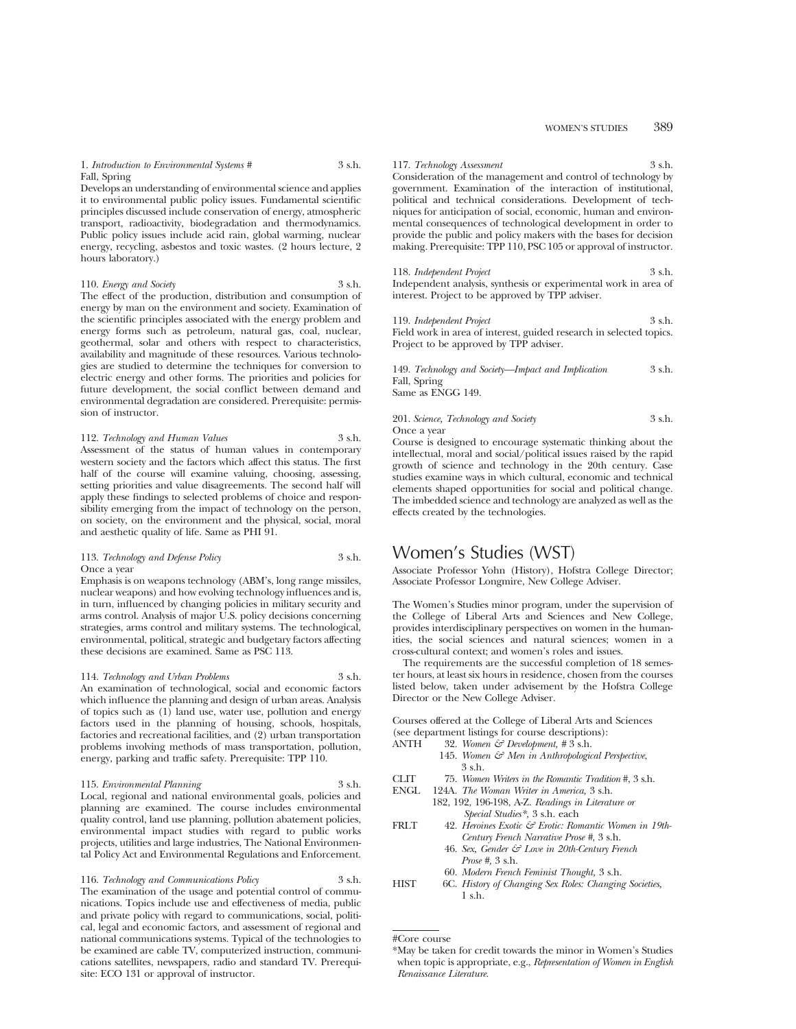1. *Introduction to Environmental Systems #* 3 s.h.
Fall, Spring
Develops an understanding of environmental science and applies it to environmental public policy issues. Fundamental scientific principles discussed include conservation of energy, atmospheric transport, radioactivity, biodegradation and thermodynamics. Public policy issues include acid rain, global warming, nuclear energy, recycling, asbestos and toxic wastes. (2 hours lecture, 2 hours laboratory.)

110. *Energy and Society* 3 s.h.
The effect of the production, distribution and consumption of energy by man on the environment and society. Examination of the scientific principles associated with the energy problem and energy forms such as petroleum, natural gas, coal, nuclear, geothermal, solar and others with respect to characteristics, availability and magnitude of these resources. Various technologies are studied to determine the techniques for conversion to electric energy and other forms. The priorities and policies for future development, the social conflict between demand and environmental degradation are considered. Prerequisite: permission of instructor.

112. *Technology and Human Values* 3 s.h.
Assessment of the status of human values in contemporary western society and the factors which affect this status. The first half of the course will examine valuing, choosing, assessing, setting priorities and value disagreements. The second half will apply these findings to selected problems of choice and responsibility emerging from the impact of technology on the person, on society, on the environment and the physical, social, moral and aesthetic quality of life. Same as PHI 91.

113. *Technology and Defense Policy* 3 s.h.
Once a year
Emphasis is on weapons technology (ABM's, long range missiles, nuclear weapons) and how evolving technology influences and is, in turn, influenced by changing policies in military security and arms control. Analysis of major U.S. policy decisions concerning strategies, arms control and military systems. The technological, environmental, political, strategic and budgetary factors affecting these decisions are examined. Same as PSC 113.

114. *Technology and Urban Problems* 3 s.h.
An examination of technological, social and economic factors which influence the planning and design of urban areas. Analysis of topics such as (1) land use, water use, pollution and energy factors used in the planning of housing, schools, hospitals, factories and recreational facilities, and (2) urban transportation problems involving methods of mass transportation, pollution, energy, parking and traffic safety. Prerequisite: TPP 110.

115. *Environmental Planning* 3 s.h.
Local, regional and national environmental goals, policies and planning are examined. The course includes environmental quality control, land use planning, pollution abatement policies, environmental impact studies with regard to public works projects, utilities and large industries, The National Environmental Policy Act and Environmental Regulations and Enforcement.

116. *Technology and Communications Policy* 3 s.h.
The examination of the usage and potential control of communications. Topics include use and effectiveness of media, public and private policy with regard to communications, social, political, legal and economic factors, and assessment of regional and national communications systems. Typical of the technologies to be examined are cable TV, computerized instruction, communications satellites, newspapers, radio and standard TV. Prerequisite: ECO 131 or approval of instructor.

117. *Technology Assessment* 3 s.h.
Consideration of the management and control of technology by government. Examination of the interaction of institutional, political and technical considerations. Development of techniques for anticipation of social, economic, human and environmental consequences of technological development in order to provide the public and policy makers with the bases for decision making. Prerequisite: TPP 110, PSC 105 or approval of instructor.

118. *Independent Project* 3 s.h.
Independent analysis, synthesis or experimental work in area of interest. Project to be approved by TPP adviser.

119. *Independent Project* 3 s.h.
Field work in area of interest, guided research in selected topics. Project to be approved by TPP adviser.

149. *Technology and Society—Impact and Implication* 3 s.h.
Fall, Spring
Same as ENGG 149.

201. *Science, Technology and Society* 3 s.h.
Once a year
Course is designed to encourage systematic thinking about the intellectual, moral and social/political issues raised by the rapid growth of science and technology in the 20th century. Case studies examine ways in which cultural, economic and technical elements shaped opportunities for social and political change. The imbedded science and technology are analyzed as well as the effects created by the technologies.

# Women's Studies (WST)

Associate Professor Yohn (History), Hofstra College Director; Associate Professor Longmire, New College Adviser.

The Women's Studies minor program, under the supervision of the College of Liberal Arts and Sciences and New College, provides interdisciplinary perspectives on women in the humanities, the social sciences and natural sciences; women in a cross-cultural context; and women's roles and issues.

The requirements are the successful completion of 18 semester hours, at least six hours in residence, chosen from the courses listed below, taken under advisement by the Hofstra College Director or the New College Adviser.

Courses offered at the College of Liberal Arts and Sciences (see department listings for course descriptions):

ANTH
- 32. *Women & Development,* # 3 s.h.
- 145. *Women & Men in Anthropological Perspective,* 3 s.h.

CLIT
- 75. *Women Writers in the Romantic Tradition* #, 3 s.h.

ENGL
- 124A. *The Woman Writer in America,* 3 s.h.
- 182, 192, 196-198, A-Z. *Readings in Literature or Special Studies*\*, 3 s.h. each

FRLT
- 42. *Heroines Exotic & Erotic: Romantic Women in 19th-Century French Narrative Prose* #, 3 s.h.
- 46. *Sex, Gender & Love in 20th-Century French Prose* #, 3 s.h.
- 60. *Modern French Feminist Thought,* 3 s.h.

HIST
- 6C. *History of Changing Sex Roles: Changing Societies,* 1 s.h.

---

#Core course

\*May be taken for credit towards the minor in Women's Studies when topic is appropriate, e.g., *Representation of Women in English Renaissance Literature.*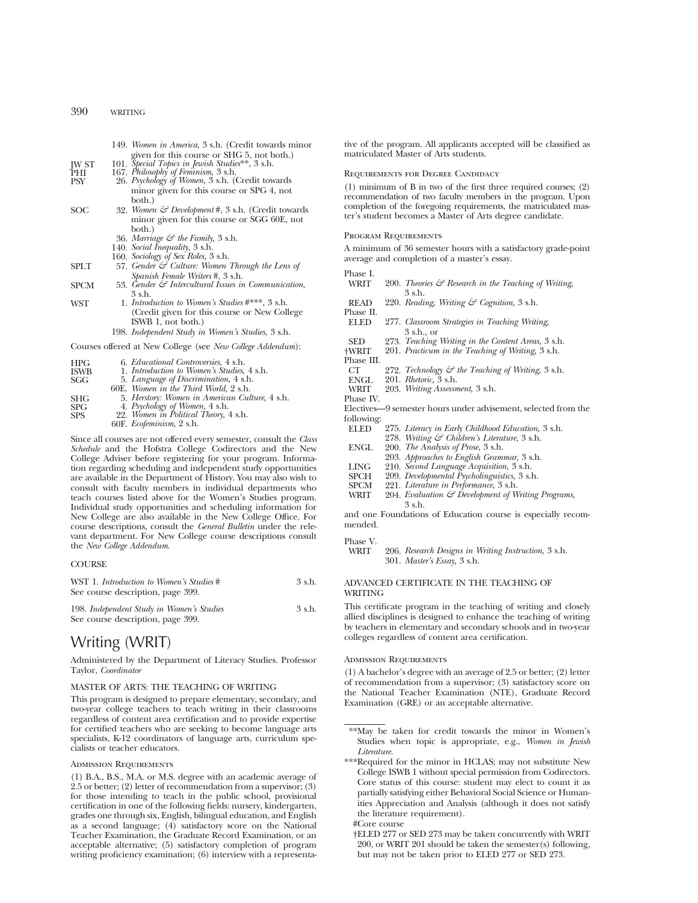| | | |
|---|---|---|
| | 149. | *Women in America,* 3 s.h. (Credit towards minor given for this course or SHG 5, not both.) |
| JW ST | 101. | *Special Topics in Jewish Studies*\*\*, 3 s.h. |
| PHI | 167. | *Philosophy of Feminism,* 3 s.h. |
| PSY | 26. | *Psychology of Women,* 3 s.h. (Credit towards minor given for this course or SPG 4, not both.) |
| SOC | 32. | *Women & Development* #, 3 s.h. (Credit towards minor given for this course or SGG 60E, not both.) |
| | 36. | *Marriage & the Family,* 3 s.h. |
| | 140. | *Social Inequality,* 3 s.h. |
| | 160. | *Sociology of Sex Roles,* 3 s.h. |
| SPLT | 57. | *Gender & Culture: Women Through the Lens of Spanish Female Writers* #, 3 s.h. |
| SPCM | 53. | *Gender & Intercultural Issues in Communication,* 3 s.h. |
| WST | 1. | *Introduction to Women's Studies* #\*\*\*, 3 s.h. (Credit given for this course or New College ISWB 1, not both.) |
| | 198. | *Independent Study in Women's Studies,* 3 s.h. |

Courses offered at New College (see *New College Addendum*):

| | | |
|---|---|---|
| HPG | 6. | *Educational Controversies,* 4 s.h. |
| ISWB | 1. | *Introduction to Women's Studies,* 4 s.h. |
| SGG | 5. | *Language of Discrimination,* 4 s.h. |
| | 60E. | *Women in the Third World,* 2 s.h. |
| SHG | 5. | *Herstory: Women in American Culture,* 4 s.h. |
| SPG | 4. | *Psychology of Women,* 4 s.h. |
| SPS | 22. | *Women in Political Theory,* 4 s.h. |
| | 60F. | *Ecofeminism,* 2 s.h. |

Since all courses are not offered every semester, consult the *Class Schedule* and the Hofstra College Codirectors and the New College Adviser before registering for your program. Information regarding scheduling and independent study opportunities are available in the Department of History. You may also wish to consult with faculty members in individual departments who teach courses listed above for the Women's Studies program. Individual study opportunities and scheduling information for New College are also available in the New College Office. For course descriptions, consult the *General Bulletin* under the relevant department. For New College course descriptions consult the *New College Addendum.*

### COURSE

WST 1. *Introduction to Women's Studies* # — 3 s.h.
See course description, page 399.

198. *Independent Study in Women's Studies* — 3 s.h.
See course description, page 399.

# Writing (WRIT)

Administered by the Department of Literacy Studies. Professor Taylor, *Coordinator*

## MASTER OF ARTS: THE TEACHING OF WRITING

This program is designed to prepare elementary, secondary, and two-year college teachers to teach writing in their classrooms regardless of content area certification and to provide expertise for certified teachers who are seeking to become language arts specialists, K-12 coordinators of language arts, curriculum specialists or teacher educators.

### Admission Requirements

(1) B.A., B.S., M.A. or M.S. degree with an academic average of 2.5 or better; (2) letter of recommendation from a supervisor; (3) for those intending to teach in the public school, provisional certification in one of the following fields: nursery, kindergarten, grades one through six, English, bilingual education, and English as a second language; (4) satisfactory score on the National Teacher Examination, the Graduate Record Examination, or an acceptable alternative; (5) satisfactory completion of program writing proficiency examination; (6) interview with a representative of the program. All applicants accepted will be classified as matriculated Master of Arts students.

### Requirements for Degree Candidacy

(1) minimum of B in two of the first three required courses; (2) recommendation of two faculty members in the program. Upon completion of the foregoing requirements, the matriculated master's student becomes a Master of Arts degree candidate.

### Program Requirements

A minimum of 36 semester hours with a satisfactory grade-point average and completion of a master's essay.

Phase I.

| | | |
|---|---|---|
| WRIT | 200. | *Theories & Research in the Teaching of Writing,* 3 s.h. |
| READ | 220. | *Reading, Writing & Cognition,* 3 s.h. |

Phase II.

| | | |
|---|---|---|
| ELED | 277. | *Classroom Strategies in Teaching Writing,* 3 s.h., or |
| SED | 273. | *Teaching Writing in the Content Areas,* 3 s.h. |
| †WRIT | 201. | *Practicum in the Teaching of Writing,* 3 s.h. |

Phase III.

| | | |
|---|---|---|
| CT | 272. | *Technology & the Teaching of Writing,* 3 s.h. |
| ENGL | 201. | *Rhetoric,* 3 s.h. |
| WRIT | 203. | *Writing Assessment,* 3 s.h. |

Phase IV.

Electives—9 semester hours under advisement, selected from the following:

| | | |
|---|---|---|
| ELED | 275. | *Literacy in Early Childhood Education,* 3 s.h. |
| | 278. | *Writing & Children's Literature,* 3 s.h. |
| ENGL | 200. | *The Analysis of Prose,* 3 s.h. |
| | 203. | *Approaches to English Grammar,* 3 s.h. |
| LING | 210. | *Second Language Acquisition,* 3 s.h. |
| SPCH | 209. | *Developmental Psycholinguistics,* 3 s.h. |
| SPCM | 221. | *Literature in Performance,* 3 s.h. |
| WRIT | 204. | *Evaluation & Development of Writing Programs,* 3 s.h. |

and one Foundations of Education course is especially recommended.

Phase V.

| | | |
|---|---|---|
| WRIT | 206. | *Research Designs in Writing Instruction,* 3 s.h. |
| | 301. | *Master's Essay,* 3 s.h. |

## ADVANCED CERTIFICATE IN THE TEACHING OF WRITING

This certificate program in the teaching of writing and closely allied disciplines is designed to enhance the teaching of writing by teachers in elementary and secondary schools and in two-year colleges regardless of content area certification.

### Admission Requirements

(1) A bachelor's degree with an average of 2.5 or better; (2) letter of recommendation from a supervisor; (3) satisfactory score on the National Teacher Examination (NTE), Graduate Record Examination (GRE) or an acceptable alternative.

---

\*\*May be taken for credit towards the minor in Women's Studies when topic is appropriate, e.g., *Women in Jewish Literature.*

\*\*\*Required for the minor in HCLAS; may not substitute New College ISWB 1 without special permission from Codirectors. Core status of this course: student may elect to count it as partially satisfying either Behavioral Social Science or Humanities Appreciation and Analysis (although it does not satisfy the literature requirement).

#Core course

†ELED 277 or SED 273 may be taken concurrently with WRIT 200, or WRIT 201 should be taken the semester(s) following, but may not be taken prior to ELED 277 or SED 273.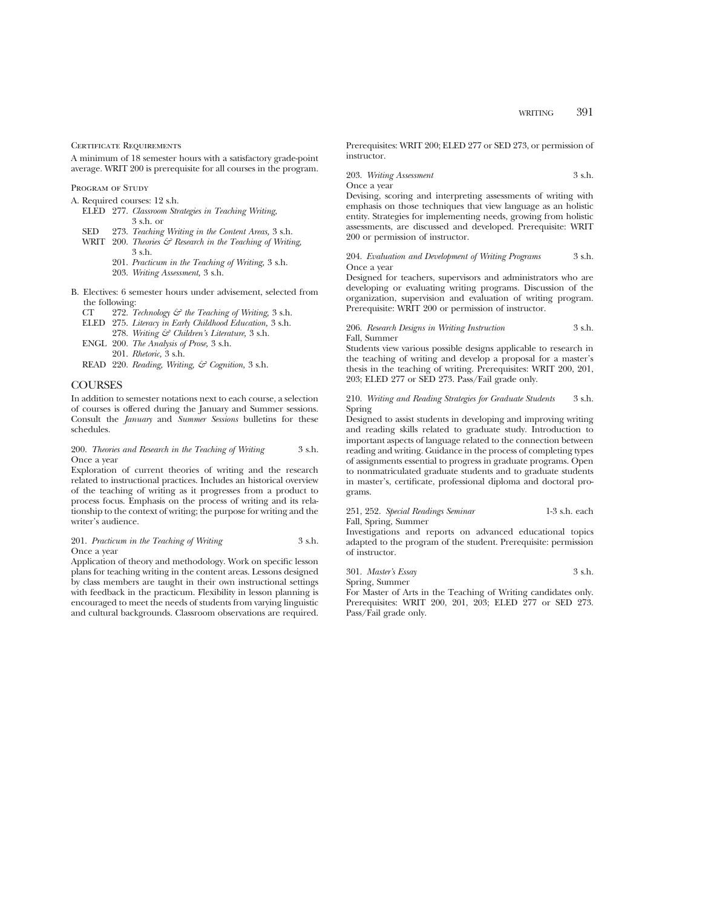### Certificate Requirements

A minimum of 18 semester hours with a satisfactory grade-point average. WRIT 200 is prerequisite for all courses in the program.

### Program of Study

A. Required courses: 12 s.h.
- ELED 277. *Classroom Strategies in Teaching Writing,* 3 s.h. or
- SED 273. *Teaching Writing in the Content Areas,* 3 s.h.
- WRIT 200. *Theories & Research in the Teaching of Writing,* 3 s.h.
- 201. *Practicum in the Teaching of Writing,* 3 s.h.
- 203. *Writing Assessment,* 3 s.h.

B. Electives: 6 semester hours under advisement, selected from the following:
- CT 272. *Technology & the Teaching of Writing,* 3 s.h.
- ELED 275. *Literacy in Early Childhood Education,* 3 s.h.
- 278. *Writing & Children's Literature,* 3 s.h.
- ENGL 200. *The Analysis of Prose,* 3 s.h.
- 201. *Rhetoric,* 3 s.h.
- READ 220. *Reading, Writing, & Cognition,* 3 s.h.

## COURSES

In addition to semester notations next to each course, a selection of courses is offered during the January and Summer sessions. Consult the *January* and *Summer Sessions* bulletins for these schedules.

200. *Theories and Research in the Teaching of Writing* 3 s.h.
Once a year
Exploration of current theories of writing and the research related to instructional practices. Includes an historical overview of the teaching of writing as it progresses from a product to process focus. Emphasis on the process of writing and its relationship to the context of writing; the purpose for writing and the writer's audience.

201. *Practicum in the Teaching of Writing* 3 s.h.
Once a year
Application of theory and methodology. Work on specific lesson plans for teaching writing in the content areas. Lessons designed by class members are taught in their own instructional settings with feedback in the practicum. Flexibility in lesson planning is encouraged to meet the needs of students from varying linguistic and cultural backgrounds. Classroom observations are required. Prerequisites: WRIT 200; ELED 277 or SED 273, or permission of instructor.

203. *Writing Assessment* 3 s.h.
Once a year
Devising, scoring and interpreting assessments of writing with emphasis on those techniques that view language as an holistic entity. Strategies for implementing needs, growing from holistic assessments, are discussed and developed. Prerequisite: WRIT 200 or permission of instructor.

204. *Evaluation and Development of Writing Programs* 3 s.h.
Once a year
Designed for teachers, supervisors and administrators who are developing or evaluating writing programs. Discussion of the organization, supervision and evaluation of writing program. Prerequisite: WRIT 200 or permission of instructor.

206. *Research Designs in Writing Instruction* 3 s.h.
Fall, Summer
Students view various possible designs applicable to research in the teaching of writing and develop a proposal for a master's thesis in the teaching of writing. Prerequisites: WRIT 200, 201, 203; ELED 277 or SED 273. Pass/Fail grade only.

210. *Writing and Reading Strategies for Graduate Students* 3 s.h.
Spring
Designed to assist students in developing and improving writing and reading skills related to graduate study. Introduction to important aspects of language related to the connection between reading and writing. Guidance in the process of completing types of assignments essential to progress in graduate programs. Open to nonmatriculated graduate students and to graduate students in master's, certificate, professional diploma and doctoral programs.

251, 252. *Special Readings Seminar* 1-3 s.h. each
Fall, Spring, Summer
Investigations and reports on advanced educational topics adapted to the program of the student. Prerequisite: permission of instructor.

301. *Master's Essay* 3 s.h.
Spring, Summer
For Master of Arts in the Teaching of Writing candidates only. Prerequisites: WRIT 200, 201, 203; ELED 277 or SED 273. Pass/Fail grade only.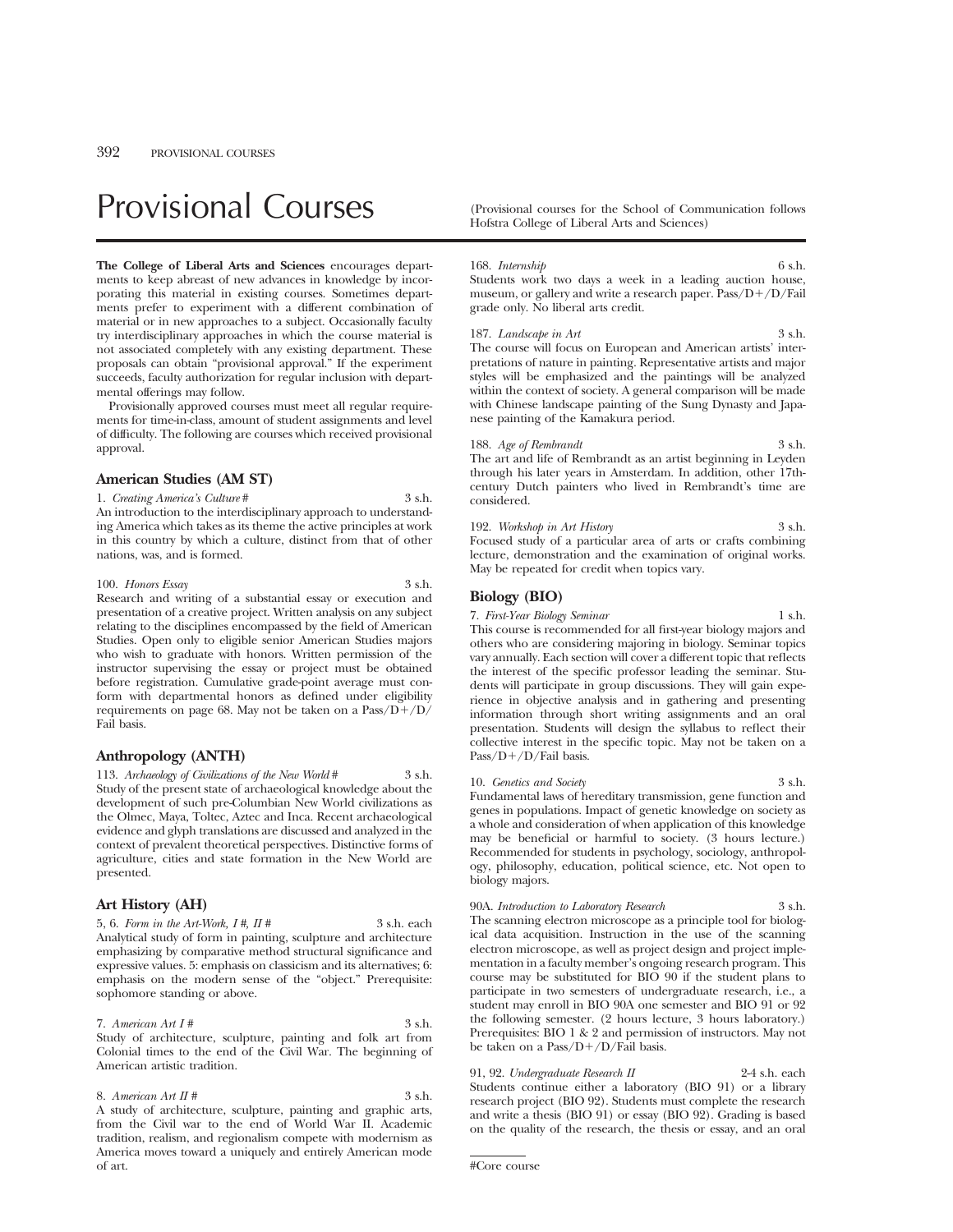# Provisional Courses

(Provisional courses for the School of Communication follows Hofstra College of Liberal Arts and Sciences)

**The College of Liberal Arts and Sciences** encourages departments to keep abreast of new advances in knowledge by incorporating this material in existing courses. Sometimes departments prefer to experiment with a different combination of material or in new approaches to a subject. Occasionally faculty try interdisciplinary approaches in which the course material is not associated completely with any existing department. These proposals can obtain "provisional approval." If the experiment succeeds, faculty authorization for regular inclusion with departmental offerings may follow.

Provisionally approved courses must meet all regular requirements for time-in-class, amount of student assignments and level of difficulty. The following are courses which received provisional approval.

### American Studies (AM ST)

1. *Creating America's Culture* # 3 s.h.
An introduction to the interdisciplinary approach to understanding America which takes as its theme the active principles at work in this country by which a culture, distinct from that of other nations, was, and is formed.

100. *Honors Essay* 3 s.h.
Research and writing of a substantial essay or execution and presentation of a creative project. Written analysis on any subject relating to the disciplines encompassed by the field of American Studies. Open only to eligible senior American Studies majors who wish to graduate with honors. Written permission of the instructor supervising the essay or project must be obtained before registration. Cumulative grade-point average must conform with departmental honors as defined under eligibility requirements on page 68. May not be taken on a Pass/D+/D/Fail basis.

### Anthropology (ANTH)

113. *Archaeology of Civilizations of the New World* # 3 s.h.
Study of the present state of archaeological knowledge about the development of such pre-Columbian New World civilizations as the Olmec, Maya, Toltec, Aztec and Inca. Recent archaeological evidence and glyph translations are discussed and analyzed in the context of prevalent theoretical perspectives. Distinctive forms of agriculture, cities and state formation in the New World are presented.

### Art History (AH)

5, 6. *Form in the Art-Work, I #, II #* 3 s.h. each
Analytical study of form in painting, sculpture and architecture emphasizing by comparative method structural significance and expressive values. 5: emphasis on classicism and its alternatives; 6: emphasis on the modern sense of the "object." Prerequisite: sophomore standing or above.

7. *American Art I* # 3 s.h.
Study of architecture, sculpture, painting and folk art from Colonial times to the end of the Civil War. The beginning of American artistic tradition.

8. *American Art II* # 3 s.h.
A study of architecture, sculpture, painting and graphic arts, from the Civil war to the end of World War II. Academic tradition, realism, and regionalism compete with modernism as America moves toward a uniquely and entirely American mode of art.

168. *Internship* 6 s.h.
Students work two days a week in a leading auction house, museum, or gallery and write a research paper. Pass/D+/D/Fail grade only. No liberal arts credit.

187. *Landscape in Art* 3 s.h.
The course will focus on European and American artists' interpretations of nature in painting. Representative artists and major styles will be emphasized and the paintings will be analyzed within the context of society. A general comparison will be made with Chinese landscape painting of the Sung Dynasty and Japanese painting of the Kamakura period.

188. *Age of Rembrandt* 3 s.h.
The art and life of Rembrandt as an artist beginning in Leyden through his later years in Amsterdam. In addition, other 17th-century Dutch painters who lived in Rembrandt's time are considered.

192. *Workshop in Art History* 3 s.h.
Focused study of a particular area of arts or crafts combining lecture, demonstration and the examination of original works. May be repeated for credit when topics vary.

### Biology (BIO)

7. *First-Year Biology Seminar* 1 s.h.
This course is recommended for all first-year biology majors and others who are considering majoring in biology. Seminar topics vary annually. Each section will cover a different topic that reflects the interest of the specific professor leading the seminar. Students will participate in group discussions. They will gain experience in objective analysis and in gathering and presenting information through short writing assignments and an oral presentation. Students will design the syllabus to reflect their collective interest in the specific topic. May not be taken on a Pass/D+/D/Fail basis.

10. *Genetics and Society* 3 s.h.
Fundamental laws of hereditary transmission, gene function and genes in populations. Impact of genetic knowledge on society as a whole and consideration of when application of this knowledge may be beneficial or harmful to society. (3 hours lecture.) Recommended for students in psychology, sociology, anthropology, philosophy, education, political science, etc. Not open to biology majors.

90A. *Introduction to Laboratory Research* 3 s.h.
The scanning electron microscope as a principle tool for biological data acquisition. Instruction in the use of the scanning electron microscope, as well as project design and project implementation in a faculty member's ongoing research program. This course may be substituted for BIO 90 if the student plans to participate in two semesters of undergraduate research, i.e., a student may enroll in BIO 90A one semester and BIO 91 or 92 the following semester. (2 hours lecture, 3 hours laboratory.) Prerequisites: BIO 1 & 2 and permission of instructors. May not be taken on a Pass/D+/D/Fail basis.

91, 92. *Undergraduate Research II* 2-4 s.h. each
Students continue either a laboratory (BIO 91) or a library research project (BIO 92). Students must complete the research and write a thesis (BIO 91) or essay (BIO 92). Grading is based on the quality of the research, the thesis or essay, and an oral

#Core course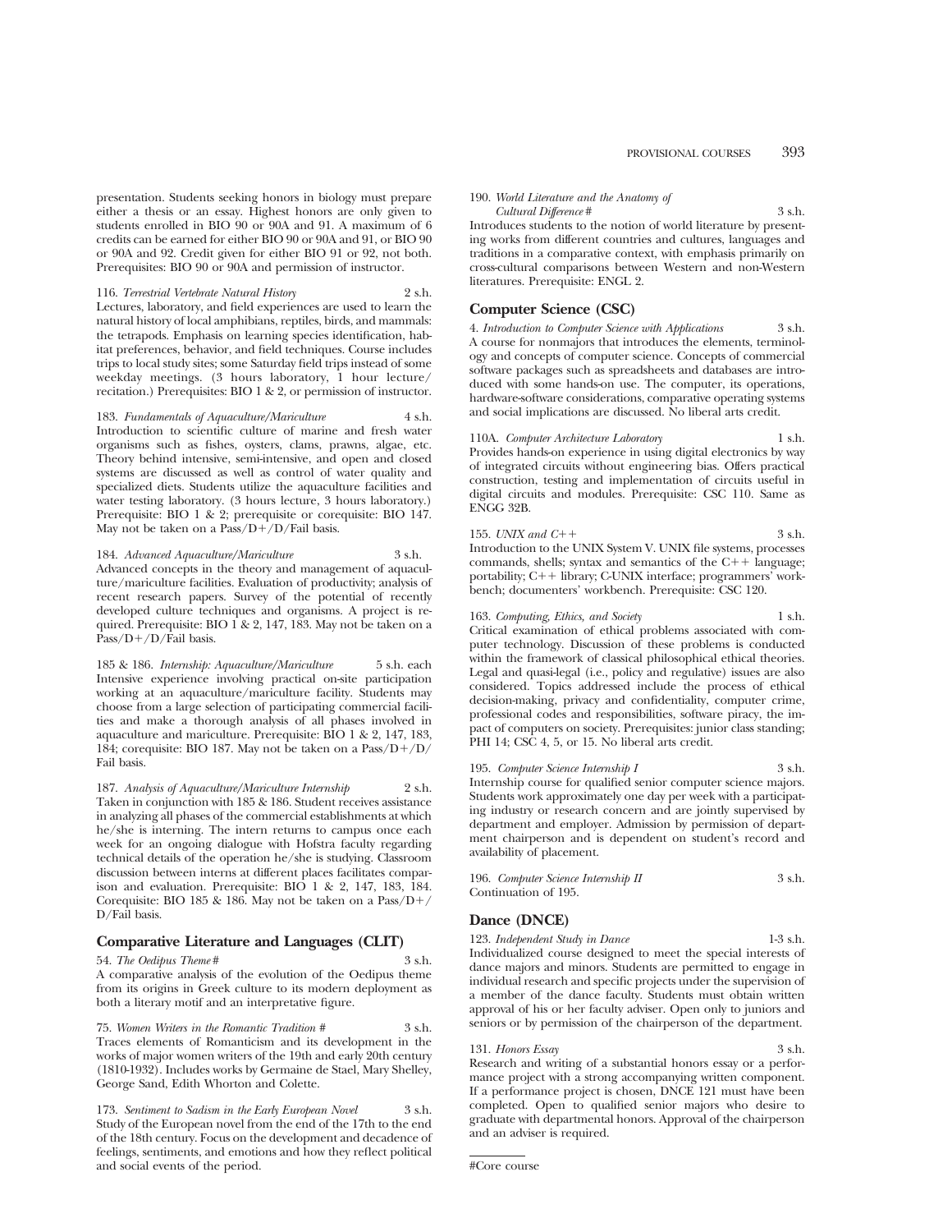presentation. Students seeking honors in biology must prepare either a thesis or an essay. Highest honors are only given to students enrolled in BIO 90 or 90A and 91. A maximum of 6 credits can be earned for either BIO 90 or 90A and 91, or BIO 90 or 90A and 92. Credit given for either BIO 91 or 92, not both. Prerequisites: BIO 90 or 90A and permission of instructor.

116. *Terrestrial Vertebrate Natural History* 2 s.h.
Lectures, laboratory, and field experiences are used to learn the natural history of local amphibians, reptiles, birds, and mammals: the tetrapods. Emphasis on learning species identification, habitat preferences, behavior, and field techniques. Course includes trips to local study sites; some Saturday field trips instead of some weekday meetings. (3 hours laboratory, 1 hour lecture/recitation.) Prerequisites: BIO 1 & 2, or permission of instructor.

183. *Fundamentals of Aquaculture/Mariculture* 4 s.h.
Introduction to scientific culture of marine and fresh water organisms such as fishes, oysters, clams, prawns, algae, etc. Theory behind intensive, semi-intensive, and open and closed systems are discussed as well as control of water quality and specialized diets. Students utilize the aquaculture facilities and water testing laboratory. (3 hours lecture, 3 hours laboratory.) Prerequisite: BIO 1 & 2; prerequisite or corequisite: BIO 147. May not be taken on a Pass/D+/D/Fail basis.

184. *Advanced Aquaculture/Mariculture* 3 s.h.
Advanced concepts in the theory and management of aquaculture/mariculture facilities. Evaluation of productivity; analysis of recent research papers. Survey of the potential of recently developed culture techniques and organisms. A project is required. Prerequisite: BIO 1 & 2, 147, 183. May not be taken on a Pass/D+/D/Fail basis.

185 & 186. *Internship: Aquaculture/Mariculture* 5 s.h. each
Intensive experience involving practical on-site participation working at an aquaculture/mariculture facility. Students may choose from a large selection of participating commercial facilities and make a thorough analysis of all phases involved in aquaculture and mariculture. Prerequisite: BIO 1 & 2, 147, 183, 184; corequisite: BIO 187. May not be taken on a Pass/D+/D/Fail basis.

187. *Analysis of Aquaculture/Mariculture Internship* 2 s.h.
Taken in conjunction with 185 & 186. Student receives assistance in analyzing all phases of the commercial establishments at which he/she is interning. The intern returns to campus once each week for an ongoing dialogue with Hofstra faculty regarding technical details of the operation he/she is studying. Classroom discussion between interns at different places facilitates comparison and evaluation. Prerequisite: BIO 1 & 2, 147, 183, 184. Corequisite: BIO 185 & 186. May not be taken on a Pass/D+/D/Fail basis.

## Comparative Literature and Languages (CLIT)

54. *The Oedipus Theme* # 3 s.h.
A comparative analysis of the evolution of the Oedipus theme from its origins in Greek culture to its modern deployment as both a literary motif and an interpretative figure.

75. *Women Writers in the Romantic Tradition* # 3 s.h.
Traces elements of Romanticism and its development in the works of major women writers of the 19th and early 20th century (1810-1932). Includes works by Germaine de Stael, Mary Shelley, George Sand, Edith Whorton and Colette.

173. *Sentiment to Sadism in the Early European Novel* 3 s.h.
Study of the European novel from the end of the 17th to the end of the 18th century. Focus on the development and decadence of feelings, sentiments, and emotions and how they reflect political and social events of the period.

190. *World Literature and the Anatomy of Cultural Difference* # 3 s.h.
Introduces students to the notion of world literature by presenting works from different countries and cultures, languages and traditions in a comparative context, with emphasis primarily on cross-cultural comparisons between Western and non-Western literatures. Prerequisite: ENGL 2.

## Computer Science (CSC)

4. *Introduction to Computer Science with Applications* 3 s.h.
A course for nonmajors that introduces the elements, terminology and concepts of computer science. Concepts of commercial software packages such as spreadsheets and databases are introduced with some hands-on use. The computer, its operations, hardware-software considerations, comparative operating systems and social implications are discussed. No liberal arts credit.

110A. *Computer Architecture Laboratory* 1 s.h.
Provides hands-on experience in using digital electronics by way of integrated circuits without engineering bias. Offers practical construction, testing and implementation of circuits useful in digital circuits and modules. Prerequisite: CSC 110. Same as ENGG 32B.

155. *UNIX and C++* 3 s.h.
Introduction to the UNIX System V. UNIX file systems, processes commands, shells; syntax and semantics of the C++ language; portability; C++ library; C-UNIX interface; programmers' workbench; documenters' workbench. Prerequisite: CSC 120.

163. *Computing, Ethics, and Society* 1 s.h.
Critical examination of ethical problems associated with computer technology. Discussion of these problems is conducted within the framework of classical philosophical ethical theories. Legal and quasi-legal (i.e., policy and regulative) issues are also considered. Topics addressed include the process of ethical decision-making, privacy and confidentiality, computer crime, professional codes and responsibilities, software piracy, the impact of computers on society. Prerequisites: junior class standing; PHI 14; CSC 4, 5, or 15. No liberal arts credit.

195. *Computer Science Internship I* 3 s.h.
Internship course for qualified senior computer science majors. Students work approximately one day per week with a participating industry or research concern and are jointly supervised by department and employer. Admission by permission of department chairperson and is dependent on student's record and availability of placement.

196. *Computer Science Internship II* 3 s.h.
Continuation of 195.

## Dance (DNCE)

123. *Independent Study in Dance* 1-3 s.h.
Individualized course designed to meet the special interests of dance majors and minors. Students are permitted to engage in individual research and specific projects under the supervision of a member of the dance faculty. Students must obtain written approval of his or her faculty adviser. Open only to juniors and seniors or by permission of the chairperson of the department.

131. *Honors Essay* 3 s.h.
Research and writing of a substantial honors essay or a performance project with a strong accompanying written component. If a performance project is chosen, DNCE 121 must have been completed. Open to qualified senior majors who desire to graduate with departmental honors. Approval of the chairperson and an adviser is required.

#Core course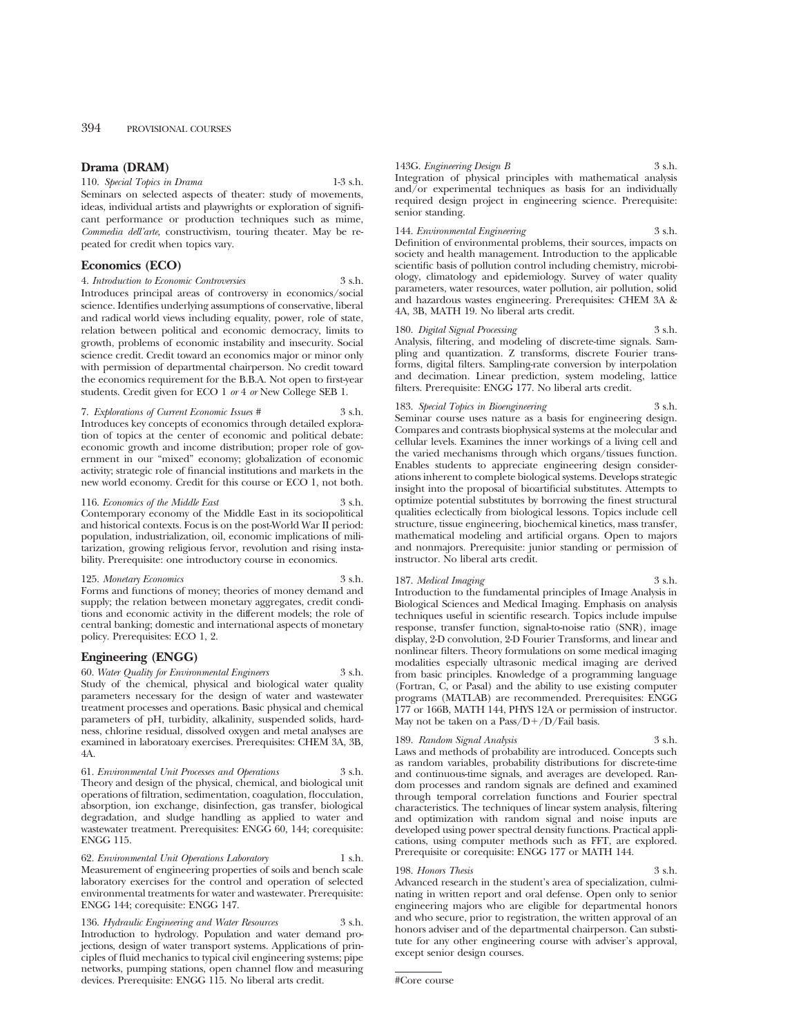## Drama (DRAM)

110. *Special Topics in Drama* 1-3 s.h.
Seminars on selected aspects of theater: study of movements, ideas, individual artists and playwrights or exploration of significant performance or production techniques such as mime, *Commedia dell'arte*, constructivism, touring theater. May be repeated for credit when topics vary.

## Economics (ECO)

4. *Introduction to Economic Controversies* 3 s.h.
Introduces principal areas of controversy in economics/social science. Identifies underlying assumptions of conservative, liberal and radical world views including equality, power, role of state, relation between political and economic democracy, limits to growth, problems of economic instability and insecurity. Social science credit. Credit toward an economics major or minor only with permission of departmental chairperson. No credit toward the economics requirement for the B.B.A. Not open to first-year students. Credit given for ECO 1 *or* 4 *or* New College SEB 1.

7. *Explorations of Current Economic Issues #* 3 s.h.
Introduces key concepts of economics through detailed exploration of topics at the center of economic and political debate: economic growth and income distribution; proper role of government in our "mixed" economy; globalization of economic activity; strategic role of financial institutions and markets in the new world economy. Credit for this course or ECO 1, not both.

116. *Economics of the Middle East* 3 s.h.
Contemporary economy of the Middle East in its sociopolitical and historical contexts. Focus is on the post-World War II period: population, industrialization, oil, economic implications of militarization, growing religious fervor, revolution and rising instability. Prerequisite: one introductory course in economics.

125. *Monetary Economics* 3 s.h.
Forms and functions of money; theories of money demand and supply; the relation between monetary aggregates, credit conditions and economic activity in the different models; the role of central banking; domestic and international aspects of monetary policy. Prerequisites: ECO 1, 2.

## Engineering (ENGG)

60. *Water Quality for Environmental Engineers* 3 s.h.
Study of the chemical, physical and biological water quality parameters necessary for the design of water and wastewater treatment processes and operations. Basic physical and chemical parameters of pH, turbidity, alkalinity, suspended solids, hardness, chlorine residual, dissolved oxygen and metal analyses are examined in laboratoary exercises. Prerequisites: CHEM 3A, 3B, 4A.

61. *Environmental Unit Processes and Operations* 3 s.h.
Theory and design of the physical, chemical, and biological unit operations of filtration, sedimentation, coagulation, flocculation, absorption, ion exchange, disinfection, gas transfer, biological degradation, and sludge handling as applied to water and wastewater treatment. Prerequisites: ENGG 60, 144; corequisite: ENGG 115.

62. *Environmental Unit Operations Laboratory* 1 s.h.
Measurement of engineering properties of soils and bench scale laboratory exercises for the control and operation of selected environmental treatments for water and wastewater. Prerequisite: ENGG 144; corequisite: ENGG 147.

136. *Hydraulic Engineering and Water Resources* 3 s.h.
Introduction to hydrology. Population and water demand projections, design of water transport systems. Applications of principles of fluid mechanics to typical civil engineering systems; pipe networks, pumping stations, open channel flow and measuring devices. Prerequisite: ENGG 115. No liberal arts credit.

143G. *Engineering Design B* 3 s.h.
Integration of physical principles with mathematical analysis and/or experimental techniques as basis for an individually required design project in engineering science. Prerequisite: senior standing.

144. *Environmental Engineering* 3 s.h.
Definition of environmental problems, their sources, impacts on society and health management. Introduction to the applicable scientific basis of pollution control including chemistry, microbiology, climatology and epidemiology. Survey of water quality parameters, water resources, water pollution, air pollution, solid and hazardous wastes engineering. Prerequisites: CHEM 3A & 4A, 3B, MATH 19. No liberal arts credit.

180. *Digital Signal Processing* 3 s.h.
Analysis, filtering, and modeling of discrete-time signals. Sampling and quantization. Z transforms, discrete Fourier transforms, digital filters. Sampling-rate conversion by interpolation and decimation. Linear prediction, system modeling, lattice filters. Prerequisite: ENGG 177. No liberal arts credit.

183. *Special Topics in Bioengineering* 3 s.h.
Seminar course uses nature as a basis for engineering design. Compares and contrasts biophysical systems at the molecular and cellular levels. Examines the inner workings of a living cell and the varied mechanisms through which organs/tissues function. Enables students to appreciate engineering design considerations inherent to complete biological systems. Develops strategic insight into the proposal of bioartificial substitutes. Attempts to optimize potential substitutes by borrowing the finest structural qualities eclectically from biological lessons. Topics include cell structure, tissue engineering, biochemical kinetics, mass transfer, mathematical modeling and artificial organs. Open to majors and nonmajors. Prerequisite: junior standing or permission of instructor. No liberal arts credit.

187. *Medical Imaging* 3 s.h.
Introduction to the fundamental principles of Image Analysis in Biological Sciences and Medical Imaging. Emphasis on analysis techniques useful in scientific research. Topics include impulse response, transfer function, signal-to-noise ratio (SNR), image display, 2-D convolution, 2-D Fourier Transforms, and linear and nonlinear filters. Theory formulations on some medical imaging modalities especially ultrasonic medical imaging are derived from basic principles. Knowledge of a programming language (Fortran, C, or Pasal) and the ability to use existing computer programs (MATLAB) are recommended. Prerequisites: ENGG 177 or 166B, MATH 144, PHYS 12A or permission of instructor. May not be taken on a Pass/D+/D/Fail basis.

189. *Random Signal Analysis* 3 s.h.
Laws and methods of probability are introduced. Concepts such as random variables, probability distributions for discrete-time and continuous-time signals, and averages are developed. Random processes and random signals are defined and examined through temporal correlation functions and Fourier spectral characteristics. The techniques of linear system analysis, filtering and optimization with random signal and noise inputs are developed using power spectral density functions. Practical applications, using computer methods such as FFT, are explored. Prerequisite or corequisite: ENGG 177 or MATH 144.

198. *Honors Thesis* 3 s.h.
Advanced research in the student's area of specialization, culminating in written report and oral defense. Open only to senior engineering majors who are eligible for departmental honors and who secure, prior to registration, the written approval of an honors adviser and of the departmental chairperson. Can substitute for any other engineering course with adviser's approval, except senior design courses.

---

#Core course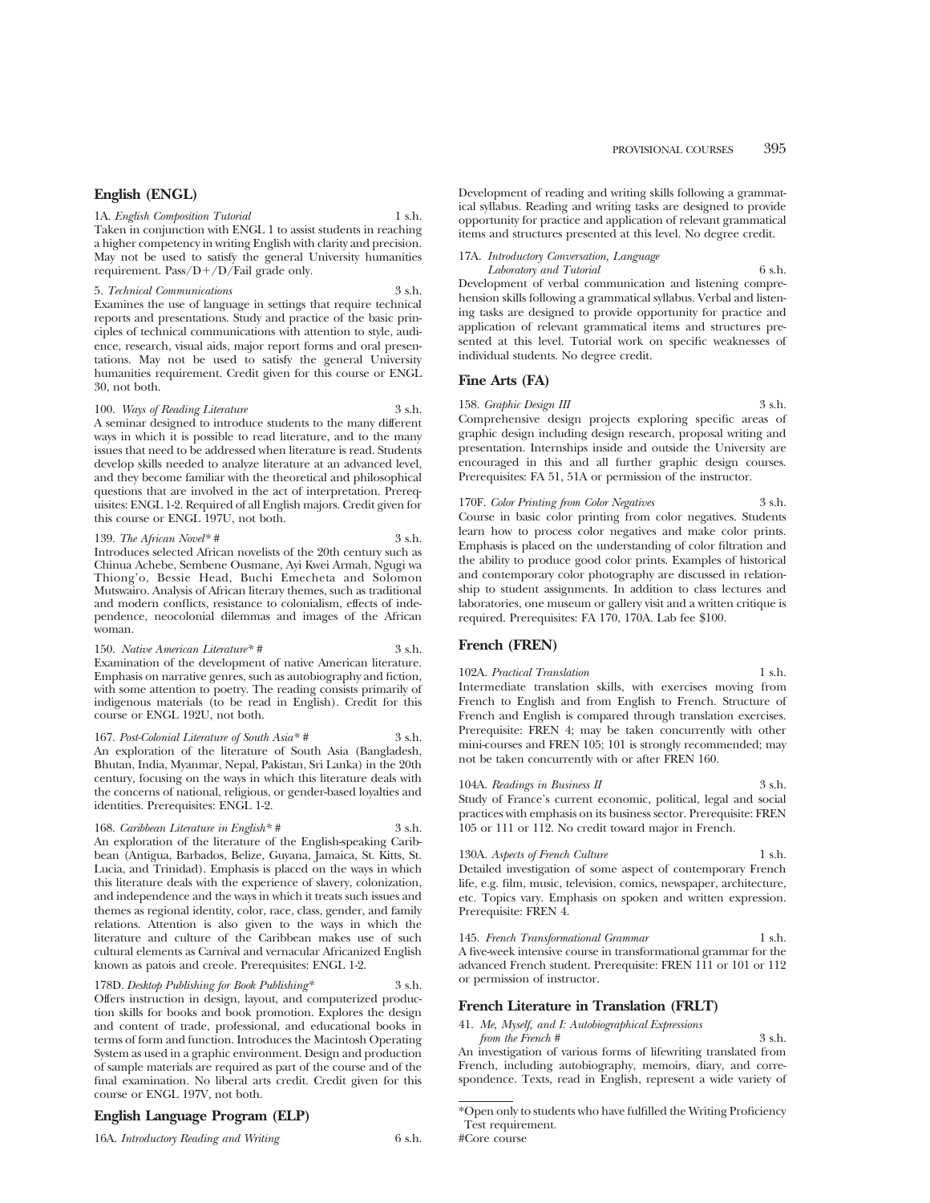## English (ENGL)

1A. *English Composition Tutorial* 1 s.h.
Taken in conjunction with ENGL 1 to assist students in reaching a higher competency in writing English with clarity and precision. May not be used to satisfy the general University humanities requirement. Pass/D+/D/Fail grade only.

5. *Technical Communications* 3 s.h.
Examines the use of language in settings that require technical reports and presentations. Study and practice of the basic principles of technical communications with attention to style, audience, research, visual aids, major report forms and oral presentations. May not be used to satisfy the general University humanities requirement. Credit given for this course or ENGL 30, not both.

100. *Ways of Reading Literature* 3 s.h.
A seminar designed to introduce students to the many different ways in which it is possible to read literature, and to the many issues that need to be addressed when literature is read. Students develop skills needed to analyze literature at an advanced level, and they become familiar with the theoretical and philosophical questions that are involved in the act of interpretation. Prerequisites: ENGL 1-2. Required of all English majors. Credit given for this course or ENGL 197U, not both.

139. *The African Novel** # 3 s.h.
Introduces selected African novelists of the 20th century such as Chinua Achebe, Sembene Ousmane, Ayi Kwei Armah, Ngugi wa Thiong'o, Bessie Head, Buchi Emecheta and Solomon Mutswairo. Analysis of African literary themes, such as traditional and modern conflicts, resistance to colonialism, effects of independence, neocolonial dilemmas and images of the African woman.

150. *Native American Literature** # 3 s.h.
Examination of the development of native American literature. Emphasis on narrative genres, such as autobiography and fiction, with some attention to poetry. The reading consists primarily of indigenous materials (to be read in English). Credit for this course or ENGL 192U, not both.

167. *Post-Colonial Literature of South Asia** # 3 s.h.
An exploration of the literature of South Asia (Bangladesh, Bhutan, India, Myanmar, Nepal, Pakistan, Sri Lanka) in the 20th century, focusing on the ways in which this literature deals with the concerns of national, religious, or gender-based loyalties and identities. Prerequisites: ENGL 1-2.

168. *Caribbean Literature in English** # 3 s.h.
An exploration of the literature of the English-speaking Caribbean (Antigua, Barbados, Belize, Guyana, Jamaica, St. Kitts, St. Lucia, and Trinidad). Emphasis is placed on the ways in which this literature deals with the experience of slavery, colonization, and independence and the ways in which it treats such issues and themes as regional identity, color, race, class, gender, and family relations. Attention is also given to the ways in which the literature and culture of the Caribbean makes use of such cultural elements as Carnival and vernacular Africanized English known as patois and creole. Prerequisites: ENGL 1-2.

178D. *Desktop Publishing for Book Publishing** 3 s.h.
Offers instruction in design, layout, and computerized production skills for books and book promotion. Explores the design and content of trade, professional, and educational books in terms of form and function. Introduces the Macintosh Operating System as used in a graphic environment. Design and production of sample materials are required as part of the course and of the final examination. No liberal arts credit. Credit given for this course or ENGL 197V, not both.

## English Language Program (ELP)

16A. *Introductory Reading and Writing* 6 s.h.
Development of reading and writing skills following a grammatical syllabus. Reading and writing tasks are designed to provide opportunity for practice and application of relevant grammatical items and structures presented at this level. No degree credit.

17A. *Introductory Conversation, Language Laboratory and Tutorial* 6 s.h.
Development of verbal communication and listening comprehension skills following a grammatical syllabus. Verbal and listening tasks are designed to provide opportunity for practice and application of relevant grammatical items and structures presented at this level. Tutorial work on specific weaknesses of individual students. No degree credit.

## Fine Arts (FA)

158. *Graphic Design III* 3 s.h.
Comprehensive design projects exploring specific areas of graphic design including design research, proposal writing and presentation. Internships inside and outside the University are encouraged in this and all further graphic design courses. Prerequisites: FA 51, 51A or permission of the instructor.

170F. *Color Printing from Color Negatives* 3 s.h.
Course in basic color printing from color negatives. Students learn how to process color negatives and make color prints. Emphasis is placed on the understanding of color filtration and the ability to produce good color prints. Examples of historical and contemporary color photography are discussed in relationship to student assignments. In addition to class lectures and laboratories, one museum or gallery visit and a written critique is required. Prerequisites: FA 170, 170A. Lab fee $100.

## French (FREN)

102A. *Practical Translation* 1 s.h.
Intermediate translation skills, with exercises moving from French to English and from English to French. Structure of French and English is compared through translation exercises. Prerequisite: FREN 4; may be taken concurrently with other mini-courses and FREN 105; 101 is strongly recommended; may not be taken concurrently with or after FREN 160.

104A. *Readings in Business II* 3 s.h.
Study of France's current economic, political, legal and social practices with emphasis on its business sector. Prerequisite: FREN 105 or 111 or 112. No credit toward major in French.

130A. *Aspects of French Culture* 1 s.h.
Detailed investigation of some aspect of contemporary French life, e.g. film, music, television, comics, newspaper, architecture, etc. Topics vary. Emphasis on spoken and written expression. Prerequisite: FREN 4.

145. *French Transformational Grammar* 1 s.h.
A five-week intensive course in transformational grammar for the advanced French student. Prerequisite: FREN 111 or 101 or 112 or permission of instructor.

## French Literature in Translation (FRLT)

41. *Me, Myself, and I: Autobiographical Expressions from the French #* 3 s.h.
An investigation of various forms of lifewriting translated from French, including autobiography, memoirs, diary, and correspondence. Texts, read in English, represent a wide variety of

---

*Open only to students who have fulfilled the Writing Proficiency Test requirement.
#Core course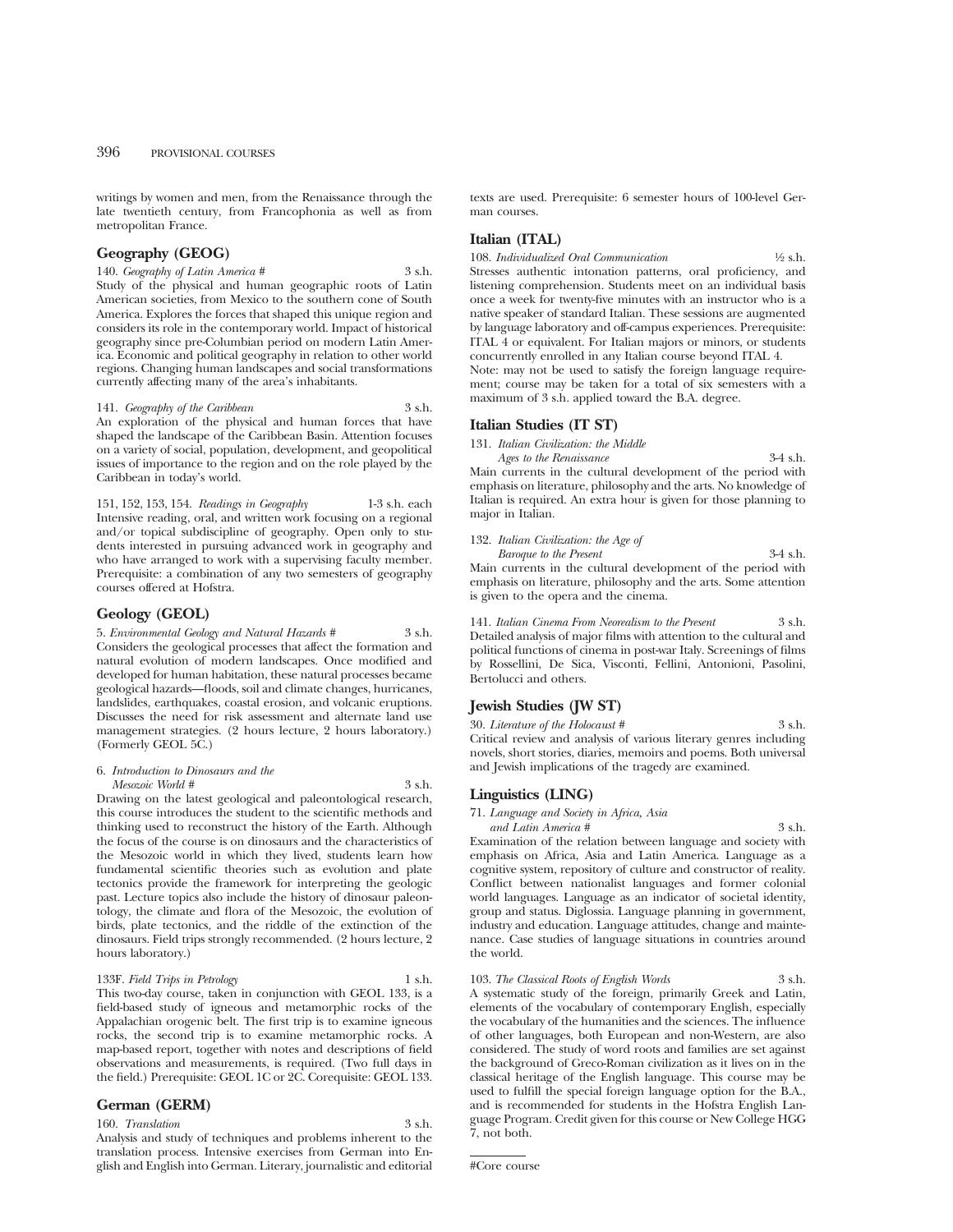writings by women and men, from the Renaissance through the late twentieth century, from Francophonia as well as from metropolitan France.

## Geography (GEOG)

140. *Geography of Latin America #* 3 s.h.
Study of the physical and human geographic roots of Latin American societies, from Mexico to the southern cone of South America. Explores the forces that shaped this unique region and considers its role in the contemporary world. Impact of historical geography since pre-Columbian period on modern Latin America. Economic and political geography in relation to other world regions. Changing human landscapes and social transformations currently affecting many of the area's inhabitants.

141. *Geography of the Caribbean* 3 s.h.
An exploration of the physical and human forces that have shaped the landscape of the Caribbean Basin. Attention focuses on a variety of social, population, development, and geopolitical issues of importance to the region and on the role played by the Caribbean in today's world.

151, 152, 153, 154. *Readings in Geography* 1-3 s.h. each
Intensive reading, oral, and written work focusing on a regional and/or topical subdiscipline of geography. Open only to students interested in pursuing advanced work in geography and who have arranged to work with a supervising faculty member. Prerequisite: a combination of any two semesters of geography courses offered at Hofstra.

## Geology (GEOL)

5. *Environmental Geology and Natural Hazards #* 3 s.h.
Considers the geological processes that affect the formation and natural evolution of modern landscapes. Once modified and developed for human habitation, these natural processes became geological hazards—floods, soil and climate changes, hurricanes, landslides, earthquakes, coastal erosion, and volcanic eruptions. Discusses the need for risk assessment and alternate land use management strategies. (2 hours lecture, 2 hours laboratory.) (Formerly GEOL 5C.)

6. *Introduction to Dinosaurs and the Mesozoic World #* 3 s.h.
Drawing on the latest geological and paleontological research, this course introduces the student to the scientific methods and thinking used to reconstruct the history of the Earth. Although the focus of the course is on dinosaurs and the characteristics of the Mesozoic world in which they lived, students learn how fundamental scientific theories such as evolution and plate tectonics provide the framework for interpreting the geologic past. Lecture topics also include the history of dinosaur paleontology, the climate and flora of the Mesozoic, the evolution of birds, plate tectonics, and the riddle of the extinction of the dinosaurs. Field trips strongly recommended. (2 hours lecture, 2 hours laboratory.)

133F. *Field Trips in Petrology* 1 s.h.
This two-day course, taken in conjunction with GEOL 133, is a field-based study of igneous and metamorphic rocks of the Appalachian orogenic belt. The first trip is to examine igneous rocks, the second trip is to examine metamorphic rocks. A map-based report, together with notes and descriptions of field observations and measurements, is required. (Two full days in the field.) Prerequisite: GEOL 1C or 2C. Corequisite: GEOL 133.

## German (GERM)

160. *Translation* 3 s.h.
Analysis and study of techniques and problems inherent to the translation process. Intensive exercises from German into English and English into German. Literary, journalistic and editorial texts are used. Prerequisite: 6 semester hours of 100-level German courses.

## Italian (ITAL)

108. *Individualized Oral Communication* ½ s.h.
Stresses authentic intonation patterns, oral proficiency, and listening comprehension. Students meet on an individual basis once a week for twenty-five minutes with an instructor who is a native speaker of standard Italian. These sessions are augmented by language laboratory and off-campus experiences. Prerequisite: ITAL 4 or equivalent. For Italian majors or minors, or students concurrently enrolled in any Italian course beyond ITAL 4.
Note: may not be used to satisfy the foreign language requirement; course may be taken for a total of six semesters with a maximum of 3 s.h. applied toward the B.A. degree.

## Italian Studies (IT ST)

131. *Italian Civilization: the Middle Ages to the Renaissance* 3-4 s.h.
Main currents in the cultural development of the period with emphasis on literature, philosophy and the arts. No knowledge of Italian is required. An extra hour is given for those planning to major in Italian.

132. *Italian Civilization: the Age of Baroque to the Present* 3-4 s.h.
Main currents in the cultural development of the period with emphasis on literature, philosophy and the arts. Some attention is given to the opera and the cinema.

141. *Italian Cinema From Neorealism to the Present* 3 s.h.
Detailed analysis of major films with attention to the cultural and political functions of cinema in post-war Italy. Screenings of films by Rossellini, De Sica, Visconti, Fellini, Antonioni, Pasolini, Bertolucci and others.

## Jewish Studies (JW ST)

30. *Literature of the Holocaust #* 3 s.h.
Critical review and analysis of various literary genres including novels, short stories, diaries, memoirs and poems. Both universal and Jewish implications of the tragedy are examined.

## Linguistics (LING)

71. *Language and Society in Africa, Asia and Latin America #* 3 s.h.
Examination of the relation between language and society with emphasis on Africa, Asia and Latin America. Language as a cognitive system, repository of culture and constructor of reality. Conflict between nationalist languages and former colonial world languages. Language as an indicator of societal identity, group and status. Diglossia. Language planning in government, industry and education. Language attitudes, change and maintenance. Case studies of language situations in countries around the world.

103. *The Classical Roots of English Words* 3 s.h.
A systematic study of the foreign, primarily Greek and Latin, elements of the vocabulary of contemporary English, especially the vocabulary of the humanities and the sciences. The influence of other languages, both European and non-Western, are also considered. The study of word roots and families are set against the background of Greco-Roman civilization as it lives on in the classical heritage of the English language. This course may be used to fulfill the special foreign language option for the B.A., and is recommended for students in the Hofstra English Language Program. Credit given for this course or New College HGG 7, not both.

#Core course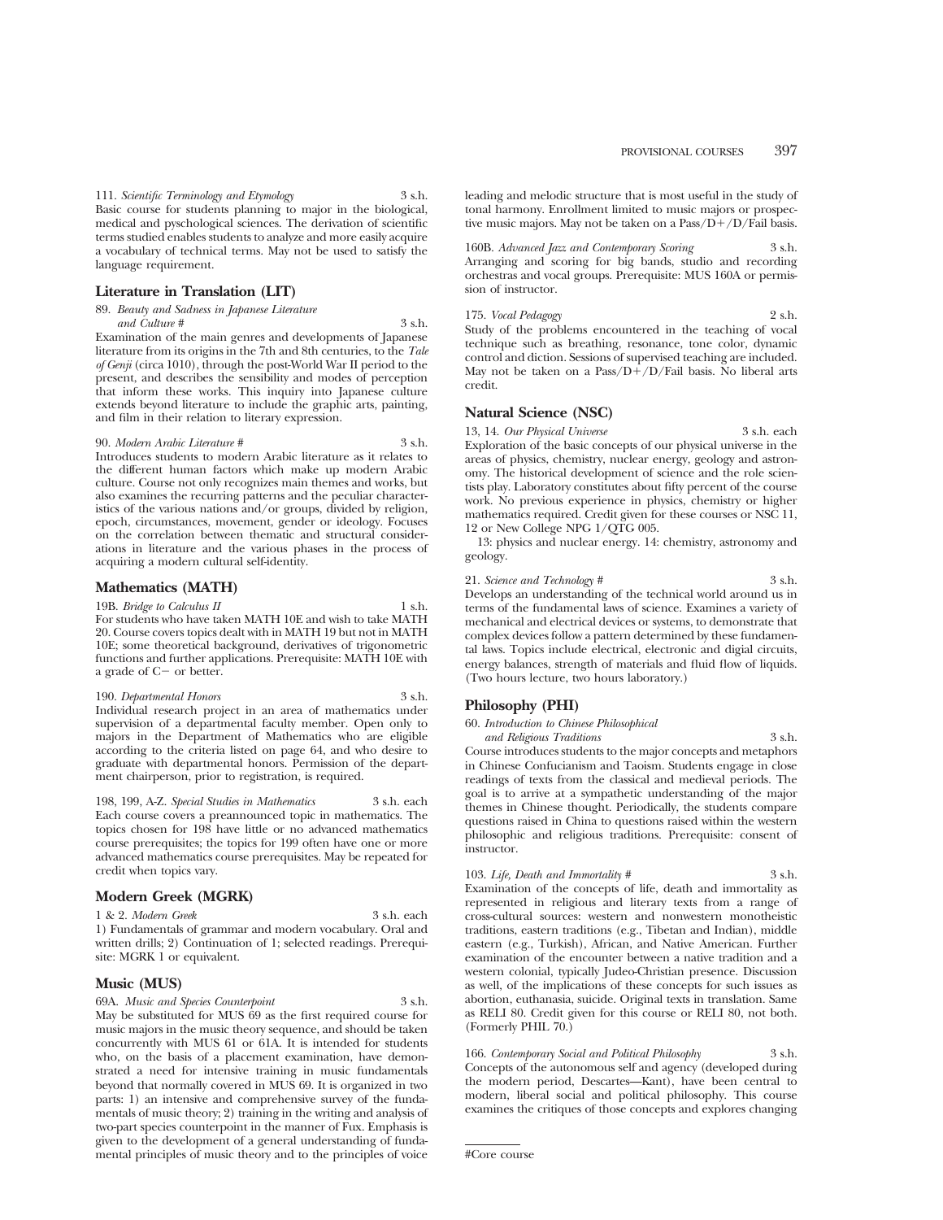111. *Scientific Terminology and Etymology* 3 s.h.
Basic course for students planning to major in the biological, medical and pschological sciences. The derivation of scientific terms studied enables students to analyze and more easily acquire a vocabulary of technical terms. May not be used to satisfy the language requirement.

## Literature in Translation (LIT)

89. *Beauty and Sadness in Japanese Literature and Culture #* 3 s.h.
Examination of the main genres and developments of Japanese literature from its origins in the 7th and 8th centuries, to the *Tale of Genji* (circa 1010), through the post-World War II period to the present, and describes the sensibility and modes of perception that inform these works. This inquiry into Japanese culture extends beyond literature to include the graphic arts, painting, and film in their relation to literary expression.

90. *Modern Arabic Literature #* 3 s.h.
Introduces students to modern Arabic literature as it relates to the different human factors which make up modern Arabic culture. Course not only recognizes main themes and works, but also examines the recurring patterns and the peculiar characteristics of the various nations and/or groups, divided by religion, epoch, circumstances, movement, gender or ideology. Focuses on the correlation between thematic and structural considerations in literature and the various phases in the process of acquiring a modern cultural self-identity.

## Mathematics (MATH)

19B. *Bridge to Calculus II* 1 s.h.
For students who have taken MATH 10E and wish to take MATH 20. Course covers topics dealt with in MATH 19 but not in MATH 10E; some theoretical background, derivatives of trigonometric functions and further applications. Prerequisite: MATH 10E with a grade of C− or better.

190. *Departmental Honors* 3 s.h.
Individual research project in an area of mathematics under supervision of a departmental faculty member. Open only to majors in the Department of Mathematics who are eligible according to the criteria listed on page 64, and who desire to graduate with departmental honors. Permission of the department chairperson, prior to registration, is required.

198, 199, A-Z. *Special Studies in Mathematics* 3 s.h. each
Each course covers a preannounced topic in mathematics. The topics chosen for 198 have little or no advanced mathematics course prerequisites; the topics for 199 often have one or more advanced mathematics course prerequisites. May be repeated for credit when topics vary.

## Modern Greek (MGRK)

1 & 2. *Modern Greek* 3 s.h. each
1) Fundamentals of grammar and modern vocabulary. Oral and written drills; 2) Continuation of 1; selected readings. Prerequisite: MGRK 1 or equivalent.

## Music (MUS)

69A. *Music and Species Counterpoint* 3 s.h.
May be substituted for MUS 69 as the first required course for music majors in the music theory sequence, and should be taken concurrently with MUS 61 or 61A. It is intended for students who, on the basis of a placement examination, have demonstrated a need for intensive training in music fundamentals beyond that normally covered in MUS 69. It is organized in two parts: 1) an intensive and comprehensive survey of the fundamentals of music theory; 2) training in the writing and analysis of two-part species counterpoint in the manner of Fux. Emphasis is given to the development of a general understanding of fundamental principles of music theory and to the principles of voice leading and melodic structure that is most useful in the study of tonal harmony. Enrollment limited to music majors or prospective music majors. May not be taken on a Pass/D+/D/Fail basis.

160B. *Advanced Jazz and Contemporary Scoring* 3 s.h.
Arranging and scoring for big bands, studio and recording orchestras and vocal groups. Prerequisite: MUS 160A or permission of instructor.

175. *Vocal Pedagogy* 2 s.h.
Study of the problems encountered in the teaching of vocal technique such as breathing, resonance, tone color, dynamic control and diction. Sessions of supervised teaching are included. May not be taken on a Pass/D+/D/Fail basis. No liberal arts credit.

## Natural Science (NSC)

13, 14. *Our Physical Universe* 3 s.h. each
Exploration of the basic concepts of our physical universe in the areas of physics, chemistry, nuclear energy, geology and astronomy. The historical development of science and the role scientists play. Laboratory constitutes about fifty percent of the course work. No previous experience in physics, chemistry or higher mathematics required. Credit given for these courses or NSC 11, 12 or New College NPG 1/QTG 005.

13: physics and nuclear energy. 14: chemistry, astronomy and geology.

21. *Science and Technology #* 3 s.h.
Develops an understanding of the technical world around us in terms of the fundamental laws of science. Examines a variety of mechanical and electrical devices or systems, to demonstrate that complex devices follow a pattern determined by these fundamental laws. Topics include electrical, electronic and digial circuits, energy balances, strength of materials and fluid flow of liquids. (Two hours lecture, two hours laboratory.)

## Philosophy (PHI)

60. *Introduction to Chinese Philosophical and Religious Traditions* 3 s.h.
Course introduces students to the major concepts and metaphors in Chinese Confucianism and Taoism. Students engage in close readings of texts from the classical and medieval periods. The goal is to arrive at a sympathetic understanding of the major themes in Chinese thought. Periodically, the students compare questions raised in China to questions raised within the western philosophic and religious traditions. Prerequisite: consent of instructor.

103. *Life, Death and Immortality #* 3 s.h.
Examination of the concepts of life, death and immortality as represented in religious and literary texts from a range of cross-cultural sources: western and nonwestern monotheistic traditions, eastern traditions (e.g., Tibetan and Indian), middle eastern (e.g., Turkish), African, and Native American. Further examination of the encounter between a native tradition and a western colonial, typically Judeo-Christian presence. Discussion as well, of the implications of these concepts for such issues as abortion, euthanasia, suicide. Original texts in translation. Same as RELI 80. Credit given for this course or RELI 80, not both. (Formerly PHIL 70.)

166. *Contemporary Social and Political Philosophy* 3 s.h.
Concepts of the autonomous self and agency (developed during the modern period, Descartes—Kant), have been central to modern, liberal social and political philosophy. This course examines the critiques of those concepts and explores changing

#Core course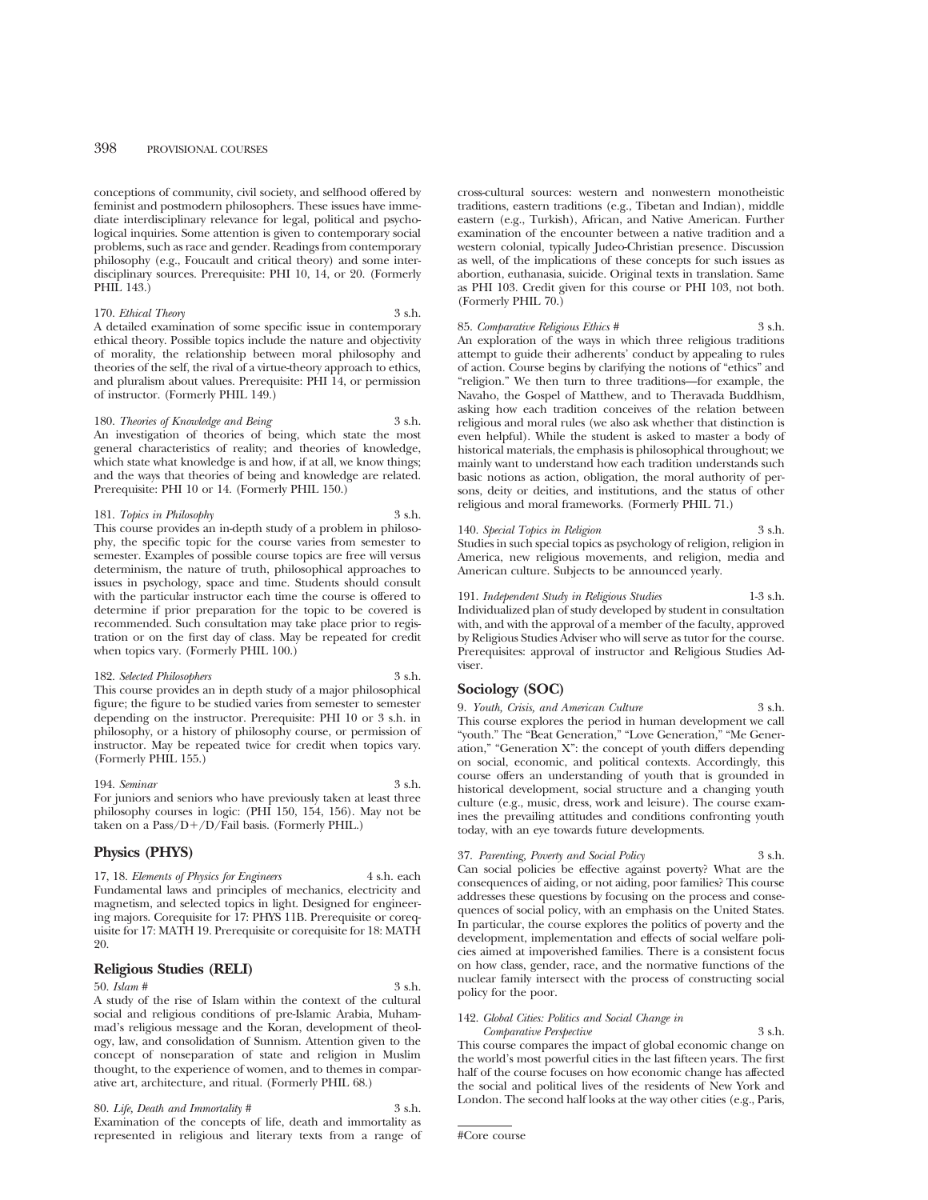conceptions of community, civil society, and selfhood offered by feminist and postmodern philosophers. These issues have immediate interdisciplinary relevance for legal, political and psychological inquiries. Some attention is given to contemporary social problems, such as race and gender. Readings from contemporary philosophy (e.g., Foucault and critical theory) and some interdisciplinary sources. Prerequisite: PHI 10, 14, or 20. (Formerly PHIL 143.)

170. *Ethical Theory* 3 s.h.
A detailed examination of some specific issue in contemporary ethical theory. Possible topics include the nature and objectivity of morality, the relationship between moral philosophy and theories of the self, the rival of a virtue-theory approach to ethics, and pluralism about values. Prerequisite: PHI 14, or permission of instructor. (Formerly PHIL 149.)

180. *Theories of Knowledge and Being* 3 s.h.
An investigation of theories of being, which state the most general characteristics of reality; and theories of knowledge, which state what knowledge is and how, if at all, we know things; and the ways that theories of being and knowledge are related. Prerequisite: PHI 10 or 14. (Formerly PHIL 150.)

181. *Topics in Philosophy* 3 s.h.
This course provides an in-depth study of a problem in philosophy, the specific topic for the course varies from semester to semester. Examples of possible course topics are free will versus determinism, the nature of truth, philosophical approaches to issues in psychology, space and time. Students should consult with the particular instructor each time the course is offered to determine if prior preparation for the topic to be covered is recommended. Such consultation may take place prior to registration or on the first day of class. May be repeated for credit when topics vary. (Formerly PHIL 100.)

182. *Selected Philosophers* 3 s.h.
This course provides an in depth study of a major philosophical figure; the figure to be studied varies from semester to semester depending on the instructor. Prerequisite: PHI 10 or 3 s.h. in philosophy, or a history of philosophy course, or permission of instructor. May be repeated twice for credit when topics vary. (Formerly PHIL 155.)

194. *Seminar* 3 s.h.
For juniors and seniors who have previously taken at least three philosophy courses in logic: (PHI 150, 154, 156). May not be taken on a Pass/D+/D/Fail basis. (Formerly PHIL.)

## Physics (PHYS)

17, 18. *Elements of Physics for Engineers* 4 s.h. each
Fundamental laws and principles of mechanics, electricity and magnetism, and selected topics in light. Designed for engineering majors. Corequisite for 17: PHYS 11B. Prerequisite or corequisite for 17: MATH 19. Prerequisite or corequisite for 18: MATH 20.

## Religious Studies (RELI)

50. *Islam #* 3 s.h.
A study of the rise of Islam within the context of the cultural social and religious conditions of pre-Islamic Arabia, Muhammad's religious message and the Koran, development of theology, law, and consolidation of Sunnism. Attention given to the concept of nonseparation of state and religion in Muslim thought, to the experience of women, and to themes in comparative art, architecture, and ritual. (Formerly PHIL 68.)

80. *Life, Death and Immortality #* 3 s.h.
Examination of the concepts of life, death and immortality as represented in religious and literary texts from a range of cross-cultural sources: western and nonwestern monotheistic traditions, eastern traditions (e.g., Tibetan and Indian), middle eastern (e.g., Turkish), African, and Native American. Further examination of the encounter between a native tradition and a western colonial, typically Judeo-Christian presence. Discussion as well, of the implications of these concepts for such issues as abortion, euthanasia, suicide. Original texts in translation. Same as PHI 103. Credit given for this course or PHI 103, not both. (Formerly PHIL 70.)

85. *Comparative Religious Ethics #* 3 s.h.
An exploration of the ways in which three religious traditions attempt to guide their adherents' conduct by appealing to rules of action. Course begins by clarifying the notions of "ethics" and "religion." We then turn to three traditions—for example, the Navaho, the Gospel of Matthew, and to Theravada Buddhism, asking how each tradition conceives of the relation between religious and moral rules (we also ask whether that distinction is even helpful). While the student is asked to master a body of historical materials, the emphasis is philosophical throughout; we mainly want to understand how each tradition understands such basic notions as action, obligation, the moral authority of persons, deity or deities, and institutions, and the status of other religious and moral frameworks. (Formerly PHIL 71.)

140. *Special Topics in Religion* 3 s.h.
Studies in such special topics as psychology of religion, religion in America, new religious movements, and religion, media and American culture. Subjects to be announced yearly.

191. *Independent Study in Religious Studies* 1-3 s.h.
Individualized plan of study developed by student in consultation with, and with the approval of a member of the faculty, approved by Religious Studies Adviser who will serve as tutor for the course. Prerequisites: approval of instructor and Religious Studies Adviser.

## Sociology (SOC)

9. *Youth, Crisis, and American Culture* 3 s.h.
This course explores the period in human development we call "youth." The "Beat Generation," "Love Generation," "Me Generation," "Generation X": the concept of youth differs depending on social, economic, and political contexts. Accordingly, this course offers an understanding of youth that is grounded in historical development, social structure and a changing youth culture (e.g., music, dress, work and leisure). The course examines the prevailing attitudes and conditions confronting youth today, with an eye towards future developments.

37. *Parenting, Poverty and Social Policy* 3 s.h.
Can social policies be effective against poverty? What are the consequences of aiding, or not aiding, poor families? This course addresses these questions by focusing on the process and consequences of social policy, with an emphasis on the United States. In particular, the course explores the politics of poverty and the development, implementation and effects of social welfare policies aimed at impoverished families. There is a consistent focus on how class, gender, race, and the normative functions of the nuclear family intersect with the process of constructing social policy for the poor.

142. *Global Cities: Politics and Social Change in Comparative Perspective* 3 s.h.
This course compares the impact of global economic change on the world's most powerful cities in the last fifteen years. The first half of the course focuses on how economic change has affected the social and political lives of the residents of New York and London. The second half looks at the way other cities (e.g., Paris,

#Core course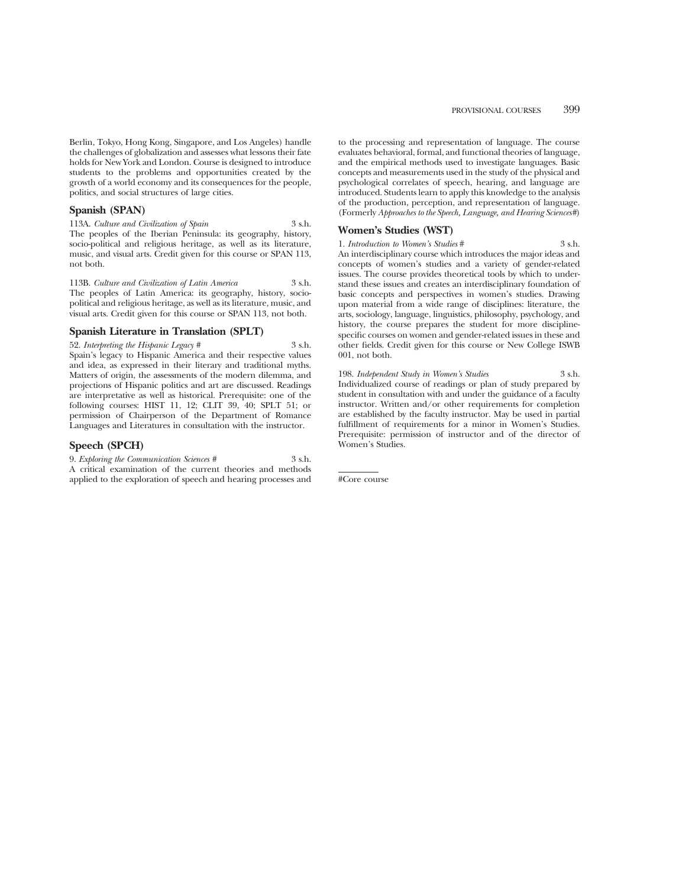Berlin, Tokyo, Hong Kong, Singapore, and Los Angeles) handle the challenges of globalization and assesses what lessons their fate holds for New York and London. Course is designed to introduce students to the problems and opportunities created by the growth of a world economy and its consequences for the people, politics, and social structures of large cities.

### Spanish (SPAN)

113A. *Culture and Civilization of Spain* 3 s.h.
The peoples of the Iberian Peninsula: its geography, history, socio-political and religious heritage, as well as its literature, music, and visual arts. Credit given for this course or SPAN 113, not both.

113B. *Culture and Civilization of Latin America* 3 s.h.
The peoples of Latin America: its geography, history, socio-political and religious heritage, as well as its literature, music, and visual arts. Credit given for this course or SPAN 113, not both.

### Spanish Literature in Translation (SPLT)

52. *Interpreting the Hispanic Legacy #* 3 s.h.
Spain's legacy to Hispanic America and their respective values and idea, as expressed in their literary and traditional myths. Matters of origin, the assessments of the modern dilemma, and projections of Hispanic politics and art are discussed. Readings are interpretative as well as historical. Prerequisite: one of the following courses: HIST 11, 12; CLIT 39, 40; SPLT 51; or permission of Chairperson of the Department of Romance Languages and Literatures in consultation with the instructor.

### Speech (SPCH)

9. *Exploring the Communication Sciences #* 3 s.h.
A critical examination of the current theories and methods applied to the exploration of speech and hearing processes and to the processing and representation of language. The course evaluates behavioral, formal, and functional theories of language, and the empirical methods used to investigate languages. Basic concepts and measurements used in the study of the physical and psychological correlates of speech, hearing, and language are introduced. Students learn to apply this knowledge to the analysis of the production, perception, and representation of language. (Formerly *Approaches to the Speech, Language, and Hearing Sciences#*)

### Women's Studies (WST)

1. *Introduction to Women's Studies #* 3 s.h.
An interdisciplinary course which introduces the major ideas and concepts of women's studies and a variety of gender-related issues. The course provides theoretical tools by which to understand these issues and creates an interdisciplinary foundation of basic concepts and perspectives in women's studies. Drawing upon material from a wide range of disciplines: literature, the arts, sociology, language, linguistics, philosophy, psychology, and history, the course prepares the student for more discipline-specific courses on women and gender-related issues in these and other fields. Credit given for this course or New College ISWB 001, not both.

198. *Independent Study in Women's Studies* 3 s.h.
Individualized course of readings or plan of study prepared by student in consultation with and under the guidance of a faculty instructor. Written and/or other requirements for completion are established by the faculty instructor. May be used in partial fulfillment of requirements for a minor in Women's Studies. Prerequisite: permission of instructor and of the director of Women's Studies.

#Core course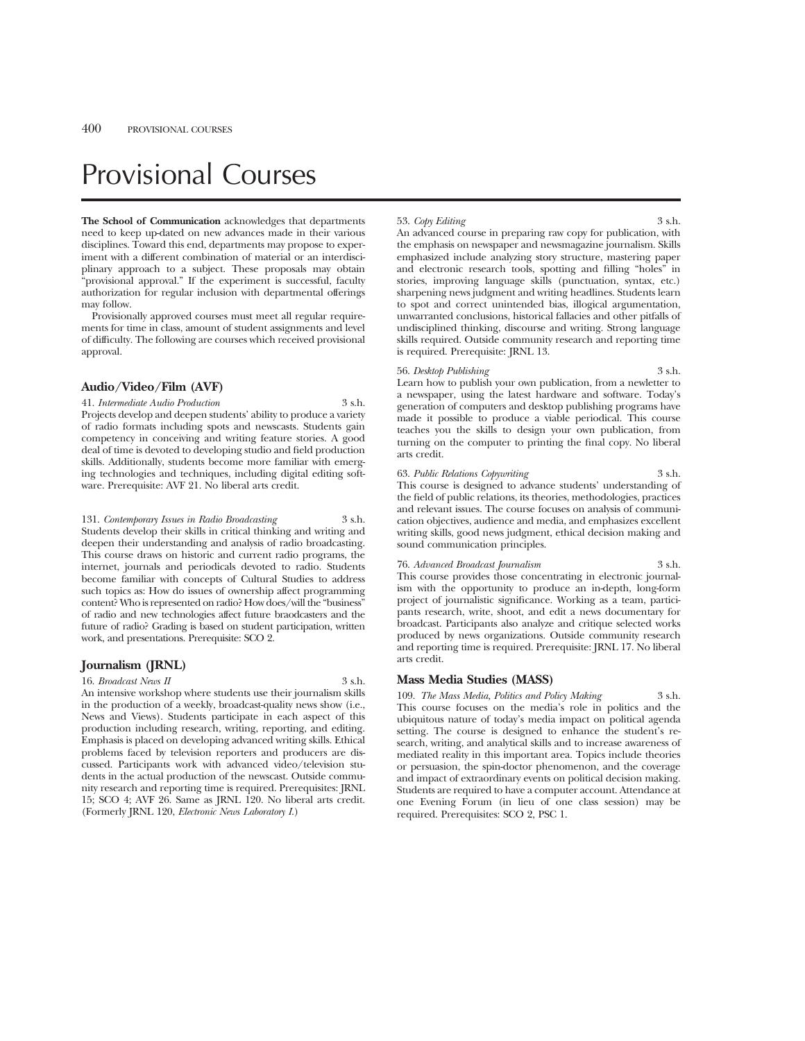# Provisional Courses

**The School of Communication** acknowledges that departments need to keep up-dated on new advances made in their various disciplines. Toward this end, departments may propose to experiment with a different combination of material or an interdisciplinary approach to a subject. These proposals may obtain "provisional approval." If the experiment is successful, faculty authorization for regular inclusion with departmental offerings may follow.

Provisionally approved courses must meet all regular requirements for time in class, amount of student assignments and level of difficulty. The following are courses which received provisional approval.

### Audio/Video/Film (AVF)

41. *Intermediate Audio Production* 3 s.h.
Projects develop and deepen students' ability to produce a variety of radio formats including spots and newscasts. Students gain competency in conceiving and writing feature stories. A good deal of time is devoted to developing studio and field production skills. Additionally, students become more familiar with emerging technologies and techniques, including digital editing software. Prerequisite: AVF 21. No liberal arts credit.

131. *Contemporary Issues in Radio Broadcasting* 3 s.h.
Students develop their skills in critical thinking and writing and deepen their understanding and analysis of radio broadcasting. This course draws on historic and current radio programs, the internet, journals and periodicals devoted to radio. Students become familiar with concepts of Cultural Studies to address such topics as: How do issues of ownership affect programming content? Who is represented on radio? How does/will the "business" of radio and new technologies affect future braodcasters and the future of radio? Grading is based on student participation, written work, and presentations. Prerequisite: SCO 2.

### Journalism (JRNL)

16. *Broadcast News II* 3 s.h.
An intensive workshop where students use their journalism skills in the production of a weekly, broadcast-quality news show (i.e., News and Views). Students participate in each aspect of this production including research, writing, reporting, and editing. Emphasis is placed on developing advanced writing skills. Ethical problems faced by television reporters and producers are discussed. Participants work with advanced video/television students in the actual production of the newscast. Outside community research and reporting time is required. Prerequisites: JRNL 15; SCO 4; AVF 26. Same as JRNL 120. No liberal arts credit. (Formerly JRNL 120, *Electronic News Laboratory I*.)

53. *Copy Editing* 3 s.h.
An advanced course in preparing raw copy for publication, with the emphasis on newspaper and newsmagazine journalism. Skills emphasized include analyzing story structure, mastering paper and electronic research tools, spotting and filling "holes" in stories, improving language skills (punctuation, syntax, etc.) sharpening news judgment and writing headlines. Students learn to spot and correct unintended bias, illogical argumentation, unwarranted conclusions, historical fallacies and other pitfalls of undisciplined thinking, discourse and writing. Strong language skills required. Outside community research and reporting time is required. Prerequisite: JRNL 13.

56. *Desktop Publishing* 3 s.h.
Learn how to publish your own publication, from a newletter to a newspaper, using the latest hardware and software. Today's generation of computers and desktop publishing programs have made it possible to produce a viable periodical. This course teaches you the skills to design your own publication, from turning on the computer to printing the final copy. No liberal arts credit.

63. *Public Relations Copywriting* 3 s.h.
This course is designed to advance students' understanding of the field of public relations, its theories, methodologies, practices and relevant issues. The course focuses on analysis of communication objectives, audience and media, and emphasizes excellent writing skills, good news judgment, ethical decision making and sound communication principles.

76. *Advanced Broadcast Journalism* 3 s.h.
This course provides those concentrating in electronic journalism with the opportunity to produce an in-depth, long-form project of journalistic significance. Working as a team, participants research, write, shoot, and edit a news documentary for broadcast. Participants also analyze and critique selected works produced by news organizations. Outside community research and reporting time is required. Prerequisite: JRNL 17. No liberal arts credit.

### Mass Media Studies (MASS)

109. *The Mass Media, Politics and Policy Making* 3 s.h.
This course focuses on the media's role in politics and the ubiquitous nature of today's media impact on political agenda setting. The course is designed to enhance the student's research, writing, and analytical skills and to increase awareness of mediated reality in this important area. Topics include theories or persuasion, the spin-doctor phenomenon, and the coverage and impact of extraordinary events on political decision making. Students are required to have a computer account. Attendance at one Evening Forum (in lieu of one class session) may be required. Prerequisites: SCO 2, PSC 1.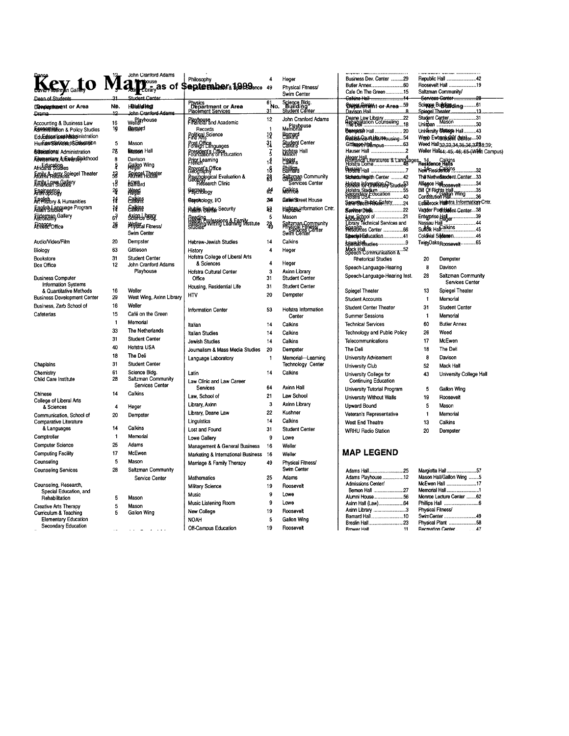# Key to Map – as of September 1999

| Department or Area | No. | Building |
|---|---|---|
| Dance | 12 | John Cranford Adams Playhouse |
| David Filderman Gallery | 3 | Axinn Library |
| Dean of Students | 31 | Student Center |
| Drama | 12 | John Cranford Adams Playhouse |
| Accounting & Business Law | 16 | Weller |
| Administration & Policy Studies | 19 | Roosevelt |
| Educational Administration | | |
| Human Relations of Education | 5 | Mason |
| Educational Administration | 26 | Mason Hall |
| Elementary Education/Early Childhood | 8 | Davison |
| African Studies | 5 | Gallon Wing |
| Emily & Jerry Spiegel Theater | 13 | Spiegel Theater |
| Alumni Relations | 56 | Alumni House |
| Emily Lowe Gallery | 9 | Lowe |
| American Studies | 10 | Barnard |
| Engineering | 25 | Weed |
| Anthropology | 4 | Heger |
| English | 14 | Calkins |
| Art History & Humanities | 14 | Calkins |
| English Language Program | 14 | Calkins |
| Asian Studies | 14 | Calkins |
| Filderman Gallery | 3 | Axinn Library |
| Astronomy | 61 | Science Bldg. |
| Finance | 16 | Weller |
| Athletic Office | 49 | Physical Fitness/ Swim Center |
| Audio/Video/Film | 20 | Dempster |
| Biology | 63 | Gittleson |
| Bookstore | 31 | Student Center |
| Box Office | 12 | John Cranford Adams Playhouse |
| Business Computer Information Systems & Quantitative Methods | 16 | Weller |
| Business Development Center | 29 | West Wing, Axinn Library |
| Business, Zarb School of | 16 | Weller |
| Cafeterias | 15 | Café on the Green |
| | 1 | Memorial |
| | 33 | The Netherlands |
| | 31 | Student Center |
| | 40 | Hofstra USA |
| | 18 | The Deli |
| Chaplains | 31 | Student Center |
| Chemistry | 61 | Science Bldg. |
| Child Care Institute | 28 | Saltzman Community Services Center |
| Chinese | 14 | Calkins |
| College of Liberal Arts & Sciences | 4 | Heger |
| Communication, School of | 20 | Dempster |
| Comparative Literature & Languages | 14 | Calkins |
| Comptroller | 1 | Memorial |
| Computer Science | 25 | Adams |
| Computing Facility | 17 | McEwen |
| Counseling | 5 | Mason |
| Counseling Services | 28 | Saltzman Community Service Center |
| Counseling, Research, Special Education, and Rehabilitation | 5 | Mason |
| Creative Arts Therapy | 5 | Mason |
| Curriculum & Teaching | 5 | Gallon Wing |
| Elementary Education | | |
| Secondary Education | | |
| Philosophy | 4 | Heger |
| Physical Education & Sport Science | 49 | Physical Fitness/ Swim Center |
| Physics | 61 | Science Bldg. |
| Placement Services | 31 | Student Center |
| Playhouse | 12 | John Cranford Adams Playhouse |
| Financial and Academic Records | 1 | Memorial |
| Fine Arts | 10 | Barnard |
| Political Science | 14 | Calkins |
| Foreign Languages | 14 | Calkins |
| Post Office | 31 | Student Center |
| Foundations of Education | 5 | Mason |
| President's Office | 7 | Hofstra Hall |
| French | 14 | Calkins |
| Prior Learning | 4 | Heger |
| Geography | 10 | Barnard |
| Provost's Office | 7 | Phillips |
| Geology | 63 | Gittleson |
| Psychological Evaluation & Research Clinic | 28 | Saltzman Community Services Center |
| German | 14 | Calkins |
| Psychology | 62 | Monroe |
| Psychology, I/O | 34 | Cedar Street House |
| Health | 53 | Hofstra Information Cntr. |
| Public Safety | 24 | |
| Reading | 5 | Mason |
| Health Professions & Family Studies | 49 | Physical Fitness/ Swim Center |
| Reading, Writing & Learning Institute | 28 | Saltzman Community Services Center |
| Hebrew-Jewish Studies | 14 | Calkins |
| History | 4 | Heger |
| Hofstra College of Liberal Arts & Sciences | 4 | Heger |
| Hofstra Cultural Center | 3 | Axinn Library |
| Office | 31 | Student Center |
| Housing, Residential Life | 31 | Student Center |
| HTV | 20 | Dempster |
| Information Center | 53 | Hofstra Information Center |
| Italian | 14 | Calkins |
| Italian Studies | 14 | Calkins |
| Jewish Studies | 14 | Calkins |
| Journalism & Mass Media Studies | 20 | Dempster |
| Language Laboratory | 1 | Memorial—Learning Technology Center |
| Latin | 14 | Calkins |
| Law Clinic and Law Career Services | 64 | Axinn Hall |
| Law, School of | 21 | Law School |
| Library, Axinn | 3 | Axinn Library |
| Library, Deane Law | 22 | Kushner |
| Linguistics | 14 | Calkins |
| Lost and Found | 31 | Student Center |
| Lowe Gallery | 9 | Lowe |
| Management & General Business | 16 | Weller |
| Marketing & International Business | 16 | Weller |
| Marriage & Family Therapy | 49 | Physical Fitness/ Swim Center |
| Mathematics | 25 | Adams |
| Military Science | 19 | Roosevelt |
| Music | 9 | Lowe |
| Music Listening Room | 9 | Lowe |
| New College | 19 | Roosevelt |
| NOAH | 5 | Gallon Wing |
| Off-Campus Education | 19 | Roosevelt |
| Rehabilitation Counseling | 5 | Mason |
| Romance Literatures & Languages | 14 | Calkins |
| Russian | 14 | Calkins |
| School for University Studies | 53 | |
| Secondary Education | 5 | Gallon Wing |
| Security, Public Safety | 24 | |
| Sociology | 4 | Heger |
| Spanish | 14 | Calkins |
| Special Education | 5 | Mason |
| Speech Communication & Rhetorical Studies | 20 | Dempster |
| Speech-Language-Hearing | 8 | Davison |
| Speech-Language-Hearing Inst. | 28 | Saltzman Community Services Center |
| Spiegel Theater | 13 | Spiegel Theater |
| Student Accounts | 1 | Memorial |
| Student Center Theater | 31 | Student Center |
| Summer Sessions | 1 | Memorial |
| Technical Services | 60 | Butler Annex |
| Technology and Public Policy | 26 | Weed |
| Telecommunications | 17 | McEwen |
| The Deli | 18 | The Deli |
| University Advisement | 8 | Davison |
| University Club | 52 | Mack Hall |
| University College for Continuing Education | 43 | University College Hall |
| University Tutorial Program | 5 | Gallon Wing |
| University Without Walls | 19 | Roosevelt |
| Upward Bound | 5 | Mason |
| Veteran's Representative | 1 | Memorial |
| West End Theatre | 13 | Calkins |
| WRHU Radio Station | 20 | Dempster |

Business Dev. Center ..........29
Butler Annex..........60
Cafe On The Green ..........15
Calkins Hall ..........14
Career Center ..........59
Davison Hall ..........8
Deane Law Library ..........22
The Deli ..........18
Dempster Hall ..........20
District Council Housing ..........54
Gittleson Hall ..........63
Hauser Hall ..........2
Heger Hall ..........4
Hofstra Dome ..........48
Hofstra Hall ..........7
Student Health Center ..........42
Hofstra Information Center ..........53
Hofstra Stadium ..........55
Hofstra USA ..........40
Security Booth ..........24
Kushner Hall ..........22
Law, School of ..........21
Library Technical Services and Resources Center ..........66
Special Education ..........41
Speech Studies ..........9
Mack Hall ..........52
Republic Hall ..........42
Roosevelt Hall ..........19
Saltzman Community/ Services Center ..........28
Science Building ..........61
Spiegel Theater ..........13
Student Center ..........31
Unispan ..........30
University College Hall ..........43
Weed Hall ..........50
Weed Hall ..........26
Weller Hall ..........16
Residence Halls
New Residence ..........32
The Netherlands Student Center ..........33
Alliance Hall ..........34
Bill Of Rights Hall ..........35
Constitution Hall ..........36
Estabrook Hall ..........37
Vander Poel Student Center ..........38
Enterprise Hall ..........39
Nassau Hall ..........44
Suffolk Hall ..........45
Colonial Square ..........46
Twin Oaks ..........65

## MAP LEGEND

Adams Hall..........25
Adams Playhouse ..........12
Admissions Center/ Bernon Hall ..........27
Alumni House..........56
Axinn Hall (Law)..........64
Axinn Library ..........3
Barnard Hall..........10
Breslin Hall..........23
Brower Hall ..........11
Margiotta Hall..........57
Mason Hall/Gallon Wing ..........5
McEwen Hall ..........17
Memorial Hall..........1
Monroe Lecture Center ..........62
Phillips Hall ..........6
Physical Fitness/ SwimCenter ..........49
Physical Plant ..........58
Recreation Center ..........47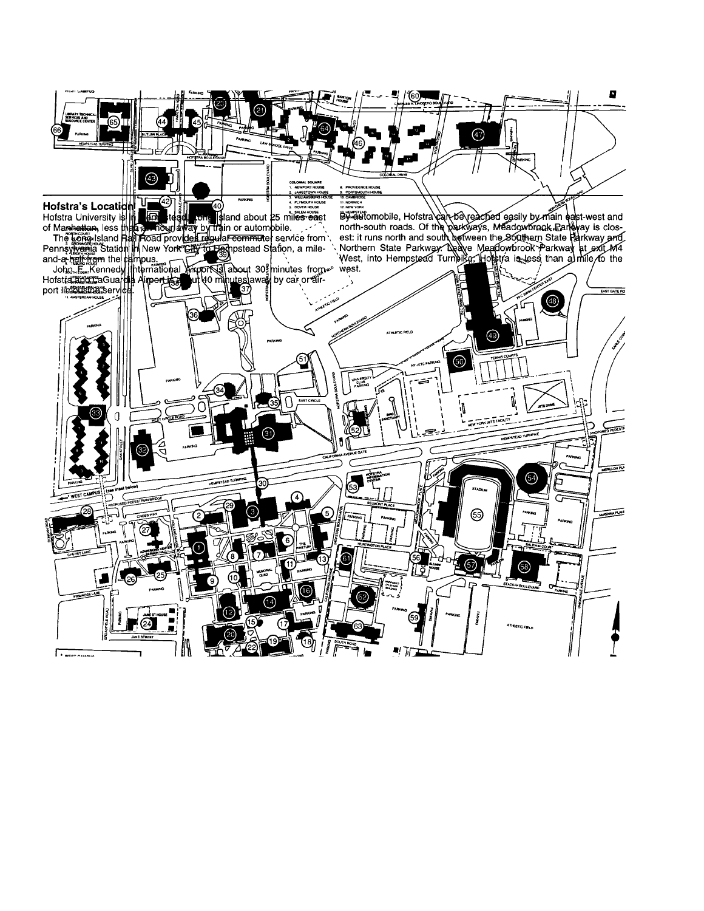## Hofstra's Location

Hofstra University is in Hempstead, Long Island about 25 miles east of Manhattan, less than an hour away by train or automobile.

The Long Island Rail Road provides regular commuter service from Pennsylvania Station in New York City to Hempstead Station, a mile-and-a-half from the campus.

John F. Kennedy International Airport is about 30 minutes from Hofstra and LaGuardia Airport is about 40 minutes away by car or airport limousine service.

By automobile, Hofstra can be reached easily by main east-west and north-south roads. Of the parkways, Meadowbrook Parkway is closest: it runs north and south between the Southern State Parkway and Northern State Parkway. Leave Meadowbrook Parkway at exit M4 West, into Hempstead Turnpike. Hofstra is less than a mile to the west.